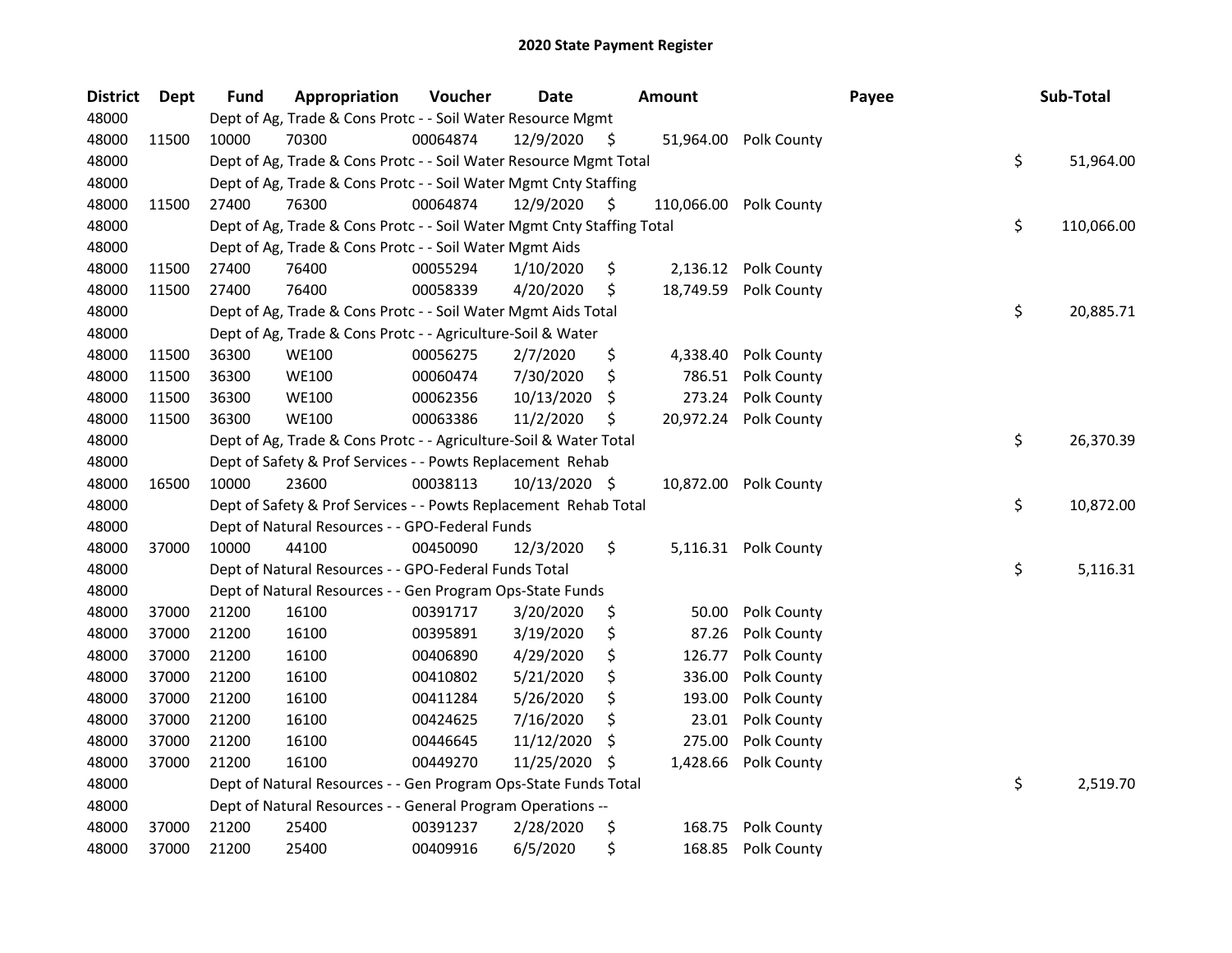# 2020 State Payment Register

| District | Dept | Fund | Appropriation | Voucher | Date | Amount | Payee | Sub-Total |
|---|---|---|---|---|---|---|---|---|
| 48000 | | Dept of Ag, Trade & Cons Protc - - Soil Water Resource Mgmt | | | | | | |
| 48000 | 11500 | 10000 | 70300 | 00064874 | 12/9/2020 | $ 51,964.00 | Polk County | |
| 48000 | | Dept of Ag, Trade & Cons Protc - - Soil Water Resource Mgmt Total | | | | | | $ 51,964.00 |
| 48000 | | Dept of Ag, Trade & Cons Protc - - Soil Water Mgmt Cnty Staffing | | | | | | |
| 48000 | 11500 | 27400 | 76300 | 00064874 | 12/9/2020 | $ 110,066.00 | Polk County | |
| 48000 | | Dept of Ag, Trade & Cons Protc - - Soil Water Mgmt Cnty Staffing Total | | | | | | $ 110,066.00 |
| 48000 | | Dept of Ag, Trade & Cons Protc - - Soil Water Mgmt Aids | | | | | | |
| 48000 | 11500 | 27400 | 76400 | 00055294 | 1/10/2020 | $ 2,136.12 | Polk County | |
| 48000 | 11500 | 27400 | 76400 | 00058339 | 4/20/2020 | $ 18,749.59 | Polk County | |
| 48000 | | Dept of Ag, Trade & Cons Protc - - Soil Water Mgmt Aids Total | | | | | | $ 20,885.71 |
| 48000 | | Dept of Ag, Trade & Cons Protc - - Agriculture-Soil & Water | | | | | | |
| 48000 | 11500 | 36300 | WE100 | 00056275 | 2/7/2020 | $ 4,338.40 | Polk County | |
| 48000 | 11500 | 36300 | WE100 | 00060474 | 7/30/2020 | $ 786.51 | Polk County | |
| 48000 | 11500 | 36300 | WE100 | 00062356 | 10/13/2020 | $ 273.24 | Polk County | |
| 48000 | 11500 | 36300 | WE100 | 00063386 | 11/2/2020 | $ 20,972.24 | Polk County | |
| 48000 | | Dept of Ag, Trade & Cons Protc - - Agriculture-Soil & Water Total | | | | | | $ 26,370.39 |
| 48000 | | Dept of Safety & Prof Services - - Powts Replacement Rehab | | | | | | |
| 48000 | 16500 | 10000 | 23600 | 00038113 | 10/13/2020 | $ 10,872.00 | Polk County | |
| 48000 | | Dept of Safety & Prof Services - - Powts Replacement Rehab Total | | | | | | $ 10,872.00 |
| 48000 | | Dept of Natural Resources - - GPO-Federal Funds | | | | | | |
| 48000 | 37000 | 10000 | 44100 | 00450090 | 12/3/2020 | $ 5,116.31 | Polk County | |
| 48000 | | Dept of Natural Resources - - GPO-Federal Funds Total | | | | | | $ 5,116.31 |
| 48000 | | Dept of Natural Resources - - Gen Program Ops-State Funds | | | | | | |
| 48000 | 37000 | 21200 | 16100 | 00391717 | 3/20/2020 | $ 50.00 | Polk County | |
| 48000 | 37000 | 21200 | 16100 | 00395891 | 3/19/2020 | $ 87.26 | Polk County | |
| 48000 | 37000 | 21200 | 16100 | 00406890 | 4/29/2020 | $ 126.77 | Polk County | |
| 48000 | 37000 | 21200 | 16100 | 00410802 | 5/21/2020 | $ 336.00 | Polk County | |
| 48000 | 37000 | 21200 | 16100 | 00411284 | 5/26/2020 | $ 193.00 | Polk County | |
| 48000 | 37000 | 21200 | 16100 | 00424625 | 7/16/2020 | $ 23.01 | Polk County | |
| 48000 | 37000 | 21200 | 16100 | 00446645 | 11/12/2020 | $ 275.00 | Polk County | |
| 48000 | 37000 | 21200 | 16100 | 00449270 | 11/25/2020 | $ 1,428.66 | Polk County | |
| 48000 | | Dept of Natural Resources - - Gen Program Ops-State Funds Total | | | | | | $ 2,519.70 |
| 48000 | | Dept of Natural Resources - - General Program Operations -- | | | | | | |
| 48000 | 37000 | 21200 | 25400 | 00391237 | 2/28/2020 | $ 168.75 | Polk County | |
| 48000 | 37000 | 21200 | 25400 | 00409916 | 6/5/2020 | $ 168.85 | Polk County | |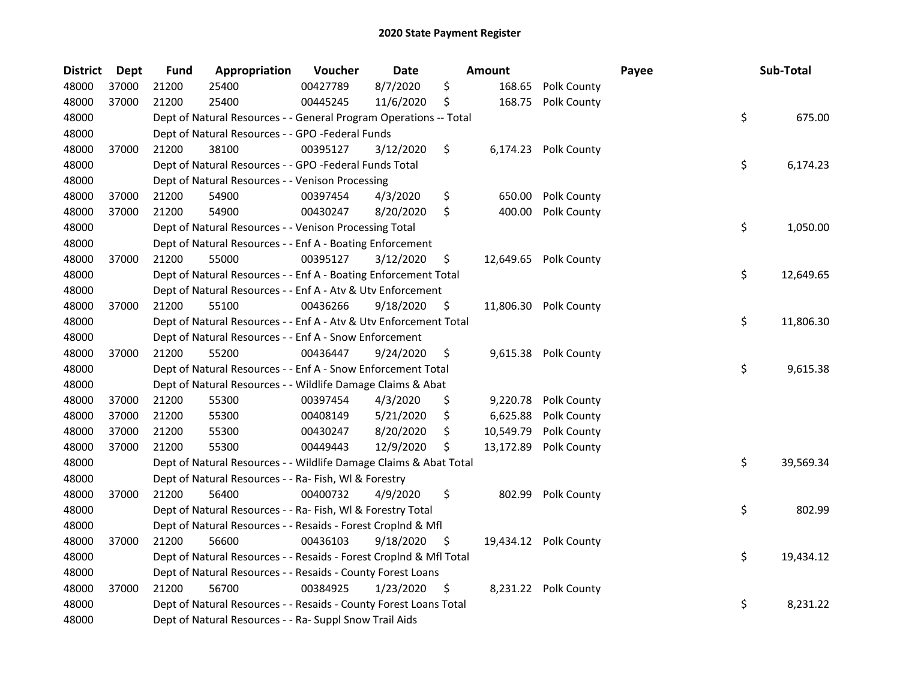# 2020 State Payment Register

| District | Dept | Fund | Appropriation | Voucher | Date | Amount | Payee | Sub-Total |
|---|---|---|---|---|---|---|---|---|
| 48000 | 37000 | 21200 | 25400 | 00427789 | 8/7/2020 | $ 168.65 | Polk County | |
| 48000 | 37000 | 21200 | 25400 | 00445245 | 11/6/2020 | $ 168.75 | Polk County | |
| 48000 | | Dept of Natural Resources - - General Program Operations -- Total | | | | | | $ 675.00 |
| 48000 | | Dept of Natural Resources - - GPO -Federal Funds | | | | | | |
| 48000 | 37000 | 21200 | 38100 | 00395127 | 3/12/2020 | $ 6,174.23 | Polk County | |
| 48000 | | Dept of Natural Resources - - GPO -Federal Funds Total | | | | | | $ 6,174.23 |
| 48000 | | Dept of Natural Resources - - Venison Processing | | | | | | |
| 48000 | 37000 | 21200 | 54900 | 00397454 | 4/3/2020 | $ 650.00 | Polk County | |
| 48000 | 37000 | 21200 | 54900 | 00430247 | 8/20/2020 | $ 400.00 | Polk County | |
| 48000 | | Dept of Natural Resources - - Venison Processing Total | | | | | | $ 1,050.00 |
| 48000 | | Dept of Natural Resources - - Enf A - Boating Enforcement | | | | | | |
| 48000 | 37000 | 21200 | 55000 | 00395127 | 3/12/2020 | $ 12,649.65 | Polk County | |
| 48000 | | Dept of Natural Resources - - Enf A - Boating Enforcement Total | | | | | | $ 12,649.65 |
| 48000 | | Dept of Natural Resources - - Enf A - Atv & Utv Enforcement | | | | | | |
| 48000 | 37000 | 21200 | 55100 | 00436266 | 9/18/2020 | $ 11,806.30 | Polk County | |
| 48000 | | Dept of Natural Resources - - Enf A - Atv & Utv Enforcement Total | | | | | | $ 11,806.30 |
| 48000 | | Dept of Natural Resources - - Enf A - Snow Enforcement | | | | | | |
| 48000 | 37000 | 21200 | 55200 | 00436447 | 9/24/2020 | $ 9,615.38 | Polk County | |
| 48000 | | Dept of Natural Resources - - Enf A - Snow Enforcement Total | | | | | | $ 9,615.38 |
| 48000 | | Dept of Natural Resources - - Wildlife Damage Claims & Abat | | | | | | |
| 48000 | 37000 | 21200 | 55300 | 00397454 | 4/3/2020 | $ 9,220.78 | Polk County | |
| 48000 | 37000 | 21200 | 55300 | 00408149 | 5/21/2020 | $ 6,625.88 | Polk County | |
| 48000 | 37000 | 21200 | 55300 | 00430247 | 8/20/2020 | $ 10,549.79 | Polk County | |
| 48000 | 37000 | 21200 | 55300 | 00449443 | 12/9/2020 | $ 13,172.89 | Polk County | |
| 48000 | | Dept of Natural Resources - - Wildlife Damage Claims & Abat Total | | | | | | $ 39,569.34 |
| 48000 | | Dept of Natural Resources - - Ra- Fish, Wl & Forestry | | | | | | |
| 48000 | 37000 | 21200 | 56400 | 00400732 | 4/9/2020 | $ 802.99 | Polk County | |
| 48000 | | Dept of Natural Resources - - Ra- Fish, Wl & Forestry Total | | | | | | $ 802.99 |
| 48000 | | Dept of Natural Resources - - Resaids - Forest Croplnd & Mfl | | | | | | |
| 48000 | 37000 | 21200 | 56600 | 00436103 | 9/18/2020 | $ 19,434.12 | Polk County | |
| 48000 | | Dept of Natural Resources - - Resaids - Forest Croplnd & Mfl Total | | | | | | $ 19,434.12 |
| 48000 | | Dept of Natural Resources - - Resaids - County Forest Loans | | | | | | |
| 48000 | 37000 | 21200 | 56700 | 00384925 | 1/23/2020 | $ 8,231.22 | Polk County | |
| 48000 | | Dept of Natural Resources - - Resaids - County Forest Loans Total | | | | | | $ 8,231.22 |
| 48000 | | Dept of Natural Resources - - Ra- Suppl Snow Trail Aids | | | | | | |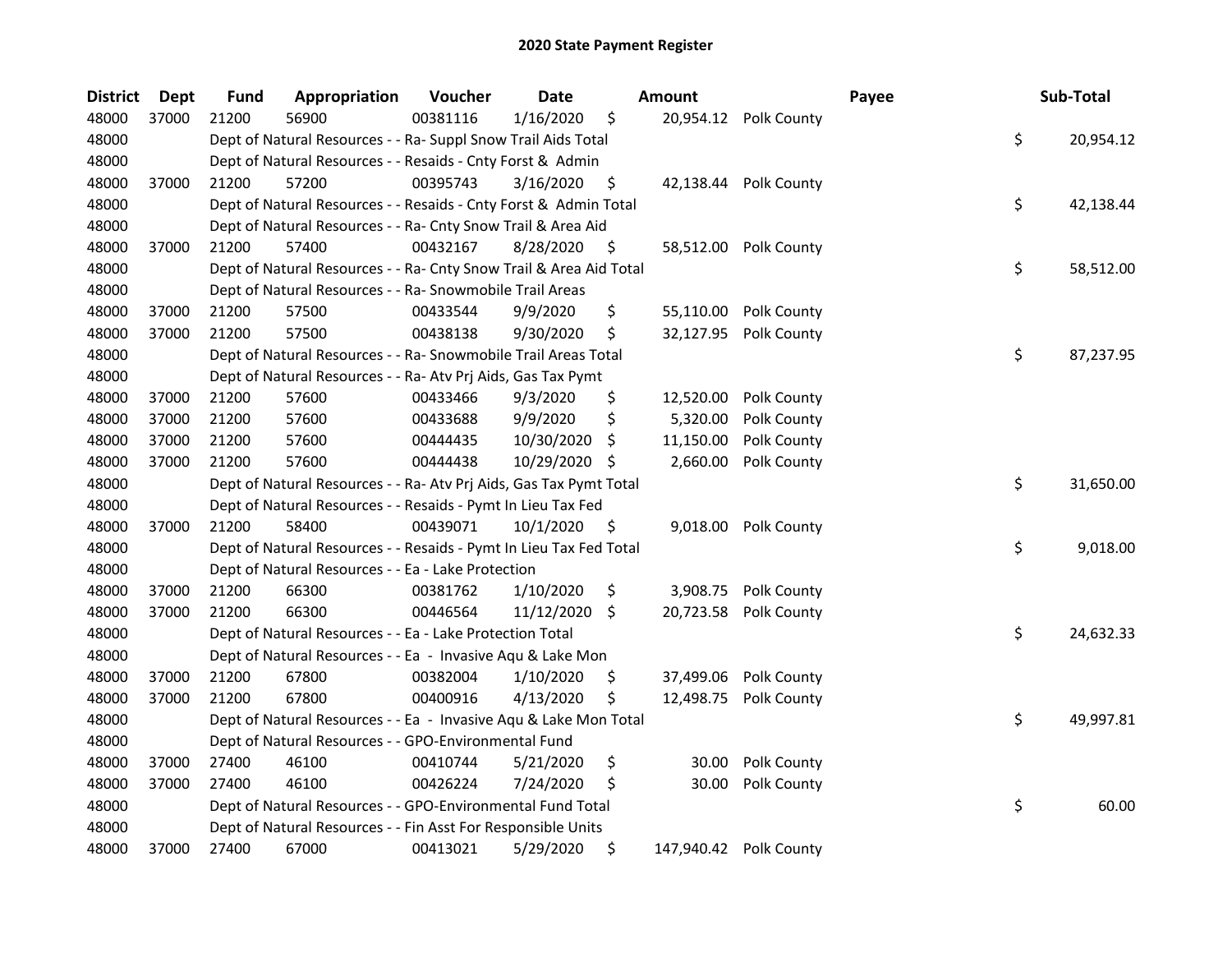## 2020 State Payment Register

| District | Dept | Fund | Appropriation | Voucher | Date | Amount | | Payee | Sub-Total | |
|---|---|---|---|---|---|---|---|---|---|---|
| 48000 | 37000 | 21200 | 56900 | 00381116 | 1/16/2020 | $ | 20,954.12 | Polk County | | |
| 48000 | | Dept of Natural Resources - - Ra- Suppl Snow Trail Aids Total | | | | | | | $ | 20,954.12 |
| 48000 | | Dept of Natural Resources - - Resaids - Cnty Forst & Admin | | | | | | | | |
| 48000 | 37000 | 21200 | 57200 | 00395743 | 3/16/2020 | $ | 42,138.44 | Polk County | | |
| 48000 | | Dept of Natural Resources - - Resaids - Cnty Forst & Admin Total | | | | | | | $ | 42,138.44 |
| 48000 | | Dept of Natural Resources - - Ra- Cnty Snow Trail & Area Aid | | | | | | | | |
| 48000 | 37000 | 21200 | 57400 | 00432167 | 8/28/2020 | $ | 58,512.00 | Polk County | | |
| 48000 | | Dept of Natural Resources - - Ra- Cnty Snow Trail & Area Aid Total | | | | | | | $ | 58,512.00 |
| 48000 | | Dept of Natural Resources - - Ra- Snowmobile Trail Areas | | | | | | | | |
| 48000 | 37000 | 21200 | 57500 | 00433544 | 9/9/2020 | $ | 55,110.00 | Polk County | | |
| 48000 | 37000 | 21200 | 57500 | 00438138 | 9/30/2020 | $ | 32,127.95 | Polk County | | |
| 48000 | | Dept of Natural Resources - - Ra- Snowmobile Trail Areas Total | | | | | | | $ | 87,237.95 |
| 48000 | | Dept of Natural Resources - - Ra- Atv Prj Aids, Gas Tax Pymt | | | | | | | | |
| 48000 | 37000 | 21200 | 57600 | 00433466 | 9/3/2020 | $ | 12,520.00 | Polk County | | |
| 48000 | 37000 | 21200 | 57600 | 00433688 | 9/9/2020 | $ | 5,320.00 | Polk County | | |
| 48000 | 37000 | 21200 | 57600 | 00444435 | 10/30/2020 | $ | 11,150.00 | Polk County | | |
| 48000 | 37000 | 21200 | 57600 | 00444438 | 10/29/2020 | $ | 2,660.00 | Polk County | | |
| 48000 | | Dept of Natural Resources - - Ra- Atv Prj Aids, Gas Tax Pymt Total | | | | | | | $ | 31,650.00 |
| 48000 | | Dept of Natural Resources - - Resaids - Pymt In Lieu Tax Fed | | | | | | | | |
| 48000 | 37000 | 21200 | 58400 | 00439071 | 10/1/2020 | $ | 9,018.00 | Polk County | | |
| 48000 | | Dept of Natural Resources - - Resaids - Pymt In Lieu Tax Fed Total | | | | | | | $ | 9,018.00 |
| 48000 | | Dept of Natural Resources - - Ea - Lake Protection | | | | | | | | |
| 48000 | 37000 | 21200 | 66300 | 00381762 | 1/10/2020 | $ | 3,908.75 | Polk County | | |
| 48000 | 37000 | 21200 | 66300 | 00446564 | 11/12/2020 | $ | 20,723.58 | Polk County | | |
| 48000 | | Dept of Natural Resources - - Ea - Lake Protection Total | | | | | | | $ | 24,632.33 |
| 48000 | | Dept of Natural Resources - - Ea - Invasive Aqu & Lake Mon | | | | | | | | |
| 48000 | 37000 | 21200 | 67800 | 00382004 | 1/10/2020 | $ | 37,499.06 | Polk County | | |
| 48000 | 37000 | 21200 | 67800 | 00400916 | 4/13/2020 | $ | 12,498.75 | Polk County | | |
| 48000 | | Dept of Natural Resources - - Ea - Invasive Aqu & Lake Mon Total | | | | | | | $ | 49,997.81 |
| 48000 | | Dept of Natural Resources - - GPO-Environmental Fund | | | | | | | | |
| 48000 | 37000 | 27400 | 46100 | 00410744 | 5/21/2020 | $ | 30.00 | Polk County | | |
| 48000 | 37000 | 27400 | 46100 | 00426224 | 7/24/2020 | $ | 30.00 | Polk County | | |
| 48000 | | Dept of Natural Resources - - GPO-Environmental Fund Total | | | | | | | $ | 60.00 |
| 48000 | | Dept of Natural Resources - - Fin Asst For Responsible Units | | | | | | | | |
| 48000 | 37000 | 27400 | 67000 | 00413021 | 5/29/2020 | $ | 147,940.42 | Polk County | | |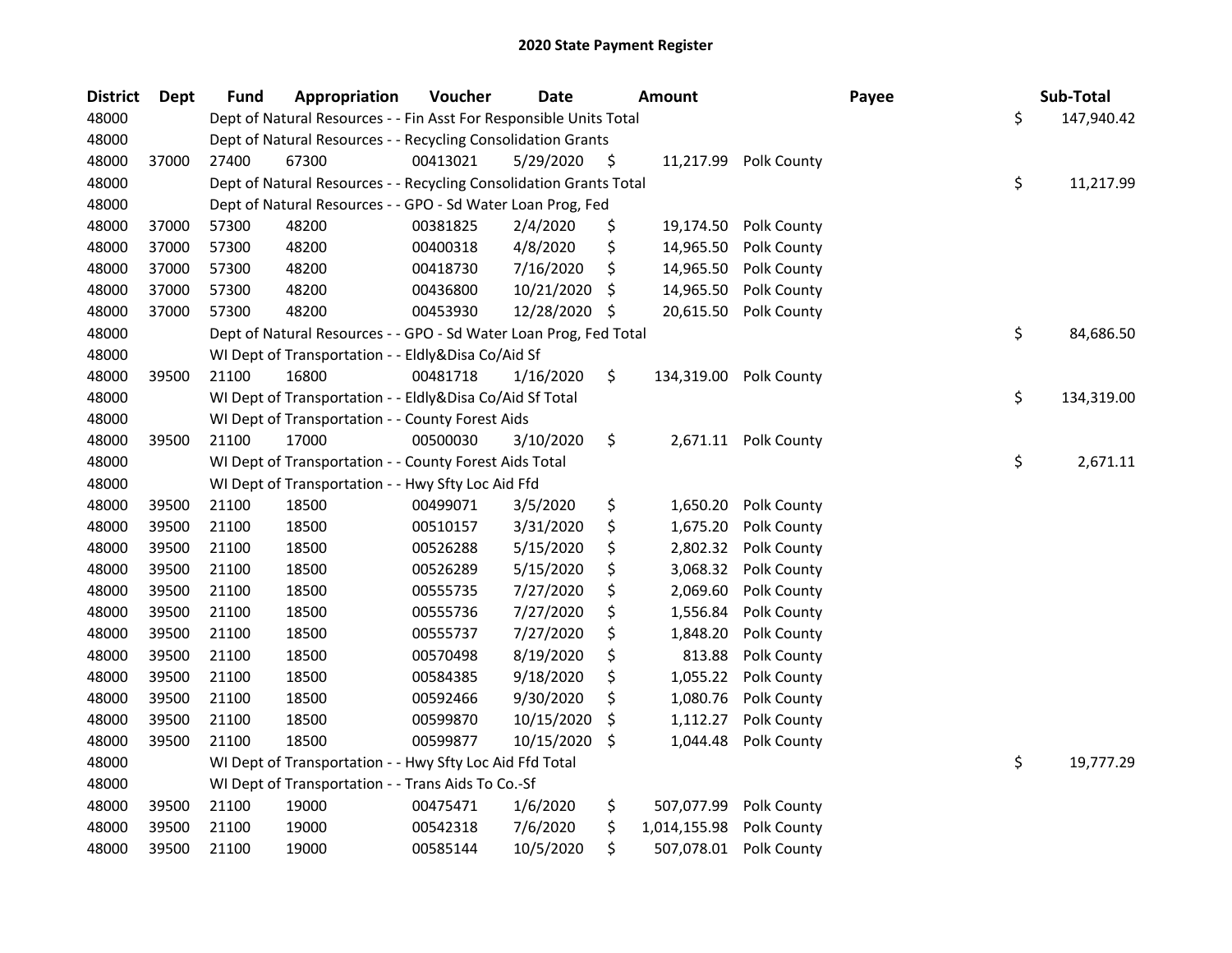## 2020 State Payment Register

| District | Dept | Fund | Appropriation | Voucher | Date | Amount | | Payee | Sub-Total |
|---|---|---|---|---|---|---|---|---|---|
| 48000 | | Dept of Natural Resources - - Fin Asst For Responsible Units Total | | | | | | | $ 147,940.42 |
| 48000 | | Dept of Natural Resources - - Recycling Consolidation Grants | | | | | | | |
| 48000 | 37000 | 27400 | 67300 | 00413021 | 5/29/2020 | $ | 11,217.99 | Polk County | |
| 48000 | | Dept of Natural Resources - - Recycling Consolidation Grants Total | | | | | | | $ 11,217.99 |
| 48000 | | Dept of Natural Resources - - GPO - Sd Water Loan Prog, Fed | | | | | | | |
| 48000 | 37000 | 57300 | 48200 | 00381825 | 2/4/2020 | $ | 19,174.50 | Polk County | |
| 48000 | 37000 | 57300 | 48200 | 00400318 | 4/8/2020 | $ | 14,965.50 | Polk County | |
| 48000 | 37000 | 57300 | 48200 | 00418730 | 7/16/2020 | $ | 14,965.50 | Polk County | |
| 48000 | 37000 | 57300 | 48200 | 00436800 | 10/21/2020 | $ | 14,965.50 | Polk County | |
| 48000 | 37000 | 57300 | 48200 | 00453930 | 12/28/2020 | $ | 20,615.50 | Polk County | |
| 48000 | | Dept of Natural Resources - - GPO - Sd Water Loan Prog, Fed Total | | | | | | | $ 84,686.50 |
| 48000 | | WI Dept of Transportation - - Eldly&Disa Co/Aid Sf | | | | | | | |
| 48000 | 39500 | 21100 | 16800 | 00481718 | 1/16/2020 | $ | 134,319.00 | Polk County | |
| 48000 | | WI Dept of Transportation - - Eldly&Disa Co/Aid Sf Total | | | | | | | $ 134,319.00 |
| 48000 | | WI Dept of Transportation - - County Forest Aids | | | | | | | |
| 48000 | 39500 | 21100 | 17000 | 00500030 | 3/10/2020 | $ | 2,671.11 | Polk County | |
| 48000 | | WI Dept of Transportation - - County Forest Aids Total | | | | | | | $ 2,671.11 |
| 48000 | | WI Dept of Transportation - - Hwy Sfty Loc Aid Ffd | | | | | | | |
| 48000 | 39500 | 21100 | 18500 | 00499071 | 3/5/2020 | $ | 1,650.20 | Polk County | |
| 48000 | 39500 | 21100 | 18500 | 00510157 | 3/31/2020 | $ | 1,675.20 | Polk County | |
| 48000 | 39500 | 21100 | 18500 | 00526288 | 5/15/2020 | $ | 2,802.32 | Polk County | |
| 48000 | 39500 | 21100 | 18500 | 00526289 | 5/15/2020 | $ | 3,068.32 | Polk County | |
| 48000 | 39500 | 21100 | 18500 | 00555735 | 7/27/2020 | $ | 2,069.60 | Polk County | |
| 48000 | 39500 | 21100 | 18500 | 00555736 | 7/27/2020 | $ | 1,556.84 | Polk County | |
| 48000 | 39500 | 21100 | 18500 | 00555737 | 7/27/2020 | $ | 1,848.20 | Polk County | |
| 48000 | 39500 | 21100 | 18500 | 00570498 | 8/19/2020 | $ | 813.88 | Polk County | |
| 48000 | 39500 | 21100 | 18500 | 00584385 | 9/18/2020 | $ | 1,055.22 | Polk County | |
| 48000 | 39500 | 21100 | 18500 | 00592466 | 9/30/2020 | $ | 1,080.76 | Polk County | |
| 48000 | 39500 | 21100 | 18500 | 00599870 | 10/15/2020 | $ | 1,112.27 | Polk County | |
| 48000 | 39500 | 21100 | 18500 | 00599877 | 10/15/2020 | $ | 1,044.48 | Polk County | |
| 48000 | | WI Dept of Transportation - - Hwy Sfty Loc Aid Ffd Total | | | | | | | $ 19,777.29 |
| 48000 | | WI Dept of Transportation - - Trans Aids To Co.-Sf | | | | | | | |
| 48000 | 39500 | 21100 | 19000 | 00475471 | 1/6/2020 | $ | 507,077.99 | Polk County | |
| 48000 | 39500 | 21100 | 19000 | 00542318 | 7/6/2020 | $ | 1,014,155.98 | Polk County | |
| 48000 | 39500 | 21100 | 19000 | 00585144 | 10/5/2020 | $ | 507,078.01 | Polk County | |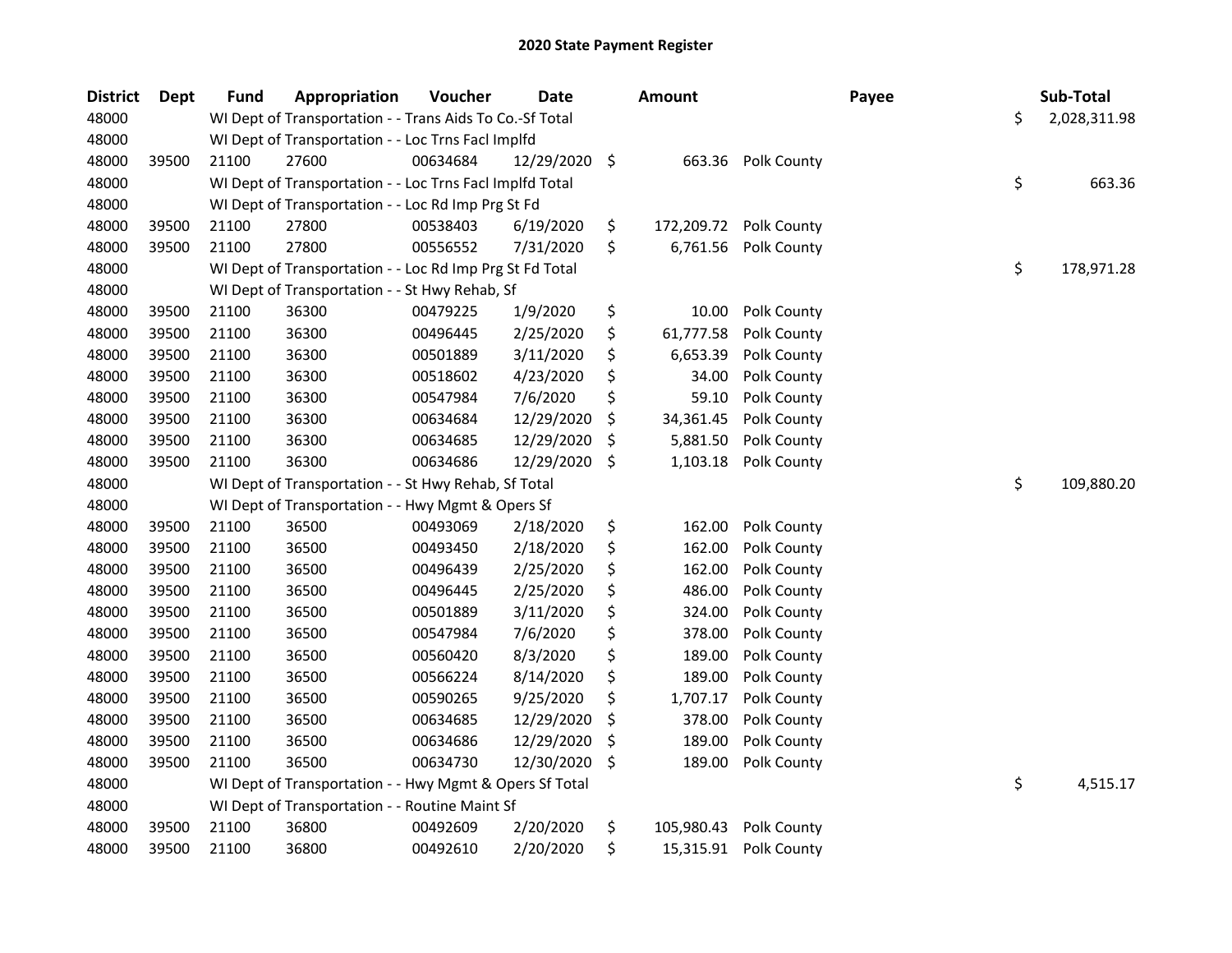## 2020 State Payment Register

| District | Dept | Fund | Appropriation | Voucher | Date | Amount | Payee | Sub-Total |
|---|---|---|---|---|---|---|---|---|
| 48000 | | WI Dept of Transportation - - Trans Aids To Co.-Sf Total | | | | | | $ 2,028,311.98 |
| 48000 | | WI Dept of Transportation - - Loc Trns Facl Implfd | | | | | | |
| 48000 | 39500 | 21100 | 27600 | 00634684 | 12/29/2020 | $ 663.36 | Polk County | |
| 48000 | | WI Dept of Transportation - - Loc Trns Facl Implfd Total | | | | | | $ 663.36 |
| 48000 | | WI Dept of Transportation - - Loc Rd Imp Prg St Fd | | | | | | |
| 48000 | 39500 | 21100 | 27800 | 00538403 | 6/19/2020 | $ 172,209.72 | Polk County | |
| 48000 | 39500 | 21100 | 27800 | 00556552 | 7/31/2020 | $ 6,761.56 | Polk County | |
| 48000 | | WI Dept of Transportation - - Loc Rd Imp Prg St Fd Total | | | | | | $ 178,971.28 |
| 48000 | | WI Dept of Transportation - - St Hwy Rehab, Sf | | | | | | |
| 48000 | 39500 | 21100 | 36300 | 00479225 | 1/9/2020 | $ 10.00 | Polk County | |
| 48000 | 39500 | 21100 | 36300 | 00496445 | 2/25/2020 | $ 61,777.58 | Polk County | |
| 48000 | 39500 | 21100 | 36300 | 00501889 | 3/11/2020 | $ 6,653.39 | Polk County | |
| 48000 | 39500 | 21100 | 36300 | 00518602 | 4/23/2020 | $ 34.00 | Polk County | |
| 48000 | 39500 | 21100 | 36300 | 00547984 | 7/6/2020 | $ 59.10 | Polk County | |
| 48000 | 39500 | 21100 | 36300 | 00634684 | 12/29/2020 | $ 34,361.45 | Polk County | |
| 48000 | 39500 | 21100 | 36300 | 00634685 | 12/29/2020 | $ 5,881.50 | Polk County | |
| 48000 | 39500 | 21100 | 36300 | 00634686 | 12/29/2020 | $ 1,103.18 | Polk County | |
| 48000 | | WI Dept of Transportation - - St Hwy Rehab, Sf Total | | | | | | $ 109,880.20 |
| 48000 | | WI Dept of Transportation - - Hwy Mgmt & Opers Sf | | | | | | |
| 48000 | 39500 | 21100 | 36500 | 00493069 | 2/18/2020 | $ 162.00 | Polk County | |
| 48000 | 39500 | 21100 | 36500 | 00493450 | 2/18/2020 | $ 162.00 | Polk County | |
| 48000 | 39500 | 21100 | 36500 | 00496439 | 2/25/2020 | $ 162.00 | Polk County | |
| 48000 | 39500 | 21100 | 36500 | 00496445 | 2/25/2020 | $ 486.00 | Polk County | |
| 48000 | 39500 | 21100 | 36500 | 00501889 | 3/11/2020 | $ 324.00 | Polk County | |
| 48000 | 39500 | 21100 | 36500 | 00547984 | 7/6/2020 | $ 378.00 | Polk County | |
| 48000 | 39500 | 21100 | 36500 | 00560420 | 8/3/2020 | $ 189.00 | Polk County | |
| 48000 | 39500 | 21100 | 36500 | 00566224 | 8/14/2020 | $ 189.00 | Polk County | |
| 48000 | 39500 | 21100 | 36500 | 00590265 | 9/25/2020 | $ 1,707.17 | Polk County | |
| 48000 | 39500 | 21100 | 36500 | 00634685 | 12/29/2020 | $ 378.00 | Polk County | |
| 48000 | 39500 | 21100 | 36500 | 00634686 | 12/29/2020 | $ 189.00 | Polk County | |
| 48000 | 39500 | 21100 | 36500 | 00634730 | 12/30/2020 | $ 189.00 | Polk County | |
| 48000 | | WI Dept of Transportation - - Hwy Mgmt & Opers Sf Total | | | | | | $ 4,515.17 |
| 48000 | | WI Dept of Transportation - - Routine Maint Sf | | | | | | |
| 48000 | 39500 | 21100 | 36800 | 00492609 | 2/20/2020 | $ 105,980.43 | Polk County | |
| 48000 | 39500 | 21100 | 36800 | 00492610 | 2/20/2020 | $ 15,315.91 | Polk County | |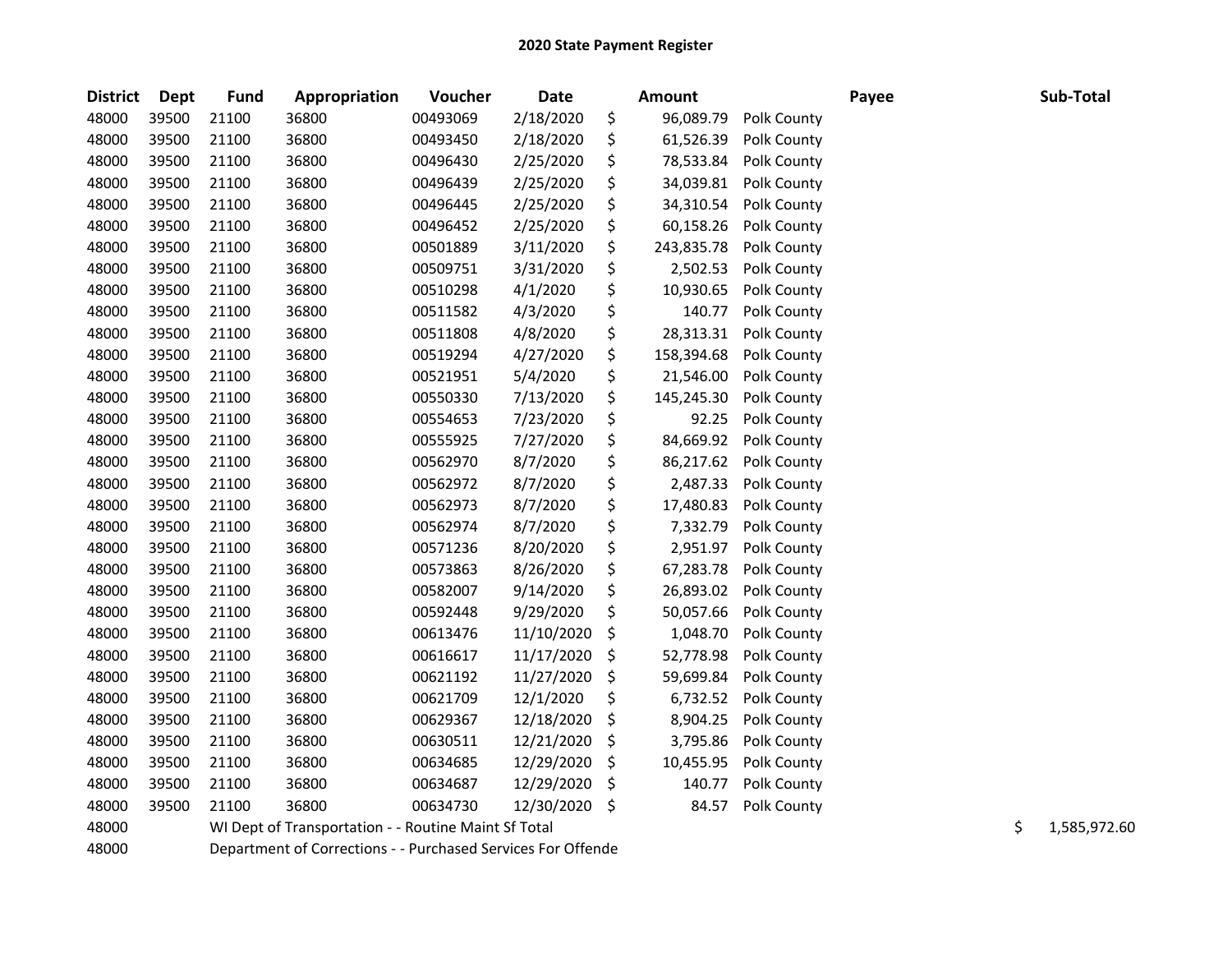## 2020 State Payment Register

| District | Dept | Fund | Appropriation | Voucher | Date | Amount | Payee | Sub-Total |
|---|---|---|---|---|---|---|---|---|
| 48000 | 39500 | 21100 | 36800 | 00493069 | 2/18/2020 | $ 96,089.79 | Polk County | |
| 48000 | 39500 | 21100 | 36800 | 00493450 | 2/18/2020 | $ 61,526.39 | Polk County | |
| 48000 | 39500 | 21100 | 36800 | 00496430 | 2/25/2020 | $ 78,533.84 | Polk County | |
| 48000 | 39500 | 21100 | 36800 | 00496439 | 2/25/2020 | $ 34,039.81 | Polk County | |
| 48000 | 39500 | 21100 | 36800 | 00496445 | 2/25/2020 | $ 34,310.54 | Polk County | |
| 48000 | 39500 | 21100 | 36800 | 00496452 | 2/25/2020 | $ 60,158.26 | Polk County | |
| 48000 | 39500 | 21100 | 36800 | 00501889 | 3/11/2020 | $ 243,835.78 | Polk County | |
| 48000 | 39500 | 21100 | 36800 | 00509751 | 3/31/2020 | $ 2,502.53 | Polk County | |
| 48000 | 39500 | 21100 | 36800 | 00510298 | 4/1/2020 | $ 10,930.65 | Polk County | |
| 48000 | 39500 | 21100 | 36800 | 00511582 | 4/3/2020 | $ 140.77 | Polk County | |
| 48000 | 39500 | 21100 | 36800 | 00511808 | 4/8/2020 | $ 28,313.31 | Polk County | |
| 48000 | 39500 | 21100 | 36800 | 00519294 | 4/27/2020 | $ 158,394.68 | Polk County | |
| 48000 | 39500 | 21100 | 36800 | 00521951 | 5/4/2020 | $ 21,546.00 | Polk County | |
| 48000 | 39500 | 21100 | 36800 | 00550330 | 7/13/2020 | $ 145,245.30 | Polk County | |
| 48000 | 39500 | 21100 | 36800 | 00554653 | 7/23/2020 | $ 92.25 | Polk County | |
| 48000 | 39500 | 21100 | 36800 | 00555925 | 7/27/2020 | $ 84,669.92 | Polk County | |
| 48000 | 39500 | 21100 | 36800 | 00562970 | 8/7/2020 | $ 86,217.62 | Polk County | |
| 48000 | 39500 | 21100 | 36800 | 00562972 | 8/7/2020 | $ 2,487.33 | Polk County | |
| 48000 | 39500 | 21100 | 36800 | 00562973 | 8/7/2020 | $ 17,480.83 | Polk County | |
| 48000 | 39500 | 21100 | 36800 | 00562974 | 8/7/2020 | $ 7,332.79 | Polk County | |
| 48000 | 39500 | 21100 | 36800 | 00571236 | 8/20/2020 | $ 2,951.97 | Polk County | |
| 48000 | 39500 | 21100 | 36800 | 00573863 | 8/26/2020 | $ 67,283.78 | Polk County | |
| 48000 | 39500 | 21100 | 36800 | 00582007 | 9/14/2020 | $ 26,893.02 | Polk County | |
| 48000 | 39500 | 21100 | 36800 | 00592448 | 9/29/2020 | $ 50,057.66 | Polk County | |
| 48000 | 39500 | 21100 | 36800 | 00613476 | 11/10/2020 | $ 1,048.70 | Polk County | |
| 48000 | 39500 | 21100 | 36800 | 00616617 | 11/17/2020 | $ 52,778.98 | Polk County | |
| 48000 | 39500 | 21100 | 36800 | 00621192 | 11/27/2020 | $ 59,699.84 | Polk County | |
| 48000 | 39500 | 21100 | 36800 | 00621709 | 12/1/2020 | $ 6,732.52 | Polk County | |
| 48000 | 39500 | 21100 | 36800 | 00629367 | 12/18/2020 | $ 8,904.25 | Polk County | |
| 48000 | 39500 | 21100 | 36800 | 00630511 | 12/21/2020 | $ 3,795.86 | Polk County | |
| 48000 | 39500 | 21100 | 36800 | 00634685 | 12/29/2020 | $ 10,455.95 | Polk County | |
| 48000 | 39500 | 21100 | 36800 | 00634687 | 12/29/2020 | $ 140.77 | Polk County | |
| 48000 | 39500 | 21100 | 36800 | 00634730 | 12/30/2020 | $ 84.57 | Polk County | |
| 48000 | | WI Dept of Transportation - - Routine Maint Sf Total | | | | | | $ 1,585,972.60 |
| 48000 | | Department of Corrections - - Purchased Services For Offende | | | | | | |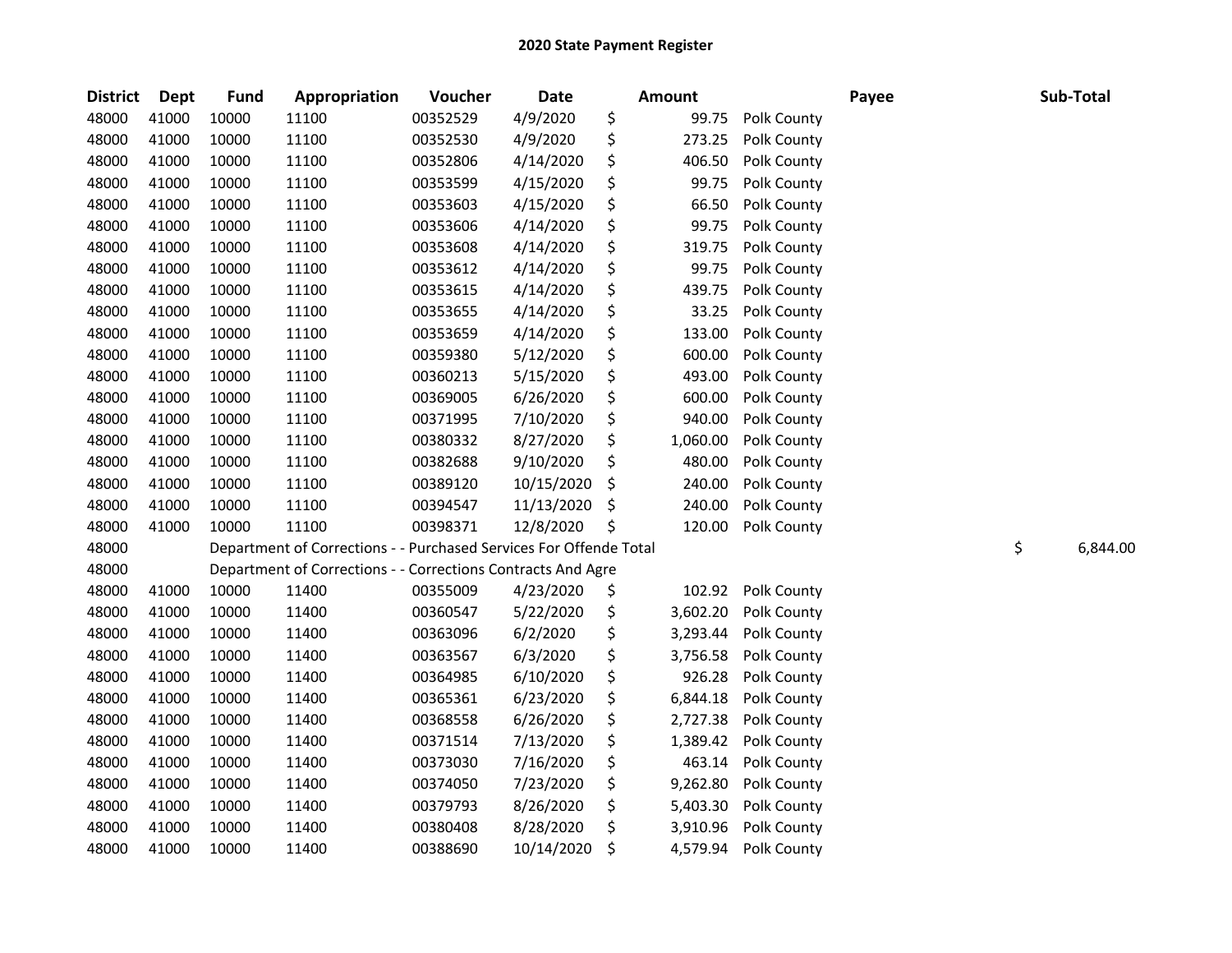# 2020 State Payment Register

| District | Dept | Fund | Appropriation | Voucher | Date | Amount | Payee | Sub-Total |
|---|---|---|---|---|---|---|---|---|
| 48000 | 41000 | 10000 | 11100 | 00352529 | 4/9/2020 | $ 99.75 | Polk County | |
| 48000 | 41000 | 10000 | 11100 | 00352530 | 4/9/2020 | $ 273.25 | Polk County | |
| 48000 | 41000 | 10000 | 11100 | 00352806 | 4/14/2020 | $ 406.50 | Polk County | |
| 48000 | 41000 | 10000 | 11100 | 00353599 | 4/15/2020 | $ 99.75 | Polk County | |
| 48000 | 41000 | 10000 | 11100 | 00353603 | 4/15/2020 | $ 66.50 | Polk County | |
| 48000 | 41000 | 10000 | 11100 | 00353606 | 4/14/2020 | $ 99.75 | Polk County | |
| 48000 | 41000 | 10000 | 11100 | 00353608 | 4/14/2020 | $ 319.75 | Polk County | |
| 48000 | 41000 | 10000 | 11100 | 00353612 | 4/14/2020 | $ 99.75 | Polk County | |
| 48000 | 41000 | 10000 | 11100 | 00353615 | 4/14/2020 | $ 439.75 | Polk County | |
| 48000 | 41000 | 10000 | 11100 | 00353655 | 4/14/2020 | $ 33.25 | Polk County | |
| 48000 | 41000 | 10000 | 11100 | 00353659 | 4/14/2020 | $ 133.00 | Polk County | |
| 48000 | 41000 | 10000 | 11100 | 00359380 | 5/12/2020 | $ 600.00 | Polk County | |
| 48000 | 41000 | 10000 | 11100 | 00360213 | 5/15/2020 | $ 493.00 | Polk County | |
| 48000 | 41000 | 10000 | 11100 | 00369005 | 6/26/2020 | $ 600.00 | Polk County | |
| 48000 | 41000 | 10000 | 11100 | 00371995 | 7/10/2020 | $ 940.00 | Polk County | |
| 48000 | 41000 | 10000 | 11100 | 00380332 | 8/27/2020 | $ 1,060.00 | Polk County | |
| 48000 | 41000 | 10000 | 11100 | 00382688 | 9/10/2020 | $ 480.00 | Polk County | |
| 48000 | 41000 | 10000 | 11100 | 00389120 | 10/15/2020 | $ 240.00 | Polk County | |
| 48000 | 41000 | 10000 | 11100 | 00394547 | 11/13/2020 | $ 240.00 | Polk County | |
| 48000 | 41000 | 10000 | 11100 | 00398371 | 12/8/2020 | $ 120.00 | Polk County | |
| 48000 | | Department of Corrections - - Purchased Services For Offende Total | | | | | | $ 6,844.00 |
| 48000 | | Department of Corrections - - Corrections Contracts And Agre | | | | | | |
| 48000 | 41000 | 10000 | 11400 | 00355009 | 4/23/2020 | $ 102.92 | Polk County | |
| 48000 | 41000 | 10000 | 11400 | 00360547 | 5/22/2020 | $ 3,602.20 | Polk County | |
| 48000 | 41000 | 10000 | 11400 | 00363096 | 6/2/2020 | $ 3,293.44 | Polk County | |
| 48000 | 41000 | 10000 | 11400 | 00363567 | 6/3/2020 | $ 3,756.58 | Polk County | |
| 48000 | 41000 | 10000 | 11400 | 00364985 | 6/10/2020 | $ 926.28 | Polk County | |
| 48000 | 41000 | 10000 | 11400 | 00365361 | 6/23/2020 | $ 6,844.18 | Polk County | |
| 48000 | 41000 | 10000 | 11400 | 00368558 | 6/26/2020 | $ 2,727.38 | Polk County | |
| 48000 | 41000 | 10000 | 11400 | 00371514 | 7/13/2020 | $ 1,389.42 | Polk County | |
| 48000 | 41000 | 10000 | 11400 | 00373030 | 7/16/2020 | $ 463.14 | Polk County | |
| 48000 | 41000 | 10000 | 11400 | 00374050 | 7/23/2020 | $ 9,262.80 | Polk County | |
| 48000 | 41000 | 10000 | 11400 | 00379793 | 8/26/2020 | $ 5,403.30 | Polk County | |
| 48000 | 41000 | 10000 | 11400 | 00380408 | 8/28/2020 | $ 3,910.96 | Polk County | |
| 48000 | 41000 | 10000 | 11400 | 00388690 | 10/14/2020 | $ 4,579.94 | Polk County | |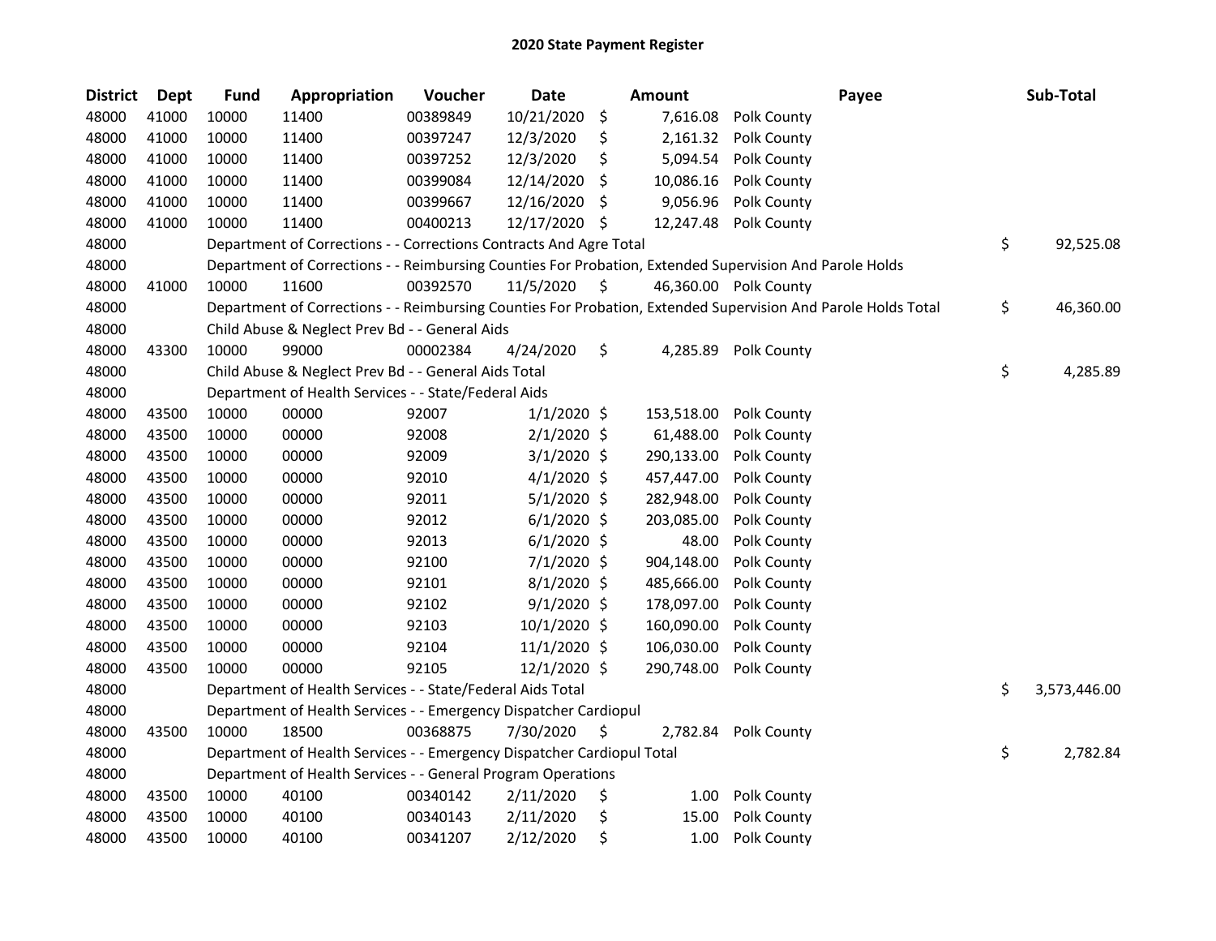# 2020 State Payment Register

| District | Dept | Fund | Appropriation | Voucher | Date | Amount | Payee | Sub-Total |
|---|---|---|---|---|---|---|---|---|
| 48000 | 41000 | 10000 | 11400 | 00389849 | 10/21/2020 | $ 7,616.08 | Polk County | |
| 48000 | 41000 | 10000 | 11400 | 00397247 | 12/3/2020 | $ 2,161.32 | Polk County | |
| 48000 | 41000 | 10000 | 11400 | 00397252 | 12/3/2020 | $ 5,094.54 | Polk County | |
| 48000 | 41000 | 10000 | 11400 | 00399084 | 12/14/2020 | $ 10,086.16 | Polk County | |
| 48000 | 41000 | 10000 | 11400 | 00399667 | 12/16/2020 | $ 9,056.96 | Polk County | |
| 48000 | 41000 | 10000 | 11400 | 00400213 | 12/17/2020 | $ 12,247.48 | Polk County | |
| 48000 | | Department of Corrections - - Corrections Contracts And Agre Total | | | | | | $ 92,525.08 |
| 48000 | | Department of Corrections - - Reimbursing Counties For Probation, Extended Supervision And Parole Holds | | | | | | |
| 48000 | 41000 | 10000 | 11600 | 00392570 | 11/5/2020 | $ 46,360.00 | Polk County | |
| 48000 | | Department of Corrections - - Reimbursing Counties For Probation, Extended Supervision And Parole Holds Total | | | | | | $ 46,360.00 |
| 48000 | | Child Abuse & Neglect Prev Bd - - General Aids | | | | | | |
| 48000 | 43300 | 10000 | 99000 | 00002384 | 4/24/2020 | $ 4,285.89 | Polk County | |
| 48000 | | Child Abuse & Neglect Prev Bd - - General Aids Total | | | | | | $ 4,285.89 |
| 48000 | | Department of Health Services - - State/Federal Aids | | | | | | |
| 48000 | 43500 | 10000 | 00000 | 92007 | 1/1/2020 | $ 153,518.00 | Polk County | |
| 48000 | 43500 | 10000 | 00000 | 92008 | 2/1/2020 | $ 61,488.00 | Polk County | |
| 48000 | 43500 | 10000 | 00000 | 92009 | 3/1/2020 | $ 290,133.00 | Polk County | |
| 48000 | 43500 | 10000 | 00000 | 92010 | 4/1/2020 | $ 457,447.00 | Polk County | |
| 48000 | 43500 | 10000 | 00000 | 92011 | 5/1/2020 | $ 282,948.00 | Polk County | |
| 48000 | 43500 | 10000 | 00000 | 92012 | 6/1/2020 | $ 203,085.00 | Polk County | |
| 48000 | 43500 | 10000 | 00000 | 92013 | 6/1/2020 | $ 48.00 | Polk County | |
| 48000 | 43500 | 10000 | 00000 | 92100 | 7/1/2020 | $ 904,148.00 | Polk County | |
| 48000 | 43500 | 10000 | 00000 | 92101 | 8/1/2020 | $ 485,666.00 | Polk County | |
| 48000 | 43500 | 10000 | 00000 | 92102 | 9/1/2020 | $ 178,097.00 | Polk County | |
| 48000 | 43500 | 10000 | 00000 | 92103 | 10/1/2020 | $ 160,090.00 | Polk County | |
| 48000 | 43500 | 10000 | 00000 | 92104 | 11/1/2020 | $ 106,030.00 | Polk County | |
| 48000 | 43500 | 10000 | 00000 | 92105 | 12/1/2020 | $ 290,748.00 | Polk County | |
| 48000 | | Department of Health Services - - State/Federal Aids Total | | | | | | $ 3,573,446.00 |
| 48000 | | Department of Health Services - - Emergency Dispatcher Cardiopul | | | | | | |
| 48000 | 43500 | 10000 | 18500 | 00368875 | 7/30/2020 | $ 2,782.84 | Polk County | |
| 48000 | | Department of Health Services - - Emergency Dispatcher Cardiopul Total | | | | | | $ 2,782.84 |
| 48000 | | Department of Health Services - - General Program Operations | | | | | | |
| 48000 | 43500 | 10000 | 40100 | 00340142 | 2/11/2020 | $ 1.00 | Polk County | |
| 48000 | 43500 | 10000 | 40100 | 00340143 | 2/11/2020 | $ 15.00 | Polk County | |
| 48000 | 43500 | 10000 | 40100 | 00341207 | 2/12/2020 | $ 1.00 | Polk County | |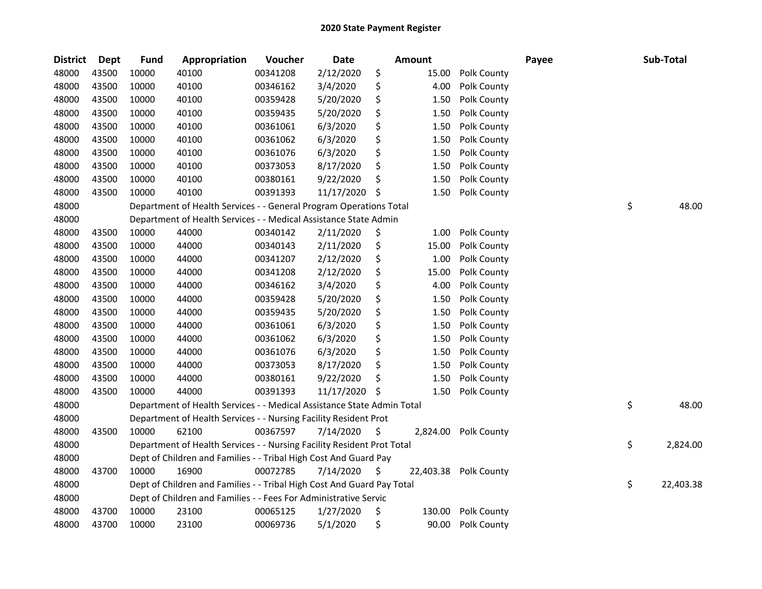# 2020 State Payment Register

| District | Dept | Fund | Appropriation | Voucher | Date | Amount | Payee | Sub-Total |
|---|---|---|---|---|---|---|---|---|
| 48000 | 43500 | 10000 | 40100 | 00341208 | 2/12/2020 | $ 15.00 | Polk County | |
| 48000 | 43500 | 10000 | 40100 | 00346162 | 3/4/2020 | $ 4.00 | Polk County | |
| 48000 | 43500 | 10000 | 40100 | 00359428 | 5/20/2020 | $ 1.50 | Polk County | |
| 48000 | 43500 | 10000 | 40100 | 00359435 | 5/20/2020 | $ 1.50 | Polk County | |
| 48000 | 43500 | 10000 | 40100 | 00361061 | 6/3/2020 | $ 1.50 | Polk County | |
| 48000 | 43500 | 10000 | 40100 | 00361062 | 6/3/2020 | $ 1.50 | Polk County | |
| 48000 | 43500 | 10000 | 40100 | 00361076 | 6/3/2020 | $ 1.50 | Polk County | |
| 48000 | 43500 | 10000 | 40100 | 00373053 | 8/17/2020 | $ 1.50 | Polk County | |
| 48000 | 43500 | 10000 | 40100 | 00380161 | 9/22/2020 | $ 1.50 | Polk County | |
| 48000 | 43500 | 10000 | 40100 | 00391393 | 11/17/2020 | $ 1.50 | Polk County | |
| 48000 | | Department of Health Services - - General Program Operations Total | | | | | | $ 48.00 |
| 48000 | | Department of Health Services - - Medical Assistance State Admin | | | | | | |
| 48000 | 43500 | 10000 | 44000 | 00340142 | 2/11/2020 | $ 1.00 | Polk County | |
| 48000 | 43500 | 10000 | 44000 | 00340143 | 2/11/2020 | $ 15.00 | Polk County | |
| 48000 | 43500 | 10000 | 44000 | 00341207 | 2/12/2020 | $ 1.00 | Polk County | |
| 48000 | 43500 | 10000 | 44000 | 00341208 | 2/12/2020 | $ 15.00 | Polk County | |
| 48000 | 43500 | 10000 | 44000 | 00346162 | 3/4/2020 | $ 4.00 | Polk County | |
| 48000 | 43500 | 10000 | 44000 | 00359428 | 5/20/2020 | $ 1.50 | Polk County | |
| 48000 | 43500 | 10000 | 44000 | 00359435 | 5/20/2020 | $ 1.50 | Polk County | |
| 48000 | 43500 | 10000 | 44000 | 00361061 | 6/3/2020 | $ 1.50 | Polk County | |
| 48000 | 43500 | 10000 | 44000 | 00361062 | 6/3/2020 | $ 1.50 | Polk County | |
| 48000 | 43500 | 10000 | 44000 | 00361076 | 6/3/2020 | $ 1.50 | Polk County | |
| 48000 | 43500 | 10000 | 44000 | 00373053 | 8/17/2020 | $ 1.50 | Polk County | |
| 48000 | 43500 | 10000 | 44000 | 00380161 | 9/22/2020 | $ 1.50 | Polk County | |
| 48000 | 43500 | 10000 | 44000 | 00391393 | 11/17/2020 | $ 1.50 | Polk County | |
| 48000 | | Department of Health Services - - Medical Assistance State Admin Total | | | | | | $ 48.00 |
| 48000 | | Department of Health Services - - Nursing Facility Resident Prot | | | | | | |
| 48000 | 43500 | 10000 | 62100 | 00367597 | 7/14/2020 | $ 2,824.00 | Polk County | |
| 48000 | | Department of Health Services - - Nursing Facility Resident Prot Total | | | | | | $ 2,824.00 |
| 48000 | | Dept of Children and Families - - Tribal High Cost And Guard Pay | | | | | | |
| 48000 | 43700 | 10000 | 16900 | 00072785 | 7/14/2020 | $ 22,403.38 | Polk County | |
| 48000 | | Dept of Children and Families - - Tribal High Cost And Guard Pay Total | | | | | | $ 22,403.38 |
| 48000 | | Dept of Children and Families - - Fees For Administrative Servic | | | | | | |
| 48000 | 43700 | 10000 | 23100 | 00065125 | 1/27/2020 | $ 130.00 | Polk County | |
| 48000 | 43700 | 10000 | 23100 | 00069736 | 5/1/2020 | $ 90.00 | Polk County | |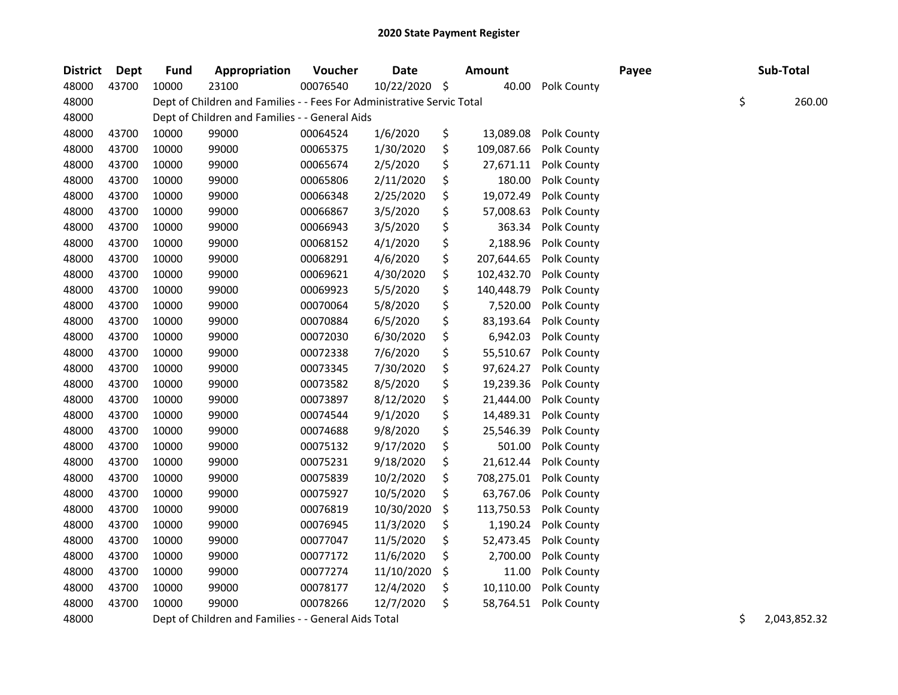# 2020 State Payment Register

| District | Dept | Fund | Appropriation | Voucher | Date | Amount | Payee | Sub-Total |
|---|---|---|---|---|---|---|---|---|
| 48000 | 43700 | 10000 | 23100 | 00076540 | 10/22/2020 | $ 40.00 | Polk County | |
| 48000 | | Dept of Children and Families - - Fees For Administrative Servic Total | | | | | | $ 260.00 |
| 48000 | | Dept of Children and Families - - General Aids | | | | | | |
| 48000 | 43700 | 10000 | 99000 | 00064524 | 1/6/2020 | $ 13,089.08 | Polk County | |
| 48000 | 43700 | 10000 | 99000 | 00065375 | 1/30/2020 | $ 109,087.66 | Polk County | |
| 48000 | 43700 | 10000 | 99000 | 00065674 | 2/5/2020 | $ 27,671.11 | Polk County | |
| 48000 | 43700 | 10000 | 99000 | 00065806 | 2/11/2020 | $ 180.00 | Polk County | |
| 48000 | 43700 | 10000 | 99000 | 00066348 | 2/25/2020 | $ 19,072.49 | Polk County | |
| 48000 | 43700 | 10000 | 99000 | 00066867 | 3/5/2020 | $ 57,008.63 | Polk County | |
| 48000 | 43700 | 10000 | 99000 | 00066943 | 3/5/2020 | $ 363.34 | Polk County | |
| 48000 | 43700 | 10000 | 99000 | 00068152 | 4/1/2020 | $ 2,188.96 | Polk County | |
| 48000 | 43700 | 10000 | 99000 | 00068291 | 4/6/2020 | $ 207,644.65 | Polk County | |
| 48000 | 43700 | 10000 | 99000 | 00069621 | 4/30/2020 | $ 102,432.70 | Polk County | |
| 48000 | 43700 | 10000 | 99000 | 00069923 | 5/5/2020 | $ 140,448.79 | Polk County | |
| 48000 | 43700 | 10000 | 99000 | 00070064 | 5/8/2020 | $ 7,520.00 | Polk County | |
| 48000 | 43700 | 10000 | 99000 | 00070884 | 6/5/2020 | $ 83,193.64 | Polk County | |
| 48000 | 43700 | 10000 | 99000 | 00072030 | 6/30/2020 | $ 6,942.03 | Polk County | |
| 48000 | 43700 | 10000 | 99000 | 00072338 | 7/6/2020 | $ 55,510.67 | Polk County | |
| 48000 | 43700 | 10000 | 99000 | 00073345 | 7/30/2020 | $ 97,624.27 | Polk County | |
| 48000 | 43700 | 10000 | 99000 | 00073582 | 8/5/2020 | $ 19,239.36 | Polk County | |
| 48000 | 43700 | 10000 | 99000 | 00073897 | 8/12/2020 | $ 21,444.00 | Polk County | |
| 48000 | 43700 | 10000 | 99000 | 00074544 | 9/1/2020 | $ 14,489.31 | Polk County | |
| 48000 | 43700 | 10000 | 99000 | 00074688 | 9/8/2020 | $ 25,546.39 | Polk County | |
| 48000 | 43700 | 10000 | 99000 | 00075132 | 9/17/2020 | $ 501.00 | Polk County | |
| 48000 | 43700 | 10000 | 99000 | 00075231 | 9/18/2020 | $ 21,612.44 | Polk County | |
| 48000 | 43700 | 10000 | 99000 | 00075839 | 10/2/2020 | $ 708,275.01 | Polk County | |
| 48000 | 43700 | 10000 | 99000 | 00075927 | 10/5/2020 | $ 63,767.06 | Polk County | |
| 48000 | 43700 | 10000 | 99000 | 00076819 | 10/30/2020 | $ 113,750.53 | Polk County | |
| 48000 | 43700 | 10000 | 99000 | 00076945 | 11/3/2020 | $ 1,190.24 | Polk County | |
| 48000 | 43700 | 10000 | 99000 | 00077047 | 11/5/2020 | $ 52,473.45 | Polk County | |
| 48000 | 43700 | 10000 | 99000 | 00077172 | 11/6/2020 | $ 2,700.00 | Polk County | |
| 48000 | 43700 | 10000 | 99000 | 00077274 | 11/10/2020 | $ 11.00 | Polk County | |
| 48000 | 43700 | 10000 | 99000 | 00078177 | 12/4/2020 | $ 10,110.00 | Polk County | |
| 48000 | 43700 | 10000 | 99000 | 00078266 | 12/7/2020 | $ 58,764.51 | Polk County | |
| 48000 | | Dept of Children and Families - - General Aids Total | | | | | | $ 2,043,852.32 |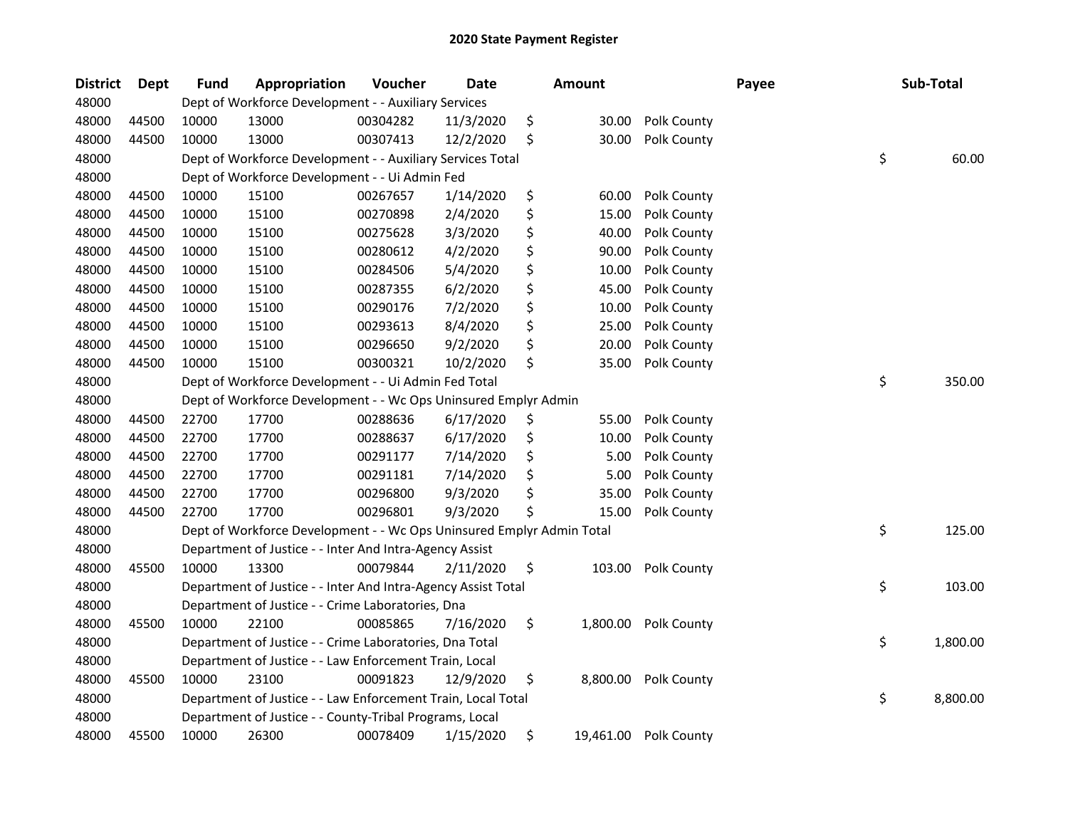# 2020 State Payment Register

| District | Dept | Fund | Appropriation | Voucher | Date | Amount | Payee | Sub-Total |
|---|---|---|---|---|---|---|---|---|
| 48000 | | Dept of Workforce Development - - Auxiliary Services | | | | | | |
| 48000 | 44500 | 10000 | 13000 | 00304282 | 11/3/2020 | $ 30.00 | Polk County | |
| 48000 | 44500 | 10000 | 13000 | 00307413 | 12/2/2020 | $ 30.00 | Polk County | |
| 48000 | | Dept of Workforce Development - - Auxiliary Services Total | | | | | | $ 60.00 |
| 48000 | | Dept of Workforce Development - - Ui Admin Fed | | | | | | |
| 48000 | 44500 | 10000 | 15100 | 00267657 | 1/14/2020 | $ 60.00 | Polk County | |
| 48000 | 44500 | 10000 | 15100 | 00270898 | 2/4/2020 | $ 15.00 | Polk County | |
| 48000 | 44500 | 10000 | 15100 | 00275628 | 3/3/2020 | $ 40.00 | Polk County | |
| 48000 | 44500 | 10000 | 15100 | 00280612 | 4/2/2020 | $ 90.00 | Polk County | |
| 48000 | 44500 | 10000 | 15100 | 00284506 | 5/4/2020 | $ 10.00 | Polk County | |
| 48000 | 44500 | 10000 | 15100 | 00287355 | 6/2/2020 | $ 45.00 | Polk County | |
| 48000 | 44500 | 10000 | 15100 | 00290176 | 7/2/2020 | $ 10.00 | Polk County | |
| 48000 | 44500 | 10000 | 15100 | 00293613 | 8/4/2020 | $ 25.00 | Polk County | |
| 48000 | 44500 | 10000 | 15100 | 00296650 | 9/2/2020 | $ 20.00 | Polk County | |
| 48000 | 44500 | 10000 | 15100 | 00300321 | 10/2/2020 | $ 35.00 | Polk County | |
| 48000 | | Dept of Workforce Development - - Ui Admin Fed Total | | | | | | $ 350.00 |
| 48000 | | Dept of Workforce Development - - Wc Ops Uninsured Emplyr Admin | | | | | | |
| 48000 | 44500 | 22700 | 17700 | 00288636 | 6/17/2020 | $ 55.00 | Polk County | |
| 48000 | 44500 | 22700 | 17700 | 00288637 | 6/17/2020 | $ 10.00 | Polk County | |
| 48000 | 44500 | 22700 | 17700 | 00291177 | 7/14/2020 | $ 5.00 | Polk County | |
| 48000 | 44500 | 22700 | 17700 | 00291181 | 7/14/2020 | $ 5.00 | Polk County | |
| 48000 | 44500 | 22700 | 17700 | 00296800 | 9/3/2020 | $ 35.00 | Polk County | |
| 48000 | 44500 | 22700 | 17700 | 00296801 | 9/3/2020 | $ 15.00 | Polk County | |
| 48000 | | Dept of Workforce Development - - Wc Ops Uninsured Emplyr Admin Total | | | | | | $ 125.00 |
| 48000 | | Department of Justice - - Inter And Intra-Agency Assist | | | | | | |
| 48000 | 45500 | 10000 | 13300 | 00079844 | 2/11/2020 | $ 103.00 | Polk County | |
| 48000 | | Department of Justice - - Inter And Intra-Agency Assist Total | | | | | | $ 103.00 |
| 48000 | | Department of Justice - - Crime Laboratories, Dna | | | | | | |
| 48000 | 45500 | 10000 | 22100 | 00085865 | 7/16/2020 | $ 1,800.00 | Polk County | |
| 48000 | | Department of Justice - - Crime Laboratories, Dna Total | | | | | | $ 1,800.00 |
| 48000 | | Department of Justice - - Law Enforcement Train, Local | | | | | | |
| 48000 | 45500 | 10000 | 23100 | 00091823 | 12/9/2020 | $ 8,800.00 | Polk County | |
| 48000 | | Department of Justice - - Law Enforcement Train, Local Total | | | | | | $ 8,800.00 |
| 48000 | | Department of Justice - - County-Tribal Programs, Local | | | | | | |
| 48000 | 45500 | 10000 | 26300 | 00078409 | 1/15/2020 | $ 19,461.00 | Polk County | |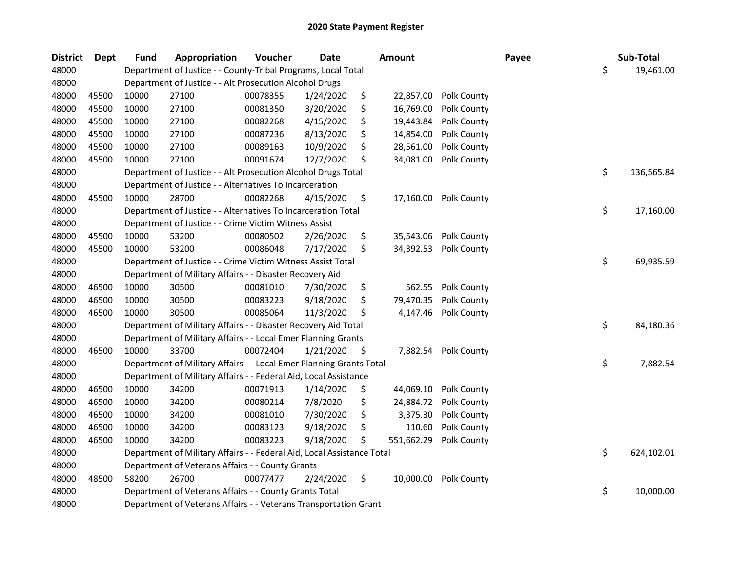# 2020 State Payment Register

| District | Dept | Fund | Appropriation | Voucher | Date | Amount | Payee | Sub-Total |
|---|---|---|---|---|---|---|---|---|
| 48000 | | Department of Justice - - County-Tribal Programs, Local Total | | | | | | $ 19,461.00 |
| 48000 | | Department of Justice - - Alt Prosecution Alcohol Drugs | | | | | | |
| 48000 | 45500 | 10000 | 27100 | 00078355 | 1/24/2020 | $ 22,857.00 | Polk County | |
| 48000 | 45500 | 10000 | 27100 | 00081350 | 3/20/2020 | $ 16,769.00 | Polk County | |
| 48000 | 45500 | 10000 | 27100 | 00082268 | 4/15/2020 | $ 19,443.84 | Polk County | |
| 48000 | 45500 | 10000 | 27100 | 00087236 | 8/13/2020 | $ 14,854.00 | Polk County | |
| 48000 | 45500 | 10000 | 27100 | 00089163 | 10/9/2020 | $ 28,561.00 | Polk County | |
| 48000 | 45500 | 10000 | 27100 | 00091674 | 12/7/2020 | $ 34,081.00 | Polk County | |
| 48000 | | Department of Justice - - Alt Prosecution Alcohol Drugs Total | | | | | | $ 136,565.84 |
| 48000 | | Department of Justice - - Alternatives To Incarceration | | | | | | |
| 48000 | 45500 | 10000 | 28700 | 00082268 | 4/15/2020 | $ 17,160.00 | Polk County | |
| 48000 | | Department of Justice - - Alternatives To Incarceration Total | | | | | | $ 17,160.00 |
| 48000 | | Department of Justice - - Crime Victim Witness Assist | | | | | | |
| 48000 | 45500 | 10000 | 53200 | 00080502 | 2/26/2020 | $ 35,543.06 | Polk County | |
| 48000 | 45500 | 10000 | 53200 | 00086048 | 7/17/2020 | $ 34,392.53 | Polk County | |
| 48000 | | Department of Justice - - Crime Victim Witness Assist Total | | | | | | $ 69,935.59 |
| 48000 | | Department of Military Affairs - - Disaster Recovery Aid | | | | | | |
| 48000 | 46500 | 10000 | 30500 | 00081010 | 7/30/2020 | $ 562.55 | Polk County | |
| 48000 | 46500 | 10000 | 30500 | 00083223 | 9/18/2020 | $ 79,470.35 | Polk County | |
| 48000 | 46500 | 10000 | 30500 | 00085064 | 11/3/2020 | $ 4,147.46 | Polk County | |
| 48000 | | Department of Military Affairs - - Disaster Recovery Aid Total | | | | | | $ 84,180.36 |
| 48000 | | Department of Military Affairs - - Local Emer Planning Grants | | | | | | |
| 48000 | 46500 | 10000 | 33700 | 00072404 | 1/21/2020 | $ 7,882.54 | Polk County | |
| 48000 | | Department of Military Affairs - - Local Emer Planning Grants Total | | | | | | $ 7,882.54 |
| 48000 | | Department of Military Affairs - - Federal Aid, Local Assistance | | | | | | |
| 48000 | 46500 | 10000 | 34200 | 00071913 | 1/14/2020 | $ 44,069.10 | Polk County | |
| 48000 | 46500 | 10000 | 34200 | 00080214 | 7/8/2020 | $ 24,884.72 | Polk County | |
| 48000 | 46500 | 10000 | 34200 | 00081010 | 7/30/2020 | $ 3,375.30 | Polk County | |
| 48000 | 46500 | 10000 | 34200 | 00083123 | 9/18/2020 | $ 110.60 | Polk County | |
| 48000 | 46500 | 10000 | 34200 | 00083223 | 9/18/2020 | $ 551,662.29 | Polk County | |
| 48000 | | Department of Military Affairs - - Federal Aid, Local Assistance Total | | | | | | $ 624,102.01 |
| 48000 | | Department of Veterans Affairs - - County Grants | | | | | | |
| 48000 | 48500 | 58200 | 26700 | 00077477 | 2/24/2020 | $ 10,000.00 | Polk County | |
| 48000 | | Department of Veterans Affairs - - County Grants Total | | | | | | $ 10,000.00 |
| 48000 | | Department of Veterans Affairs - - Veterans Transportation Grant | | | | | | |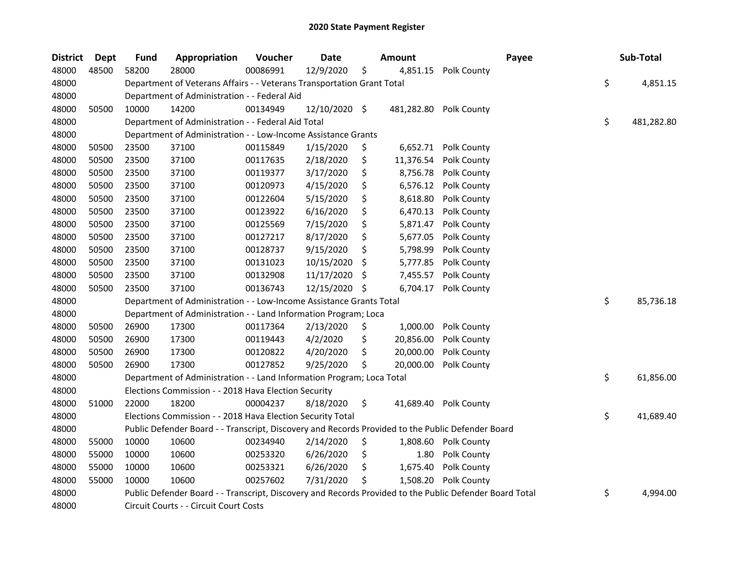# 2020 State Payment Register

| District | Dept | Fund | Appropriation | Voucher | Date | Amount | Payee | Sub-Total |
|---|---|---|---|---|---|---|---|---|
| 48000 | 48500 | 58200 | 28000 | 00086991 | 12/9/2020 | $ 4,851.15 | Polk County | |
| 48000 | | Department of Veterans Affairs - - Veterans Transportation Grant Total | | | | | | $ 4,851.15 |
| 48000 | | Department of Administration - - Federal Aid | | | | | | |
| 48000 | 50500 | 10000 | 14200 | 00134949 | 12/10/2020 | $ 481,282.80 | Polk County | |
| 48000 | | Department of Administration - - Federal Aid Total | | | | | | $ 481,282.80 |
| 48000 | | Department of Administration - - Low-Income Assistance Grants | | | | | | |
| 48000 | 50500 | 23500 | 37100 | 00115849 | 1/15/2020 | $ 6,652.71 | Polk County | |
| 48000 | 50500 | 23500 | 37100 | 00117635 | 2/18/2020 | $ 11,376.54 | Polk County | |
| 48000 | 50500 | 23500 | 37100 | 00119377 | 3/17/2020 | $ 8,756.78 | Polk County | |
| 48000 | 50500 | 23500 | 37100 | 00120973 | 4/15/2020 | $ 6,576.12 | Polk County | |
| 48000 | 50500 | 23500 | 37100 | 00122604 | 5/15/2020 | $ 8,618.80 | Polk County | |
| 48000 | 50500 | 23500 | 37100 | 00123922 | 6/16/2020 | $ 6,470.13 | Polk County | |
| 48000 | 50500 | 23500 | 37100 | 00125569 | 7/15/2020 | $ 5,871.47 | Polk County | |
| 48000 | 50500 | 23500 | 37100 | 00127217 | 8/17/2020 | $ 5,677.05 | Polk County | |
| 48000 | 50500 | 23500 | 37100 | 00128737 | 9/15/2020 | $ 5,798.99 | Polk County | |
| 48000 | 50500 | 23500 | 37100 | 00131023 | 10/15/2020 | $ 5,777.85 | Polk County | |
| 48000 | 50500 | 23500 | 37100 | 00132908 | 11/17/2020 | $ 7,455.57 | Polk County | |
| 48000 | 50500 | 23500 | 37100 | 00136743 | 12/15/2020 | $ 6,704.17 | Polk County | |
| 48000 | | Department of Administration - - Low-Income Assistance Grants Total | | | | | | $ 85,736.18 |
| 48000 | | Department of Administration - - Land Information Program; Loca | | | | | | |
| 48000 | 50500 | 26900 | 17300 | 00117364 | 2/13/2020 | $ 1,000.00 | Polk County | |
| 48000 | 50500 | 26900 | 17300 | 00119443 | 4/2/2020 | $ 20,856.00 | Polk County | |
| 48000 | 50500 | 26900 | 17300 | 00120822 | 4/20/2020 | $ 20,000.00 | Polk County | |
| 48000 | 50500 | 26900 | 17300 | 00127852 | 9/25/2020 | $ 20,000.00 | Polk County | |
| 48000 | | Department of Administration - - Land Information Program; Loca Total | | | | | | $ 61,856.00 |
| 48000 | | Elections Commission - - 2018 Hava Election Security | | | | | | |
| 48000 | 51000 | 22000 | 18200 | 00004237 | 8/18/2020 | $ 41,689.40 | Polk County | |
| 48000 | | Elections Commission - - 2018 Hava Election Security Total | | | | | | $ 41,689.40 |
| 48000 | | Public Defender Board - - Transcript, Discovery and Records Provided to the Public Defender Board | | | | | | |
| 48000 | 55000 | 10000 | 10600 | 00234940 | 2/14/2020 | $ 1,808.60 | Polk County | |
| 48000 | 55000 | 10000 | 10600 | 00253320 | 6/26/2020 | $ 1.80 | Polk County | |
| 48000 | 55000 | 10000 | 10600 | 00253321 | 6/26/2020 | $ 1,675.40 | Polk County | |
| 48000 | 55000 | 10000 | 10600 | 00257602 | 7/31/2020 | $ 1,508.20 | Polk County | |
| 48000 | | Public Defender Board - - Transcript, Discovery and Records Provided to the Public Defender Board Total | | | | | | $ 4,994.00 |
| 48000 | | Circuit Courts - - Circuit Court Costs | | | | | | |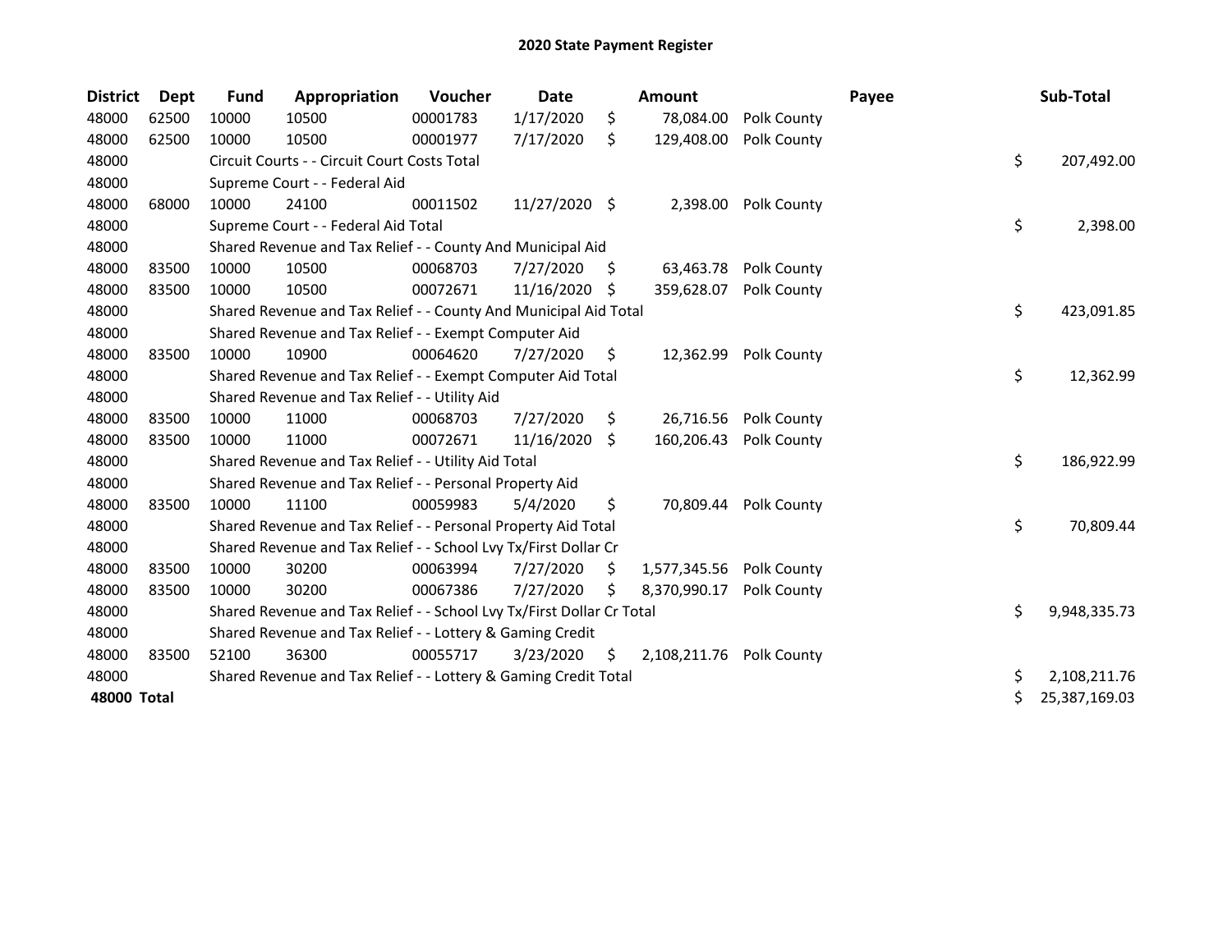# 2020 State Payment Register

| District | Dept | Fund | Appropriation | Voucher | Date | Amount | Payee | Sub-Total |
|---|---|---|---|---|---|---|---|---|
| 48000 | 62500 | 10000 | 10500 | 00001783 | 1/17/2020 | $ 78,084.00 | Polk County | |
| 48000 | 62500 | 10000 | 10500 | 00001977 | 7/17/2020 | $ 129,408.00 | Polk County | |
| 48000 | | Circuit Courts - - Circuit Court Costs Total | | | | | | $ 207,492.00 |
| 48000 | | Supreme Court - - Federal Aid | | | | | | |
| 48000 | 68000 | 10000 | 24100 | 00011502 | 11/27/2020 | $ 2,398.00 | Polk County | |
| 48000 | | Supreme Court - - Federal Aid Total | | | | | | $ 2,398.00 |
| 48000 | | Shared Revenue and Tax Relief - - County And Municipal Aid | | | | | | |
| 48000 | 83500 | 10000 | 10500 | 00068703 | 7/27/2020 | $ 63,463.78 | Polk County | |
| 48000 | 83500 | 10000 | 10500 | 00072671 | 11/16/2020 | $ 359,628.07 | Polk County | |
| 48000 | | Shared Revenue and Tax Relief - - County And Municipal Aid Total | | | | | | $ 423,091.85 |
| 48000 | | Shared Revenue and Tax Relief - - Exempt Computer Aid | | | | | | |
| 48000 | 83500 | 10000 | 10900 | 00064620 | 7/27/2020 | $ 12,362.99 | Polk County | |
| 48000 | | Shared Revenue and Tax Relief - - Exempt Computer Aid Total | | | | | | $ 12,362.99 |
| 48000 | | Shared Revenue and Tax Relief - - Utility Aid | | | | | | |
| 48000 | 83500 | 10000 | 11000 | 00068703 | 7/27/2020 | $ 26,716.56 | Polk County | |
| 48000 | 83500 | 10000 | 11000 | 00072671 | 11/16/2020 | $ 160,206.43 | Polk County | |
| 48000 | | Shared Revenue and Tax Relief - - Utility Aid Total | | | | | | $ 186,922.99 |
| 48000 | | Shared Revenue and Tax Relief - - Personal Property Aid | | | | | | |
| 48000 | 83500 | 10000 | 11100 | 00059983 | 5/4/2020 | $ 70,809.44 | Polk County | |
| 48000 | | Shared Revenue and Tax Relief - - Personal Property Aid Total | | | | | | $ 70,809.44 |
| 48000 | | Shared Revenue and Tax Relief - - School Lvy Tx/First Dollar Cr | | | | | | |
| 48000 | 83500 | 10000 | 30200 | 00063994 | 7/27/2020 | $ 1,577,345.56 | Polk County | |
| 48000 | 83500 | 10000 | 30200 | 00067386 | 7/27/2020 | $ 8,370,990.17 | Polk County | |
| 48000 | | Shared Revenue and Tax Relief - - School Lvy Tx/First Dollar Cr Total | | | | | | $ 9,948,335.73 |
| 48000 | | Shared Revenue and Tax Relief - - Lottery & Gaming Credit | | | | | | |
| 48000 | 83500 | 52100 | 36300 | 00055717 | 3/23/2020 | $ 2,108,211.76 | Polk County | |
| 48000 | | Shared Revenue and Tax Relief - - Lottery & Gaming Credit Total | | | | | | $ 2,108,211.76 |
| **48000 Total** | | | | | | | | $ 25,387,169.03 |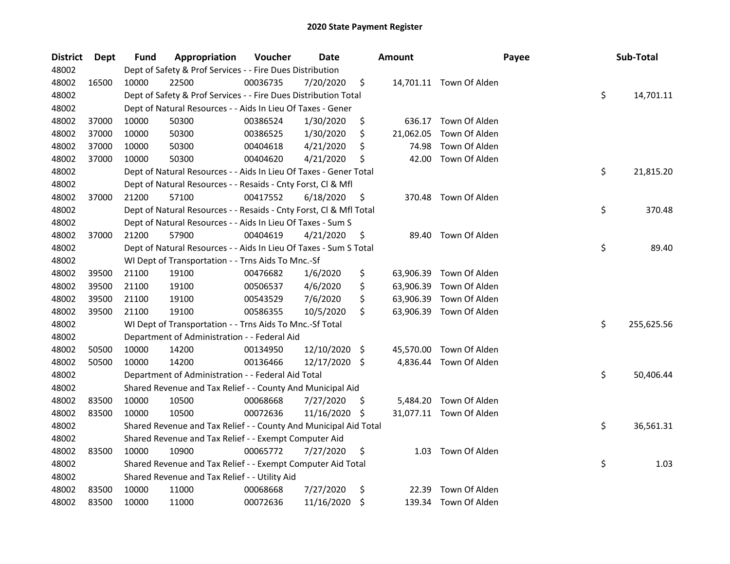# 2020 State Payment Register

| District | Dept | Fund | Appropriation | Voucher | Date | Amount | Payee | Sub-Total |
|---|---|---|---|---|---|---|---|---|
| 48002 | | Dept of Safety & Prof Services - - Fire Dues Distribution | | | | | | |
| 48002 | 16500 | 10000 | 22500 | 00036735 | 7/20/2020 | $ 14,701.11 | Town Of Alden | |
| 48002 | | Dept of Safety & Prof Services - - Fire Dues Distribution Total | | | | | | $ 14,701.11 |
| 48002 | | Dept of Natural Resources - - Aids In Lieu Of Taxes - Gener | | | | | | |
| 48002 | 37000 | 10000 | 50300 | 00386524 | 1/30/2020 | $ 636.17 | Town Of Alden | |
| 48002 | 37000 | 10000 | 50300 | 00386525 | 1/30/2020 | $ 21,062.05 | Town Of Alden | |
| 48002 | 37000 | 10000 | 50300 | 00404618 | 4/21/2020 | $ 74.98 | Town Of Alden | |
| 48002 | 37000 | 10000 | 50300 | 00404620 | 4/21/2020 | $ 42.00 | Town Of Alden | |
| 48002 | | Dept of Natural Resources - - Aids In Lieu Of Taxes - Gener Total | | | | | | $ 21,815.20 |
| 48002 | | Dept of Natural Resources - - Resaids - Cnty Forst, Cl & Mfl | | | | | | |
| 48002 | 37000 | 21200 | 57100 | 00417552 | 6/18/2020 | $ 370.48 | Town Of Alden | |
| 48002 | | Dept of Natural Resources - - Resaids - Cnty Forst, Cl & Mfl Total | | | | | | $ 370.48 |
| 48002 | | Dept of Natural Resources - - Aids In Lieu Of Taxes - Sum S | | | | | | |
| 48002 | 37000 | 21200 | 57900 | 00404619 | 4/21/2020 | $ 89.40 | Town Of Alden | |
| 48002 | | Dept of Natural Resources - - Aids In Lieu Of Taxes - Sum S Total | | | | | | $ 89.40 |
| 48002 | | WI Dept of Transportation - - Trns Aids To Mnc.-Sf | | | | | | |
| 48002 | 39500 | 21100 | 19100 | 00476682 | 1/6/2020 | $ 63,906.39 | Town Of Alden | |
| 48002 | 39500 | 21100 | 19100 | 00506537 | 4/6/2020 | $ 63,906.39 | Town Of Alden | |
| 48002 | 39500 | 21100 | 19100 | 00543529 | 7/6/2020 | $ 63,906.39 | Town Of Alden | |
| 48002 | 39500 | 21100 | 19100 | 00586355 | 10/5/2020 | $ 63,906.39 | Town Of Alden | |
| 48002 | | WI Dept of Transportation - - Trns Aids To Mnc.-Sf Total | | | | | | $ 255,625.56 |
| 48002 | | Department of Administration - - Federal Aid | | | | | | |
| 48002 | 50500 | 10000 | 14200 | 00134950 | 12/10/2020 | $ 45,570.00 | Town Of Alden | |
| 48002 | 50500 | 10000 | 14200 | 00136466 | 12/17/2020 | $ 4,836.44 | Town Of Alden | |
| 48002 | | Department of Administration - - Federal Aid Total | | | | | | $ 50,406.44 |
| 48002 | | Shared Revenue and Tax Relief - - County And Municipal Aid | | | | | | |
| 48002 | 83500 | 10000 | 10500 | 00068668 | 7/27/2020 | $ 5,484.20 | Town Of Alden | |
| 48002 | 83500 | 10000 | 10500 | 00072636 | 11/16/2020 | $ 31,077.11 | Town Of Alden | |
| 48002 | | Shared Revenue and Tax Relief - - County And Municipal Aid Total | | | | | | $ 36,561.31 |
| 48002 | | Shared Revenue and Tax Relief - - Exempt Computer Aid | | | | | | |
| 48002 | 83500 | 10000 | 10900 | 00065772 | 7/27/2020 | $ 1.03 | Town Of Alden | |
| 48002 | | Shared Revenue and Tax Relief - - Exempt Computer Aid Total | | | | | | $ 1.03 |
| 48002 | | Shared Revenue and Tax Relief - - Utility Aid | | | | | | |
| 48002 | 83500 | 10000 | 11000 | 00068668 | 7/27/2020 | $ 22.39 | Town Of Alden | |
| 48002 | 83500 | 10000 | 11000 | 00072636 | 11/16/2020 | $ 139.34 | Town Of Alden | |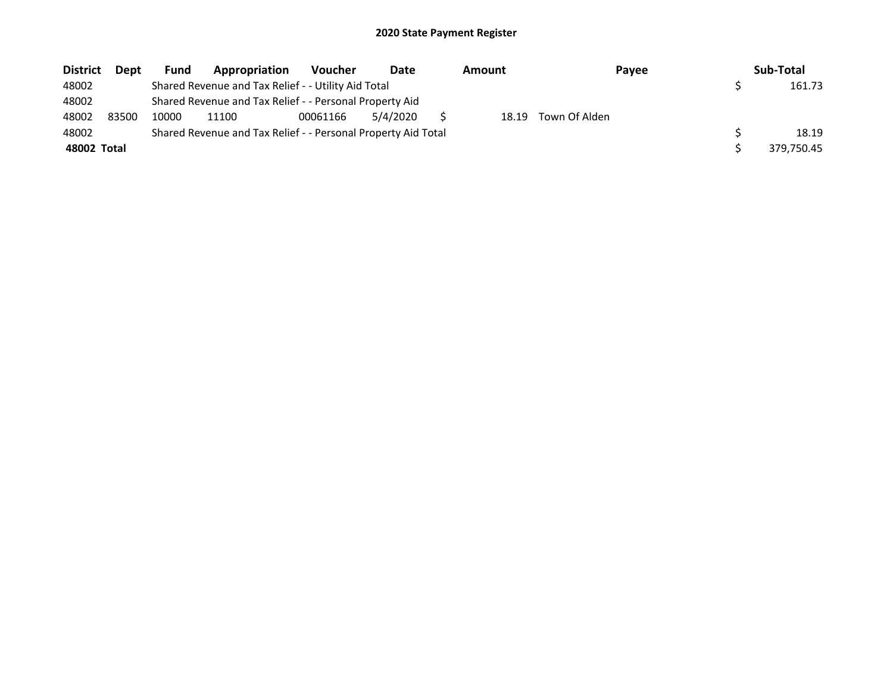# 2020 State Payment Register

| District | Dept | Fund | Appropriation | Voucher | Date | Amount | Payee | Sub-Total |
|---|---|---|---|---|---|---|---|---|
| 48002 | | Shared Revenue and Tax Relief - - Utility Aid Total | | | | | | $ 161.73 |
| 48002 | | Shared Revenue and Tax Relief - - Personal Property Aid | | | | | | |
| 48002 | 83500 | 10000 | 11100 | 00061166 | 5/4/2020 | $ 18.19 | Town Of Alden | |
| 48002 | | Shared Revenue and Tax Relief - - Personal Property Aid Total | | | | | | $ 18.19 |
| **48002 Total** | | | | | | | | $ 379,750.45 |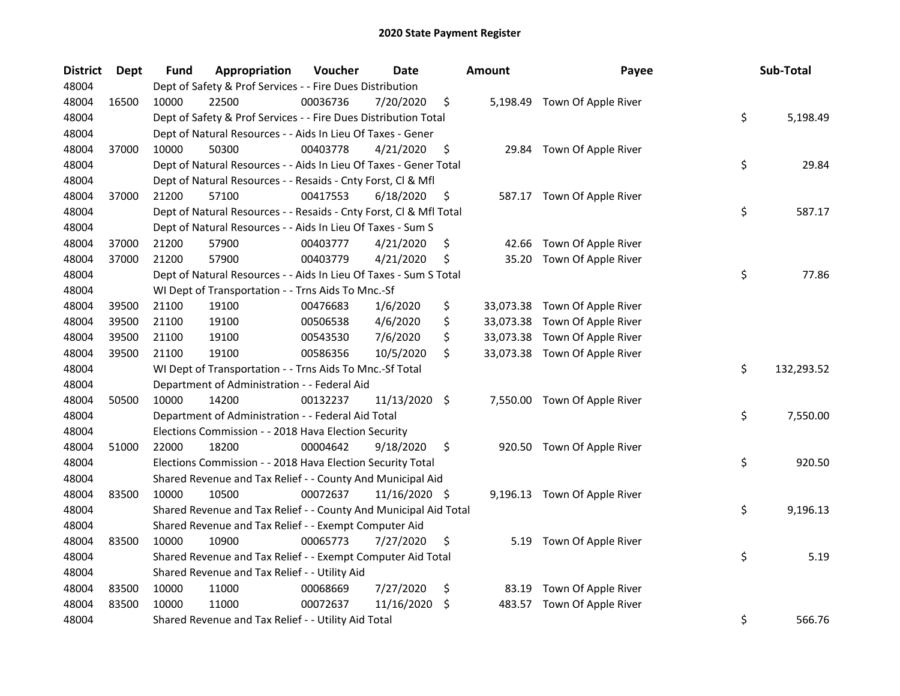# 2020 State Payment Register

| District | Dept | Fund | Appropriation | Voucher | Date | Amount | Payee | Sub-Total |
|---|---|---|---|---|---|---|---|---|
| 48004 | | Dept of Safety & Prof Services - - Fire Dues Distribution | | | | | | |
| 48004 | 16500 | 10000 | 22500 | 00036736 | 7/20/2020 | $ 5,198.49 | Town Of Apple River | |
| 48004 | | Dept of Safety & Prof Services - - Fire Dues Distribution Total | | | | | | $ 5,198.49 |
| 48004 | | Dept of Natural Resources - - Aids In Lieu Of Taxes - Gener | | | | | | |
| 48004 | 37000 | 10000 | 50300 | 00403778 | 4/21/2020 | $ 29.84 | Town Of Apple River | |
| 48004 | | Dept of Natural Resources - - Aids In Lieu Of Taxes - Gener Total | | | | | | $ 29.84 |
| 48004 | | Dept of Natural Resources - - Resaids - Cnty Forst, Cl & Mfl | | | | | | |
| 48004 | 37000 | 21200 | 57100 | 00417553 | 6/18/2020 | $ 587.17 | Town Of Apple River | |
| 48004 | | Dept of Natural Resources - - Resaids - Cnty Forst, Cl & Mfl Total | | | | | | $ 587.17 |
| 48004 | | Dept of Natural Resources - - Aids In Lieu Of Taxes - Sum S | | | | | | |
| 48004 | 37000 | 21200 | 57900 | 00403777 | 4/21/2020 | $ 42.66 | Town Of Apple River | |
| 48004 | 37000 | 21200 | 57900 | 00403779 | 4/21/2020 | $ 35.20 | Town Of Apple River | |
| 48004 | | Dept of Natural Resources - - Aids In Lieu Of Taxes - Sum S Total | | | | | | $ 77.86 |
| 48004 | | WI Dept of Transportation - - Trns Aids To Mnc.-Sf | | | | | | |
| 48004 | 39500 | 21100 | 19100 | 00476683 | 1/6/2020 | $ 33,073.38 | Town Of Apple River | |
| 48004 | 39500 | 21100 | 19100 | 00506538 | 4/6/2020 | $ 33,073.38 | Town Of Apple River | |
| 48004 | 39500 | 21100 | 19100 | 00543530 | 7/6/2020 | $ 33,073.38 | Town Of Apple River | |
| 48004 | 39500 | 21100 | 19100 | 00586356 | 10/5/2020 | $ 33,073.38 | Town Of Apple River | |
| 48004 | | WI Dept of Transportation - - Trns Aids To Mnc.-Sf Total | | | | | | $ 132,293.52 |
| 48004 | | Department of Administration - - Federal Aid | | | | | | |
| 48004 | 50500 | 10000 | 14200 | 00132237 | 11/13/2020 | $ 7,550.00 | Town Of Apple River | |
| 48004 | | Department of Administration - - Federal Aid Total | | | | | | $ 7,550.00 |
| 48004 | | Elections Commission - - 2018 Hava Election Security | | | | | | |
| 48004 | 51000 | 22000 | 18200 | 00004642 | 9/18/2020 | $ 920.50 | Town Of Apple River | |
| 48004 | | Elections Commission - - 2018 Hava Election Security Total | | | | | | $ 920.50 |
| 48004 | | Shared Revenue and Tax Relief - - County And Municipal Aid | | | | | | |
| 48004 | 83500 | 10000 | 10500 | 00072637 | 11/16/2020 | $ 9,196.13 | Town Of Apple River | |
| 48004 | | Shared Revenue and Tax Relief - - County And Municipal Aid Total | | | | | | $ 9,196.13 |
| 48004 | | Shared Revenue and Tax Relief - - Exempt Computer Aid | | | | | | |
| 48004 | 83500 | 10000 | 10900 | 00065773 | 7/27/2020 | $ 5.19 | Town Of Apple River | |
| 48004 | | Shared Revenue and Tax Relief - - Exempt Computer Aid Total | | | | | | $ 5.19 |
| 48004 | | Shared Revenue and Tax Relief - - Utility Aid | | | | | | |
| 48004 | 83500 | 10000 | 11000 | 00068669 | 7/27/2020 | $ 83.19 | Town Of Apple River | |
| 48004 | 83500 | 10000 | 11000 | 00072637 | 11/16/2020 | $ 483.57 | Town Of Apple River | |
| 48004 | | Shared Revenue and Tax Relief - - Utility Aid Total | | | | | | $ 566.76 |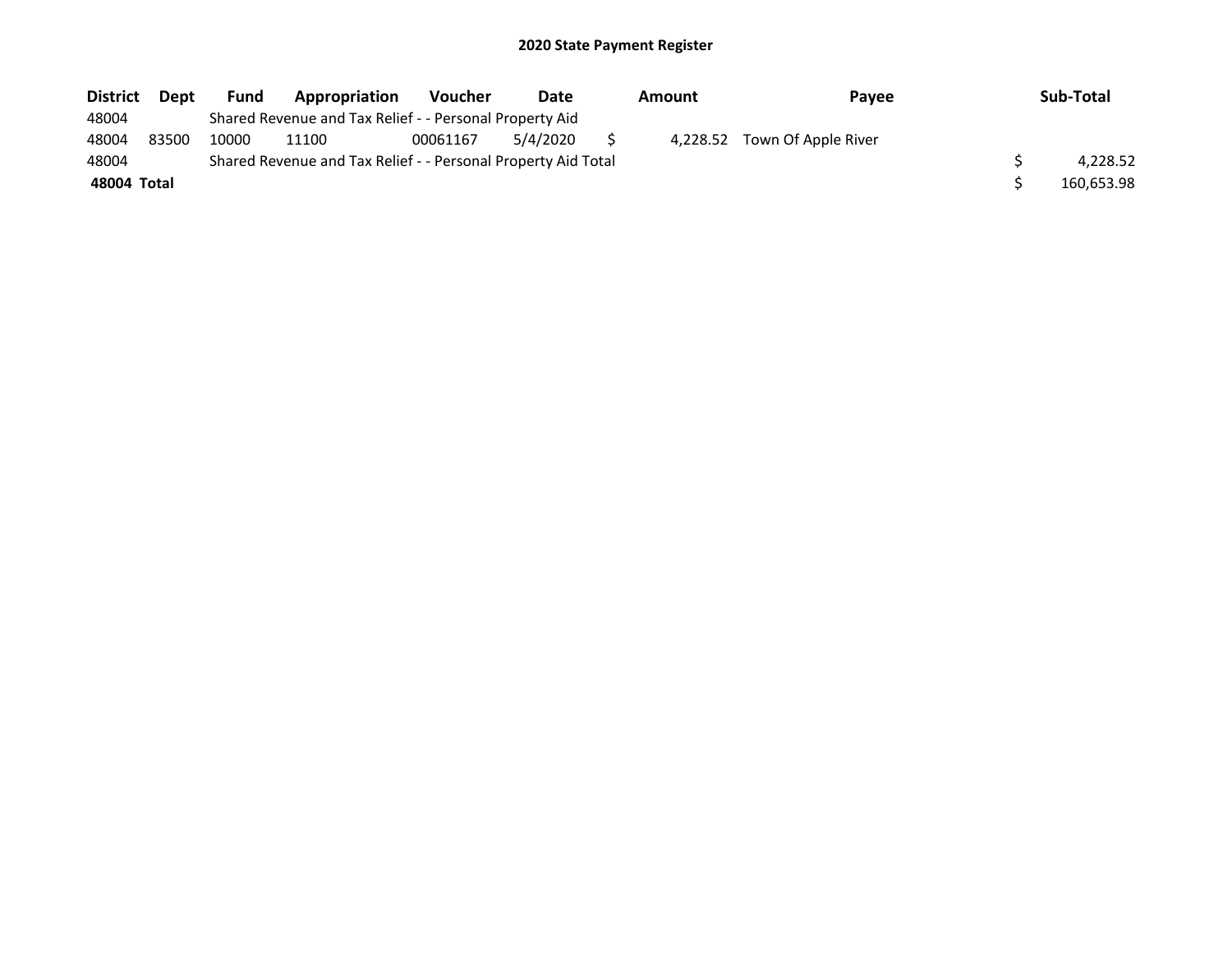## 2020 State Payment Register

| District | Dept | Fund | Appropriation | Voucher | Date | Amount | Payee | Sub-Total |
|---|---|---|---|---|---|---|---|---|
| 48004 | | Shared Revenue and Tax Relief - - Personal Property Aid | | | | | | |
| 48004 | 83500 | 10000 | 11100 | 00061167 | 5/4/2020 | $ 4,228.52 | Town Of Apple River | |
| 48004 | | Shared Revenue and Tax Relief - - Personal Property Aid Total | | | | | | $ 4,228.52 |
| **48004 Total** | | | | | | | | $ 160,653.98 |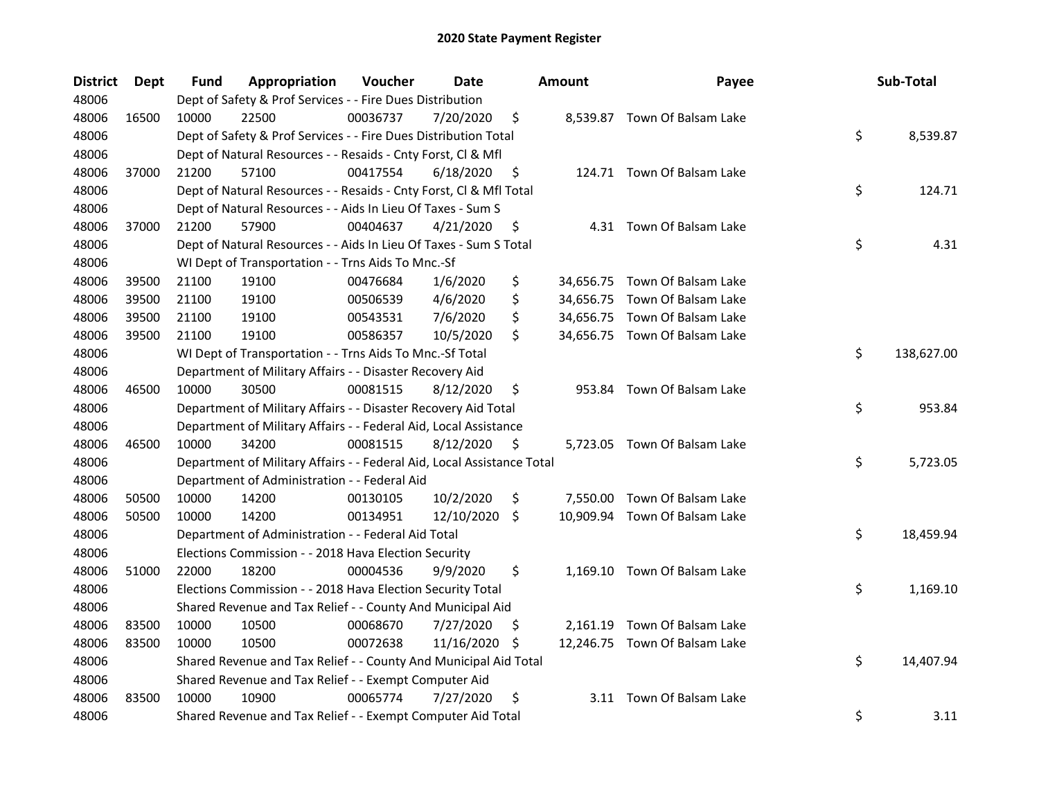# 2020 State Payment Register

| District | Dept | Fund | Appropriation | Voucher | Date | Amount | Payee | Sub-Total |
|---|---|---|---|---|---|---|---|---|
| 48006 | | Dept of Safety & Prof Services - - Fire Dues Distribution | | | | | | |
| 48006 | 16500 | 10000 | 22500 | 00036737 | 7/20/2020 | $ 8,539.87 | Town Of Balsam Lake | |
| 48006 | | Dept of Safety & Prof Services - - Fire Dues Distribution Total | | | | | | $ 8,539.87 |
| 48006 | | Dept of Natural Resources - - Resaids - Cnty Forst, Cl & Mfl | | | | | | |
| 48006 | 37000 | 21200 | 57100 | 00417554 | 6/18/2020 | $ 124.71 | Town Of Balsam Lake | |
| 48006 | | Dept of Natural Resources - - Resaids - Cnty Forst, Cl & Mfl Total | | | | | | $ 124.71 |
| 48006 | | Dept of Natural Resources - - Aids In Lieu Of Taxes - Sum S | | | | | | |
| 48006 | 37000 | 21200 | 57900 | 00404637 | 4/21/2020 | $ 4.31 | Town Of Balsam Lake | |
| 48006 | | Dept of Natural Resources - - Aids In Lieu Of Taxes - Sum S Total | | | | | | $ 4.31 |
| 48006 | | WI Dept of Transportation - - Trns Aids To Mnc.-Sf | | | | | | |
| 48006 | 39500 | 21100 | 19100 | 00476684 | 1/6/2020 | $ 34,656.75 | Town Of Balsam Lake | |
| 48006 | 39500 | 21100 | 19100 | 00506539 | 4/6/2020 | $ 34,656.75 | Town Of Balsam Lake | |
| 48006 | 39500 | 21100 | 19100 | 00543531 | 7/6/2020 | $ 34,656.75 | Town Of Balsam Lake | |
| 48006 | 39500 | 21100 | 19100 | 00586357 | 10/5/2020 | $ 34,656.75 | Town Of Balsam Lake | |
| 48006 | | WI Dept of Transportation - - Trns Aids To Mnc.-Sf Total | | | | | | $ 138,627.00 |
| 48006 | | Department of Military Affairs - - Disaster Recovery Aid | | | | | | |
| 48006 | 46500 | 10000 | 30500 | 00081515 | 8/12/2020 | $ 953.84 | Town Of Balsam Lake | |
| 48006 | | Department of Military Affairs - - Disaster Recovery Aid Total | | | | | | $ 953.84 |
| 48006 | | Department of Military Affairs - - Federal Aid, Local Assistance | | | | | | |
| 48006 | 46500 | 10000 | 34200 | 00081515 | 8/12/2020 | $ 5,723.05 | Town Of Balsam Lake | |
| 48006 | | Department of Military Affairs - - Federal Aid, Local Assistance Total | | | | | | $ 5,723.05 |
| 48006 | | Department of Administration - - Federal Aid | | | | | | |
| 48006 | 50500 | 10000 | 14200 | 00130105 | 10/2/2020 | $ 7,550.00 | Town Of Balsam Lake | |
| 48006 | 50500 | 10000 | 14200 | 00134951 | 12/10/2020 | $ 10,909.94 | Town Of Balsam Lake | |
| 48006 | | Department of Administration - - Federal Aid Total | | | | | | $ 18,459.94 |
| 48006 | | Elections Commission - - 2018 Hava Election Security | | | | | | |
| 48006 | 51000 | 22000 | 18200 | 00004536 | 9/9/2020 | $ 1,169.10 | Town Of Balsam Lake | |
| 48006 | | Elections Commission - - 2018 Hava Election Security Total | | | | | | $ 1,169.10 |
| 48006 | | Shared Revenue and Tax Relief - - County And Municipal Aid | | | | | | |
| 48006 | 83500 | 10000 | 10500 | 00068670 | 7/27/2020 | $ 2,161.19 | Town Of Balsam Lake | |
| 48006 | 83500 | 10000 | 10500 | 00072638 | 11/16/2020 | $ 12,246.75 | Town Of Balsam Lake | |
| 48006 | | Shared Revenue and Tax Relief - - County And Municipal Aid Total | | | | | | $ 14,407.94 |
| 48006 | | Shared Revenue and Tax Relief - - Exempt Computer Aid | | | | | | |
| 48006 | 83500 | 10000 | 10900 | 00065774 | 7/27/2020 | $ 3.11 | Town Of Balsam Lake | |
| 48006 | | Shared Revenue and Tax Relief - - Exempt Computer Aid Total | | | | | | $ 3.11 |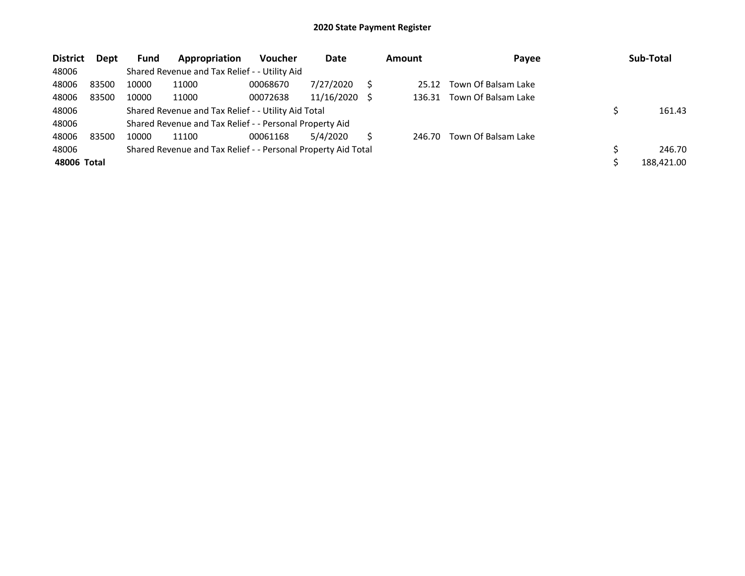# 2020 State Payment Register

| District | Dept | Fund | Appropriation | Voucher | Date | Amount | Payee | Sub-Total |
|---|---|---|---|---|---|---|---|---|
| 48006 | | Shared Revenue and Tax Relief - - Utility Aid | | | | | | |
| 48006 | 83500 | 10000 | 11000 | 00068670 | 7/27/2020 | $ 25.12 | Town Of Balsam Lake | |
| 48006 | 83500 | 10000 | 11000 | 00072638 | 11/16/2020 | $ 136.31 | Town Of Balsam Lake | |
| 48006 | | Shared Revenue and Tax Relief - - Utility Aid Total | | | | | | $ 161.43 |
| 48006 | | Shared Revenue and Tax Relief - - Personal Property Aid | | | | | | |
| 48006 | 83500 | 10000 | 11100 | 00061168 | 5/4/2020 | $ 246.70 | Town Of Balsam Lake | |
| 48006 | | Shared Revenue and Tax Relief - - Personal Property Aid Total | | | | | | $ 246.70 |
| **48006 Total** | | | | | | | | $ 188,421.00 |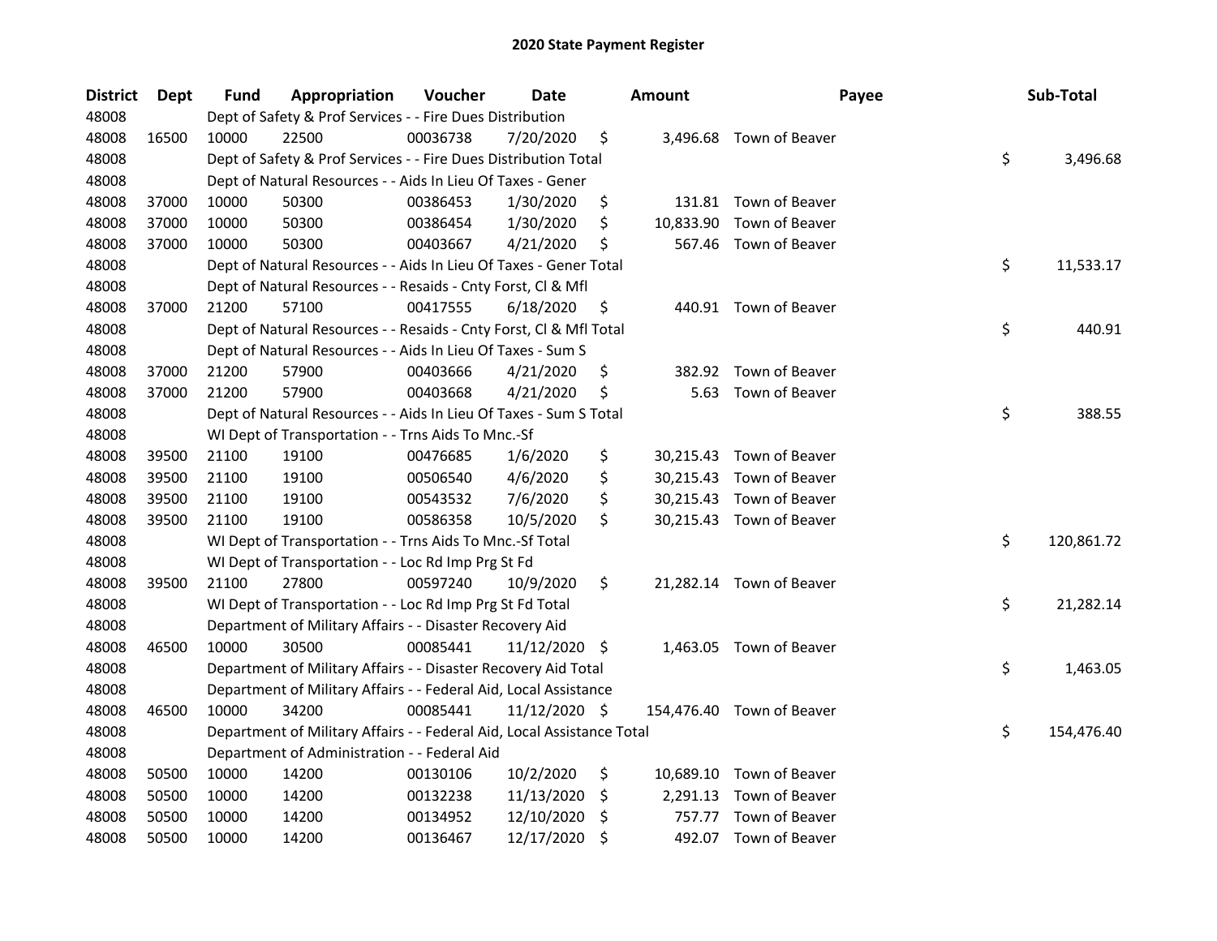# 2020 State Payment Register

| District | Dept | Fund | Appropriation | Voucher | Date | Amount | Payee | Sub-Total |
|---|---|---|---|---|---|---|---|---|
| 48008 | | Dept of Safety & Prof Services - - Fire Dues Distribution | | | | | | |
| 48008 | 16500 | 10000 | 22500 | 00036738 | 7/20/2020 | $ 3,496.68 | Town of Beaver | |
| 48008 | | Dept of Safety & Prof Services - - Fire Dues Distribution Total | | | | | | $ 3,496.68 |
| 48008 | | Dept of Natural Resources - - Aids In Lieu Of Taxes - Gener | | | | | | |
| 48008 | 37000 | 10000 | 50300 | 00386453 | 1/30/2020 | $ 131.81 | Town of Beaver | |
| 48008 | 37000 | 10000 | 50300 | 00386454 | 1/30/2020 | $ 10,833.90 | Town of Beaver | |
| 48008 | 37000 | 10000 | 50300 | 00403667 | 4/21/2020 | $ 567.46 | Town of Beaver | |
| 48008 | | Dept of Natural Resources - - Aids In Lieu Of Taxes - Gener Total | | | | | | $ 11,533.17 |
| 48008 | | Dept of Natural Resources - - Resaids - Cnty Forst, Cl & Mfl | | | | | | |
| 48008 | 37000 | 21200 | 57100 | 00417555 | 6/18/2020 | $ 440.91 | Town of Beaver | |
| 48008 | | Dept of Natural Resources - - Resaids - Cnty Forst, Cl & Mfl Total | | | | | | $ 440.91 |
| 48008 | | Dept of Natural Resources - - Aids In Lieu Of Taxes - Sum S | | | | | | |
| 48008 | 37000 | 21200 | 57900 | 00403666 | 4/21/2020 | $ 382.92 | Town of Beaver | |
| 48008 | 37000 | 21200 | 57900 | 00403668 | 4/21/2020 | $ 5.63 | Town of Beaver | |
| 48008 | | Dept of Natural Resources - - Aids In Lieu Of Taxes - Sum S Total | | | | | | $ 388.55 |
| 48008 | | WI Dept of Transportation - - Trns Aids To Mnc.-Sf | | | | | | |
| 48008 | 39500 | 21100 | 19100 | 00476685 | 1/6/2020 | $ 30,215.43 | Town of Beaver | |
| 48008 | 39500 | 21100 | 19100 | 00506540 | 4/6/2020 | $ 30,215.43 | Town of Beaver | |
| 48008 | 39500 | 21100 | 19100 | 00543532 | 7/6/2020 | $ 30,215.43 | Town of Beaver | |
| 48008 | 39500 | 21100 | 19100 | 00586358 | 10/5/2020 | $ 30,215.43 | Town of Beaver | |
| 48008 | | WI Dept of Transportation - - Trns Aids To Mnc.-Sf Total | | | | | | $ 120,861.72 |
| 48008 | | WI Dept of Transportation - - Loc Rd Imp Prg St Fd | | | | | | |
| 48008 | 39500 | 21100 | 27800 | 00597240 | 10/9/2020 | $ 21,282.14 | Town of Beaver | |
| 48008 | | WI Dept of Transportation - - Loc Rd Imp Prg St Fd Total | | | | | | $ 21,282.14 |
| 48008 | | Department of Military Affairs - - Disaster Recovery Aid | | | | | | |
| 48008 | 46500 | 10000 | 30500 | 00085441 | 11/12/2020 | $ 1,463.05 | Town of Beaver | |
| 48008 | | Department of Military Affairs - - Disaster Recovery Aid Total | | | | | | $ 1,463.05 |
| 48008 | | Department of Military Affairs - - Federal Aid, Local Assistance | | | | | | |
| 48008 | 46500 | 10000 | 34200 | 00085441 | 11/12/2020 | $ 154,476.40 | Town of Beaver | |
| 48008 | | Department of Military Affairs - - Federal Aid, Local Assistance Total | | | | | | $ 154,476.40 |
| 48008 | | Department of Administration - - Federal Aid | | | | | | |
| 48008 | 50500 | 10000 | 14200 | 00130106 | 10/2/2020 | $ 10,689.10 | Town of Beaver | |
| 48008 | 50500 | 10000 | 14200 | 00132238 | 11/13/2020 | $ 2,291.13 | Town of Beaver | |
| 48008 | 50500 | 10000 | 14200 | 00134952 | 12/10/2020 | $ 757.77 | Town of Beaver | |
| 48008 | 50500 | 10000 | 14200 | 00136467 | 12/17/2020 | $ 492.07 | Town of Beaver | |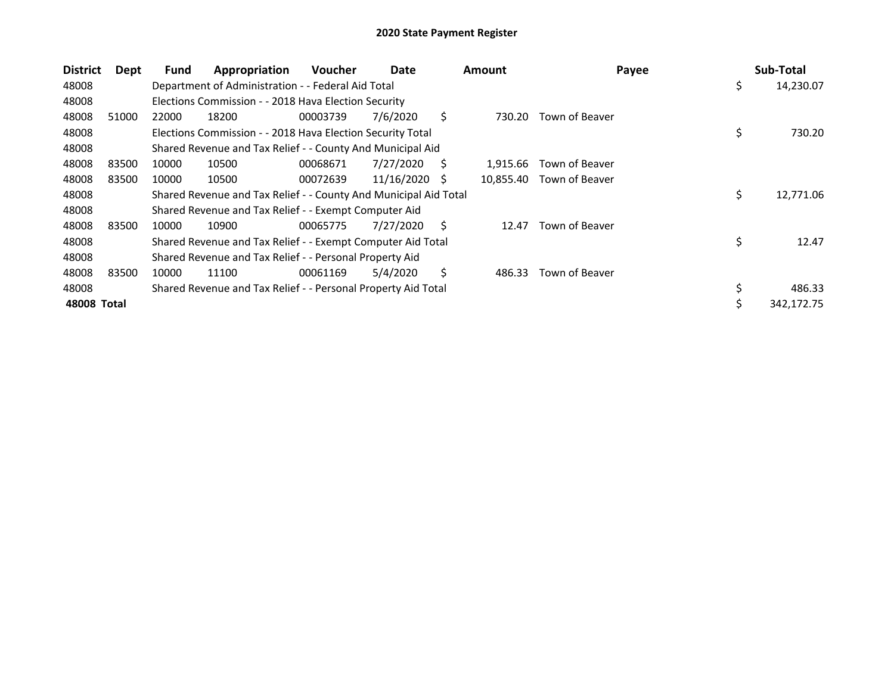# 2020 State Payment Register

| District | Dept | Fund | Appropriation | Voucher | Date | Amount | Payee | Sub-Total |
|---|---|---|---|---|---|---|---|---|
| 48008 | | Department of Administration - - Federal Aid Total | | | | | | $ 14,230.07 |
| 48008 | | Elections Commission - - 2018 Hava Election Security | | | | | | |
| 48008 | 51000 | 22000 | 18200 | 00003739 | 7/6/2020 | $ 730.20 | Town of Beaver | |
| 48008 | | Elections Commission - - 2018 Hava Election Security Total | | | | | | $ 730.20 |
| 48008 | | Shared Revenue and Tax Relief - - County And Municipal Aid | | | | | | |
| 48008 | 83500 | 10000 | 10500 | 00068671 | 7/27/2020 | $ 1,915.66 | Town of Beaver | |
| 48008 | 83500 | 10000 | 10500 | 00072639 | 11/16/2020 | $ 10,855.40 | Town of Beaver | |
| 48008 | | Shared Revenue and Tax Relief - - County And Municipal Aid Total | | | | | | $ 12,771.06 |
| 48008 | | Shared Revenue and Tax Relief - - Exempt Computer Aid | | | | | | |
| 48008 | 83500 | 10000 | 10900 | 00065775 | 7/27/2020 | $ 12.47 | Town of Beaver | |
| 48008 | | Shared Revenue and Tax Relief - - Exempt Computer Aid Total | | | | | | $ 12.47 |
| 48008 | | Shared Revenue and Tax Relief - - Personal Property Aid | | | | | | |
| 48008 | 83500 | 10000 | 11100 | 00061169 | 5/4/2020 | $ 486.33 | Town of Beaver | |
| 48008 | | Shared Revenue and Tax Relief - - Personal Property Aid Total | | | | | | $ 486.33 |
| **48008 Total** | | | | | | | | $ 342,172.75 |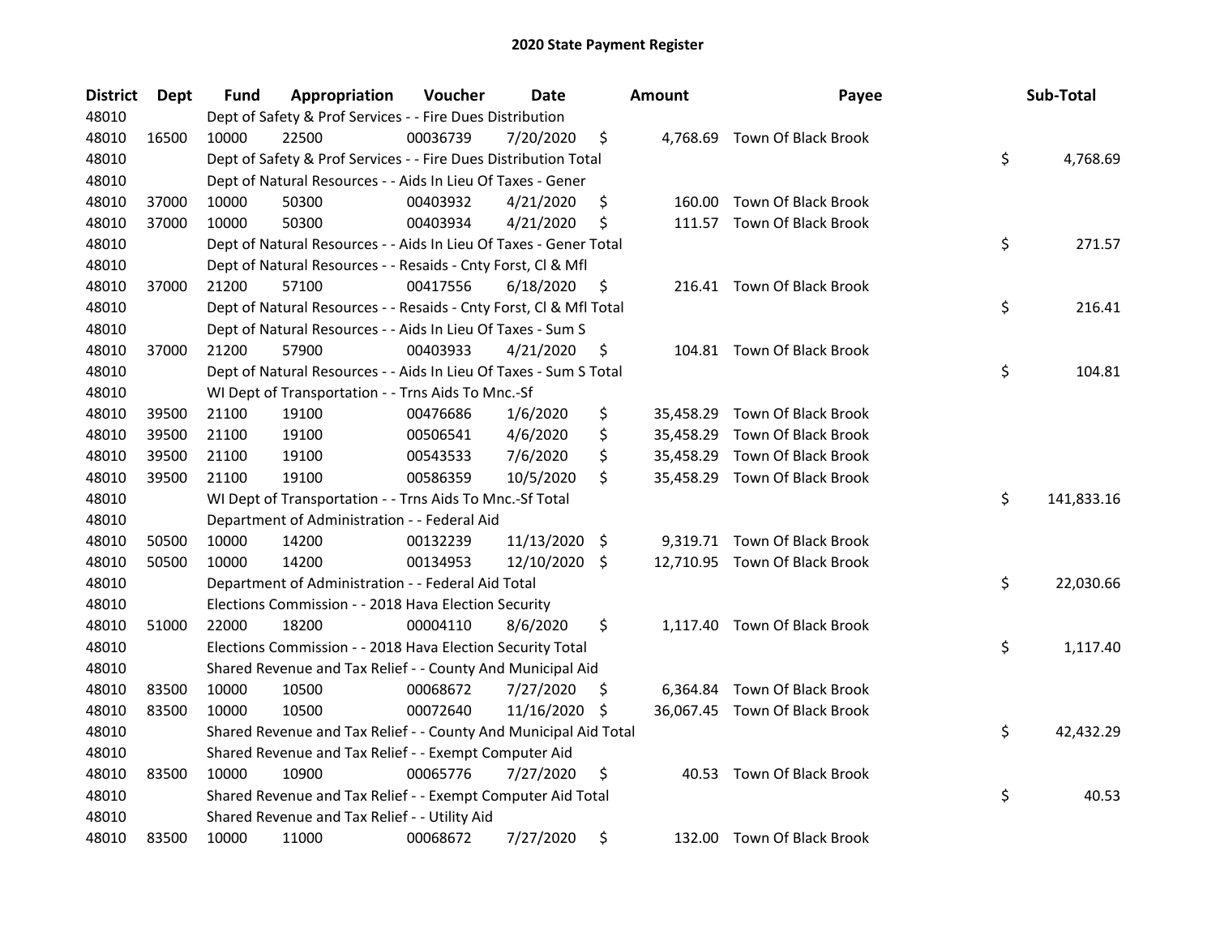# 2020 State Payment Register

| District | Dept | Fund | Appropriation | Voucher | Date | Amount | Payee | Sub-Total |
|---|---|---|---|---|---|---|---|---|
| 48010 | | Dept of Safety & Prof Services - - Fire Dues Distribution | | | | | | |
| 48010 | 16500 | 10000 | 22500 | 00036739 | 7/20/2020 | $ 4,768.69 | Town Of Black Brook | |
| 48010 | | Dept of Safety & Prof Services - - Fire Dues Distribution Total | | | | | | $ 4,768.69 |
| 48010 | | Dept of Natural Resources - - Aids In Lieu Of Taxes - Gener | | | | | | |
| 48010 | 37000 | 10000 | 50300 | 00403932 | 4/21/2020 | $ 160.00 | Town Of Black Brook | |
| 48010 | 37000 | 10000 | 50300 | 00403934 | 4/21/2020 | $ 111.57 | Town Of Black Brook | |
| 48010 | | Dept of Natural Resources - - Aids In Lieu Of Taxes - Gener Total | | | | | | $ 271.57 |
| 48010 | | Dept of Natural Resources - - Resaids - Cnty Forst, Cl & Mfl | | | | | | |
| 48010 | 37000 | 21200 | 57100 | 00417556 | 6/18/2020 | $ 216.41 | Town Of Black Brook | |
| 48010 | | Dept of Natural Resources - - Resaids - Cnty Forst, Cl & Mfl Total | | | | | | $ 216.41 |
| 48010 | | Dept of Natural Resources - - Aids In Lieu Of Taxes - Sum S | | | | | | |
| 48010 | 37000 | 21200 | 57900 | 00403933 | 4/21/2020 | $ 104.81 | Town Of Black Brook | |
| 48010 | | Dept of Natural Resources - - Aids In Lieu Of Taxes - Sum S Total | | | | | | $ 104.81 |
| 48010 | | WI Dept of Transportation - - Trns Aids To Mnc.-Sf | | | | | | |
| 48010 | 39500 | 21100 | 19100 | 00476686 | 1/6/2020 | $ 35,458.29 | Town Of Black Brook | |
| 48010 | 39500 | 21100 | 19100 | 00506541 | 4/6/2020 | $ 35,458.29 | Town Of Black Brook | |
| 48010 | 39500 | 21100 | 19100 | 00543533 | 7/6/2020 | $ 35,458.29 | Town Of Black Brook | |
| 48010 | 39500 | 21100 | 19100 | 00586359 | 10/5/2020 | $ 35,458.29 | Town Of Black Brook | |
| 48010 | | WI Dept of Transportation - - Trns Aids To Mnc.-Sf Total | | | | | | $ 141,833.16 |
| 48010 | | Department of Administration - - Federal Aid | | | | | | |
| 48010 | 50500 | 10000 | 14200 | 00132239 | 11/13/2020 | $ 9,319.71 | Town Of Black Brook | |
| 48010 | 50500 | 10000 | 14200 | 00134953 | 12/10/2020 | $ 12,710.95 | Town Of Black Brook | |
| 48010 | | Department of Administration - - Federal Aid Total | | | | | | $ 22,030.66 |
| 48010 | | Elections Commission - - 2018 Hava Election Security | | | | | | |
| 48010 | 51000 | 22000 | 18200 | 00004110 | 8/6/2020 | $ 1,117.40 | Town Of Black Brook | |
| 48010 | | Elections Commission - - 2018 Hava Election Security Total | | | | | | $ 1,117.40 |
| 48010 | | Shared Revenue and Tax Relief - - County And Municipal Aid | | | | | | |
| 48010 | 83500 | 10000 | 10500 | 00068672 | 7/27/2020 | $ 6,364.84 | Town Of Black Brook | |
| 48010 | 83500 | 10000 | 10500 | 00072640 | 11/16/2020 | $ 36,067.45 | Town Of Black Brook | |
| 48010 | | Shared Revenue and Tax Relief - - County And Municipal Aid Total | | | | | | $ 42,432.29 |
| 48010 | | Shared Revenue and Tax Relief - - Exempt Computer Aid | | | | | | |
| 48010 | 83500 | 10000 | 10900 | 00065776 | 7/27/2020 | $ 40.53 | Town Of Black Brook | |
| 48010 | | Shared Revenue and Tax Relief - - Exempt Computer Aid Total | | | | | | $ 40.53 |
| 48010 | | Shared Revenue and Tax Relief - - Utility Aid | | | | | | |
| 48010 | 83500 | 10000 | 11000 | 00068672 | 7/27/2020 | $ 132.00 | Town Of Black Brook | |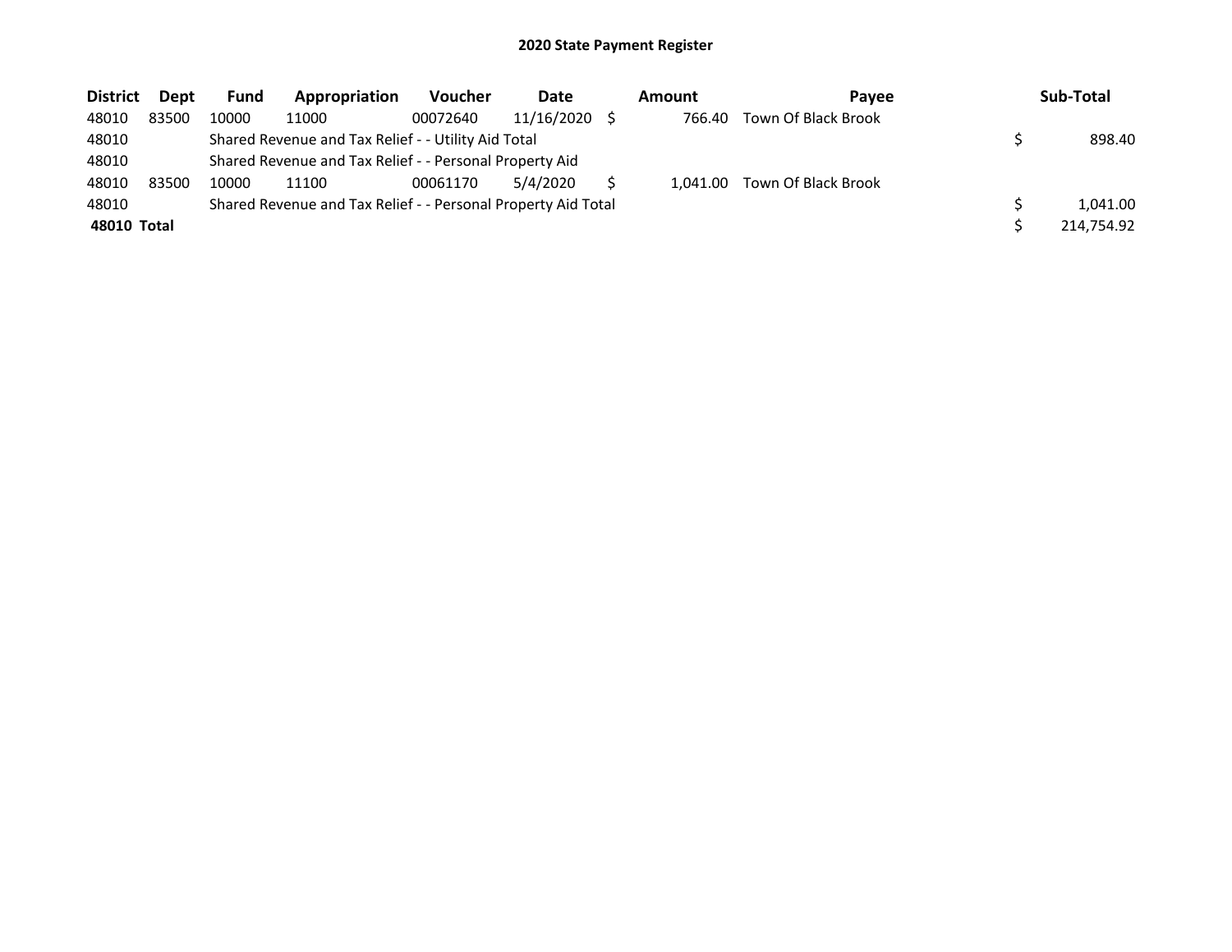## 2020 State Payment Register

| District | Dept | Fund | Appropriation | Voucher | Date | Amount | Payee | Sub-Total |
|---|---|---|---|---|---|---|---|---|
| 48010 | 83500 | 10000 | 11000 | 00072640 | 11/16/2020 | $ 766.40 | Town Of Black Brook | |
| 48010 | | Shared Revenue and Tax Relief - - Utility Aid Total | | | | | | $ 898.40 |
| 48010 | | Shared Revenue and Tax Relief - - Personal Property Aid | | | | | | |
| 48010 | 83500 | 10000 | 11100 | 00061170 | 5/4/2020 | $ 1,041.00 | Town Of Black Brook | |
| 48010 | | Shared Revenue and Tax Relief - - Personal Property Aid Total | | | | | | $ 1,041.00 |
| **48010 Total** | | | | | | | | $ 214,754.92 |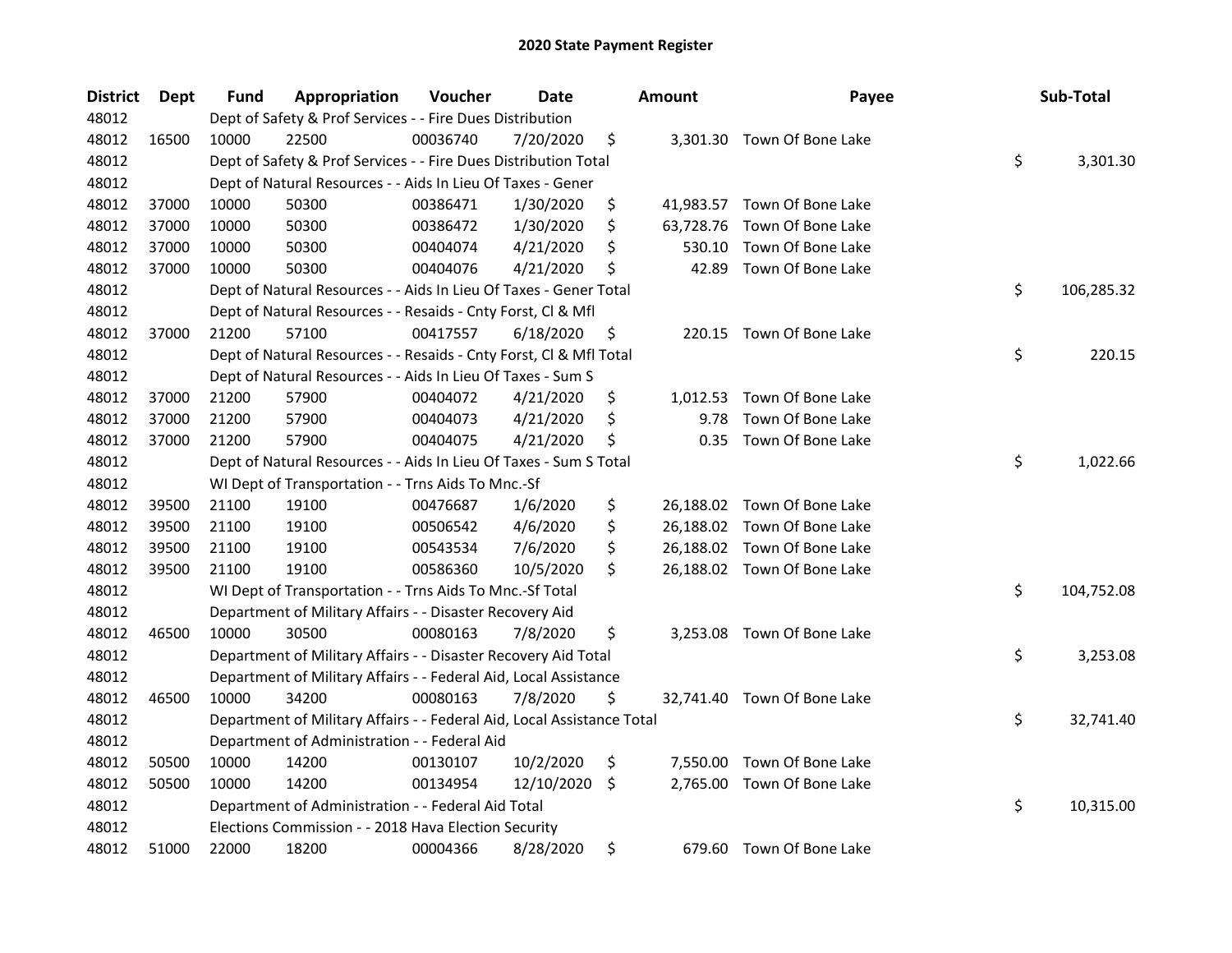## 2020 State Payment Register

| District | Dept | Fund | Appropriation | Voucher | Date | Amount | Payee | Sub-Total |
|---|---|---|---|---|---|---|---|---|
| 48012 | | Dept of Safety & Prof Services - - Fire Dues Distribution | | | | | | |
| 48012 | 16500 | 10000 | 22500 | 00036740 | 7/20/2020 | $ 3,301.30 | Town Of Bone Lake | |
| 48012 | | Dept of Safety & Prof Services - - Fire Dues Distribution Total | | | | | | $ 3,301.30 |
| 48012 | | Dept of Natural Resources - - Aids In Lieu Of Taxes - Gener | | | | | | |
| 48012 | 37000 | 10000 | 50300 | 00386471 | 1/30/2020 | $ 41,983.57 | Town Of Bone Lake | |
| 48012 | 37000 | 10000 | 50300 | 00386472 | 1/30/2020 | $ 63,728.76 | Town Of Bone Lake | |
| 48012 | 37000 | 10000 | 50300 | 00404074 | 4/21/2020 | $ 530.10 | Town Of Bone Lake | |
| 48012 | 37000 | 10000 | 50300 | 00404076 | 4/21/2020 | $ 42.89 | Town Of Bone Lake | |
| 48012 | | Dept of Natural Resources - - Aids In Lieu Of Taxes - Gener Total | | | | | | $ 106,285.32 |
| 48012 | | Dept of Natural Resources - - Resaids - Cnty Forst, Cl & Mfl | | | | | | |
| 48012 | 37000 | 21200 | 57100 | 00417557 | 6/18/2020 | $ 220.15 | Town Of Bone Lake | |
| 48012 | | Dept of Natural Resources - - Resaids - Cnty Forst, Cl & Mfl Total | | | | | | $ 220.15 |
| 48012 | | Dept of Natural Resources - - Aids In Lieu Of Taxes - Sum S | | | | | | |
| 48012 | 37000 | 21200 | 57900 | 00404072 | 4/21/2020 | $ 1,012.53 | Town Of Bone Lake | |
| 48012 | 37000 | 21200 | 57900 | 00404073 | 4/21/2020 | $ 9.78 | Town Of Bone Lake | |
| 48012 | 37000 | 21200 | 57900 | 00404075 | 4/21/2020 | $ 0.35 | Town Of Bone Lake | |
| 48012 | | Dept of Natural Resources - - Aids In Lieu Of Taxes - Sum S Total | | | | | | $ 1,022.66 |
| 48012 | | WI Dept of Transportation - - Trns Aids To Mnc.-Sf | | | | | | |
| 48012 | 39500 | 21100 | 19100 | 00476687 | 1/6/2020 | $ 26,188.02 | Town Of Bone Lake | |
| 48012 | 39500 | 21100 | 19100 | 00506542 | 4/6/2020 | $ 26,188.02 | Town Of Bone Lake | |
| 48012 | 39500 | 21100 | 19100 | 00543534 | 7/6/2020 | $ 26,188.02 | Town Of Bone Lake | |
| 48012 | 39500 | 21100 | 19100 | 00586360 | 10/5/2020 | $ 26,188.02 | Town Of Bone Lake | |
| 48012 | | WI Dept of Transportation - - Trns Aids To Mnc.-Sf Total | | | | | | $ 104,752.08 |
| 48012 | | Department of Military Affairs - - Disaster Recovery Aid | | | | | | |
| 48012 | 46500 | 10000 | 30500 | 00080163 | 7/8/2020 | $ 3,253.08 | Town Of Bone Lake | |
| 48012 | | Department of Military Affairs - - Disaster Recovery Aid Total | | | | | | $ 3,253.08 |
| 48012 | | Department of Military Affairs - - Federal Aid, Local Assistance | | | | | | |
| 48012 | 46500 | 10000 | 34200 | 00080163 | 7/8/2020 | $ 32,741.40 | Town Of Bone Lake | |
| 48012 | | Department of Military Affairs - - Federal Aid, Local Assistance Total | | | | | | $ 32,741.40 |
| 48012 | | Department of Administration - - Federal Aid | | | | | | |
| 48012 | 50500 | 10000 | 14200 | 00130107 | 10/2/2020 | $ 7,550.00 | Town Of Bone Lake | |
| 48012 | 50500 | 10000 | 14200 | 00134954 | 12/10/2020 | $ 2,765.00 | Town Of Bone Lake | |
| 48012 | | Department of Administration - - Federal Aid Total | | | | | | $ 10,315.00 |
| 48012 | | Elections Commission - - 2018 Hava Election Security | | | | | | |
| 48012 | 51000 | 22000 | 18200 | 00004366 | 8/28/2020 | $ 679.60 | Town Of Bone Lake | |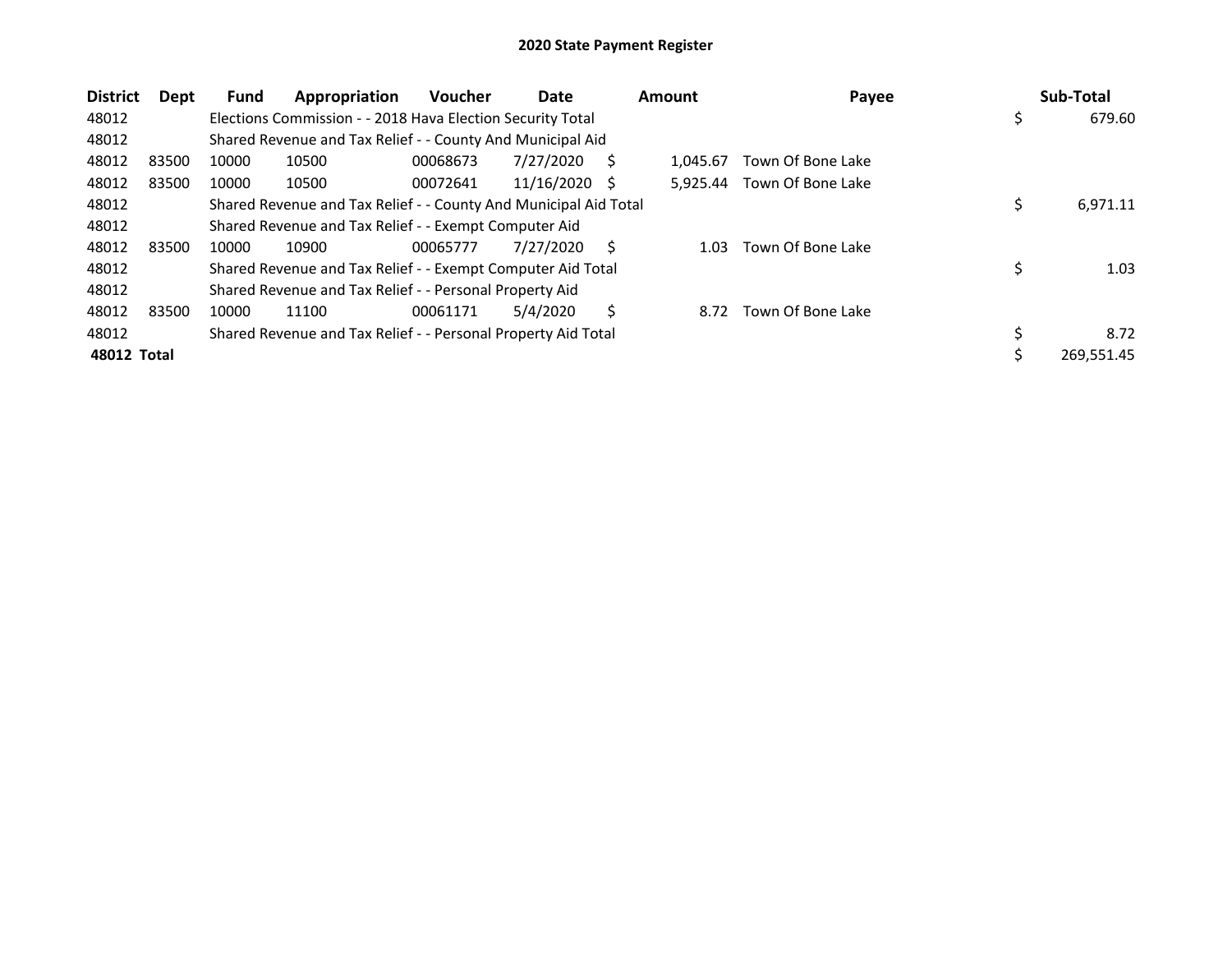# 2020 State Payment Register

| District | Dept | Fund | Appropriation | Voucher | Date | Amount | Payee | Sub-Total |
|---|---|---|---|---|---|---|---|---|
| 48012 | | Elections Commission - - 2018 Hava Election Security Total | | | | | | $ 679.60 |
| 48012 | | Shared Revenue and Tax Relief - - County And Municipal Aid | | | | | | |
| 48012 | 83500 | 10000 | 10500 | 00068673 | 7/27/2020 | $ 1,045.67 | Town Of Bone Lake | |
| 48012 | 83500 | 10000 | 10500 | 00072641 | 11/16/2020 | $ 5,925.44 | Town Of Bone Lake | |
| 48012 | | Shared Revenue and Tax Relief - - County And Municipal Aid Total | | | | | | $ 6,971.11 |
| 48012 | | Shared Revenue and Tax Relief - - Exempt Computer Aid | | | | | | |
| 48012 | 83500 | 10000 | 10900 | 00065777 | 7/27/2020 | $ 1.03 | Town Of Bone Lake | |
| 48012 | | Shared Revenue and Tax Relief - - Exempt Computer Aid Total | | | | | | $ 1.03 |
| 48012 | | Shared Revenue and Tax Relief - - Personal Property Aid | | | | | | |
| 48012 | 83500 | 10000 | 11100 | 00061171 | 5/4/2020 | $ 8.72 | Town Of Bone Lake | |
| 48012 | | Shared Revenue and Tax Relief - - Personal Property Aid Total | | | | | | $ 8.72 |
| **48012 Total** | | | | | | | | $ 269,551.45 |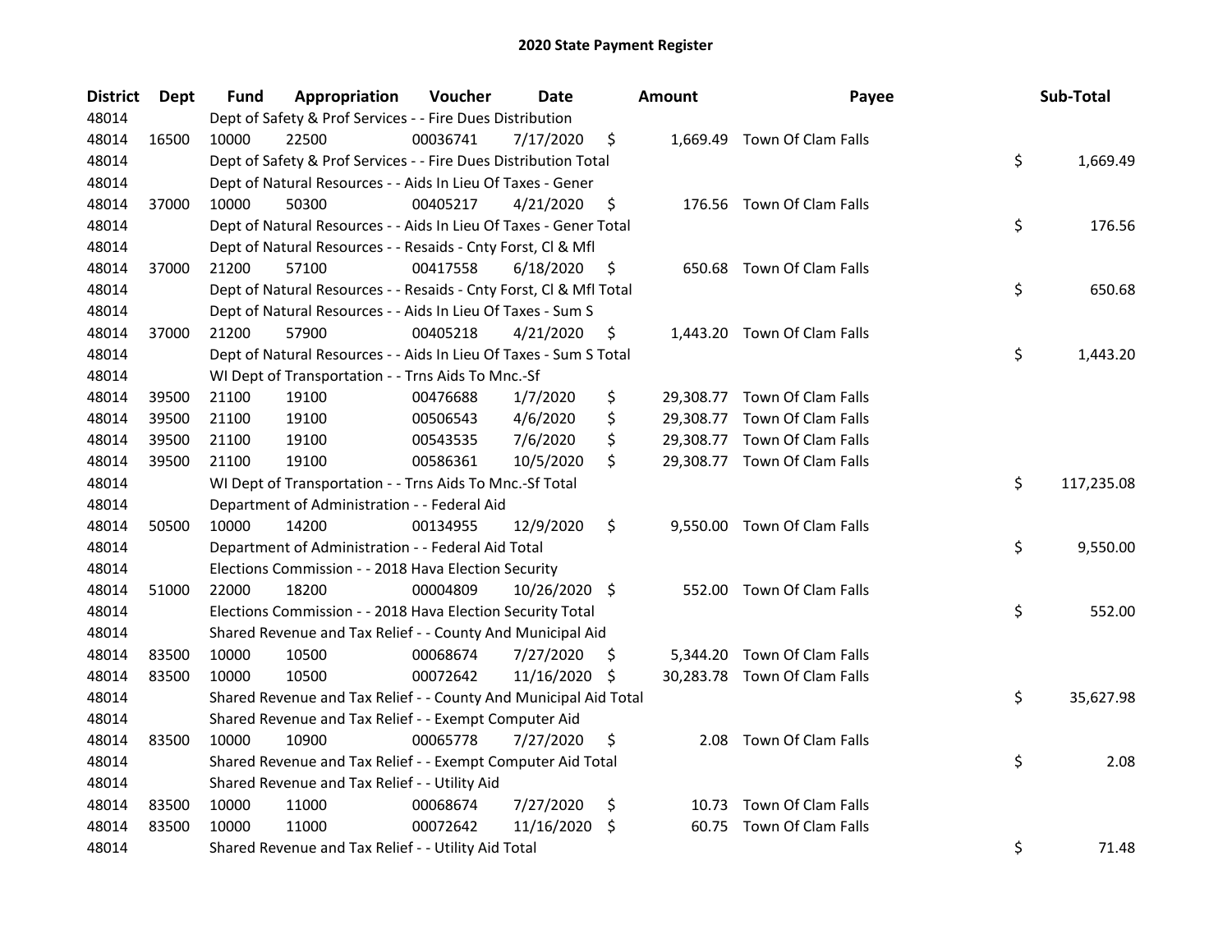# 2020 State Payment Register

| District | Dept | Fund | Appropriation | Voucher | Date | Amount | Payee | Sub-Total |
|---|---|---|---|---|---|---|---|---|
| 48014 | | Dept of Safety & Prof Services - - Fire Dues Distribution | | | | | | |
| 48014 | 16500 | 10000 | 22500 | 00036741 | 7/17/2020 | $ 1,669.49 | Town Of Clam Falls | |
| 48014 | | Dept of Safety & Prof Services - - Fire Dues Distribution Total | | | | | | $ 1,669.49 |
| 48014 | | Dept of Natural Resources - - Aids In Lieu Of Taxes - Gener | | | | | | |
| 48014 | 37000 | 10000 | 50300 | 00405217 | 4/21/2020 | $ 176.56 | Town Of Clam Falls | |
| 48014 | | Dept of Natural Resources - - Aids In Lieu Of Taxes - Gener Total | | | | | | $ 176.56 |
| 48014 | | Dept of Natural Resources - - Resaids - Cnty Forst, Cl & Mfl | | | | | | |
| 48014 | 37000 | 21200 | 57100 | 00417558 | 6/18/2020 | $ 650.68 | Town Of Clam Falls | |
| 48014 | | Dept of Natural Resources - - Resaids - Cnty Forst, Cl & Mfl Total | | | | | | $ 650.68 |
| 48014 | | Dept of Natural Resources - - Aids In Lieu Of Taxes - Sum S | | | | | | |
| 48014 | 37000 | 21200 | 57900 | 00405218 | 4/21/2020 | $ 1,443.20 | Town Of Clam Falls | |
| 48014 | | Dept of Natural Resources - - Aids In Lieu Of Taxes - Sum S Total | | | | | | $ 1,443.20 |
| 48014 | | WI Dept of Transportation - - Trns Aids To Mnc.-Sf | | | | | | |
| 48014 | 39500 | 21100 | 19100 | 00476688 | 1/7/2020 | $ 29,308.77 | Town Of Clam Falls | |
| 48014 | 39500 | 21100 | 19100 | 00506543 | 4/6/2020 | $ 29,308.77 | Town Of Clam Falls | |
| 48014 | 39500 | 21100 | 19100 | 00543535 | 7/6/2020 | $ 29,308.77 | Town Of Clam Falls | |
| 48014 | 39500 | 21100 | 19100 | 00586361 | 10/5/2020 | $ 29,308.77 | Town Of Clam Falls | |
| 48014 | | WI Dept of Transportation - - Trns Aids To Mnc.-Sf Total | | | | | | $ 117,235.08 |
| 48014 | | Department of Administration - - Federal Aid | | | | | | |
| 48014 | 50500 | 10000 | 14200 | 00134955 | 12/9/2020 | $ 9,550.00 | Town Of Clam Falls | |
| 48014 | | Department of Administration - - Federal Aid Total | | | | | | $ 9,550.00 |
| 48014 | | Elections Commission - - 2018 Hava Election Security | | | | | | |
| 48014 | 51000 | 22000 | 18200 | 00004809 | 10/26/2020 | $ 552.00 | Town Of Clam Falls | |
| 48014 | | Elections Commission - - 2018 Hava Election Security Total | | | | | | $ 552.00 |
| 48014 | | Shared Revenue and Tax Relief - - County And Municipal Aid | | | | | | |
| 48014 | 83500 | 10000 | 10500 | 00068674 | 7/27/2020 | $ 5,344.20 | Town Of Clam Falls | |
| 48014 | 83500 | 10000 | 10500 | 00072642 | 11/16/2020 | $ 30,283.78 | Town Of Clam Falls | |
| 48014 | | Shared Revenue and Tax Relief - - County And Municipal Aid Total | | | | | | $ 35,627.98 |
| 48014 | | Shared Revenue and Tax Relief - - Exempt Computer Aid | | | | | | |
| 48014 | 83500 | 10000 | 10900 | 00065778 | 7/27/2020 | $ 2.08 | Town Of Clam Falls | |
| 48014 | | Shared Revenue and Tax Relief - - Exempt Computer Aid Total | | | | | | $ 2.08 |
| 48014 | | Shared Revenue and Tax Relief - - Utility Aid | | | | | | |
| 48014 | 83500 | 10000 | 11000 | 00068674 | 7/27/2020 | $ 10.73 | Town Of Clam Falls | |
| 48014 | 83500 | 10000 | 11000 | 00072642 | 11/16/2020 | $ 60.75 | Town Of Clam Falls | |
| 48014 | | Shared Revenue and Tax Relief - - Utility Aid Total | | | | | | $ 71.48 |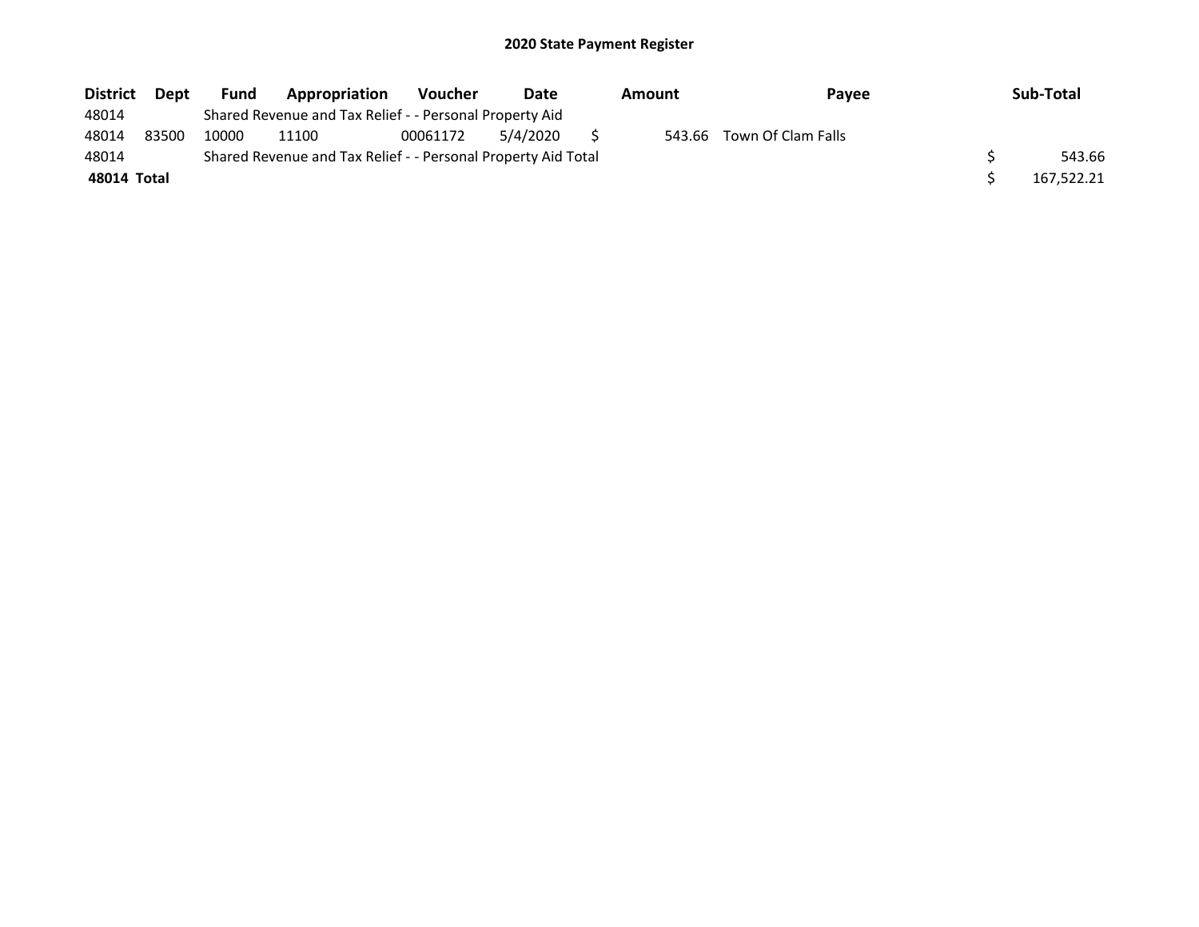# 2020 State Payment Register

| District | Dept | Fund | Appropriation | Voucher | Date | Amount | Payee | Sub-Total |
|---|---|---|---|---|---|---|---|---|
| 48014 | | Shared Revenue and Tax Relief - - Personal Property Aid | | | | | | |
| 48014 | 83500 | 10000 | 11100 | 00061172 | 5/4/2020 | $ 543.66 | Town Of Clam Falls | |
| 48014 | | Shared Revenue and Tax Relief - - Personal Property Aid Total | | | | | | $ 543.66 |
| **48014 Total** | | | | | | | | $ 167,522.21 |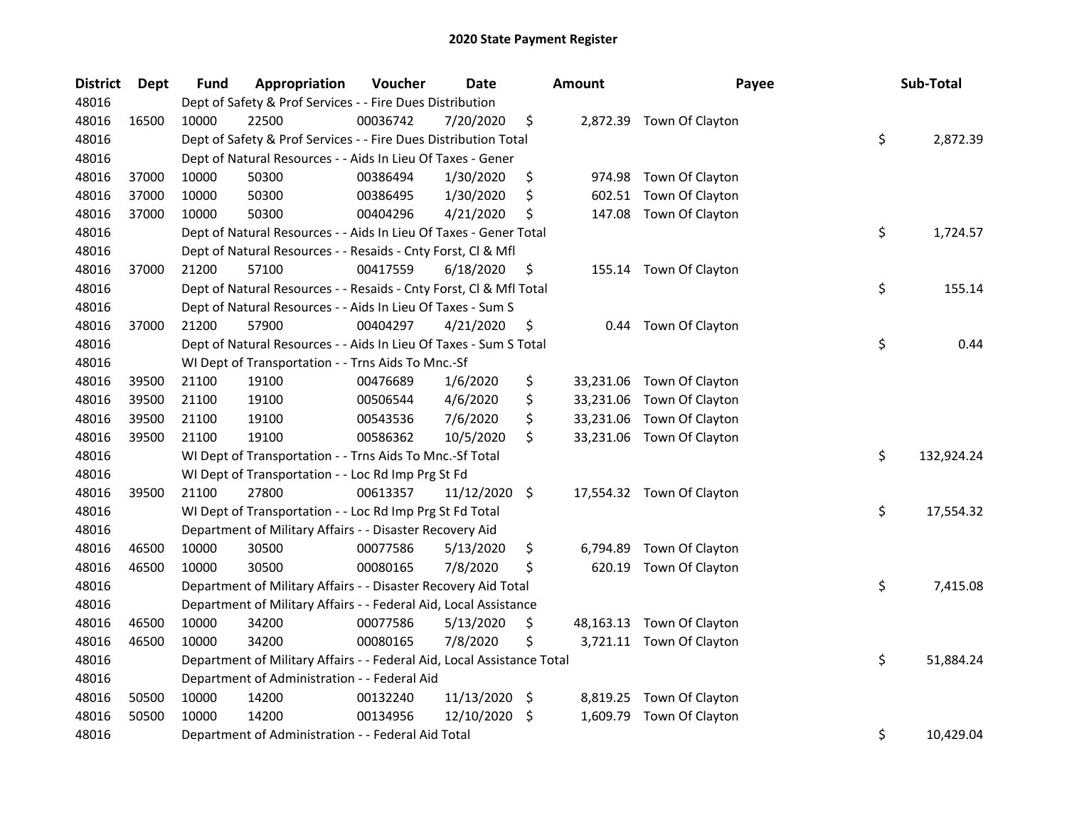# 2020 State Payment Register

| District | Dept | Fund | Appropriation | Voucher | Date | Amount | Payee | Sub-Total |
|---|---|---|---|---|---|---|---|---|
| 48016 | Dept of Safety & Prof Services - - Fire Dues Distribution | | | | | | | |
| 48016 | 16500 | 10000 | 22500 | 00036742 | 7/20/2020 | $ 2,872.39 | Town Of Clayton | |
| 48016 | Dept of Safety & Prof Services - - Fire Dues Distribution Total | | | | | | | $ 2,872.39 |
| 48016 | Dept of Natural Resources - - Aids In Lieu Of Taxes - Gener | | | | | | | |
| 48016 | 37000 | 10000 | 50300 | 00386494 | 1/30/2020 | $ 974.98 | Town Of Clayton | |
| 48016 | 37000 | 10000 | 50300 | 00386495 | 1/30/2020 | $ 602.51 | Town Of Clayton | |
| 48016 | 37000 | 10000 | 50300 | 00404296 | 4/21/2020 | $ 147.08 | Town Of Clayton | |
| 48016 | Dept of Natural Resources - - Aids In Lieu Of Taxes - Gener Total | | | | | | | $ 1,724.57 |
| 48016 | Dept of Natural Resources - - Resaids - Cnty Forst, Cl & Mfl | | | | | | | |
| 48016 | 37000 | 21200 | 57100 | 00417559 | 6/18/2020 | $ 155.14 | Town Of Clayton | |
| 48016 | Dept of Natural Resources - - Resaids - Cnty Forst, Cl & Mfl Total | | | | | | | $ 155.14 |
| 48016 | Dept of Natural Resources - - Aids In Lieu Of Taxes - Sum S | | | | | | | |
| 48016 | 37000 | 21200 | 57900 | 00404297 | 4/21/2020 | $ 0.44 | Town Of Clayton | |
| 48016 | Dept of Natural Resources - - Aids In Lieu Of Taxes - Sum S Total | | | | | | | $ 0.44 |
| 48016 | WI Dept of Transportation - - Trns Aids To Mnc.-Sf | | | | | | | |
| 48016 | 39500 | 21100 | 19100 | 00476689 | 1/6/2020 | $ 33,231.06 | Town Of Clayton | |
| 48016 | 39500 | 21100 | 19100 | 00506544 | 4/6/2020 | $ 33,231.06 | Town Of Clayton | |
| 48016 | 39500 | 21100 | 19100 | 00543536 | 7/6/2020 | $ 33,231.06 | Town Of Clayton | |
| 48016 | 39500 | 21100 | 19100 | 00586362 | 10/5/2020 | $ 33,231.06 | Town Of Clayton | |
| 48016 | WI Dept of Transportation - - Trns Aids To Mnc.-Sf Total | | | | | | | $ 132,924.24 |
| 48016 | WI Dept of Transportation - - Loc Rd Imp Prg St Fd | | | | | | | |
| 48016 | 39500 | 21100 | 27800 | 00613357 | 11/12/2020 | $ 17,554.32 | Town Of Clayton | |
| 48016 | WI Dept of Transportation - - Loc Rd Imp Prg St Fd Total | | | | | | | $ 17,554.32 |
| 48016 | Department of Military Affairs - - Disaster Recovery Aid | | | | | | | |
| 48016 | 46500 | 10000 | 30500 | 00077586 | 5/13/2020 | $ 6,794.89 | Town Of Clayton | |
| 48016 | 46500 | 10000 | 30500 | 00080165 | 7/8/2020 | $ 620.19 | Town Of Clayton | |
| 48016 | Department of Military Affairs - - Disaster Recovery Aid Total | | | | | | | $ 7,415.08 |
| 48016 | Department of Military Affairs - - Federal Aid, Local Assistance | | | | | | | |
| 48016 | 46500 | 10000 | 34200 | 00077586 | 5/13/2020 | $ 48,163.13 | Town Of Clayton | |
| 48016 | 46500 | 10000 | 34200 | 00080165 | 7/8/2020 | $ 3,721.11 | Town Of Clayton | |
| 48016 | Department of Military Affairs - - Federal Aid, Local Assistance Total | | | | | | | $ 51,884.24 |
| 48016 | Department of Administration - - Federal Aid | | | | | | | |
| 48016 | 50500 | 10000 | 14200 | 00132240 | 11/13/2020 | $ 8,819.25 | Town Of Clayton | |
| 48016 | 50500 | 10000 | 14200 | 00134956 | 12/10/2020 | $ 1,609.79 | Town Of Clayton | |
| 48016 | Department of Administration - - Federal Aid Total | | | | | | | $ 10,429.04 |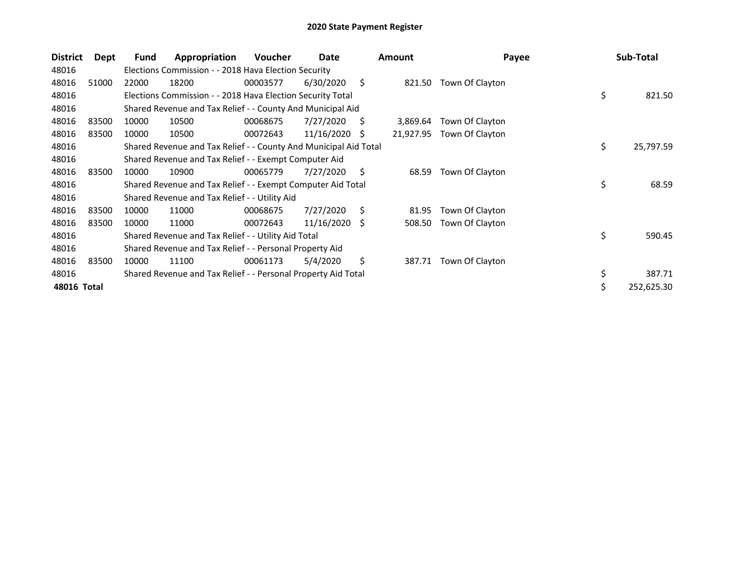# 2020 State Payment Register

| District | Dept | Fund | Appropriation | Voucher | Date | Amount | Payee | Sub-Total |
|---|---|---|---|---|---|---|---|---|
| 48016 | | Elections Commission - - 2018 Hava Election Security | | | | | | |
| 48016 | 51000 | 22000 | 18200 | 00003577 | 6/30/2020 | $ 821.50 | Town Of Clayton | |
| 48016 | | Elections Commission - - 2018 Hava Election Security Total | | | | | | $ 821.50 |
| 48016 | | Shared Revenue and Tax Relief - - County And Municipal Aid | | | | | | |
| 48016 | 83500 | 10000 | 10500 | 00068675 | 7/27/2020 | $ 3,869.64 | Town Of Clayton | |
| 48016 | 83500 | 10000 | 10500 | 00072643 | 11/16/2020 | $ 21,927.95 | Town Of Clayton | |
| 48016 | | Shared Revenue and Tax Relief - - County And Municipal Aid Total | | | | | | $ 25,797.59 |
| 48016 | | Shared Revenue and Tax Relief - - Exempt Computer Aid | | | | | | |
| 48016 | 83500 | 10000 | 10900 | 00065779 | 7/27/2020 | $ 68.59 | Town Of Clayton | |
| 48016 | | Shared Revenue and Tax Relief - - Exempt Computer Aid Total | | | | | | $ 68.59 |
| 48016 | | Shared Revenue and Tax Relief - - Utility Aid | | | | | | |
| 48016 | 83500 | 10000 | 11000 | 00068675 | 7/27/2020 | $ 81.95 | Town Of Clayton | |
| 48016 | 83500 | 10000 | 11000 | 00072643 | 11/16/2020 | $ 508.50 | Town Of Clayton | |
| 48016 | | Shared Revenue and Tax Relief - - Utility Aid Total | | | | | | $ 590.45 |
| 48016 | | Shared Revenue and Tax Relief - - Personal Property Aid | | | | | | |
| 48016 | 83500 | 10000 | 11100 | 00061173 | 5/4/2020 | $ 387.71 | Town Of Clayton | |
| 48016 | | Shared Revenue and Tax Relief - - Personal Property Aid Total | | | | | | $ 387.71 |
| **48016 Total** | | | | | | | | $ 252,625.30 |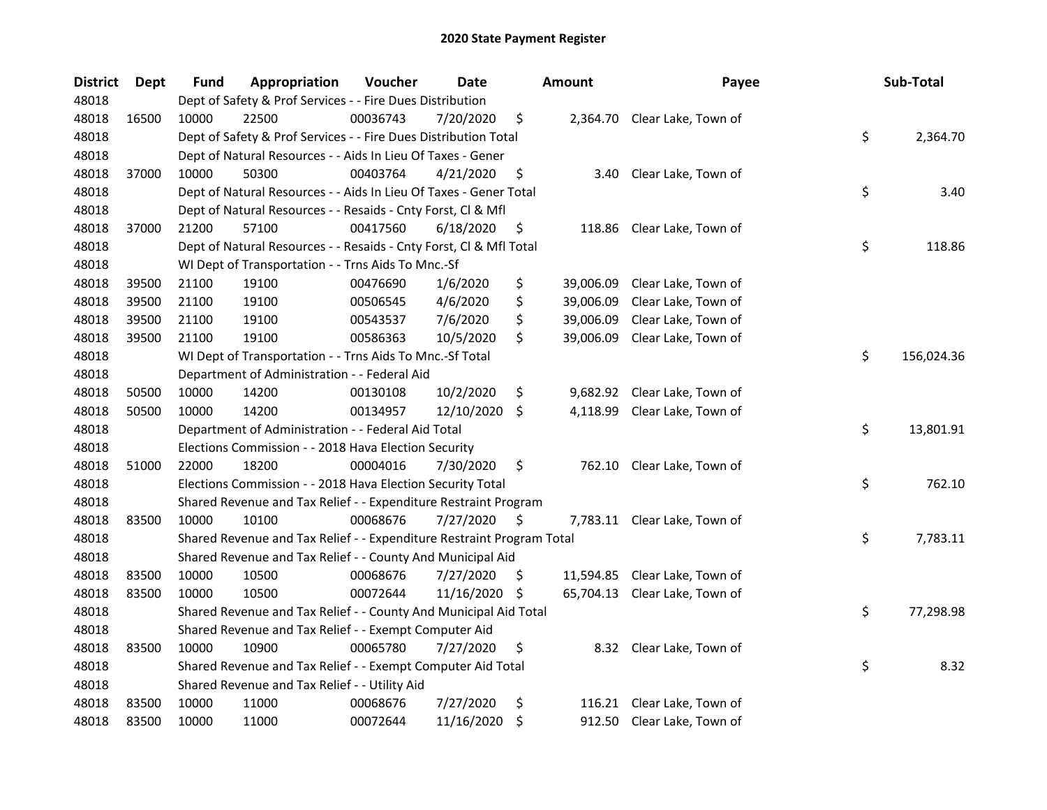# 2020 State Payment Register

| District | Dept | Fund | Appropriation | Voucher | Date | Amount | Payee | Sub-Total |
|---|---|---|---|---|---|---|---|---|
| 48018 | | Dept of Safety & Prof Services - - Fire Dues Distribution | | | | | | |
| 48018 | 16500 | 10000 | 22500 | 00036743 | 7/20/2020 | $ 2,364.70 | Clear Lake, Town of | |
| 48018 | | Dept of Safety & Prof Services - - Fire Dues Distribution Total | | | | | | $ 2,364.70 |
| 48018 | | Dept of Natural Resources - - Aids In Lieu Of Taxes - Gener | | | | | | |
| 48018 | 37000 | 10000 | 50300 | 00403764 | 4/21/2020 | $ 3.40 | Clear Lake, Town of | |
| 48018 | | Dept of Natural Resources - - Aids In Lieu Of Taxes - Gener Total | | | | | | $ 3.40 |
| 48018 | | Dept of Natural Resources - - Resaids - Cnty Forst, Cl & Mfl | | | | | | |
| 48018 | 37000 | 21200 | 57100 | 00417560 | 6/18/2020 | $ 118.86 | Clear Lake, Town of | |
| 48018 | | Dept of Natural Resources - - Resaids - Cnty Forst, Cl & Mfl Total | | | | | | $ 118.86 |
| 48018 | | WI Dept of Transportation - - Trns Aids To Mnc.-Sf | | | | | | |
| 48018 | 39500 | 21100 | 19100 | 00476690 | 1/6/2020 | $ 39,006.09 | Clear Lake, Town of | |
| 48018 | 39500 | 21100 | 19100 | 00506545 | 4/6/2020 | $ 39,006.09 | Clear Lake, Town of | |
| 48018 | 39500 | 21100 | 19100 | 00543537 | 7/6/2020 | $ 39,006.09 | Clear Lake, Town of | |
| 48018 | 39500 | 21100 | 19100 | 00586363 | 10/5/2020 | $ 39,006.09 | Clear Lake, Town of | |
| 48018 | | WI Dept of Transportation - - Trns Aids To Mnc.-Sf Total | | | | | | $ 156,024.36 |
| 48018 | | Department of Administration - - Federal Aid | | | | | | |
| 48018 | 50500 | 10000 | 14200 | 00130108 | 10/2/2020 | $ 9,682.92 | Clear Lake, Town of | |
| 48018 | 50500 | 10000 | 14200 | 00134957 | 12/10/2020 | $ 4,118.99 | Clear Lake, Town of | |
| 48018 | | Department of Administration - - Federal Aid Total | | | | | | $ 13,801.91 |
| 48018 | | Elections Commission - - 2018 Hava Election Security | | | | | | |
| 48018 | 51000 | 22000 | 18200 | 00004016 | 7/30/2020 | $ 762.10 | Clear Lake, Town of | |
| 48018 | | Elections Commission - - 2018 Hava Election Security Total | | | | | | $ 762.10 |
| 48018 | | Shared Revenue and Tax Relief - - Expenditure Restraint Program | | | | | | |
| 48018 | 83500 | 10000 | 10100 | 00068676 | 7/27/2020 | $ 7,783.11 | Clear Lake, Town of | |
| 48018 | | Shared Revenue and Tax Relief - - Expenditure Restraint Program Total | | | | | | $ 7,783.11 |
| 48018 | | Shared Revenue and Tax Relief - - County And Municipal Aid | | | | | | |
| 48018 | 83500 | 10000 | 10500 | 00068676 | 7/27/2020 | $ 11,594.85 | Clear Lake, Town of | |
| 48018 | 83500 | 10000 | 10500 | 00072644 | 11/16/2020 | $ 65,704.13 | Clear Lake, Town of | |
| 48018 | | Shared Revenue and Tax Relief - - County And Municipal Aid Total | | | | | | $ 77,298.98 |
| 48018 | | Shared Revenue and Tax Relief - - Exempt Computer Aid | | | | | | |
| 48018 | 83500 | 10000 | 10900 | 00065780 | 7/27/2020 | $ 8.32 | Clear Lake, Town of | |
| 48018 | | Shared Revenue and Tax Relief - - Exempt Computer Aid Total | | | | | | $ 8.32 |
| 48018 | | Shared Revenue and Tax Relief - - Utility Aid | | | | | | |
| 48018 | 83500 | 10000 | 11000 | 00068676 | 7/27/2020 | $ 116.21 | Clear Lake, Town of | |
| 48018 | 83500 | 10000 | 11000 | 00072644 | 11/16/2020 | $ 912.50 | Clear Lake, Town of | |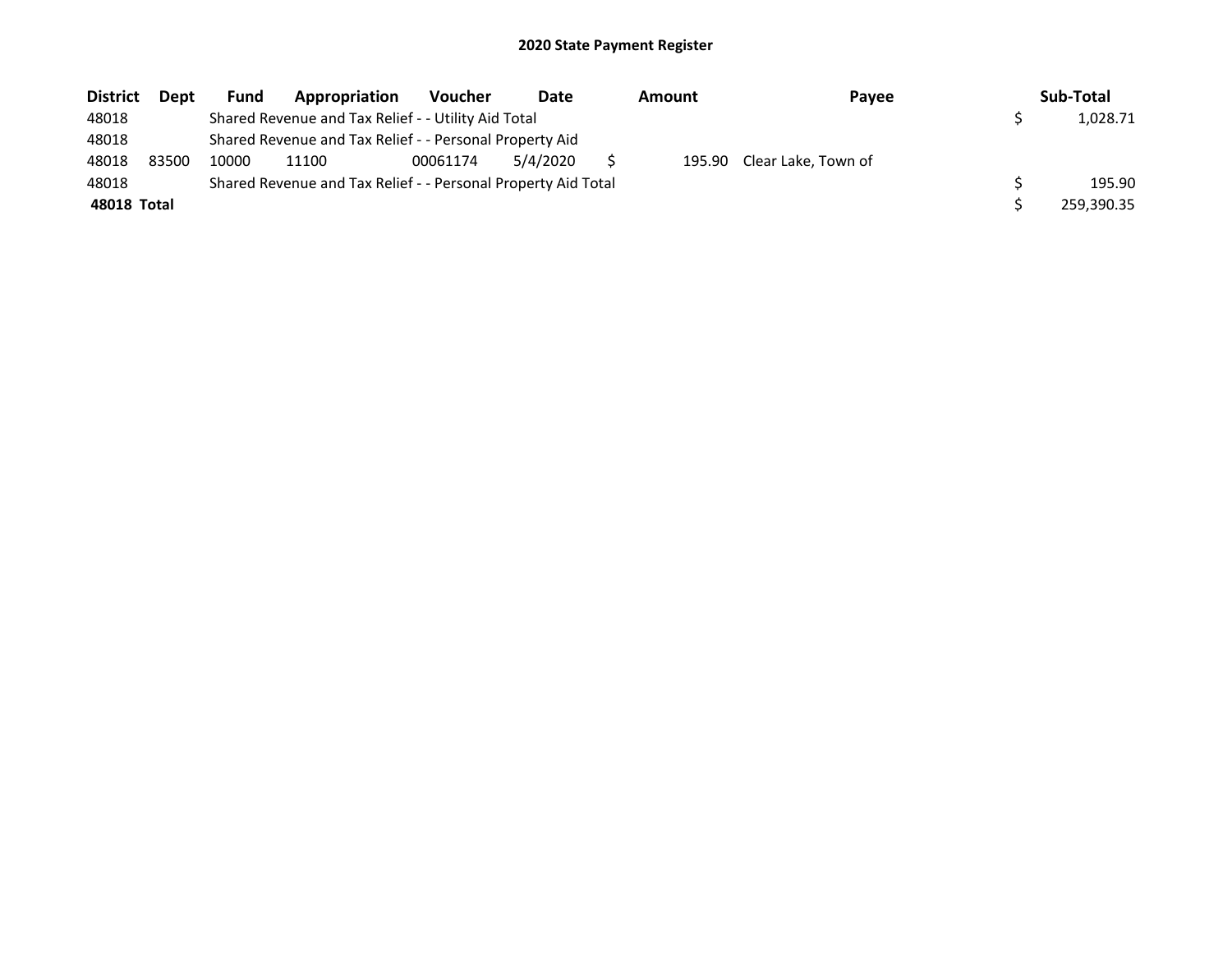# 2020 State Payment Register

| District | Dept | Fund | Appropriation | Voucher | Date | Amount | Payee | Sub-Total |
|---|---|---|---|---|---|---|---|---|
| 48018 | | Shared Revenue and Tax Relief - - Utility Aid Total | | | | | | $ 1,028.71 |
| 48018 | | Shared Revenue and Tax Relief - - Personal Property Aid | | | | | | |
| 48018 | 83500 | 10000 | 11100 | 00061174 | 5/4/2020 | $ 195.90 | Clear Lake, Town of | |
| 48018 | | Shared Revenue and Tax Relief - - Personal Property Aid Total | | | | | | $ 195.90 |
| **48018 Total** | | | | | | | | $ 259,390.35 |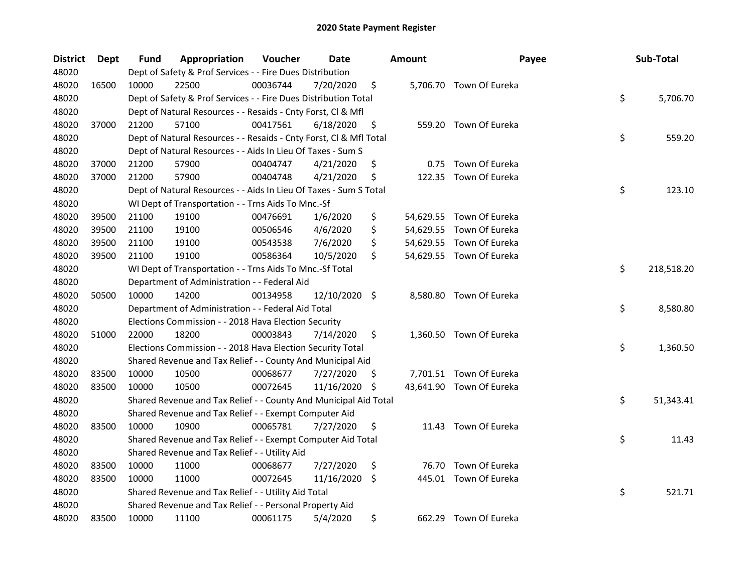# 2020 State Payment Register

| District | Dept | Fund | Appropriation | Voucher | Date | Amount | Payee | Sub-Total |
|---|---|---|---|---|---|---|---|---|
| 48020 | | Dept of Safety & Prof Services - - Fire Dues Distribution | | | | | | |
| 48020 | 16500 | 10000 | 22500 | 00036744 | 7/20/2020 | $ 5,706.70 | Town Of Eureka | |
| 48020 | | Dept of Safety & Prof Services - - Fire Dues Distribution Total | | | | | | $ 5,706.70 |
| 48020 | | Dept of Natural Resources - - Resaids - Cnty Forst, Cl & Mfl | | | | | | |
| 48020 | 37000 | 21200 | 57100 | 00417561 | 6/18/2020 | $ 559.20 | Town Of Eureka | |
| 48020 | | Dept of Natural Resources - - Resaids - Cnty Forst, Cl & Mfl Total | | | | | | $ 559.20 |
| 48020 | | Dept of Natural Resources - - Aids In Lieu Of Taxes - Sum S | | | | | | |
| 48020 | 37000 | 21200 | 57900 | 00404747 | 4/21/2020 | $ 0.75 | Town Of Eureka | |
| 48020 | 37000 | 21200 | 57900 | 00404748 | 4/21/2020 | $ 122.35 | Town Of Eureka | |
| 48020 | | Dept of Natural Resources - - Aids In Lieu Of Taxes - Sum S Total | | | | | | $ 123.10 |
| 48020 | | WI Dept of Transportation - - Trns Aids To Mnc.-Sf | | | | | | |
| 48020 | 39500 | 21100 | 19100 | 00476691 | 1/6/2020 | $ 54,629.55 | Town Of Eureka | |
| 48020 | 39500 | 21100 | 19100 | 00506546 | 4/6/2020 | $ 54,629.55 | Town Of Eureka | |
| 48020 | 39500 | 21100 | 19100 | 00543538 | 7/6/2020 | $ 54,629.55 | Town Of Eureka | |
| 48020 | 39500 | 21100 | 19100 | 00586364 | 10/5/2020 | $ 54,629.55 | Town Of Eureka | |
| 48020 | | WI Dept of Transportation - - Trns Aids To Mnc.-Sf Total | | | | | | $ 218,518.20 |
| 48020 | | Department of Administration - - Federal Aid | | | | | | |
| 48020 | 50500 | 10000 | 14200 | 00134958 | 12/10/2020 | $ 8,580.80 | Town Of Eureka | |
| 48020 | | Department of Administration - - Federal Aid Total | | | | | | $ 8,580.80 |
| 48020 | | Elections Commission - - 2018 Hava Election Security | | | | | | |
| 48020 | 51000 | 22000 | 18200 | 00003843 | 7/14/2020 | $ 1,360.50 | Town Of Eureka | |
| 48020 | | Elections Commission - - 2018 Hava Election Security Total | | | | | | $ 1,360.50 |
| 48020 | | Shared Revenue and Tax Relief - - County And Municipal Aid | | | | | | |
| 48020 | 83500 | 10000 | 10500 | 00068677 | 7/27/2020 | $ 7,701.51 | Town Of Eureka | |
| 48020 | 83500 | 10000 | 10500 | 00072645 | 11/16/2020 | $ 43,641.90 | Town Of Eureka | |
| 48020 | | Shared Revenue and Tax Relief - - County And Municipal Aid Total | | | | | | $ 51,343.41 |
| 48020 | | Shared Revenue and Tax Relief - - Exempt Computer Aid | | | | | | |
| 48020 | 83500 | 10000 | 10900 | 00065781 | 7/27/2020 | $ 11.43 | Town Of Eureka | |
| 48020 | | Shared Revenue and Tax Relief - - Exempt Computer Aid Total | | | | | | $ 11.43 |
| 48020 | | Shared Revenue and Tax Relief - - Utility Aid | | | | | | |
| 48020 | 83500 | 10000 | 11000 | 00068677 | 7/27/2020 | $ 76.70 | Town Of Eureka | |
| 48020 | 83500 | 10000 | 11000 | 00072645 | 11/16/2020 | $ 445.01 | Town Of Eureka | |
| 48020 | | Shared Revenue and Tax Relief - - Utility Aid Total | | | | | | $ 521.71 |
| 48020 | | Shared Revenue and Tax Relief - - Personal Property Aid | | | | | | |
| 48020 | 83500 | 10000 | 11100 | 00061175 | 5/4/2020 | $ 662.29 | Town Of Eureka | |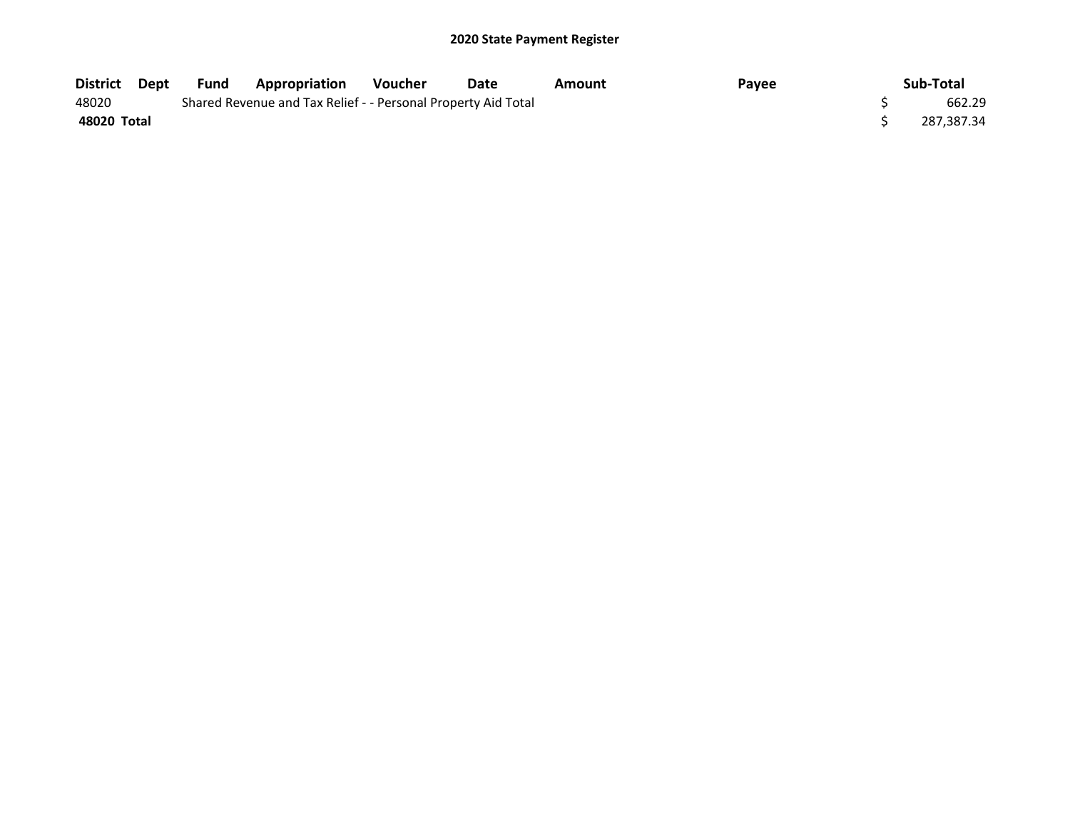## 2020 State Payment Register

| District | Dept | Fund | Appropriation | Voucher | Date | Amount | Payee | Sub-Total |
|---|---|---|---|---|---|---|---|---|
| 48020 | | Shared Revenue and Tax Relief - - Personal Property Aid Total | | | | | | $ 662.29 |
| **48020 Total** | | | | | | | | $ 287,387.34 |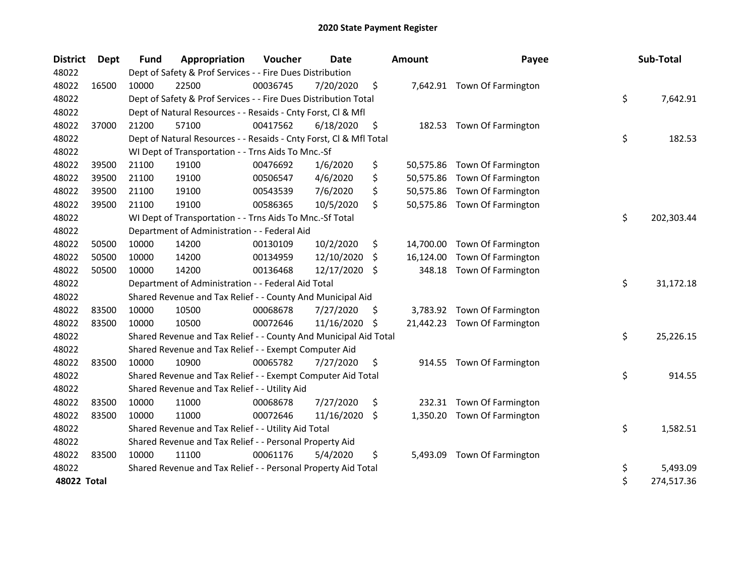# 2020 State Payment Register

| District | Dept | Fund | Appropriation | Voucher | Date | Amount | Payee | Sub-Total |
|---|---|---|---|---|---|---|---|---|
| 48022 | | Dept of Safety & Prof Services - - Fire Dues Distribution | | | | | | |
| 48022 | 16500 | 10000 | 22500 | 00036745 | 7/20/2020 | $ 7,642.91 | Town Of Farmington | |
| 48022 | | Dept of Safety & Prof Services - - Fire Dues Distribution Total | | | | | | $ 7,642.91 |
| 48022 | | Dept of Natural Resources - - Resaids - Cnty Forst, Cl & Mfl | | | | | | |
| 48022 | 37000 | 21200 | 57100 | 00417562 | 6/18/2020 | $ 182.53 | Town Of Farmington | |
| 48022 | | Dept of Natural Resources - - Resaids - Cnty Forst, Cl & Mfl Total | | | | | | $ 182.53 |
| 48022 | | WI Dept of Transportation - - Trns Aids To Mnc.-Sf | | | | | | |
| 48022 | 39500 | 21100 | 19100 | 00476692 | 1/6/2020 | $ 50,575.86 | Town Of Farmington | |
| 48022 | 39500 | 21100 | 19100 | 00506547 | 4/6/2020 | $ 50,575.86 | Town Of Farmington | |
| 48022 | 39500 | 21100 | 19100 | 00543539 | 7/6/2020 | $ 50,575.86 | Town Of Farmington | |
| 48022 | 39500 | 21100 | 19100 | 00586365 | 10/5/2020 | $ 50,575.86 | Town Of Farmington | |
| 48022 | | WI Dept of Transportation - - Trns Aids To Mnc.-Sf Total | | | | | | $ 202,303.44 |
| 48022 | | Department of Administration - - Federal Aid | | | | | | |
| 48022 | 50500 | 10000 | 14200 | 00130109 | 10/2/2020 | $ 14,700.00 | Town Of Farmington | |
| 48022 | 50500 | 10000 | 14200 | 00134959 | 12/10/2020 | $ 16,124.00 | Town Of Farmington | |
| 48022 | 50500 | 10000 | 14200 | 00136468 | 12/17/2020 | $ 348.18 | Town Of Farmington | |
| 48022 | | Department of Administration - - Federal Aid Total | | | | | | $ 31,172.18 |
| 48022 | | Shared Revenue and Tax Relief - - County And Municipal Aid | | | | | | |
| 48022 | 83500 | 10000 | 10500 | 00068678 | 7/27/2020 | $ 3,783.92 | Town Of Farmington | |
| 48022 | 83500 | 10000 | 10500 | 00072646 | 11/16/2020 | $ 21,442.23 | Town Of Farmington | |
| 48022 | | Shared Revenue and Tax Relief - - County And Municipal Aid Total | | | | | | $ 25,226.15 |
| 48022 | | Shared Revenue and Tax Relief - - Exempt Computer Aid | | | | | | |
| 48022 | 83500 | 10000 | 10900 | 00065782 | 7/27/2020 | $ 914.55 | Town Of Farmington | |
| 48022 | | Shared Revenue and Tax Relief - - Exempt Computer Aid Total | | | | | | $ 914.55 |
| 48022 | | Shared Revenue and Tax Relief - - Utility Aid | | | | | | |
| 48022 | 83500 | 10000 | 11000 | 00068678 | 7/27/2020 | $ 232.31 | Town Of Farmington | |
| 48022 | 83500 | 10000 | 11000 | 00072646 | 11/16/2020 | $ 1,350.20 | Town Of Farmington | |
| 48022 | | Shared Revenue and Tax Relief - - Utility Aid Total | | | | | | $ 1,582.51 |
| 48022 | | Shared Revenue and Tax Relief - - Personal Property Aid | | | | | | |
| 48022 | 83500 | 10000 | 11100 | 00061176 | 5/4/2020 | $ 5,493.09 | Town Of Farmington | |
| 48022 | | Shared Revenue and Tax Relief - - Personal Property Aid Total | | | | | | $ 5,493.09 |
| **48022 Total** | | | | | | | | $ 274,517.36 |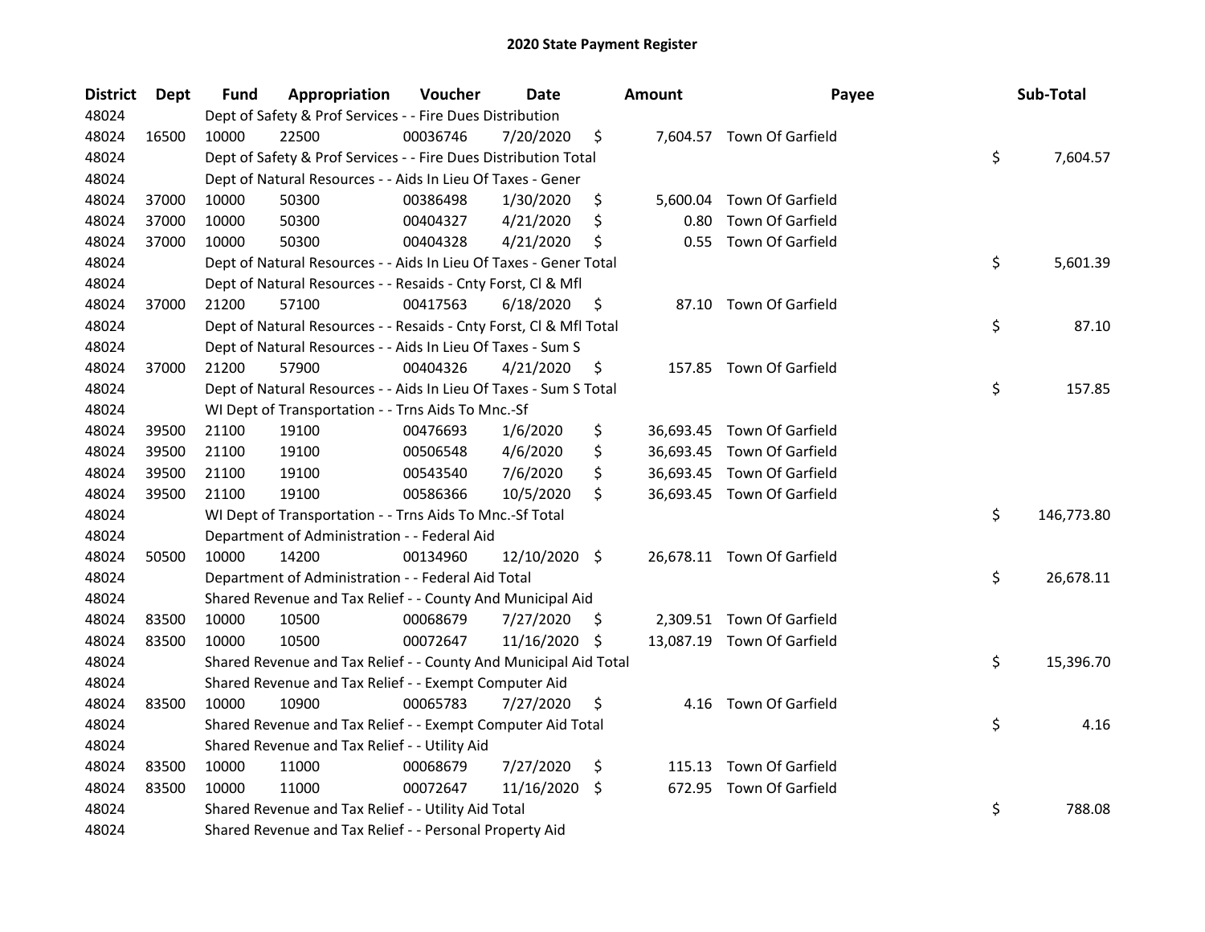# 2020 State Payment Register

| District | Dept | Fund | Appropriation | Voucher | Date | Amount | Payee | Sub-Total |
|---|---|---|---|---|---|---|---|---|
| 48024 | | Dept of Safety & Prof Services - - Fire Dues Distribution | | | | | | |
| 48024 | 16500 | 10000 | 22500 | 00036746 | 7/20/2020 | $ 7,604.57 | Town Of Garfield | |
| 48024 | | Dept of Safety & Prof Services - - Fire Dues Distribution Total | | | | | | $ 7,604.57 |
| 48024 | | Dept of Natural Resources - - Aids In Lieu Of Taxes - Gener | | | | | | |
| 48024 | 37000 | 10000 | 50300 | 00386498 | 1/30/2020 | $ 5,600.04 | Town Of Garfield | |
| 48024 | 37000 | 10000 | 50300 | 00404327 | 4/21/2020 | $ 0.80 | Town Of Garfield | |
| 48024 | 37000 | 10000 | 50300 | 00404328 | 4/21/2020 | $ 0.55 | Town Of Garfield | |
| 48024 | | Dept of Natural Resources - - Aids In Lieu Of Taxes - Gener Total | | | | | | $ 5,601.39 |
| 48024 | | Dept of Natural Resources - - Resaids - Cnty Forst, Cl & Mfl | | | | | | |
| 48024 | 37000 | 21200 | 57100 | 00417563 | 6/18/2020 | $ 87.10 | Town Of Garfield | |
| 48024 | | Dept of Natural Resources - - Resaids - Cnty Forst, Cl & Mfl Total | | | | | | $ 87.10 |
| 48024 | | Dept of Natural Resources - - Aids In Lieu Of Taxes - Sum S | | | | | | |
| 48024 | 37000 | 21200 | 57900 | 00404326 | 4/21/2020 | $ 157.85 | Town Of Garfield | |
| 48024 | | Dept of Natural Resources - - Aids In Lieu Of Taxes - Sum S Total | | | | | | $ 157.85 |
| 48024 | | WI Dept of Transportation - - Trns Aids To Mnc.-Sf | | | | | | |
| 48024 | 39500 | 21100 | 19100 | 00476693 | 1/6/2020 | $ 36,693.45 | Town Of Garfield | |
| 48024 | 39500 | 21100 | 19100 | 00506548 | 4/6/2020 | $ 36,693.45 | Town Of Garfield | |
| 48024 | 39500 | 21100 | 19100 | 00543540 | 7/6/2020 | $ 36,693.45 | Town Of Garfield | |
| 48024 | 39500 | 21100 | 19100 | 00586366 | 10/5/2020 | $ 36,693.45 | Town Of Garfield | |
| 48024 | | WI Dept of Transportation - - Trns Aids To Mnc.-Sf Total | | | | | | $ 146,773.80 |
| 48024 | | Department of Administration - - Federal Aid | | | | | | |
| 48024 | 50500 | 10000 | 14200 | 00134960 | 12/10/2020 | $ 26,678.11 | Town Of Garfield | |
| 48024 | | Department of Administration - - Federal Aid Total | | | | | | $ 26,678.11 |
| 48024 | | Shared Revenue and Tax Relief - - County And Municipal Aid | | | | | | |
| 48024 | 83500 | 10000 | 10500 | 00068679 | 7/27/2020 | $ 2,309.51 | Town Of Garfield | |
| 48024 | 83500 | 10000 | 10500 | 00072647 | 11/16/2020 | $ 13,087.19 | Town Of Garfield | |
| 48024 | | Shared Revenue and Tax Relief - - County And Municipal Aid Total | | | | | | $ 15,396.70 |
| 48024 | | Shared Revenue and Tax Relief - - Exempt Computer Aid | | | | | | |
| 48024 | 83500 | 10000 | 10900 | 00065783 | 7/27/2020 | $ 4.16 | Town Of Garfield | |
| 48024 | | Shared Revenue and Tax Relief - - Exempt Computer Aid Total | | | | | | $ 4.16 |
| 48024 | | Shared Revenue and Tax Relief - - Utility Aid | | | | | | |
| 48024 | 83500 | 10000 | 11000 | 00068679 | 7/27/2020 | $ 115.13 | Town Of Garfield | |
| 48024 | 83500 | 10000 | 11000 | 00072647 | 11/16/2020 | $ 672.95 | Town Of Garfield | |
| 48024 | | Shared Revenue and Tax Relief - - Utility Aid Total | | | | | | $ 788.08 |
| 48024 | | Shared Revenue and Tax Relief - - Personal Property Aid | | | | | | |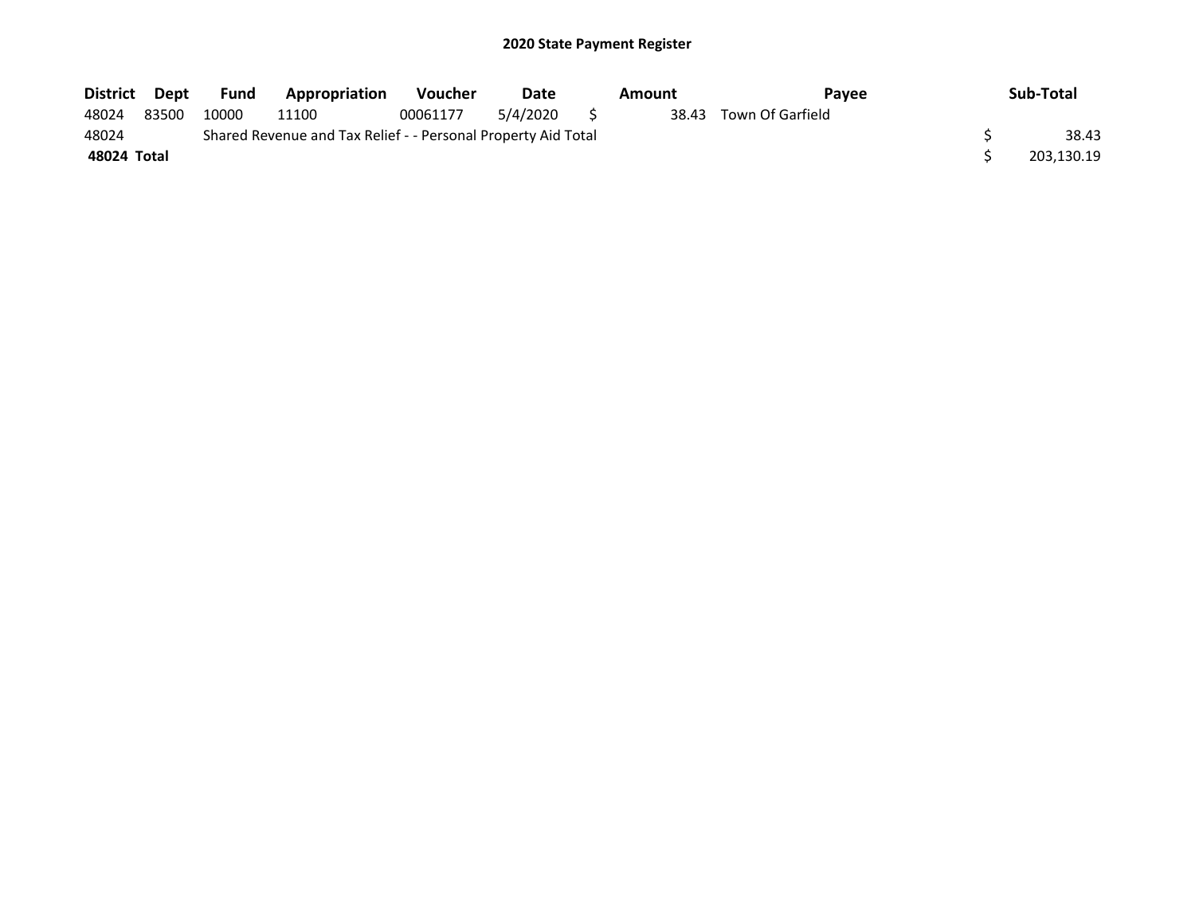# 2020 State Payment Register

| District | Dept | Fund | Appropriation | Voucher | Date | Amount | Payee | Sub-Total |
|---|---|---|---|---|---|---|---|---|
| 48024 | 83500 | 10000 | 11100 | 00061177 | 5/4/2020 | $ 38.43 | Town Of Garfield | |
| 48024 | | Shared Revenue and Tax Relief - - Personal Property Aid Total | | | | | | $ 38.43 |
| **48024 Total** | | | | | | | | $ 203,130.19 |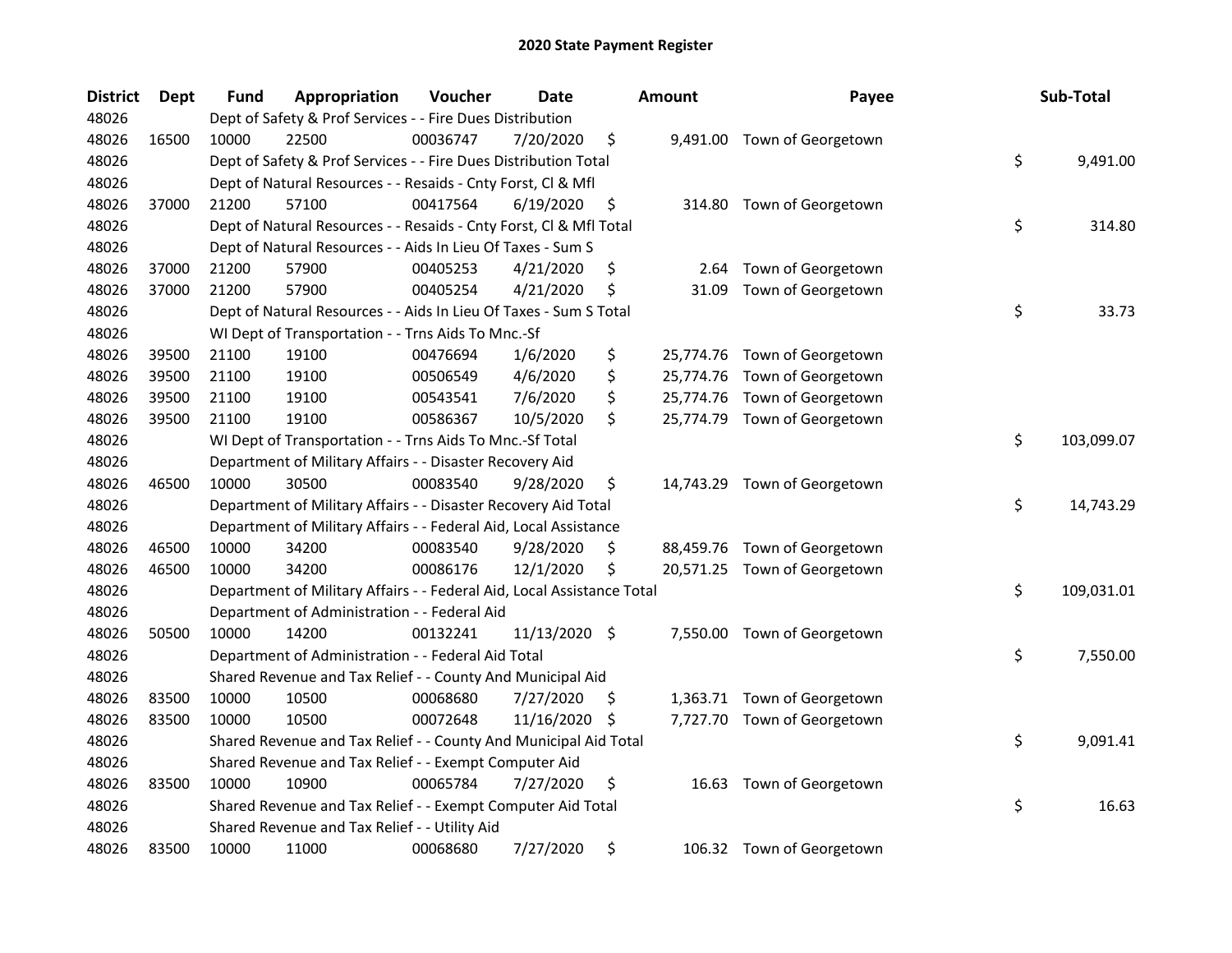# 2020 State Payment Register

| District | Dept | Fund | Appropriation | Voucher | Date | Amount | Payee | Sub-Total |
|---|---|---|---|---|---|---|---|---|
| 48026 | | Dept of Safety & Prof Services - - Fire Dues Distribution | | | | | | |
| 48026 | 16500 | 10000 | 22500 | 00036747 | 7/20/2020 | $ 9,491.00 | Town of Georgetown | |
| 48026 | | Dept of Safety & Prof Services - - Fire Dues Distribution Total | | | | | | $ 9,491.00 |
| 48026 | | Dept of Natural Resources - - Resaids - Cnty Forst, Cl & Mfl | | | | | | |
| 48026 | 37000 | 21200 | 57100 | 00417564 | 6/19/2020 | $ 314.80 | Town of Georgetown | |
| 48026 | | Dept of Natural Resources - - Resaids - Cnty Forst, Cl & Mfl Total | | | | | | $ 314.80 |
| 48026 | | Dept of Natural Resources - - Aids In Lieu Of Taxes - Sum S | | | | | | |
| 48026 | 37000 | 21200 | 57900 | 00405253 | 4/21/2020 | $ 2.64 | Town of Georgetown | |
| 48026 | 37000 | 21200 | 57900 | 00405254 | 4/21/2020 | $ 31.09 | Town of Georgetown | |
| 48026 | | Dept of Natural Resources - - Aids In Lieu Of Taxes - Sum S Total | | | | | | $ 33.73 |
| 48026 | | WI Dept of Transportation - - Trns Aids To Mnc.-Sf | | | | | | |
| 48026 | 39500 | 21100 | 19100 | 00476694 | 1/6/2020 | $ 25,774.76 | Town of Georgetown | |
| 48026 | 39500 | 21100 | 19100 | 00506549 | 4/6/2020 | $ 25,774.76 | Town of Georgetown | |
| 48026 | 39500 | 21100 | 19100 | 00543541 | 7/6/2020 | $ 25,774.76 | Town of Georgetown | |
| 48026 | 39500 | 21100 | 19100 | 00586367 | 10/5/2020 | $ 25,774.79 | Town of Georgetown | |
| 48026 | | WI Dept of Transportation - - Trns Aids To Mnc.-Sf Total | | | | | | $ 103,099.07 |
| 48026 | | Department of Military Affairs - - Disaster Recovery Aid | | | | | | |
| 48026 | 46500 | 10000 | 30500 | 00083540 | 9/28/2020 | $ 14,743.29 | Town of Georgetown | |
| 48026 | | Department of Military Affairs - - Disaster Recovery Aid Total | | | | | | $ 14,743.29 |
| 48026 | | Department of Military Affairs - - Federal Aid, Local Assistance | | | | | | |
| 48026 | 46500 | 10000 | 34200 | 00083540 | 9/28/2020 | $ 88,459.76 | Town of Georgetown | |
| 48026 | 46500 | 10000 | 34200 | 00086176 | 12/1/2020 | $ 20,571.25 | Town of Georgetown | |
| 48026 | | Department of Military Affairs - - Federal Aid, Local Assistance Total | | | | | | $ 109,031.01 |
| 48026 | | Department of Administration - - Federal Aid | | | | | | |
| 48026 | 50500 | 10000 | 14200 | 00132241 | 11/13/2020 | $ 7,550.00 | Town of Georgetown | |
| 48026 | | Department of Administration - - Federal Aid Total | | | | | | $ 7,550.00 |
| 48026 | | Shared Revenue and Tax Relief - - County And Municipal Aid | | | | | | |
| 48026 | 83500 | 10000 | 10500 | 00068680 | 7/27/2020 | $ 1,363.71 | Town of Georgetown | |
| 48026 | 83500 | 10000 | 10500 | 00072648 | 11/16/2020 | $ 7,727.70 | Town of Georgetown | |
| 48026 | | Shared Revenue and Tax Relief - - County And Municipal Aid Total | | | | | | $ 9,091.41 |
| 48026 | | Shared Revenue and Tax Relief - - Exempt Computer Aid | | | | | | |
| 48026 | 83500 | 10000 | 10900 | 00065784 | 7/27/2020 | $ 16.63 | Town of Georgetown | |
| 48026 | | Shared Revenue and Tax Relief - - Exempt Computer Aid Total | | | | | | $ 16.63 |
| 48026 | | Shared Revenue and Tax Relief - - Utility Aid | | | | | | |
| 48026 | 83500 | 10000 | 11000 | 00068680 | 7/27/2020 | $ 106.32 | Town of Georgetown | |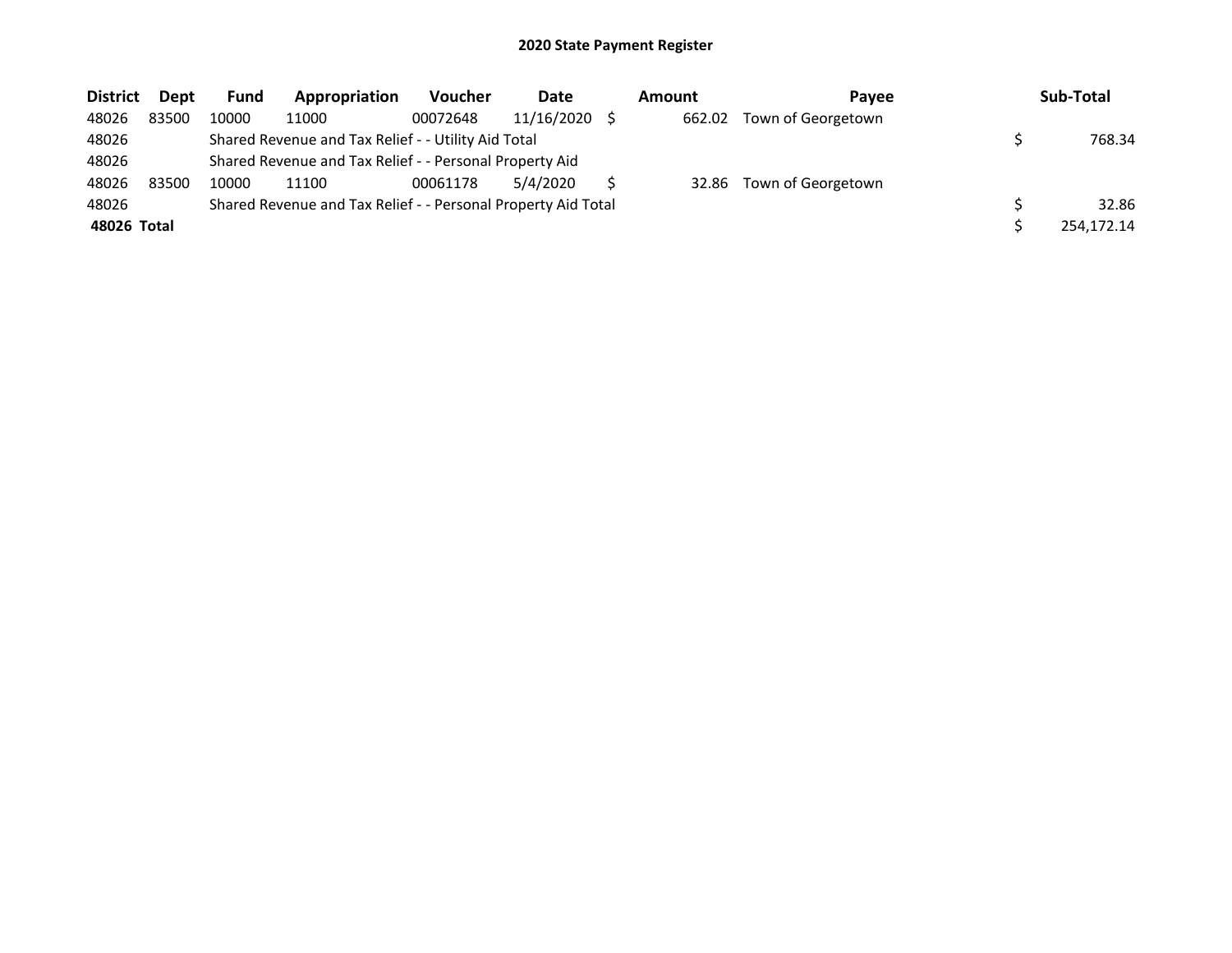# 2020 State Payment Register

| District | Dept | Fund | Appropriation | Voucher | Date | Amount | Payee | Sub-Total |
|---|---|---|---|---|---|---|---|---|
| 48026 | 83500 | 10000 | 11000 | 00072648 | 11/16/2020 | $ 662.02 | Town of Georgetown | |
| 48026 | | Shared Revenue and Tax Relief - - Utility Aid Total | | | | | | $ 768.34 |
| 48026 | | Shared Revenue and Tax Relief - - Personal Property Aid | | | | | | |
| 48026 | 83500 | 10000 | 11100 | 00061178 | 5/4/2020 | $ 32.86 | Town of Georgetown | |
| 48026 | | Shared Revenue and Tax Relief - - Personal Property Aid Total | | | | | | $ 32.86 |
| **48026 Total** | | | | | | | | $ 254,172.14 |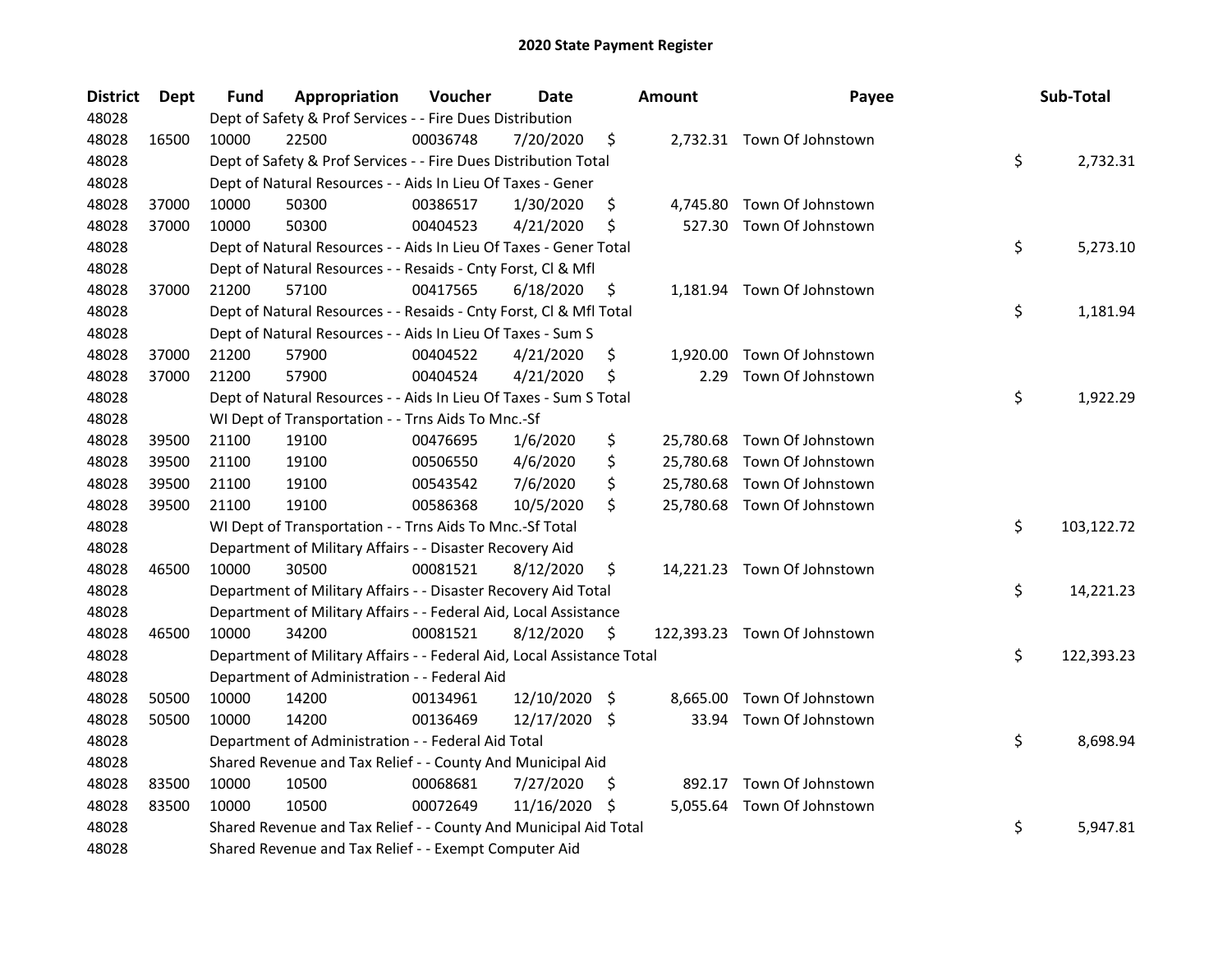# 2020 State Payment Register

| District | Dept | Fund | Appropriation | Voucher | Date | Amount | Payee | Sub-Total |
|---|---|---|---|---|---|---|---|---|
| 48028 | | Dept of Safety & Prof Services - - Fire Dues Distribution | | | | | | |
| 48028 | 16500 | 10000 | 22500 | 00036748 | 7/20/2020 | $ 2,732.31 | Town Of Johnstown | |
| 48028 | | Dept of Safety & Prof Services - - Fire Dues Distribution Total | | | | | | $ 2,732.31 |
| 48028 | | Dept of Natural Resources - - Aids In Lieu Of Taxes - Gener | | | | | | |
| 48028 | 37000 | 10000 | 50300 | 00386517 | 1/30/2020 | $ 4,745.80 | Town Of Johnstown | |
| 48028 | 37000 | 10000 | 50300 | 00404523 | 4/21/2020 | $ 527.30 | Town Of Johnstown | |
| 48028 | | Dept of Natural Resources - - Aids In Lieu Of Taxes - Gener Total | | | | | | $ 5,273.10 |
| 48028 | | Dept of Natural Resources - - Resaids - Cnty Forst, Cl & Mfl | | | | | | |
| 48028 | 37000 | 21200 | 57100 | 00417565 | 6/18/2020 | $ 1,181.94 | Town Of Johnstown | |
| 48028 | | Dept of Natural Resources - - Resaids - Cnty Forst, Cl & Mfl Total | | | | | | $ 1,181.94 |
| 48028 | | Dept of Natural Resources - - Aids In Lieu Of Taxes - Sum S | | | | | | |
| 48028 | 37000 | 21200 | 57900 | 00404522 | 4/21/2020 | $ 1,920.00 | Town Of Johnstown | |
| 48028 | 37000 | 21200 | 57900 | 00404524 | 4/21/2020 | $ 2.29 | Town Of Johnstown | |
| 48028 | | Dept of Natural Resources - - Aids In Lieu Of Taxes - Sum S Total | | | | | | $ 1,922.29 |
| 48028 | | WI Dept of Transportation - - Trns Aids To Mnc.-Sf | | | | | | |
| 48028 | 39500 | 21100 | 19100 | 00476695 | 1/6/2020 | $ 25,780.68 | Town Of Johnstown | |
| 48028 | 39500 | 21100 | 19100 | 00506550 | 4/6/2020 | $ 25,780.68 | Town Of Johnstown | |
| 48028 | 39500 | 21100 | 19100 | 00543542 | 7/6/2020 | $ 25,780.68 | Town Of Johnstown | |
| 48028 | 39500 | 21100 | 19100 | 00586368 | 10/5/2020 | $ 25,780.68 | Town Of Johnstown | |
| 48028 | | WI Dept of Transportation - - Trns Aids To Mnc.-Sf Total | | | | | | $ 103,122.72 |
| 48028 | | Department of Military Affairs - - Disaster Recovery Aid | | | | | | |
| 48028 | 46500 | 10000 | 30500 | 00081521 | 8/12/2020 | $ 14,221.23 | Town Of Johnstown | |
| 48028 | | Department of Military Affairs - - Disaster Recovery Aid Total | | | | | | $ 14,221.23 |
| 48028 | | Department of Military Affairs - - Federal Aid, Local Assistance | | | | | | |
| 48028 | 46500 | 10000 | 34200 | 00081521 | 8/12/2020 | $ 122,393.23 | Town Of Johnstown | |
| 48028 | | Department of Military Affairs - - Federal Aid, Local Assistance Total | | | | | | $ 122,393.23 |
| 48028 | | Department of Administration - - Federal Aid | | | | | | |
| 48028 | 50500 | 10000 | 14200 | 00134961 | 12/10/2020 | $ 8,665.00 | Town Of Johnstown | |
| 48028 | 50500 | 10000 | 14200 | 00136469 | 12/17/2020 | $ 33.94 | Town Of Johnstown | |
| 48028 | | Department of Administration - - Federal Aid Total | | | | | | $ 8,698.94 |
| 48028 | | Shared Revenue and Tax Relief - - County And Municipal Aid | | | | | | |
| 48028 | 83500 | 10000 | 10500 | 00068681 | 7/27/2020 | $ 892.17 | Town Of Johnstown | |
| 48028 | 83500 | 10000 | 10500 | 00072649 | 11/16/2020 | $ 5,055.64 | Town Of Johnstown | |
| 48028 | | Shared Revenue and Tax Relief - - County And Municipal Aid Total | | | | | | $ 5,947.81 |
| 48028 | | Shared Revenue and Tax Relief - - Exempt Computer Aid | | | | | | |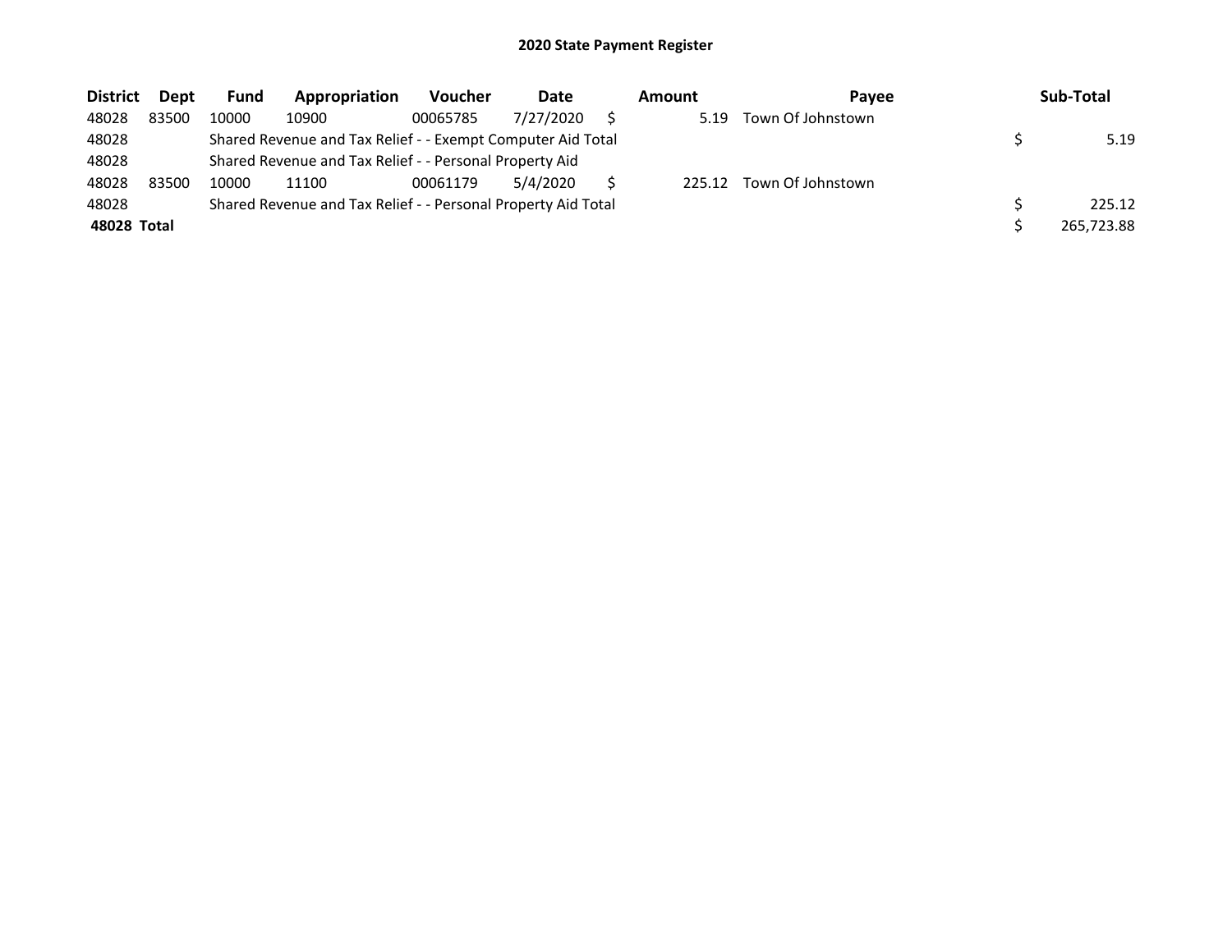# 2020 State Payment Register

| District | Dept | Fund | Appropriation | Voucher | Date | Amount | Payee | Sub-Total |
|---|---|---|---|---|---|---|---|---|
| 48028 | 83500 | 10000 | 10900 | 00065785 | 7/27/2020 | $ 5.19 | Town Of Johnstown | |
| 48028 | | Shared Revenue and Tax Relief - - Exempt Computer Aid Total | | | | | | $ 5.19 |
| 48028 | | Shared Revenue and Tax Relief - - Personal Property Aid | | | | | | |
| 48028 | 83500 | 10000 | 11100 | 00061179 | 5/4/2020 | $ 225.12 | Town Of Johnstown | |
| 48028 | | Shared Revenue and Tax Relief - - Personal Property Aid Total | | | | | | $ 225.12 |
| **48028 Total** | | | | | | | | $ 265,723.88 |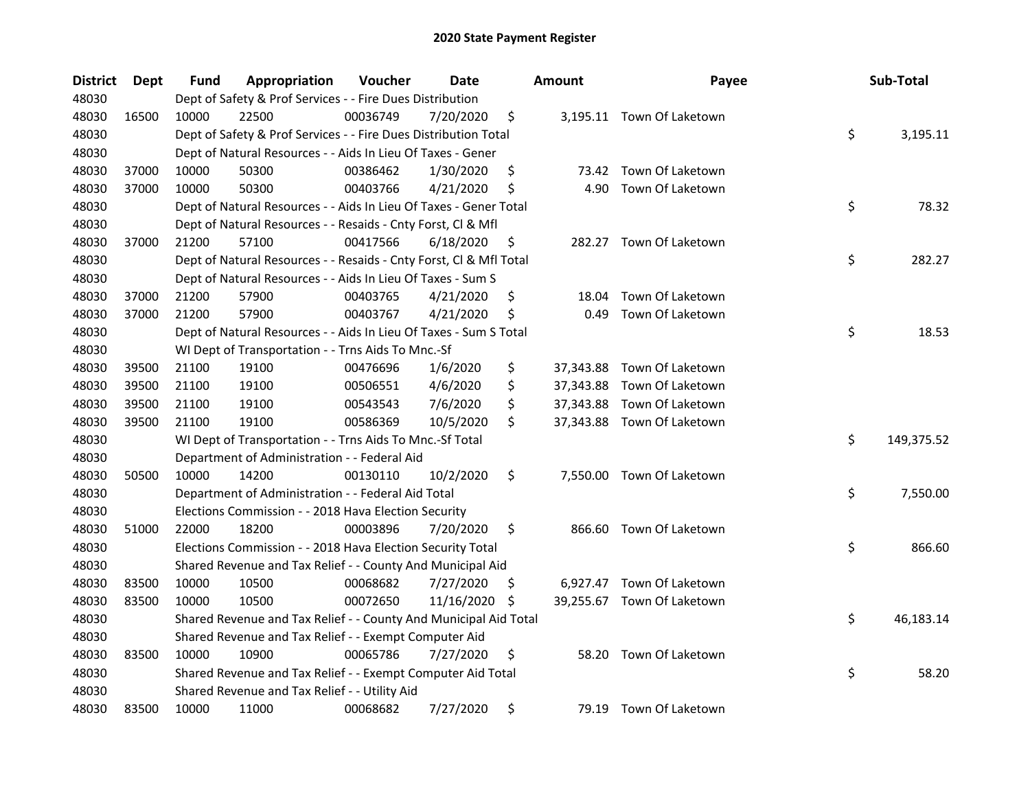# 2020 State Payment Register

| District | Dept | Fund | Appropriation | Voucher | Date | Amount | Payee | Sub-Total |
|---|---|---|---|---|---|---|---|---|
| 48030 | | Dept of Safety & Prof Services - - Fire Dues Distribution | | | | | | |
| 48030 | 16500 | 10000 | 22500 | 00036749 | 7/20/2020 | $ 3,195.11 | Town Of Laketown | |
| 48030 | | Dept of Safety & Prof Services - - Fire Dues Distribution Total | | | | | | $ 3,195.11 |
| 48030 | | Dept of Natural Resources - - Aids In Lieu Of Taxes - Gener | | | | | | |
| 48030 | 37000 | 10000 | 50300 | 00386462 | 1/30/2020 | $ 73.42 | Town Of Laketown | |
| 48030 | 37000 | 10000 | 50300 | 00403766 | 4/21/2020 | $ 4.90 | Town Of Laketown | |
| 48030 | | Dept of Natural Resources - - Aids In Lieu Of Taxes - Gener Total | | | | | | $ 78.32 |
| 48030 | | Dept of Natural Resources - - Resaids - Cnty Forst, Cl & Mfl | | | | | | |
| 48030 | 37000 | 21200 | 57100 | 00417566 | 6/18/2020 | $ 282.27 | Town Of Laketown | |
| 48030 | | Dept of Natural Resources - - Resaids - Cnty Forst, Cl & Mfl Total | | | | | | $ 282.27 |
| 48030 | | Dept of Natural Resources - - Aids In Lieu Of Taxes - Sum S | | | | | | |
| 48030 | 37000 | 21200 | 57900 | 00403765 | 4/21/2020 | $ 18.04 | Town Of Laketown | |
| 48030 | 37000 | 21200 | 57900 | 00403767 | 4/21/2020 | $ 0.49 | Town Of Laketown | |
| 48030 | | Dept of Natural Resources - - Aids In Lieu Of Taxes - Sum S Total | | | | | | $ 18.53 |
| 48030 | | WI Dept of Transportation - - Trns Aids To Mnc.-Sf | | | | | | |
| 48030 | 39500 | 21100 | 19100 | 00476696 | 1/6/2020 | $ 37,343.88 | Town Of Laketown | |
| 48030 | 39500 | 21100 | 19100 | 00506551 | 4/6/2020 | $ 37,343.88 | Town Of Laketown | |
| 48030 | 39500 | 21100 | 19100 | 00543543 | 7/6/2020 | $ 37,343.88 | Town Of Laketown | |
| 48030 | 39500 | 21100 | 19100 | 00586369 | 10/5/2020 | $ 37,343.88 | Town Of Laketown | |
| 48030 | | WI Dept of Transportation - - Trns Aids To Mnc.-Sf Total | | | | | | $ 149,375.52 |
| 48030 | | Department of Administration - - Federal Aid | | | | | | |
| 48030 | 50500 | 10000 | 14200 | 00130110 | 10/2/2020 | $ 7,550.00 | Town Of Laketown | |
| 48030 | | Department of Administration - - Federal Aid Total | | | | | | $ 7,550.00 |
| 48030 | | Elections Commission - - 2018 Hava Election Security | | | | | | |
| 48030 | 51000 | 22000 | 18200 | 00003896 | 7/20/2020 | $ 866.60 | Town Of Laketown | |
| 48030 | | Elections Commission - - 2018 Hava Election Security Total | | | | | | $ 866.60 |
| 48030 | | Shared Revenue and Tax Relief - - County And Municipal Aid | | | | | | |
| 48030 | 83500 | 10000 | 10500 | 00068682 | 7/27/2020 | $ 6,927.47 | Town Of Laketown | |
| 48030 | 83500 | 10000 | 10500 | 00072650 | 11/16/2020 | $ 39,255.67 | Town Of Laketown | |
| 48030 | | Shared Revenue and Tax Relief - - County And Municipal Aid Total | | | | | | $ 46,183.14 |
| 48030 | | Shared Revenue and Tax Relief - - Exempt Computer Aid | | | | | | |
| 48030 | 83500 | 10000 | 10900 | 00065786 | 7/27/2020 | $ 58.20 | Town Of Laketown | |
| 48030 | | Shared Revenue and Tax Relief - - Exempt Computer Aid Total | | | | | | $ 58.20 |
| 48030 | | Shared Revenue and Tax Relief - - Utility Aid | | | | | | |
| 48030 | 83500 | 10000 | 11000 | 00068682 | 7/27/2020 | $ 79.19 | Town Of Laketown | |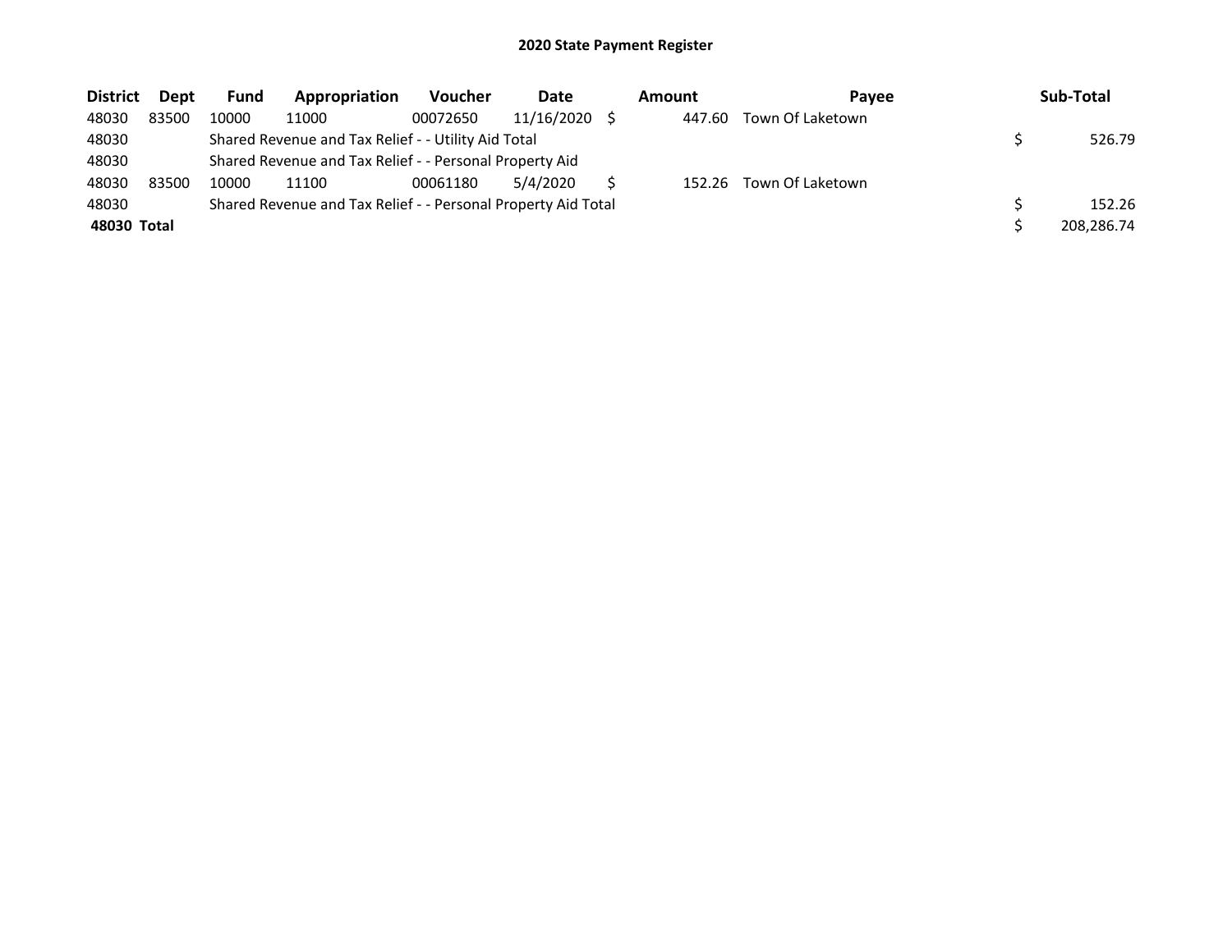# 2020 State Payment Register

| District | Dept | Fund | Appropriation | Voucher | Date | Amount | Payee | Sub-Total |
|---|---|---|---|---|---|---|---|---|
| 48030 | 83500 | 10000 | 11000 | 00072650 | 11/16/2020 | $ 447.60 | Town Of Laketown | |
| 48030 | | Shared Revenue and Tax Relief - - Utility Aid Total | | | | | | $ 526.79 |
| 48030 | | Shared Revenue and Tax Relief - - Personal Property Aid | | | | | | |
| 48030 | 83500 | 10000 | 11100 | 00061180 | 5/4/2020 | $ 152.26 | Town Of Laketown | |
| 48030 | | Shared Revenue and Tax Relief - - Personal Property Aid Total | | | | | | $ 152.26 |
| **48030 Total** | | | | | | | | $ 208,286.74 |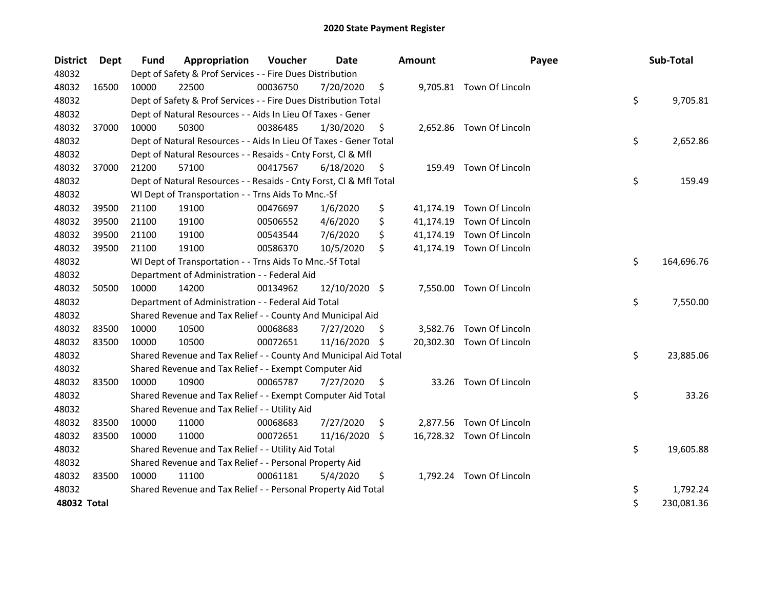# 2020 State Payment Register

| District | Dept | Fund | Appropriation | Voucher | Date | Amount | Payee | Sub-Total |
|---|---|---|---|---|---|---|---|---|
| 48032 | | Dept of Safety & Prof Services - - Fire Dues Distribution | | | | | | |
| 48032 | 16500 | 10000 | 22500 | 00036750 | 7/20/2020 | $ 9,705.81 | Town Of Lincoln | |
| 48032 | | Dept of Safety & Prof Services - - Fire Dues Distribution Total | | | | | | $ 9,705.81 |
| 48032 | | Dept of Natural Resources - - Aids In Lieu Of Taxes - Gener | | | | | | |
| 48032 | 37000 | 10000 | 50300 | 00386485 | 1/30/2020 | $ 2,652.86 | Town Of Lincoln | |
| 48032 | | Dept of Natural Resources - - Aids In Lieu Of Taxes - Gener Total | | | | | | $ 2,652.86 |
| 48032 | | Dept of Natural Resources - - Resaids - Cnty Forst, Cl & Mfl | | | | | | |
| 48032 | 37000 | 21200 | 57100 | 00417567 | 6/18/2020 | $ 159.49 | Town Of Lincoln | |
| 48032 | | Dept of Natural Resources - - Resaids - Cnty Forst, Cl & Mfl Total | | | | | | $ 159.49 |
| 48032 | | WI Dept of Transportation - - Trns Aids To Mnc.-Sf | | | | | | |
| 48032 | 39500 | 21100 | 19100 | 00476697 | 1/6/2020 | $ 41,174.19 | Town Of Lincoln | |
| 48032 | 39500 | 21100 | 19100 | 00506552 | 4/6/2020 | $ 41,174.19 | Town Of Lincoln | |
| 48032 | 39500 | 21100 | 19100 | 00543544 | 7/6/2020 | $ 41,174.19 | Town Of Lincoln | |
| 48032 | 39500 | 21100 | 19100 | 00586370 | 10/5/2020 | $ 41,174.19 | Town Of Lincoln | |
| 48032 | | WI Dept of Transportation - - Trns Aids To Mnc.-Sf Total | | | | | | $ 164,696.76 |
| 48032 | | Department of Administration - - Federal Aid | | | | | | |
| 48032 | 50500 | 10000 | 14200 | 00134962 | 12/10/2020 | $ 7,550.00 | Town Of Lincoln | |
| 48032 | | Department of Administration - - Federal Aid Total | | | | | | $ 7,550.00 |
| 48032 | | Shared Revenue and Tax Relief - - County And Municipal Aid | | | | | | |
| 48032 | 83500 | 10000 | 10500 | 00068683 | 7/27/2020 | $ 3,582.76 | Town Of Lincoln | |
| 48032 | 83500 | 10000 | 10500 | 00072651 | 11/16/2020 | $ 20,302.30 | Town Of Lincoln | |
| 48032 | | Shared Revenue and Tax Relief - - County And Municipal Aid Total | | | | | | $ 23,885.06 |
| 48032 | | Shared Revenue and Tax Relief - - Exempt Computer Aid | | | | | | |
| 48032 | 83500 | 10000 | 10900 | 00065787 | 7/27/2020 | $ 33.26 | Town Of Lincoln | |
| 48032 | | Shared Revenue and Tax Relief - - Exempt Computer Aid Total | | | | | | $ 33.26 |
| 48032 | | Shared Revenue and Tax Relief - - Utility Aid | | | | | | |
| 48032 | 83500 | 10000 | 11000 | 00068683 | 7/27/2020 | $ 2,877.56 | Town Of Lincoln | |
| 48032 | 83500 | 10000 | 11000 | 00072651 | 11/16/2020 | $ 16,728.32 | Town Of Lincoln | |
| 48032 | | Shared Revenue and Tax Relief - - Utility Aid Total | | | | | | $ 19,605.88 |
| 48032 | | Shared Revenue and Tax Relief - - Personal Property Aid | | | | | | |
| 48032 | 83500 | 10000 | 11100 | 00061181 | 5/4/2020 | $ 1,792.24 | Town Of Lincoln | |
| 48032 | | Shared Revenue and Tax Relief - - Personal Property Aid Total | | | | | | $ 1,792.24 |
| **48032 Total** | | | | | | | | $ 230,081.36 |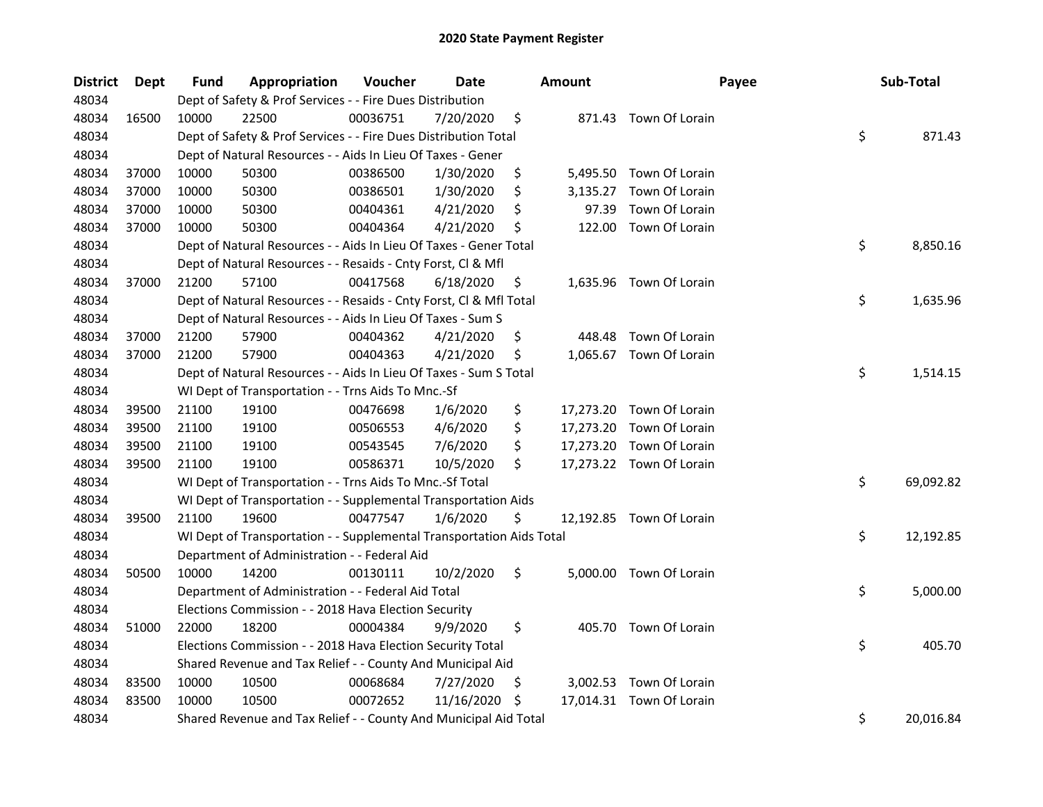# 2020 State Payment Register

| District | Dept | Fund | Appropriation | Voucher | Date | Amount | Payee | Sub-Total |
|---|---|---|---|---|---|---|---|---|
| 48034 | | Dept of Safety & Prof Services - - Fire Dues Distribution | | | | | | |
| 48034 | 16500 | 10000 | 22500 | 00036751 | 7/20/2020 | $ 871.43 | Town Of Lorain | |
| 48034 | | Dept of Safety & Prof Services - - Fire Dues Distribution Total | | | | | | $ 871.43 |
| 48034 | | Dept of Natural Resources - - Aids In Lieu Of Taxes - Gener | | | | | | |
| 48034 | 37000 | 10000 | 50300 | 00386500 | 1/30/2020 | $ 5,495.50 | Town Of Lorain | |
| 48034 | 37000 | 10000 | 50300 | 00386501 | 1/30/2020 | $ 3,135.27 | Town Of Lorain | |
| 48034 | 37000 | 10000 | 50300 | 00404361 | 4/21/2020 | $ 97.39 | Town Of Lorain | |
| 48034 | 37000 | 10000 | 50300 | 00404364 | 4/21/2020 | $ 122.00 | Town Of Lorain | |
| 48034 | | Dept of Natural Resources - - Aids In Lieu Of Taxes - Gener Total | | | | | | $ 8,850.16 |
| 48034 | | Dept of Natural Resources - - Resaids - Cnty Forst, Cl & Mfl | | | | | | |
| 48034 | 37000 | 21200 | 57100 | 00417568 | 6/18/2020 | $ 1,635.96 | Town Of Lorain | |
| 48034 | | Dept of Natural Resources - - Resaids - Cnty Forst, Cl & Mfl Total | | | | | | $ 1,635.96 |
| 48034 | | Dept of Natural Resources - - Aids In Lieu Of Taxes - Sum S | | | | | | |
| 48034 | 37000 | 21200 | 57900 | 00404362 | 4/21/2020 | $ 448.48 | Town Of Lorain | |
| 48034 | 37000 | 21200 | 57900 | 00404363 | 4/21/2020 | $ 1,065.67 | Town Of Lorain | |
| 48034 | | Dept of Natural Resources - - Aids In Lieu Of Taxes - Sum S Total | | | | | | $ 1,514.15 |
| 48034 | | WI Dept of Transportation - - Trns Aids To Mnc.-Sf | | | | | | |
| 48034 | 39500 | 21100 | 19100 | 00476698 | 1/6/2020 | $ 17,273.20 | Town Of Lorain | |
| 48034 | 39500 | 21100 | 19100 | 00506553 | 4/6/2020 | $ 17,273.20 | Town Of Lorain | |
| 48034 | 39500 | 21100 | 19100 | 00543545 | 7/6/2020 | $ 17,273.20 | Town Of Lorain | |
| 48034 | 39500 | 21100 | 19100 | 00586371 | 10/5/2020 | $ 17,273.22 | Town Of Lorain | |
| 48034 | | WI Dept of Transportation - - Trns Aids To Mnc.-Sf Total | | | | | | $ 69,092.82 |
| 48034 | | WI Dept of Transportation - - Supplemental Transportation Aids | | | | | | |
| 48034 | 39500 | 21100 | 19600 | 00477547 | 1/6/2020 | $ 12,192.85 | Town Of Lorain | |
| 48034 | | WI Dept of Transportation - - Supplemental Transportation Aids Total | | | | | | $ 12,192.85 |
| 48034 | | Department of Administration - - Federal Aid | | | | | | |
| 48034 | 50500 | 10000 | 14200 | 00130111 | 10/2/2020 | $ 5,000.00 | Town Of Lorain | |
| 48034 | | Department of Administration - - Federal Aid Total | | | | | | $ 5,000.00 |
| 48034 | | Elections Commission - - 2018 Hava Election Security | | | | | | |
| 48034 | 51000 | 22000 | 18200 | 00004384 | 9/9/2020 | $ 405.70 | Town Of Lorain | |
| 48034 | | Elections Commission - - 2018 Hava Election Security Total | | | | | | $ 405.70 |
| 48034 | | Shared Revenue and Tax Relief - - County And Municipal Aid | | | | | | |
| 48034 | 83500 | 10000 | 10500 | 00068684 | 7/27/2020 | $ 3,002.53 | Town Of Lorain | |
| 48034 | 83500 | 10000 | 10500 | 00072652 | 11/16/2020 | $ 17,014.31 | Town Of Lorain | |
| 48034 | | Shared Revenue and Tax Relief - - County And Municipal Aid Total | | | | | | $ 20,016.84 |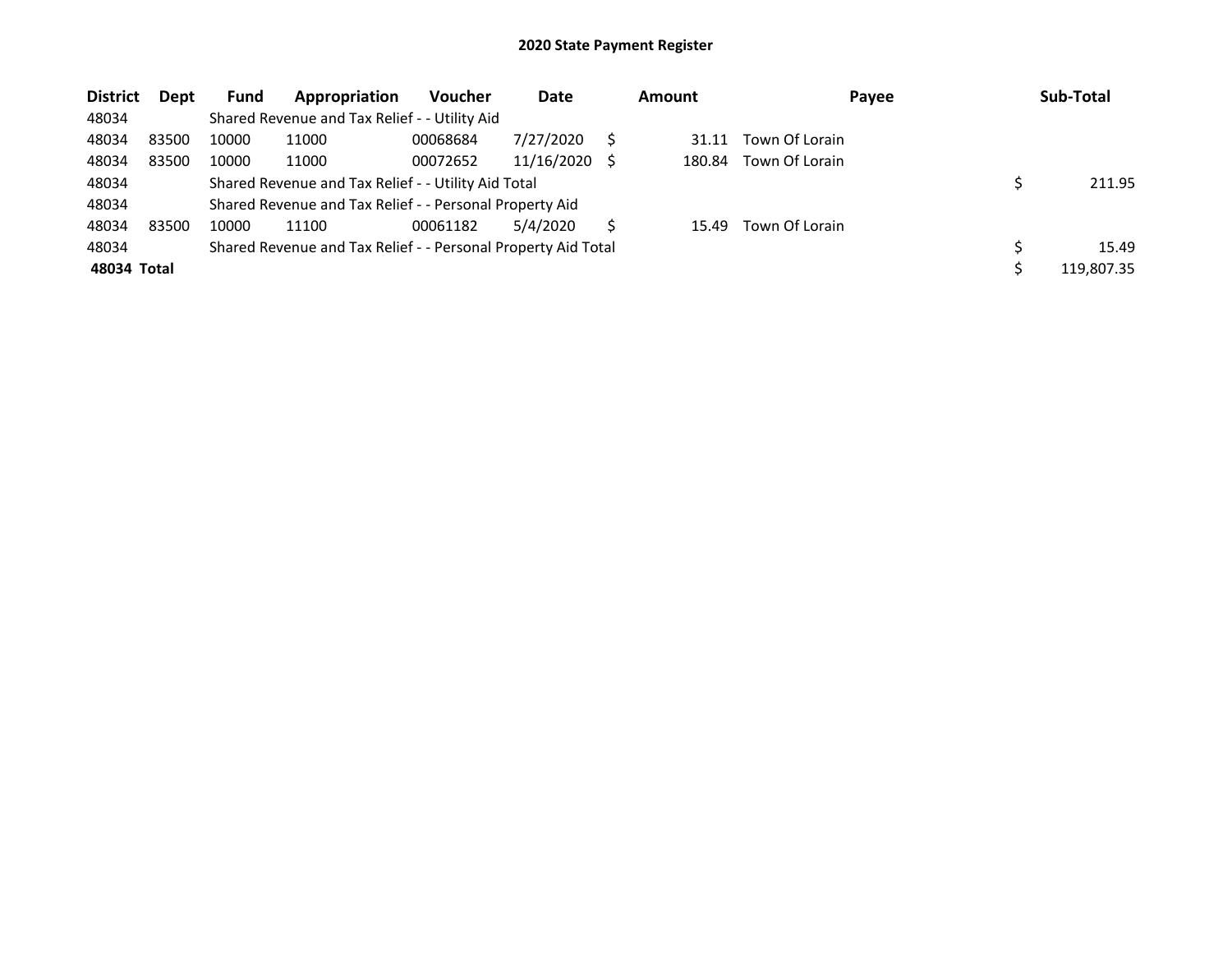# 2020 State Payment Register

| District | Dept | Fund | Appropriation | Voucher | Date | Amount | Payee | Sub-Total |
|---|---|---|---|---|---|---|---|---|
| 48034 | | Shared Revenue and Tax Relief - - Utility Aid | | | | | | |
| 48034 | 83500 | 10000 | 11000 | 00068684 | 7/27/2020 | $ 31.11 | Town Of Lorain | |
| 48034 | 83500 | 10000 | 11000 | 00072652 | 11/16/2020 | $ 180.84 | Town Of Lorain | |
| 48034 | | Shared Revenue and Tax Relief - - Utility Aid Total | | | | | | $ 211.95 |
| 48034 | | Shared Revenue and Tax Relief - - Personal Property Aid | | | | | | |
| 48034 | 83500 | 10000 | 11100 | 00061182 | 5/4/2020 | $ 15.49 | Town Of Lorain | |
| 48034 | | Shared Revenue and Tax Relief - - Personal Property Aid Total | | | | | | $ 15.49 |
| **48034 Total** | | | | | | | | $ 119,807.35 |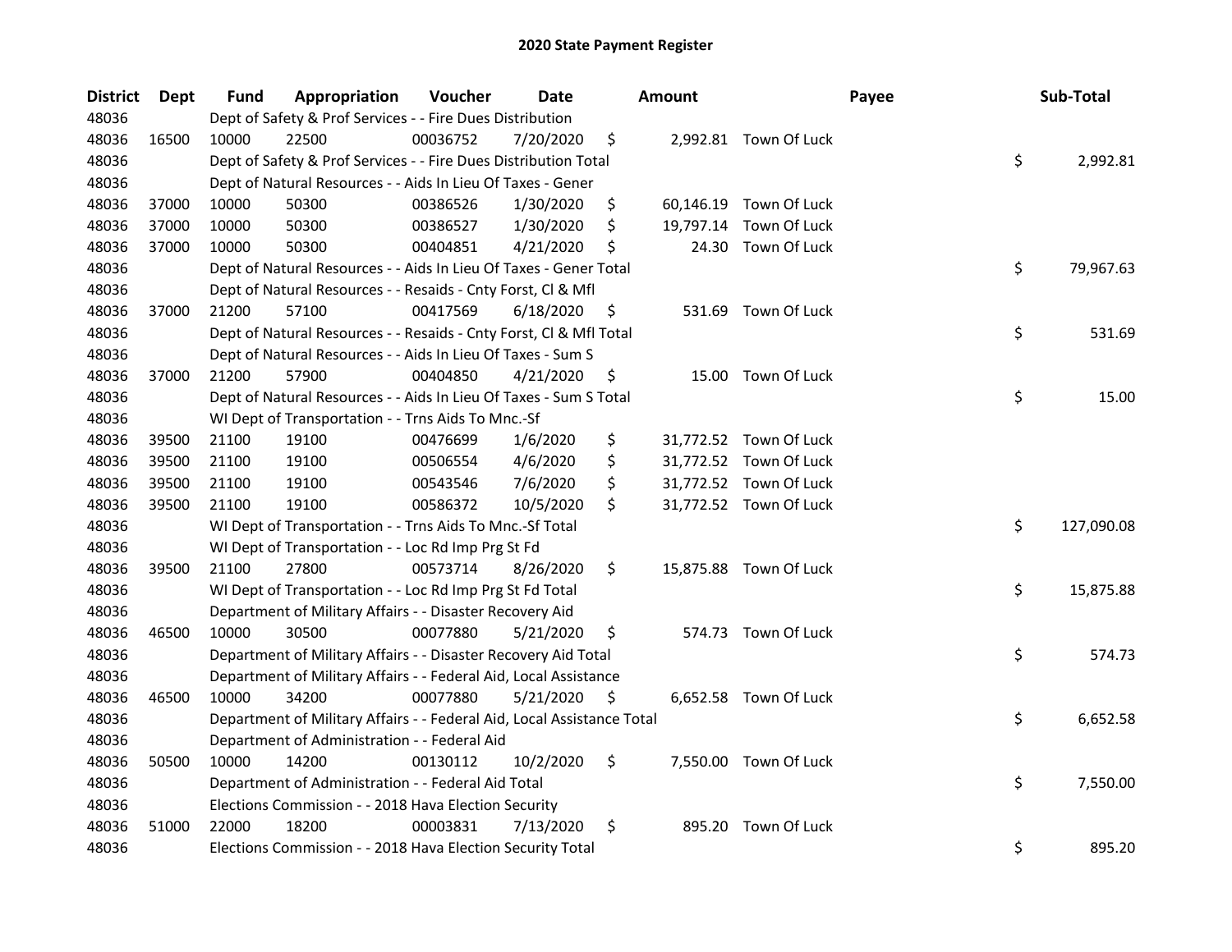# 2020 State Payment Register

| District | Dept | Fund | Appropriation | Voucher | Date | Amount | | Payee | Sub-Total | |
|---|---|---|---|---|---|---|---|---|---|---|
| 48036 | | Dept of Safety & Prof Services - - Fire Dues Distribution | | | | | | | | |
| 48036 | 16500 | 10000 | 22500 | 00036752 | 7/20/2020 | $ | 2,992.81 | Town Of Luck | | |
| 48036 | | Dept of Safety & Prof Services - - Fire Dues Distribution Total | | | | | | | $ | 2,992.81 |
| 48036 | | Dept of Natural Resources - - Aids In Lieu Of Taxes - Gener | | | | | | | | |
| 48036 | 37000 | 10000 | 50300 | 00386526 | 1/30/2020 | $ | 60,146.19 | Town Of Luck | | |
| 48036 | 37000 | 10000 | 50300 | 00386527 | 1/30/2020 | $ | 19,797.14 | Town Of Luck | | |
| 48036 | 37000 | 10000 | 50300 | 00404851 | 4/21/2020 | $ | 24.30 | Town Of Luck | | |
| 48036 | | Dept of Natural Resources - - Aids In Lieu Of Taxes - Gener Total | | | | | | | $ | 79,967.63 |
| 48036 | | Dept of Natural Resources - - Resaids - Cnty Forst, Cl & Mfl | | | | | | | | |
| 48036 | 37000 | 21200 | 57100 | 00417569 | 6/18/2020 | $ | 531.69 | Town Of Luck | | |
| 48036 | | Dept of Natural Resources - - Resaids - Cnty Forst, Cl & Mfl Total | | | | | | | $ | 531.69 |
| 48036 | | Dept of Natural Resources - - Aids In Lieu Of Taxes - Sum S | | | | | | | | |
| 48036 | 37000 | 21200 | 57900 | 00404850 | 4/21/2020 | $ | 15.00 | Town Of Luck | | |
| 48036 | | Dept of Natural Resources - - Aids In Lieu Of Taxes - Sum S Total | | | | | | | $ | 15.00 |
| 48036 | | WI Dept of Transportation - - Trns Aids To Mnc.-Sf | | | | | | | | |
| 48036 | 39500 | 21100 | 19100 | 00476699 | 1/6/2020 | $ | 31,772.52 | Town Of Luck | | |
| 48036 | 39500 | 21100 | 19100 | 00506554 | 4/6/2020 | $ | 31,772.52 | Town Of Luck | | |
| 48036 | 39500 | 21100 | 19100 | 00543546 | 7/6/2020 | $ | 31,772.52 | Town Of Luck | | |
| 48036 | 39500 | 21100 | 19100 | 00586372 | 10/5/2020 | $ | 31,772.52 | Town Of Luck | | |
| 48036 | | WI Dept of Transportation - - Trns Aids To Mnc.-Sf Total | | | | | | | $ | 127,090.08 |
| 48036 | | WI Dept of Transportation - - Loc Rd Imp Prg St Fd | | | | | | | | |
| 48036 | 39500 | 21100 | 27800 | 00573714 | 8/26/2020 | $ | 15,875.88 | Town Of Luck | | |
| 48036 | | WI Dept of Transportation - - Loc Rd Imp Prg St Fd Total | | | | | | | $ | 15,875.88 |
| 48036 | | Department of Military Affairs - - Disaster Recovery Aid | | | | | | | | |
| 48036 | 46500 | 10000 | 30500 | 00077880 | 5/21/2020 | $ | 574.73 | Town Of Luck | | |
| 48036 | | Department of Military Affairs - - Disaster Recovery Aid Total | | | | | | | $ | 574.73 |
| 48036 | | Department of Military Affairs - - Federal Aid, Local Assistance | | | | | | | | |
| 48036 | 46500 | 10000 | 34200 | 00077880 | 5/21/2020 | $ | 6,652.58 | Town Of Luck | | |
| 48036 | | Department of Military Affairs - - Federal Aid, Local Assistance Total | | | | | | | $ | 6,652.58 |
| 48036 | | Department of Administration - - Federal Aid | | | | | | | | |
| 48036 | 50500 | 10000 | 14200 | 00130112 | 10/2/2020 | $ | 7,550.00 | Town Of Luck | | |
| 48036 | | Department of Administration - - Federal Aid Total | | | | | | | $ | 7,550.00 |
| 48036 | | Elections Commission - - 2018 Hava Election Security | | | | | | | | |
| 48036 | 51000 | 22000 | 18200 | 00003831 | 7/13/2020 | $ | 895.20 | Town Of Luck | | |
| 48036 | | Elections Commission - - 2018 Hava Election Security Total | | | | | | | $ | 895.20 |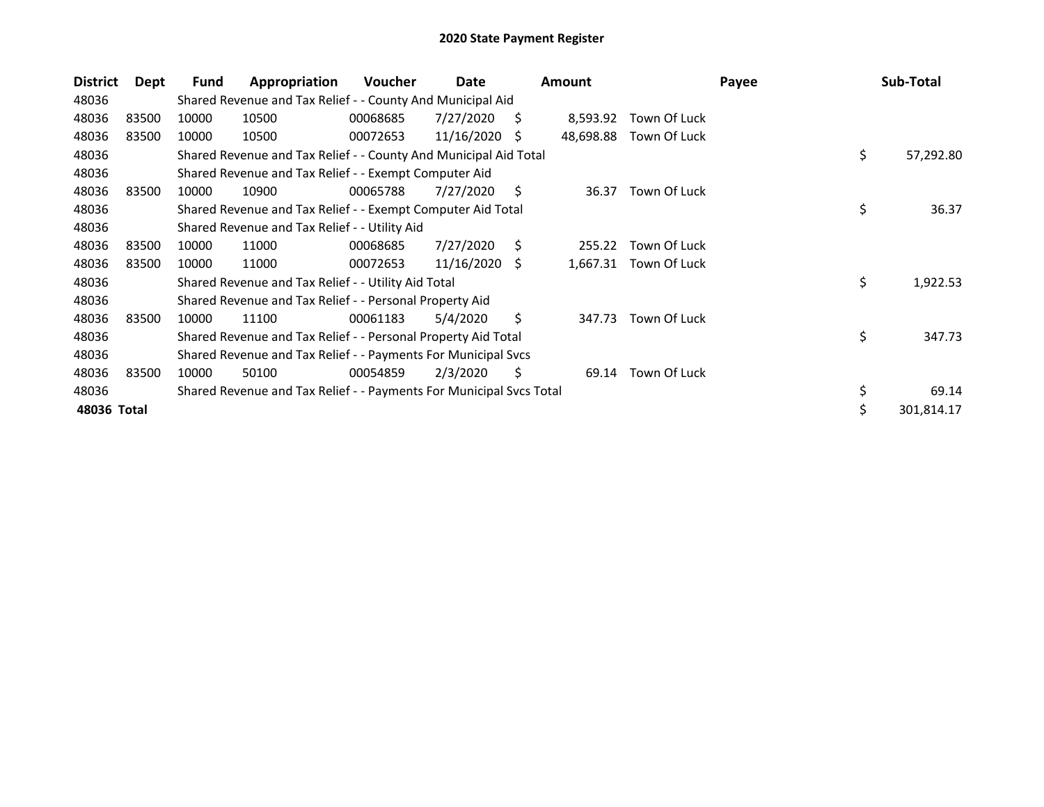# 2020 State Payment Register

| District | Dept | Fund | Appropriation | Voucher | Date | Amount | Payee | Sub-Total |
|---|---|---|---|---|---|---|---|---|
| 48036 | | Shared Revenue and Tax Relief - - County And Municipal Aid | | | | | | |
| 48036 | 83500 | 10000 | 10500 | 00068685 | 7/27/2020 | $ 8,593.92 | Town Of Luck | |
| 48036 | 83500 | 10000 | 10500 | 00072653 | 11/16/2020 | $ 48,698.88 | Town Of Luck | |
| 48036 | | Shared Revenue and Tax Relief - - County And Municipal Aid Total | | | | | | $ 57,292.80 |
| 48036 | | Shared Revenue and Tax Relief - - Exempt Computer Aid | | | | | | |
| 48036 | 83500 | 10000 | 10900 | 00065788 | 7/27/2020 | $ 36.37 | Town Of Luck | |
| 48036 | | Shared Revenue and Tax Relief - - Exempt Computer Aid Total | | | | | | $ 36.37 |
| 48036 | | Shared Revenue and Tax Relief - - Utility Aid | | | | | | |
| 48036 | 83500 | 10000 | 11000 | 00068685 | 7/27/2020 | $ 255.22 | Town Of Luck | |
| 48036 | 83500 | 10000 | 11000 | 00072653 | 11/16/2020 | $ 1,667.31 | Town Of Luck | |
| 48036 | | Shared Revenue and Tax Relief - - Utility Aid Total | | | | | | $ 1,922.53 |
| 48036 | | Shared Revenue and Tax Relief - - Personal Property Aid | | | | | | |
| 48036 | 83500 | 10000 | 11100 | 00061183 | 5/4/2020 | $ 347.73 | Town Of Luck | |
| 48036 | | Shared Revenue and Tax Relief - - Personal Property Aid Total | | | | | | $ 347.73 |
| 48036 | | Shared Revenue and Tax Relief - - Payments For Municipal Svcs | | | | | | |
| 48036 | 83500 | 10000 | 50100 | 00054859 | 2/3/2020 | $ 69.14 | Town Of Luck | |
| 48036 | | Shared Revenue and Tax Relief - - Payments For Municipal Svcs Total | | | | | | $ 69.14 |
| **48036 Total** | | | | | | | | $ 301,814.17 |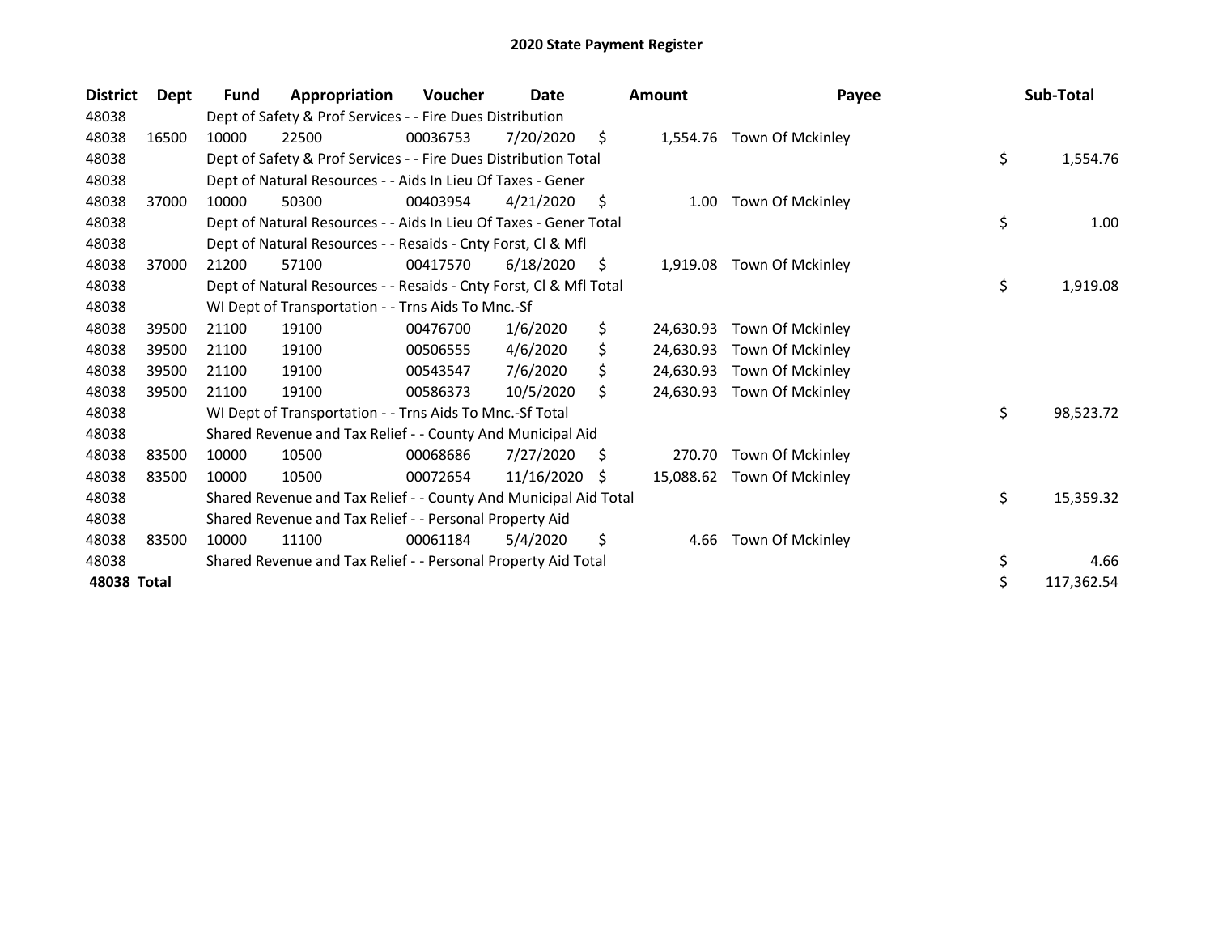# 2020 State Payment Register

| District | Dept | Fund | Appropriation | Voucher | Date | Amount | Payee | Sub-Total |
|---|---|---|---|---|---|---|---|---|
| 48038 | | Dept of Safety & Prof Services - - Fire Dues Distribution | | | | | | |
| 48038 | 16500 | 10000 | 22500 | 00036753 | 7/20/2020 | $ 1,554.76 | Town Of Mckinley | |
| 48038 | | Dept of Safety & Prof Services - - Fire Dues Distribution Total | | | | | | $ 1,554.76 |
| 48038 | | Dept of Natural Resources - - Aids In Lieu Of Taxes - Gener | | | | | | |
| 48038 | 37000 | 10000 | 50300 | 00403954 | 4/21/2020 | $ 1.00 | Town Of Mckinley | |
| 48038 | | Dept of Natural Resources - - Aids In Lieu Of Taxes - Gener Total | | | | | | $ 1.00 |
| 48038 | | Dept of Natural Resources - - Resaids - Cnty Forst, Cl & Mfl | | | | | | |
| 48038 | 37000 | 21200 | 57100 | 00417570 | 6/18/2020 | $ 1,919.08 | Town Of Mckinley | |
| 48038 | | Dept of Natural Resources - - Resaids - Cnty Forst, Cl & Mfl Total | | | | | | $ 1,919.08 |
| 48038 | | WI Dept of Transportation - - Trns Aids To Mnc.-Sf | | | | | | |
| 48038 | 39500 | 21100 | 19100 | 00476700 | 1/6/2020 | $ 24,630.93 | Town Of Mckinley | |
| 48038 | 39500 | 21100 | 19100 | 00506555 | 4/6/2020 | $ 24,630.93 | Town Of Mckinley | |
| 48038 | 39500 | 21100 | 19100 | 00543547 | 7/6/2020 | $ 24,630.93 | Town Of Mckinley | |
| 48038 | 39500 | 21100 | 19100 | 00586373 | 10/5/2020 | $ 24,630.93 | Town Of Mckinley | |
| 48038 | | WI Dept of Transportation - - Trns Aids To Mnc.-Sf Total | | | | | | $ 98,523.72 |
| 48038 | | Shared Revenue and Tax Relief - - County And Municipal Aid | | | | | | |
| 48038 | 83500 | 10000 | 10500 | 00068686 | 7/27/2020 | $ 270.70 | Town Of Mckinley | |
| 48038 | 83500 | 10000 | 10500 | 00072654 | 11/16/2020 | $ 15,088.62 | Town Of Mckinley | |
| 48038 | | Shared Revenue and Tax Relief - - County And Municipal Aid Total | | | | | | $ 15,359.32 |
| 48038 | | Shared Revenue and Tax Relief - - Personal Property Aid | | | | | | |
| 48038 | 83500 | 10000 | 11100 | 00061184 | 5/4/2020 | $ 4.66 | Town Of Mckinley | |
| 48038 | | Shared Revenue and Tax Relief - - Personal Property Aid Total | | | | | | $ 4.66 |
| **48038 Total** | | | | | | | | $ 117,362.54 |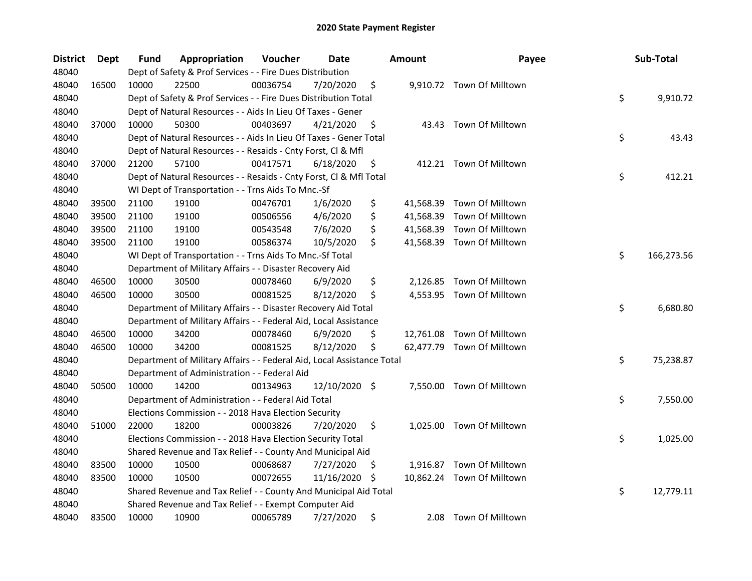# 2020 State Payment Register

| District | Dept | Fund | Appropriation | Voucher | Date | Amount | Payee | Sub-Total |
|---|---|---|---|---|---|---|---|---|
| 48040 | | Dept of Safety & Prof Services - - Fire Dues Distribution | | | | | | |
| 48040 | 16500 | 10000 | 22500 | 00036754 | 7/20/2020 | $ 9,910.72 | Town Of Milltown | |
| 48040 | | Dept of Safety & Prof Services - - Fire Dues Distribution Total | | | | | | $ 9,910.72 |
| 48040 | | Dept of Natural Resources - - Aids In Lieu Of Taxes - Gener | | | | | | |
| 48040 | 37000 | 10000 | 50300 | 00403697 | 4/21/2020 | $ 43.43 | Town Of Milltown | |
| 48040 | | Dept of Natural Resources - - Aids In Lieu Of Taxes - Gener Total | | | | | | $ 43.43 |
| 48040 | | Dept of Natural Resources - - Resaids - Cnty Forst, Cl & Mfl | | | | | | |
| 48040 | 37000 | 21200 | 57100 | 00417571 | 6/18/2020 | $ 412.21 | Town Of Milltown | |
| 48040 | | Dept of Natural Resources - - Resaids - Cnty Forst, Cl & Mfl Total | | | | | | $ 412.21 |
| 48040 | | WI Dept of Transportation - - Trns Aids To Mnc.-Sf | | | | | | |
| 48040 | 39500 | 21100 | 19100 | 00476701 | 1/6/2020 | $ 41,568.39 | Town Of Milltown | |
| 48040 | 39500 | 21100 | 19100 | 00506556 | 4/6/2020 | $ 41,568.39 | Town Of Milltown | |
| 48040 | 39500 | 21100 | 19100 | 00543548 | 7/6/2020 | $ 41,568.39 | Town Of Milltown | |
| 48040 | 39500 | 21100 | 19100 | 00586374 | 10/5/2020 | $ 41,568.39 | Town Of Milltown | |
| 48040 | | WI Dept of Transportation - - Trns Aids To Mnc.-Sf Total | | | | | | $ 166,273.56 |
| 48040 | | Department of Military Affairs - - Disaster Recovery Aid | | | | | | |
| 48040 | 46500 | 10000 | 30500 | 00078460 | 6/9/2020 | $ 2,126.85 | Town Of Milltown | |
| 48040 | 46500 | 10000 | 30500 | 00081525 | 8/12/2020 | $ 4,553.95 | Town Of Milltown | |
| 48040 | | Department of Military Affairs - - Disaster Recovery Aid Total | | | | | | $ 6,680.80 |
| 48040 | | Department of Military Affairs - - Federal Aid, Local Assistance | | | | | | |
| 48040 | 46500 | 10000 | 34200 | 00078460 | 6/9/2020 | $ 12,761.08 | Town Of Milltown | |
| 48040 | 46500 | 10000 | 34200 | 00081525 | 8/12/2020 | $ 62,477.79 | Town Of Milltown | |
| 48040 | | Department of Military Affairs - - Federal Aid, Local Assistance Total | | | | | | $ 75,238.87 |
| 48040 | | Department of Administration - - Federal Aid | | | | | | |
| 48040 | 50500 | 10000 | 14200 | 00134963 | 12/10/2020 | $ 7,550.00 | Town Of Milltown | |
| 48040 | | Department of Administration - - Federal Aid Total | | | | | | $ 7,550.00 |
| 48040 | | Elections Commission - - 2018 Hava Election Security | | | | | | |
| 48040 | 51000 | 22000 | 18200 | 00003826 | 7/20/2020 | $ 1,025.00 | Town Of Milltown | |
| 48040 | | Elections Commission - - 2018 Hava Election Security Total | | | | | | $ 1,025.00 |
| 48040 | | Shared Revenue and Tax Relief - - County And Municipal Aid | | | | | | |
| 48040 | 83500 | 10000 | 10500 | 00068687 | 7/27/2020 | $ 1,916.87 | Town Of Milltown | |
| 48040 | 83500 | 10000 | 10500 | 00072655 | 11/16/2020 | $ 10,862.24 | Town Of Milltown | |
| 48040 | | Shared Revenue and Tax Relief - - County And Municipal Aid Total | | | | | | $ 12,779.11 |
| 48040 | | Shared Revenue and Tax Relief - - Exempt Computer Aid | | | | | | |
| 48040 | 83500 | 10000 | 10900 | 00065789 | 7/27/2020 | $ 2.08 | Town Of Milltown | |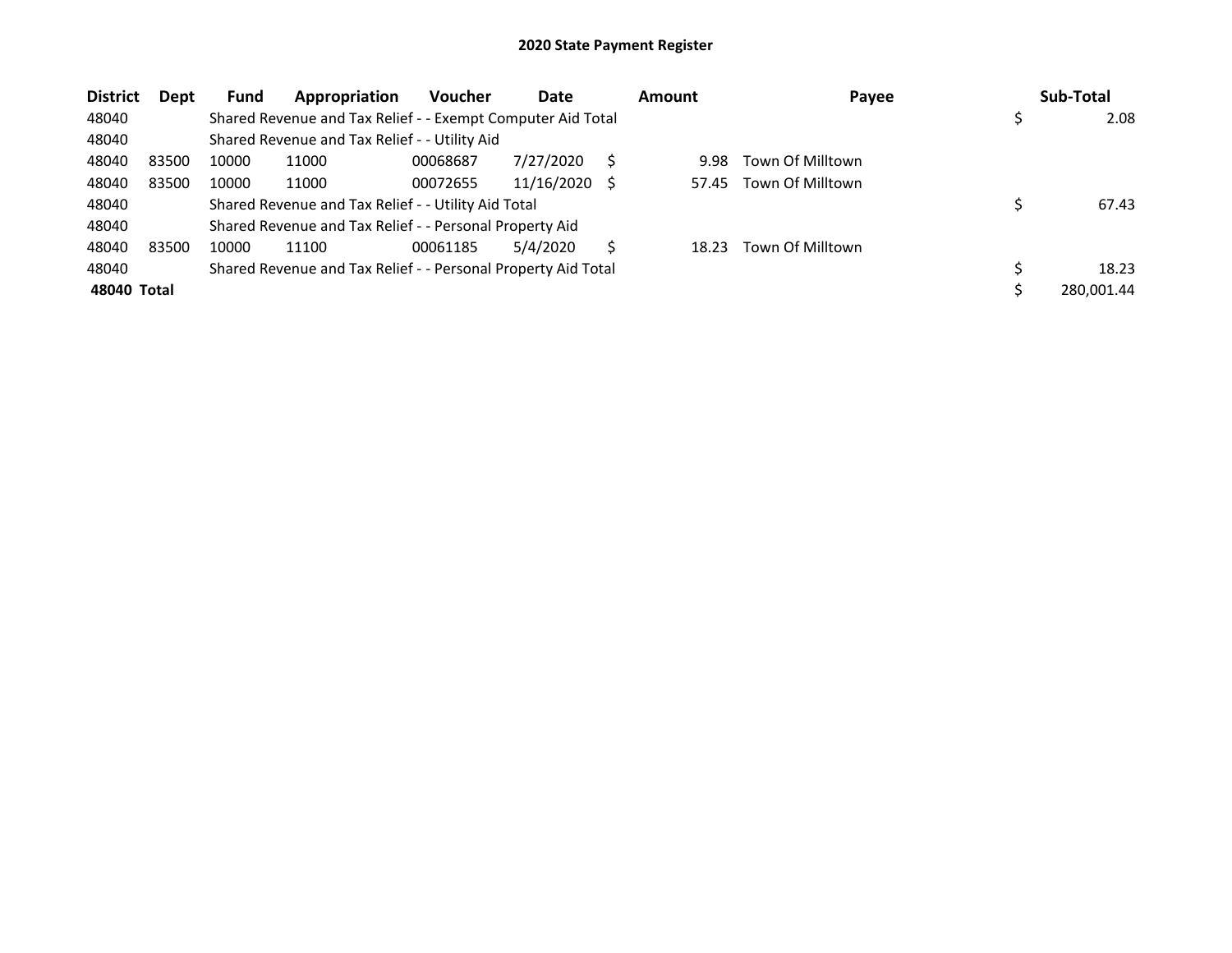## 2020 State Payment Register

| District | Dept | Fund | Appropriation | Voucher | Date | Amount | Payee | Sub-Total |
|---|---|---|---|---|---|---|---|---|
| 48040 | | Shared Revenue and Tax Relief - - Exempt Computer Aid Total | | | | | | $ 2.08 |
| 48040 | | Shared Revenue and Tax Relief - - Utility Aid | | | | | | |
| 48040 | 83500 | 10000 | 11000 | 00068687 | 7/27/2020 | $ 9.98 | Town Of Milltown | |
| 48040 | 83500 | 10000 | 11000 | 00072655 | 11/16/2020 | $ 57.45 | Town Of Milltown | |
| 48040 | | Shared Revenue and Tax Relief - - Utility Aid Total | | | | | | $ 67.43 |
| 48040 | | Shared Revenue and Tax Relief - - Personal Property Aid | | | | | | |
| 48040 | 83500 | 10000 | 11100 | 00061185 | 5/4/2020 | $ 18.23 | Town Of Milltown | |
| 48040 | | Shared Revenue and Tax Relief - - Personal Property Aid Total | | | | | | $ 18.23 |
| **48040 Total** | | | | | | | | $ 280,001.44 |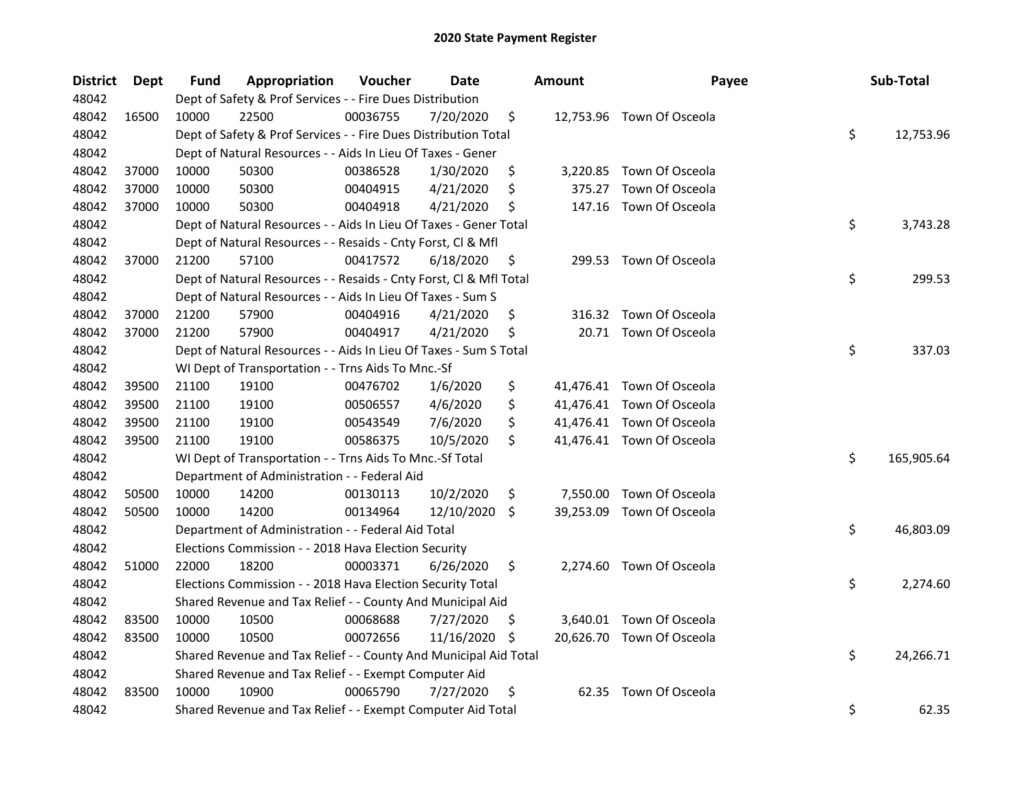# 2020 State Payment Register

| District | Dept | Fund | Appropriation | Voucher | Date | Amount | Payee | Sub-Total |
|---|---|---|---|---|---|---|---|---|
| 48042 | | Dept of Safety & Prof Services - - Fire Dues Distribution | | | | | | |
| 48042 | 16500 | 10000 | 22500 | 00036755 | 7/20/2020 | $ 12,753.96 | Town Of Osceola | |
| 48042 | | Dept of Safety & Prof Services - - Fire Dues Distribution Total | | | | | | $ 12,753.96 |
| 48042 | | Dept of Natural Resources - - Aids In Lieu Of Taxes - Gener | | | | | | |
| 48042 | 37000 | 10000 | 50300 | 00386528 | 1/30/2020 | $ 3,220.85 | Town Of Osceola | |
| 48042 | 37000 | 10000 | 50300 | 00404915 | 4/21/2020 | $ 375.27 | Town Of Osceola | |
| 48042 | 37000 | 10000 | 50300 | 00404918 | 4/21/2020 | $ 147.16 | Town Of Osceola | |
| 48042 | | Dept of Natural Resources - - Aids In Lieu Of Taxes - Gener Total | | | | | | $ 3,743.28 |
| 48042 | | Dept of Natural Resources - - Resaids - Cnty Forst, Cl & Mfl | | | | | | |
| 48042 | 37000 | 21200 | 57100 | 00417572 | 6/18/2020 | $ 299.53 | Town Of Osceola | |
| 48042 | | Dept of Natural Resources - - Resaids - Cnty Forst, Cl & Mfl Total | | | | | | $ 299.53 |
| 48042 | | Dept of Natural Resources - - Aids In Lieu Of Taxes - Sum S | | | | | | |
| 48042 | 37000 | 21200 | 57900 | 00404916 | 4/21/2020 | $ 316.32 | Town Of Osceola | |
| 48042 | 37000 | 21200 | 57900 | 00404917 | 4/21/2020 | $ 20.71 | Town Of Osceola | |
| 48042 | | Dept of Natural Resources - - Aids In Lieu Of Taxes - Sum S Total | | | | | | $ 337.03 |
| 48042 | | WI Dept of Transportation - - Trns Aids To Mnc.-Sf | | | | | | |
| 48042 | 39500 | 21100 | 19100 | 00476702 | 1/6/2020 | $ 41,476.41 | Town Of Osceola | |
| 48042 | 39500 | 21100 | 19100 | 00506557 | 4/6/2020 | $ 41,476.41 | Town Of Osceola | |
| 48042 | 39500 | 21100 | 19100 | 00543549 | 7/6/2020 | $ 41,476.41 | Town Of Osceola | |
| 48042 | 39500 | 21100 | 19100 | 00586375 | 10/5/2020 | $ 41,476.41 | Town Of Osceola | |
| 48042 | | WI Dept of Transportation - - Trns Aids To Mnc.-Sf Total | | | | | | $ 165,905.64 |
| 48042 | | Department of Administration - - Federal Aid | | | | | | |
| 48042 | 50500 | 10000 | 14200 | 00130113 | 10/2/2020 | $ 7,550.00 | Town Of Osceola | |
| 48042 | 50500 | 10000 | 14200 | 00134964 | 12/10/2020 | $ 39,253.09 | Town Of Osceola | |
| 48042 | | Department of Administration - - Federal Aid Total | | | | | | $ 46,803.09 |
| 48042 | | Elections Commission - - 2018 Hava Election Security | | | | | | |
| 48042 | 51000 | 22000 | 18200 | 00003371 | 6/26/2020 | $ 2,274.60 | Town Of Osceola | |
| 48042 | | Elections Commission - - 2018 Hava Election Security Total | | | | | | $ 2,274.60 |
| 48042 | | Shared Revenue and Tax Relief - - County And Municipal Aid | | | | | | |
| 48042 | 83500 | 10000 | 10500 | 00068688 | 7/27/2020 | $ 3,640.01 | Town Of Osceola | |
| 48042 | 83500 | 10000 | 10500 | 00072656 | 11/16/2020 | $ 20,626.70 | Town Of Osceola | |
| 48042 | | Shared Revenue and Tax Relief - - County And Municipal Aid Total | | | | | | $ 24,266.71 |
| 48042 | | Shared Revenue and Tax Relief - - Exempt Computer Aid | | | | | | |
| 48042 | 83500 | 10000 | 10900 | 00065790 | 7/27/2020 | $ 62.35 | Town Of Osceola | |
| 48042 | | Shared Revenue and Tax Relief - - Exempt Computer Aid Total | | | | | | $ 62.35 |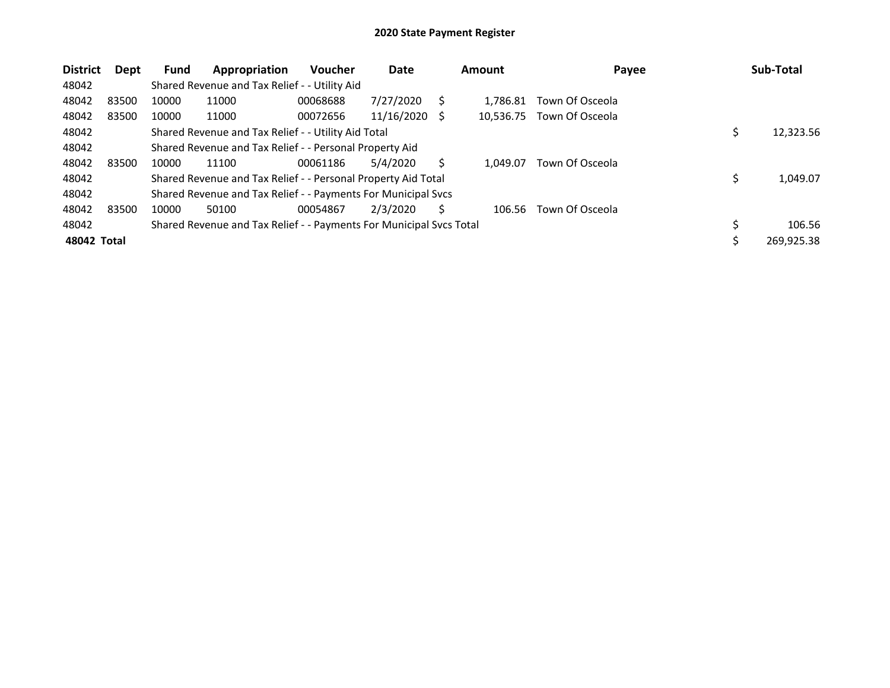# 2020 State Payment Register

| District | Dept | Fund | Appropriation | Voucher | Date | Amount | Payee | Sub-Total |
|---|---|---|---|---|---|---|---|---|
| 48042 | | Shared Revenue and Tax Relief - - Utility Aid | | | | | | |
| 48042 | 83500 | 10000 | 11000 | 00068688 | 7/27/2020 | $ 1,786.81 | Town Of Osceola | |
| 48042 | 83500 | 10000 | 11000 | 00072656 | 11/16/2020 | $ 10,536.75 | Town Of Osceola | |
| 48042 | | Shared Revenue and Tax Relief - - Utility Aid Total | | | | | | $ 12,323.56 |
| 48042 | | Shared Revenue and Tax Relief - - Personal Property Aid | | | | | | |
| 48042 | 83500 | 10000 | 11100 | 00061186 | 5/4/2020 | $ 1,049.07 | Town Of Osceola | |
| 48042 | | Shared Revenue and Tax Relief - - Personal Property Aid Total | | | | | | $ 1,049.07 |
| 48042 | | Shared Revenue and Tax Relief - - Payments For Municipal Svcs | | | | | | |
| 48042 | 83500 | 10000 | 50100 | 00054867 | 2/3/2020 | $ 106.56 | Town Of Osceola | |
| 48042 | | Shared Revenue and Tax Relief - - Payments For Municipal Svcs Total | | | | | | $ 106.56 |
| **48042 Total** | | | | | | | | $ 269,925.38 |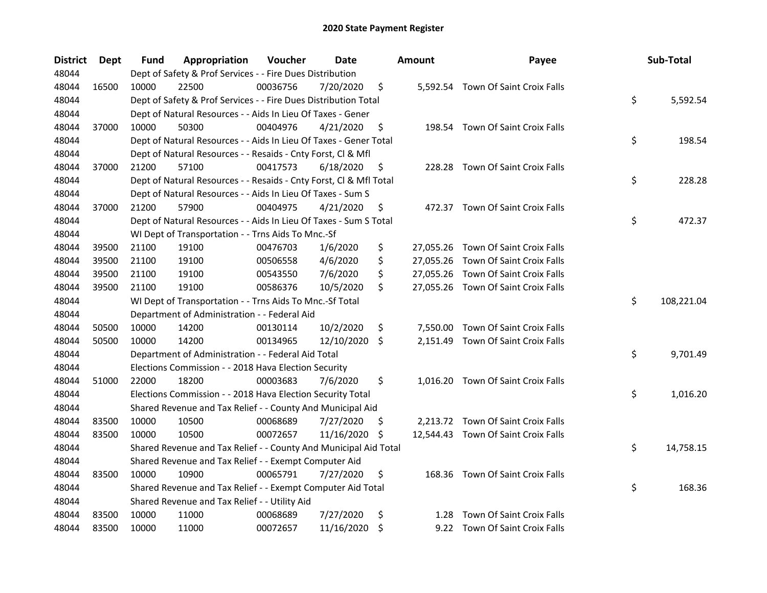# 2020 State Payment Register

| District | Dept | Fund | Appropriation | Voucher | Date | Amount | Payee | Sub-Total |
|---|---|---|---|---|---|---|---|---|
| 48044 | | Dept of Safety & Prof Services - - Fire Dues Distribution | | | | | | |
| 48044 | 16500 | 10000 | 22500 | 00036756 | 7/20/2020 | $ 5,592.54 | Town Of Saint Croix Falls | |
| 48044 | | Dept of Safety & Prof Services - - Fire Dues Distribution Total | | | | | | $ 5,592.54 |
| 48044 | | Dept of Natural Resources - - Aids In Lieu Of Taxes - Gener | | | | | | |
| 48044 | 37000 | 10000 | 50300 | 00404976 | 4/21/2020 | $ 198.54 | Town Of Saint Croix Falls | |
| 48044 | | Dept of Natural Resources - - Aids In Lieu Of Taxes - Gener Total | | | | | | $ 198.54 |
| 48044 | | Dept of Natural Resources - - Resaids - Cnty Forst, Cl & Mfl | | | | | | |
| 48044 | 37000 | 21200 | 57100 | 00417573 | 6/18/2020 | $ 228.28 | Town Of Saint Croix Falls | |
| 48044 | | Dept of Natural Resources - - Resaids - Cnty Forst, Cl & Mfl Total | | | | | | $ 228.28 |
| 48044 | | Dept of Natural Resources - - Aids In Lieu Of Taxes - Sum S | | | | | | |
| 48044 | 37000 | 21200 | 57900 | 00404975 | 4/21/2020 | $ 472.37 | Town Of Saint Croix Falls | |
| 48044 | | Dept of Natural Resources - - Aids In Lieu Of Taxes - Sum S Total | | | | | | $ 472.37 |
| 48044 | | WI Dept of Transportation - - Trns Aids To Mnc.-Sf | | | | | | |
| 48044 | 39500 | 21100 | 19100 | 00476703 | 1/6/2020 | $ 27,055.26 | Town Of Saint Croix Falls | |
| 48044 | 39500 | 21100 | 19100 | 00506558 | 4/6/2020 | $ 27,055.26 | Town Of Saint Croix Falls | |
| 48044 | 39500 | 21100 | 19100 | 00543550 | 7/6/2020 | $ 27,055.26 | Town Of Saint Croix Falls | |
| 48044 | 39500 | 21100 | 19100 | 00586376 | 10/5/2020 | $ 27,055.26 | Town Of Saint Croix Falls | |
| 48044 | | WI Dept of Transportation - - Trns Aids To Mnc.-Sf Total | | | | | | $ 108,221.04 |
| 48044 | | Department of Administration - - Federal Aid | | | | | | |
| 48044 | 50500 | 10000 | 14200 | 00130114 | 10/2/2020 | $ 7,550.00 | Town Of Saint Croix Falls | |
| 48044 | 50500 | 10000 | 14200 | 00134965 | 12/10/2020 | $ 2,151.49 | Town Of Saint Croix Falls | |
| 48044 | | Department of Administration - - Federal Aid Total | | | | | | $ 9,701.49 |
| 48044 | | Elections Commission - - 2018 Hava Election Security | | | | | | |
| 48044 | 51000 | 22000 | 18200 | 00003683 | 7/6/2020 | $ 1,016.20 | Town Of Saint Croix Falls | |
| 48044 | | Elections Commission - - 2018 Hava Election Security Total | | | | | | $ 1,016.20 |
| 48044 | | Shared Revenue and Tax Relief - - County And Municipal Aid | | | | | | |
| 48044 | 83500 | 10000 | 10500 | 00068689 | 7/27/2020 | $ 2,213.72 | Town Of Saint Croix Falls | |
| 48044 | 83500 | 10000 | 10500 | 00072657 | 11/16/2020 | $ 12,544.43 | Town Of Saint Croix Falls | |
| 48044 | | Shared Revenue and Tax Relief - - County And Municipal Aid Total | | | | | | $ 14,758.15 |
| 48044 | | Shared Revenue and Tax Relief - - Exempt Computer Aid | | | | | | |
| 48044 | 83500 | 10000 | 10900 | 00065791 | 7/27/2020 | $ 168.36 | Town Of Saint Croix Falls | |
| 48044 | | Shared Revenue and Tax Relief - - Exempt Computer Aid Total | | | | | | $ 168.36 |
| 48044 | | Shared Revenue and Tax Relief - - Utility Aid | | | | | | |
| 48044 | 83500 | 10000 | 11000 | 00068689 | 7/27/2020 | $ 1.28 | Town Of Saint Croix Falls | |
| 48044 | 83500 | 10000 | 11000 | 00072657 | 11/16/2020 | $ 9.22 | Town Of Saint Croix Falls | |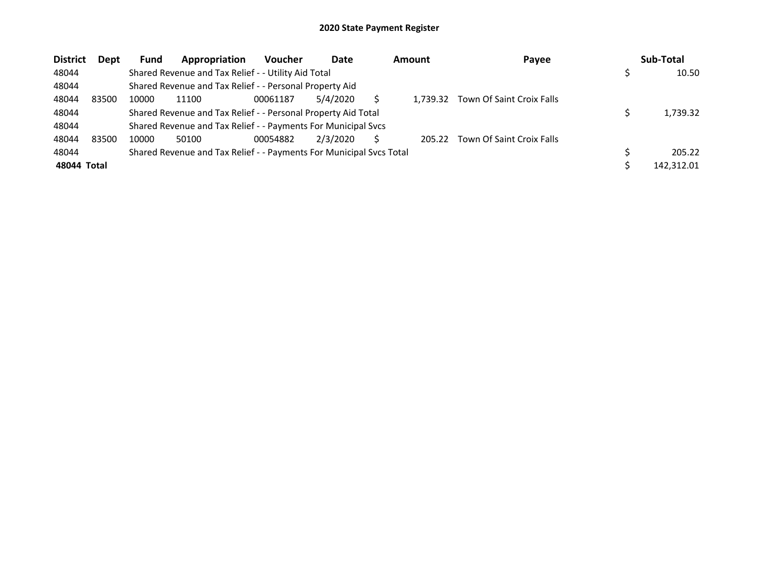# 2020 State Payment Register

| District | Dept | Fund | Appropriation | Voucher | Date | Amount | Payee | Sub-Total |
|---|---|---|---|---|---|---|---|---|
| 48044 | | Shared Revenue and Tax Relief - - Utility Aid Total | | | | | | $ 10.50 |
| 48044 | | Shared Revenue and Tax Relief - - Personal Property Aid | | | | | | |
| 48044 | 83500 | 10000 | 11100 | 00061187 | 5/4/2020 | $ 1,739.32 | Town Of Saint Croix Falls | |
| 48044 | | Shared Revenue and Tax Relief - - Personal Property Aid Total | | | | | | $ 1,739.32 |
| 48044 | | Shared Revenue and Tax Relief - - Payments For Municipal Svcs | | | | | | |
| 48044 | 83500 | 10000 | 50100 | 00054882 | 2/3/2020 | $ 205.22 | Town Of Saint Croix Falls | |
| 48044 | | Shared Revenue and Tax Relief - - Payments For Municipal Svcs Total | | | | | | $ 205.22 |
| **48044 Total** | | | | | | | | $ 142,312.01 |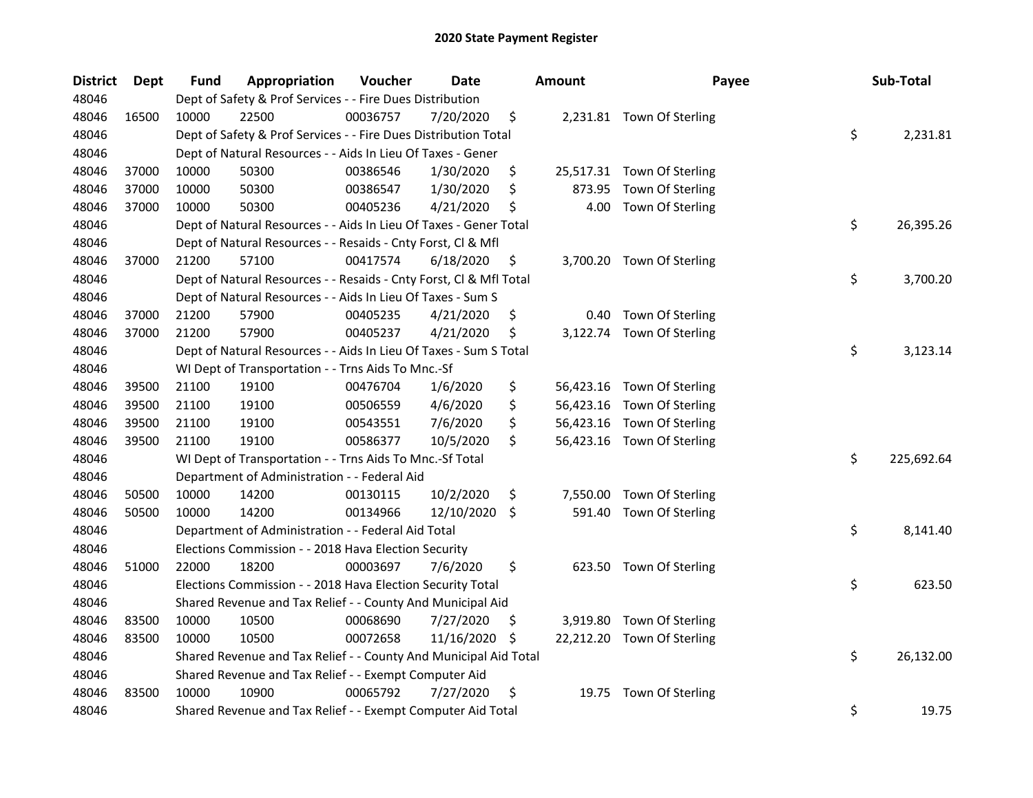# 2020 State Payment Register

| District | Dept | Fund | Appropriation | Voucher | Date | Amount | Payee | Sub-Total |
|---|---|---|---|---|---|---|---|---|
| 48046 | | Dept of Safety & Prof Services - - Fire Dues Distribution | | | | | | |
| 48046 | 16500 | 10000 | 22500 | 00036757 | 7/20/2020 | $ 2,231.81 | Town Of Sterling | |
| 48046 | | Dept of Safety & Prof Services - - Fire Dues Distribution Total | | | | | | $ 2,231.81 |
| 48046 | | Dept of Natural Resources - - Aids In Lieu Of Taxes - Gener | | | | | | |
| 48046 | 37000 | 10000 | 50300 | 00386546 | 1/30/2020 | $ 25,517.31 | Town Of Sterling | |
| 48046 | 37000 | 10000 | 50300 | 00386547 | 1/30/2020 | $ 873.95 | Town Of Sterling | |
| 48046 | 37000 | 10000 | 50300 | 00405236 | 4/21/2020 | $ 4.00 | Town Of Sterling | |
| 48046 | | Dept of Natural Resources - - Aids In Lieu Of Taxes - Gener Total | | | | | | $ 26,395.26 |
| 48046 | | Dept of Natural Resources - - Resaids - Cnty Forst, Cl & Mfl | | | | | | |
| 48046 | 37000 | 21200 | 57100 | 00417574 | 6/18/2020 | $ 3,700.20 | Town Of Sterling | |
| 48046 | | Dept of Natural Resources - - Resaids - Cnty Forst, Cl & Mfl Total | | | | | | $ 3,700.20 |
| 48046 | | Dept of Natural Resources - - Aids In Lieu Of Taxes - Sum S | | | | | | |
| 48046 | 37000 | 21200 | 57900 | 00405235 | 4/21/2020 | $ 0.40 | Town Of Sterling | |
| 48046 | 37000 | 21200 | 57900 | 00405237 | 4/21/2020 | $ 3,122.74 | Town Of Sterling | |
| 48046 | | Dept of Natural Resources - - Aids In Lieu Of Taxes - Sum S Total | | | | | | $ 3,123.14 |
| 48046 | | WI Dept of Transportation - - Trns Aids To Mnc.-Sf | | | | | | |
| 48046 | 39500 | 21100 | 19100 | 00476704 | 1/6/2020 | $ 56,423.16 | Town Of Sterling | |
| 48046 | 39500 | 21100 | 19100 | 00506559 | 4/6/2020 | $ 56,423.16 | Town Of Sterling | |
| 48046 | 39500 | 21100 | 19100 | 00543551 | 7/6/2020 | $ 56,423.16 | Town Of Sterling | |
| 48046 | 39500 | 21100 | 19100 | 00586377 | 10/5/2020 | $ 56,423.16 | Town Of Sterling | |
| 48046 | | WI Dept of Transportation - - Trns Aids To Mnc.-Sf Total | | | | | | $ 225,692.64 |
| 48046 | | Department of Administration - - Federal Aid | | | | | | |
| 48046 | 50500 | 10000 | 14200 | 00130115 | 10/2/2020 | $ 7,550.00 | Town Of Sterling | |
| 48046 | 50500 | 10000 | 14200 | 00134966 | 12/10/2020 | $ 591.40 | Town Of Sterling | |
| 48046 | | Department of Administration - - Federal Aid Total | | | | | | $ 8,141.40 |
| 48046 | | Elections Commission - - 2018 Hava Election Security | | | | | | |
| 48046 | 51000 | 22000 | 18200 | 00003697 | 7/6/2020 | $ 623.50 | Town Of Sterling | |
| 48046 | | Elections Commission - - 2018 Hava Election Security Total | | | | | | $ 623.50 |
| 48046 | | Shared Revenue and Tax Relief - - County And Municipal Aid | | | | | | |
| 48046 | 83500 | 10000 | 10500 | 00068690 | 7/27/2020 | $ 3,919.80 | Town Of Sterling | |
| 48046 | 83500 | 10000 | 10500 | 00072658 | 11/16/2020 | $ 22,212.20 | Town Of Sterling | |
| 48046 | | Shared Revenue and Tax Relief - - County And Municipal Aid Total | | | | | | $ 26,132.00 |
| 48046 | | Shared Revenue and Tax Relief - - Exempt Computer Aid | | | | | | |
| 48046 | 83500 | 10000 | 10900 | 00065792 | 7/27/2020 | $ 19.75 | Town Of Sterling | |
| 48046 | | Shared Revenue and Tax Relief - - Exempt Computer Aid Total | | | | | | $ 19.75 |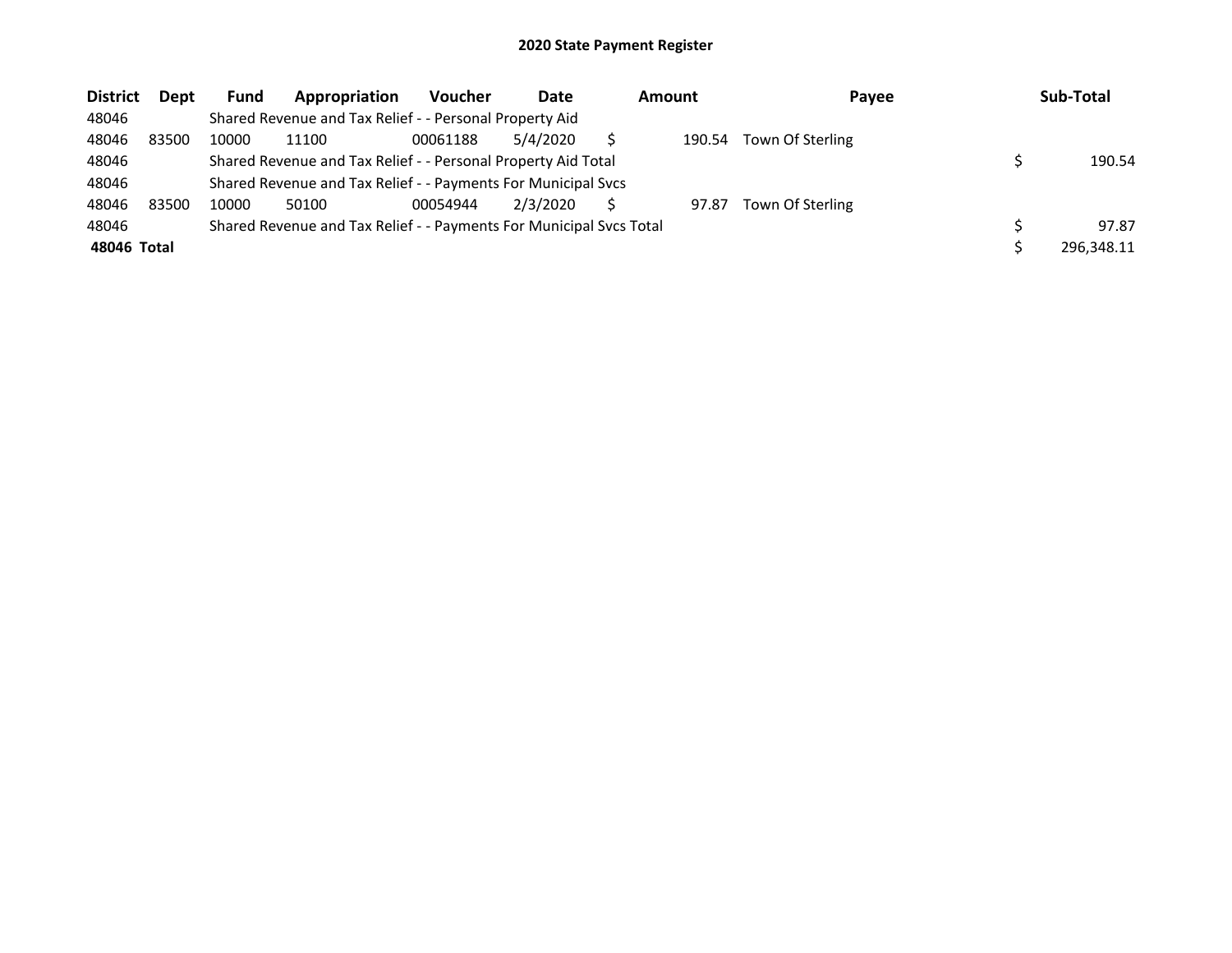# 2020 State Payment Register

| District | Dept | Fund | Appropriation | Voucher | Date | Amount | Payee | Sub-Total |
|---|---|---|---|---|---|---|---|---|
| 48046 | | Shared Revenue and Tax Relief - - Personal Property Aid | | | | | | |
| 48046 | 83500 | 10000 | 11100 | 00061188 | 5/4/2020 | $ 190.54 | Town Of Sterling | |
| 48046 | | Shared Revenue and Tax Relief - - Personal Property Aid Total | | | | | | $ 190.54 |
| 48046 | | Shared Revenue and Tax Relief - - Payments For Municipal Svcs | | | | | | |
| 48046 | 83500 | 10000 | 50100 | 00054944 | 2/3/2020 | $ 97.87 | Town Of Sterling | |
| 48046 | | Shared Revenue and Tax Relief - - Payments For Municipal Svcs Total | | | | | | $ 97.87 |
| **48046 Total** | | | | | | | | $ 296,348.11 |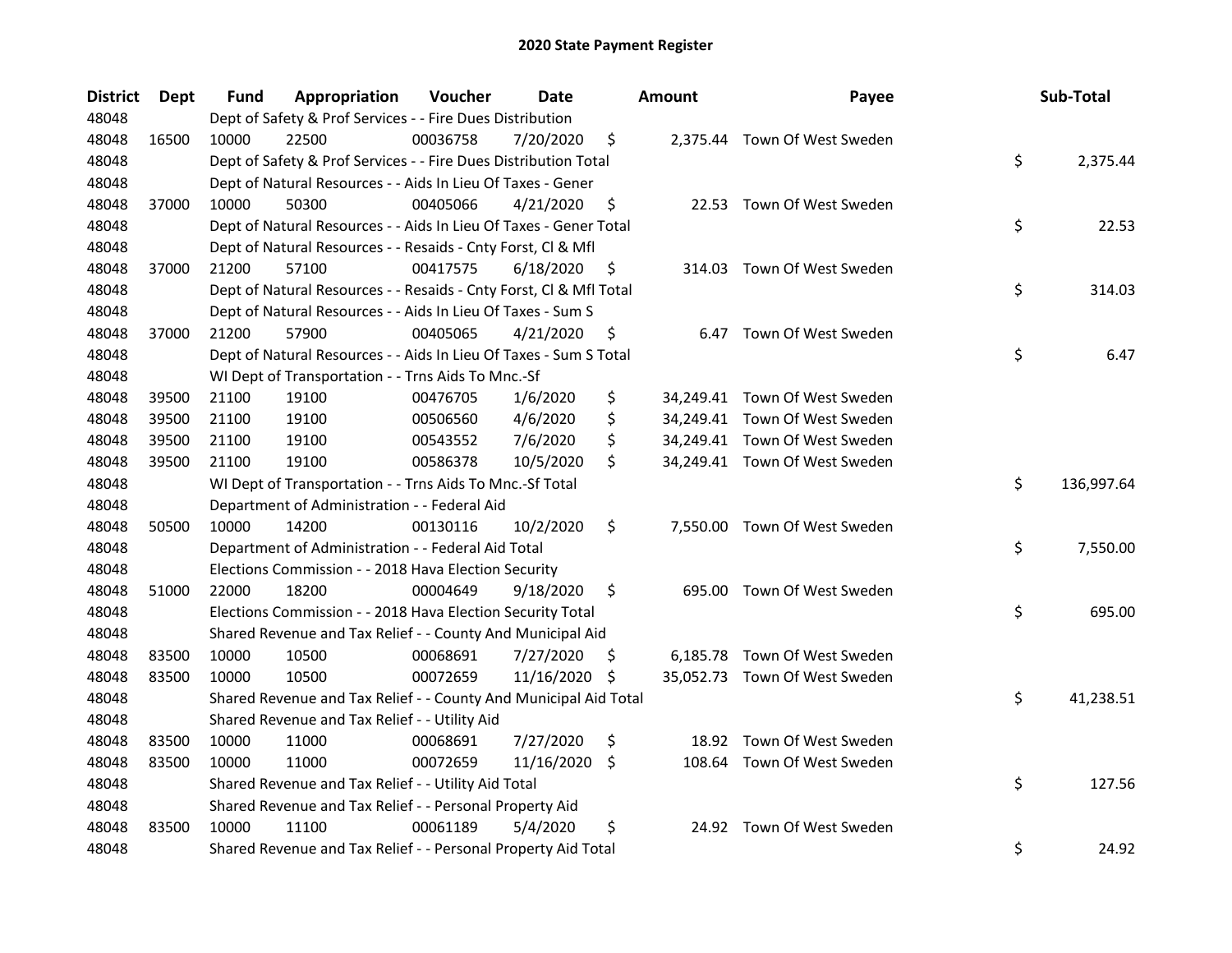## 2020 State Payment Register

| District | Dept | Fund | Appropriation | Voucher | Date | Amount | Payee | Sub-Total |
|---|---|---|---|---|---|---|---|---|
| 48048 | | Dept of Safety & Prof Services - - Fire Dues Distribution | | | | | | |
| 48048 | 16500 | 10000 | 22500 | 00036758 | 7/20/2020 | $ 2,375.44 | Town Of West Sweden | |
| 48048 | | Dept of Safety & Prof Services - - Fire Dues Distribution Total | | | | | | $ 2,375.44 |
| 48048 | | Dept of Natural Resources - - Aids In Lieu Of Taxes - Gener | | | | | | |
| 48048 | 37000 | 10000 | 50300 | 00405066 | 4/21/2020 | $ 22.53 | Town Of West Sweden | |
| 48048 | | Dept of Natural Resources - - Aids In Lieu Of Taxes - Gener Total | | | | | | $ 22.53 |
| 48048 | | Dept of Natural Resources - - Resaids - Cnty Forst, Cl & Mfl | | | | | | |
| 48048 | 37000 | 21200 | 57100 | 00417575 | 6/18/2020 | $ 314.03 | Town Of West Sweden | |
| 48048 | | Dept of Natural Resources - - Resaids - Cnty Forst, Cl & Mfl Total | | | | | | $ 314.03 |
| 48048 | | Dept of Natural Resources - - Aids In Lieu Of Taxes - Sum S | | | | | | |
| 48048 | 37000 | 21200 | 57900 | 00405065 | 4/21/2020 | $ 6.47 | Town Of West Sweden | |
| 48048 | | Dept of Natural Resources - - Aids In Lieu Of Taxes - Sum S Total | | | | | | $ 6.47 |
| 48048 | | WI Dept of Transportation - - Trns Aids To Mnc.-Sf | | | | | | |
| 48048 | 39500 | 21100 | 19100 | 00476705 | 1/6/2020 | $ 34,249.41 | Town Of West Sweden | |
| 48048 | 39500 | 21100 | 19100 | 00506560 | 4/6/2020 | $ 34,249.41 | Town Of West Sweden | |
| 48048 | 39500 | 21100 | 19100 | 00543552 | 7/6/2020 | $ 34,249.41 | Town Of West Sweden | |
| 48048 | 39500 | 21100 | 19100 | 00586378 | 10/5/2020 | $ 34,249.41 | Town Of West Sweden | |
| 48048 | | WI Dept of Transportation - - Trns Aids To Mnc.-Sf Total | | | | | | $ 136,997.64 |
| 48048 | | Department of Administration - - Federal Aid | | | | | | |
| 48048 | 50500 | 10000 | 14200 | 00130116 | 10/2/2020 | $ 7,550.00 | Town Of West Sweden | |
| 48048 | | Department of Administration - - Federal Aid Total | | | | | | $ 7,550.00 |
| 48048 | | Elections Commission - - 2018 Hava Election Security | | | | | | |
| 48048 | 51000 | 22000 | 18200 | 00004649 | 9/18/2020 | $ 695.00 | Town Of West Sweden | |
| 48048 | | Elections Commission - - 2018 Hava Election Security Total | | | | | | $ 695.00 |
| 48048 | | Shared Revenue and Tax Relief - - County And Municipal Aid | | | | | | |
| 48048 | 83500 | 10000 | 10500 | 00068691 | 7/27/2020 | $ 6,185.78 | Town Of West Sweden | |
| 48048 | 83500 | 10000 | 10500 | 00072659 | 11/16/2020 | $ 35,052.73 | Town Of West Sweden | |
| 48048 | | Shared Revenue and Tax Relief - - County And Municipal Aid Total | | | | | | $ 41,238.51 |
| 48048 | | Shared Revenue and Tax Relief - - Utility Aid | | | | | | |
| 48048 | 83500 | 10000 | 11000 | 00068691 | 7/27/2020 | $ 18.92 | Town Of West Sweden | |
| 48048 | 83500 | 10000 | 11000 | 00072659 | 11/16/2020 | $ 108.64 | Town Of West Sweden | |
| 48048 | | Shared Revenue and Tax Relief - - Utility Aid Total | | | | | | $ 127.56 |
| 48048 | | Shared Revenue and Tax Relief - - Personal Property Aid | | | | | | |
| 48048 | 83500 | 10000 | 11100 | 00061189 | 5/4/2020 | $ 24.92 | Town Of West Sweden | |
| 48048 | | Shared Revenue and Tax Relief - - Personal Property Aid Total | | | | | | $ 24.92 |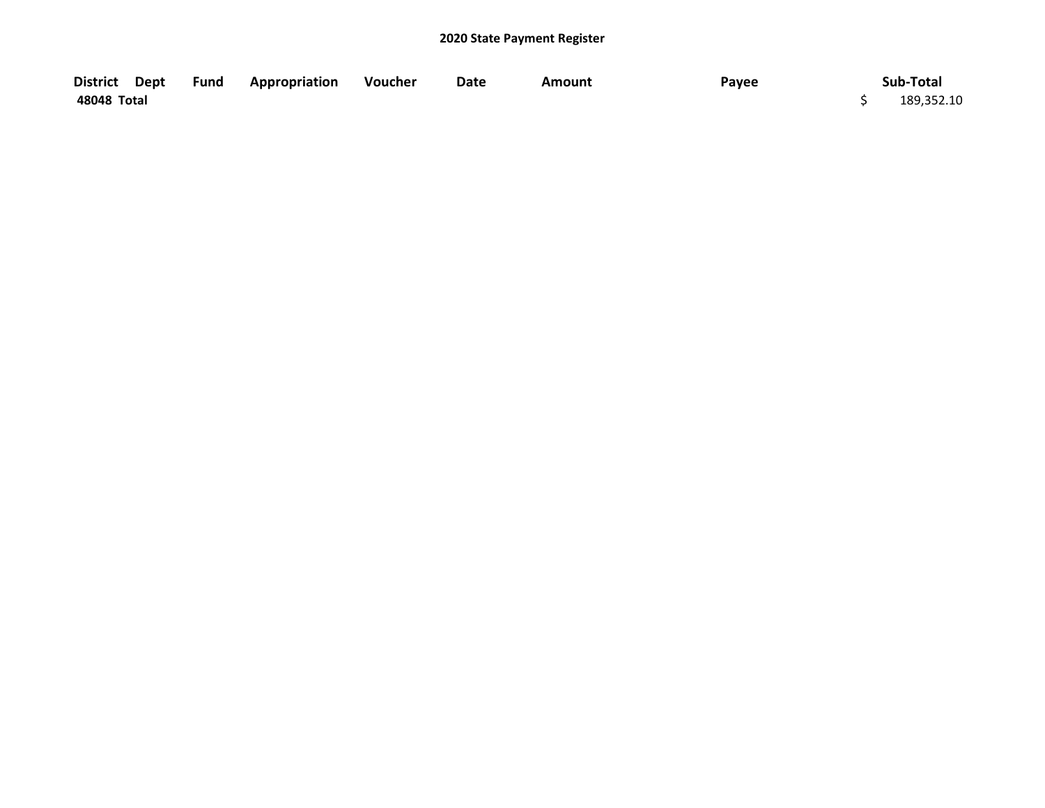**2020 State Payment Register**

| District | Dept | Fund | Appropriation | Voucher | Date | Amount | Payee | Sub-Total |
|---|---|---|---|---|---|---|---|---|
| **48048 Total** | | | | | | | | $ 189,352.10 |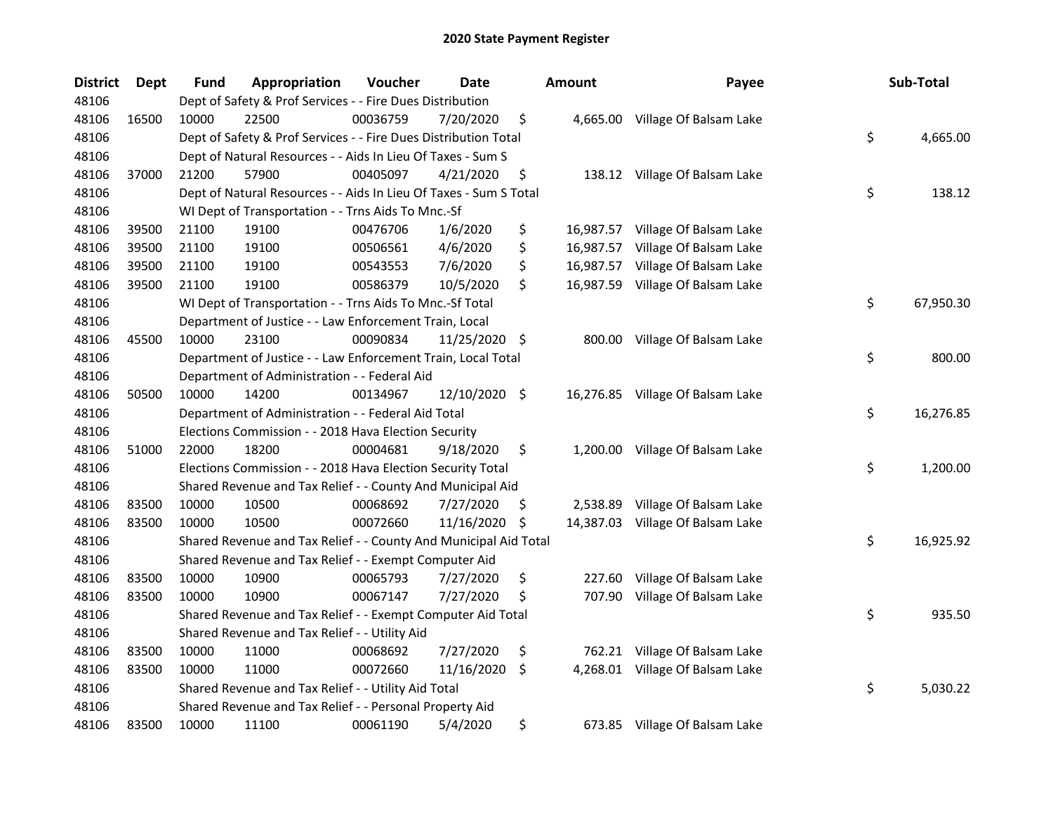# 2020 State Payment Register

| District | Dept | Fund | Appropriation | Voucher | Date | Amount | Payee | Sub-Total |
|---|---|---|---|---|---|---|---|---|
| 48106 | | Dept of Safety & Prof Services - - Fire Dues Distribution | | | | | | |
| 48106 | 16500 | 10000 | 22500 | 00036759 | 7/20/2020 | $ 4,665.00 | Village Of Balsam Lake | |
| 48106 | | Dept of Safety & Prof Services - - Fire Dues Distribution Total | | | | | | $ 4,665.00 |
| 48106 | | Dept of Natural Resources - - Aids In Lieu Of Taxes - Sum S | | | | | | |
| 48106 | 37000 | 21200 | 57900 | 00405097 | 4/21/2020 | $ 138.12 | Village Of Balsam Lake | |
| 48106 | | Dept of Natural Resources - - Aids In Lieu Of Taxes - Sum S Total | | | | | | $ 138.12 |
| 48106 | | WI Dept of Transportation - - Trns Aids To Mnc.-Sf | | | | | | |
| 48106 | 39500 | 21100 | 19100 | 00476706 | 1/6/2020 | $ 16,987.57 | Village Of Balsam Lake | |
| 48106 | 39500 | 21100 | 19100 | 00506561 | 4/6/2020 | $ 16,987.57 | Village Of Balsam Lake | |
| 48106 | 39500 | 21100 | 19100 | 00543553 | 7/6/2020 | $ 16,987.57 | Village Of Balsam Lake | |
| 48106 | 39500 | 21100 | 19100 | 00586379 | 10/5/2020 | $ 16,987.59 | Village Of Balsam Lake | |
| 48106 | | WI Dept of Transportation - - Trns Aids To Mnc.-Sf Total | | | | | | $ 67,950.30 |
| 48106 | | Department of Justice - - Law Enforcement Train, Local | | | | | | |
| 48106 | 45500 | 10000 | 23100 | 00090834 | 11/25/2020 | $ 800.00 | Village Of Balsam Lake | |
| 48106 | | Department of Justice - - Law Enforcement Train, Local Total | | | | | | $ 800.00 |
| 48106 | | Department of Administration - - Federal Aid | | | | | | |
| 48106 | 50500 | 10000 | 14200 | 00134967 | 12/10/2020 | $ 16,276.85 | Village Of Balsam Lake | |
| 48106 | | Department of Administration - - Federal Aid Total | | | | | | $ 16,276.85 |
| 48106 | | Elections Commission - - 2018 Hava Election Security | | | | | | |
| 48106 | 51000 | 22000 | 18200 | 00004681 | 9/18/2020 | $ 1,200.00 | Village Of Balsam Lake | |
| 48106 | | Elections Commission - - 2018 Hava Election Security Total | | | | | | $ 1,200.00 |
| 48106 | | Shared Revenue and Tax Relief - - County And Municipal Aid | | | | | | |
| 48106 | 83500 | 10000 | 10500 | 00068692 | 7/27/2020 | $ 2,538.89 | Village Of Balsam Lake | |
| 48106 | 83500 | 10000 | 10500 | 00072660 | 11/16/2020 | $ 14,387.03 | Village Of Balsam Lake | |
| 48106 | | Shared Revenue and Tax Relief - - County And Municipal Aid Total | | | | | | $ 16,925.92 |
| 48106 | | Shared Revenue and Tax Relief - - Exempt Computer Aid | | | | | | |
| 48106 | 83500 | 10000 | 10900 | 00065793 | 7/27/2020 | $ 227.60 | Village Of Balsam Lake | |
| 48106 | 83500 | 10000 | 10900 | 00067147 | 7/27/2020 | $ 707.90 | Village Of Balsam Lake | |
| 48106 | | Shared Revenue and Tax Relief - - Exempt Computer Aid Total | | | | | | $ 935.50 |
| 48106 | | Shared Revenue and Tax Relief - - Utility Aid | | | | | | |
| 48106 | 83500 | 10000 | 11000 | 00068692 | 7/27/2020 | $ 762.21 | Village Of Balsam Lake | |
| 48106 | 83500 | 10000 | 11000 | 00072660 | 11/16/2020 | $ 4,268.01 | Village Of Balsam Lake | |
| 48106 | | Shared Revenue and Tax Relief - - Utility Aid Total | | | | | | $ 5,030.22 |
| 48106 | | Shared Revenue and Tax Relief - - Personal Property Aid | | | | | | |
| 48106 | 83500 | 10000 | 11100 | 00061190 | 5/4/2020 | $ 673.85 | Village Of Balsam Lake | |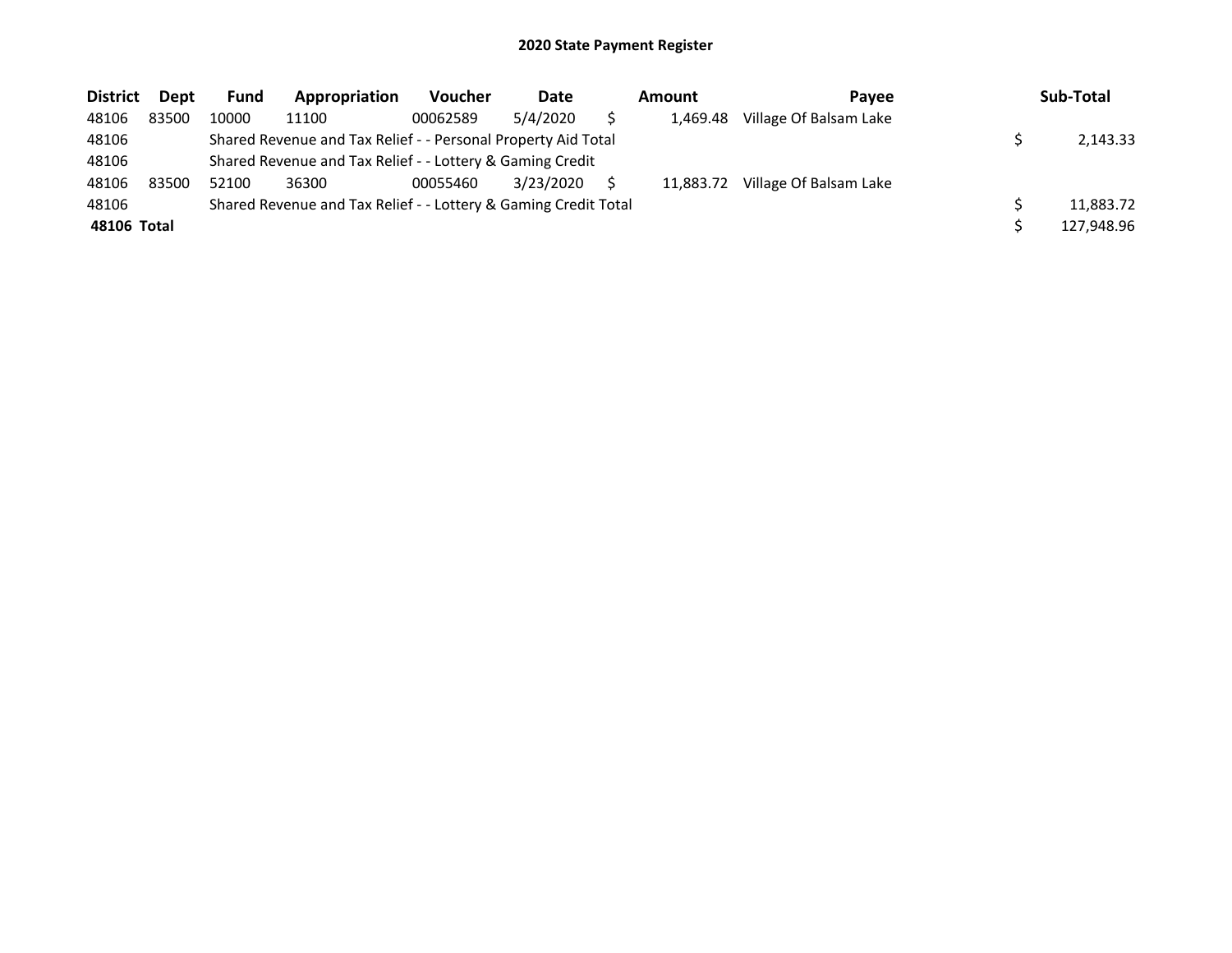## 2020 State Payment Register

| District | Dept | Fund | Appropriation | Voucher | Date | Amount | Payee | Sub-Total |
|---|---|---|---|---|---|---|---|---|
| 48106 | 83500 | 10000 | 11100 | 00062589 | 5/4/2020 | $ 1,469.48 | Village Of Balsam Lake | |
| 48106 | | Shared Revenue and Tax Relief - - Personal Property Aid Total | | | | | | $ 2,143.33 |
| 48106 | | Shared Revenue and Tax Relief - - Lottery & Gaming Credit | | | | | | |
| 48106 | 83500 | 52100 | 36300 | 00055460 | 3/23/2020 | $ 11,883.72 | Village Of Balsam Lake | |
| 48106 | | Shared Revenue and Tax Relief - - Lottery & Gaming Credit Total | | | | | | $ 11,883.72 |
| **48106 Total** | | | | | | | | $ 127,948.96 |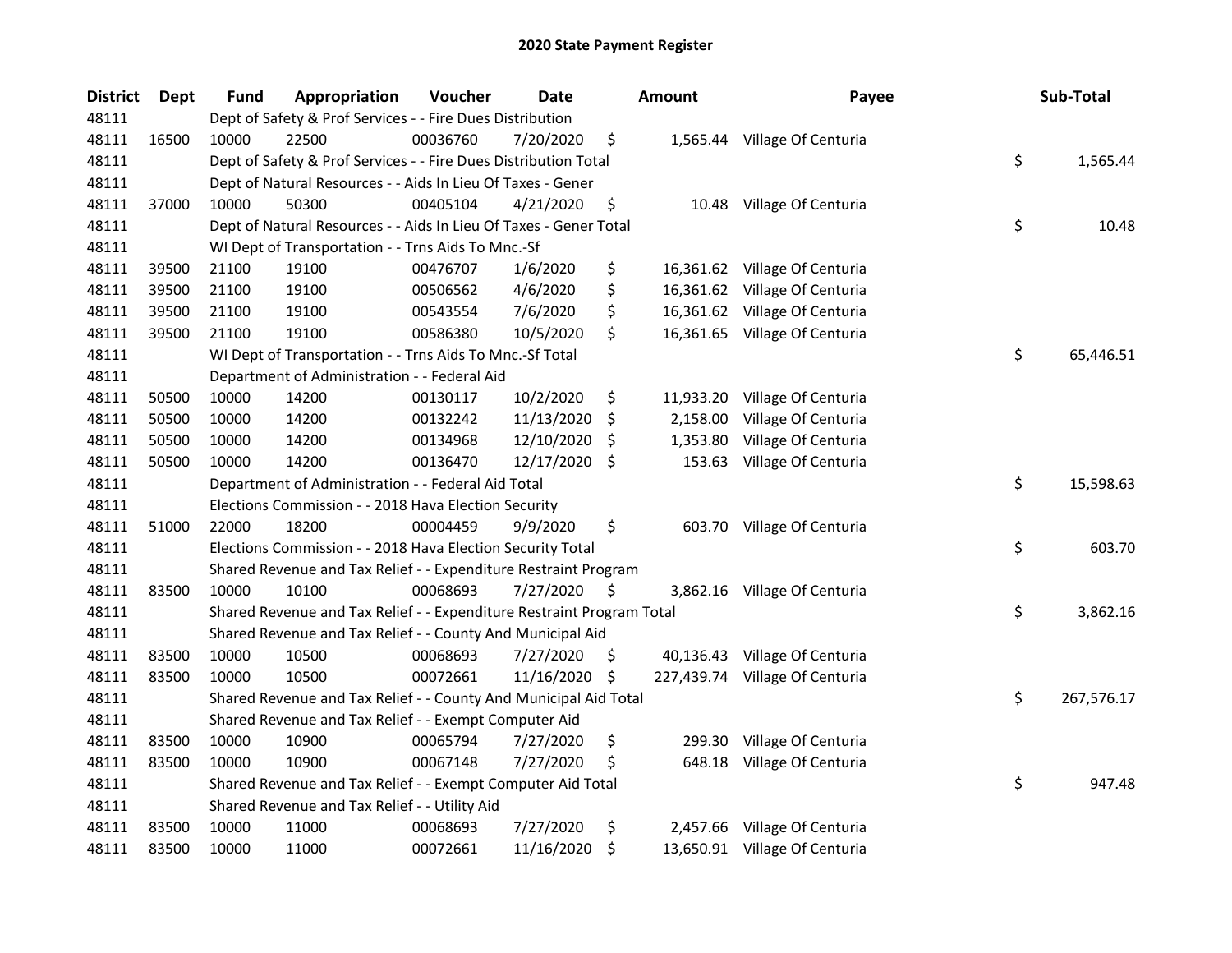## 2020 State Payment Register

| District | Dept | Fund | Appropriation | Voucher | Date | Amount | Payee | Sub-Total |
|---|---|---|---|---|---|---|---|---|
| 48111 | | Dept of Safety & Prof Services - - Fire Dues Distribution | | | | | | |
| 48111 | 16500 | 10000 | 22500 | 00036760 | 7/20/2020 | $ 1,565.44 | Village Of Centuria | |
| 48111 | | Dept of Safety & Prof Services - - Fire Dues Distribution Total | | | | | | $ 1,565.44 |
| 48111 | | Dept of Natural Resources - - Aids In Lieu Of Taxes - Gener | | | | | | |
| 48111 | 37000 | 10000 | 50300 | 00405104 | 4/21/2020 | $ 10.48 | Village Of Centuria | |
| 48111 | | Dept of Natural Resources - - Aids In Lieu Of Taxes - Gener Total | | | | | | $ 10.48 |
| 48111 | | WI Dept of Transportation - - Trns Aids To Mnc.-Sf | | | | | | |
| 48111 | 39500 | 21100 | 19100 | 00476707 | 1/6/2020 | $ 16,361.62 | Village Of Centuria | |
| 48111 | 39500 | 21100 | 19100 | 00506562 | 4/6/2020 | $ 16,361.62 | Village Of Centuria | |
| 48111 | 39500 | 21100 | 19100 | 00543554 | 7/6/2020 | $ 16,361.62 | Village Of Centuria | |
| 48111 | 39500 | 21100 | 19100 | 00586380 | 10/5/2020 | $ 16,361.65 | Village Of Centuria | |
| 48111 | | WI Dept of Transportation - - Trns Aids To Mnc.-Sf Total | | | | | | $ 65,446.51 |
| 48111 | | Department of Administration - - Federal Aid | | | | | | |
| 48111 | 50500 | 10000 | 14200 | 00130117 | 10/2/2020 | $ 11,933.20 | Village Of Centuria | |
| 48111 | 50500 | 10000 | 14200 | 00132242 | 11/13/2020 | $ 2,158.00 | Village Of Centuria | |
| 48111 | 50500 | 10000 | 14200 | 00134968 | 12/10/2020 | $ 1,353.80 | Village Of Centuria | |
| 48111 | 50500 | 10000 | 14200 | 00136470 | 12/17/2020 | $ 153.63 | Village Of Centuria | |
| 48111 | | Department of Administration - - Federal Aid Total | | | | | | $ 15,598.63 |
| 48111 | | Elections Commission - - 2018 Hava Election Security | | | | | | |
| 48111 | 51000 | 22000 | 18200 | 00004459 | 9/9/2020 | $ 603.70 | Village Of Centuria | |
| 48111 | | Elections Commission - - 2018 Hava Election Security Total | | | | | | $ 603.70 |
| 48111 | | Shared Revenue and Tax Relief - - Expenditure Restraint Program | | | | | | |
| 48111 | 83500 | 10000 | 10100 | 00068693 | 7/27/2020 | $ 3,862.16 | Village Of Centuria | |
| 48111 | | Shared Revenue and Tax Relief - - Expenditure Restraint Program Total | | | | | | $ 3,862.16 |
| 48111 | | Shared Revenue and Tax Relief - - County And Municipal Aid | | | | | | |
| 48111 | 83500 | 10000 | 10500 | 00068693 | 7/27/2020 | $ 40,136.43 | Village Of Centuria | |
| 48111 | 83500 | 10000 | 10500 | 00072661 | 11/16/2020 | $ 227,439.74 | Village Of Centuria | |
| 48111 | | Shared Revenue and Tax Relief - - County And Municipal Aid Total | | | | | | $ 267,576.17 |
| 48111 | | Shared Revenue and Tax Relief - - Exempt Computer Aid | | | | | | |
| 48111 | 83500 | 10000 | 10900 | 00065794 | 7/27/2020 | $ 299.30 | Village Of Centuria | |
| 48111 | 83500 | 10000 | 10900 | 00067148 | 7/27/2020 | $ 648.18 | Village Of Centuria | |
| 48111 | | Shared Revenue and Tax Relief - - Exempt Computer Aid Total | | | | | | $ 947.48 |
| 48111 | | Shared Revenue and Tax Relief - - Utility Aid | | | | | | |
| 48111 | 83500 | 10000 | 11000 | 00068693 | 7/27/2020 | $ 2,457.66 | Village Of Centuria | |
| 48111 | 83500 | 10000 | 11000 | 00072661 | 11/16/2020 | $ 13,650.91 | Village Of Centuria | |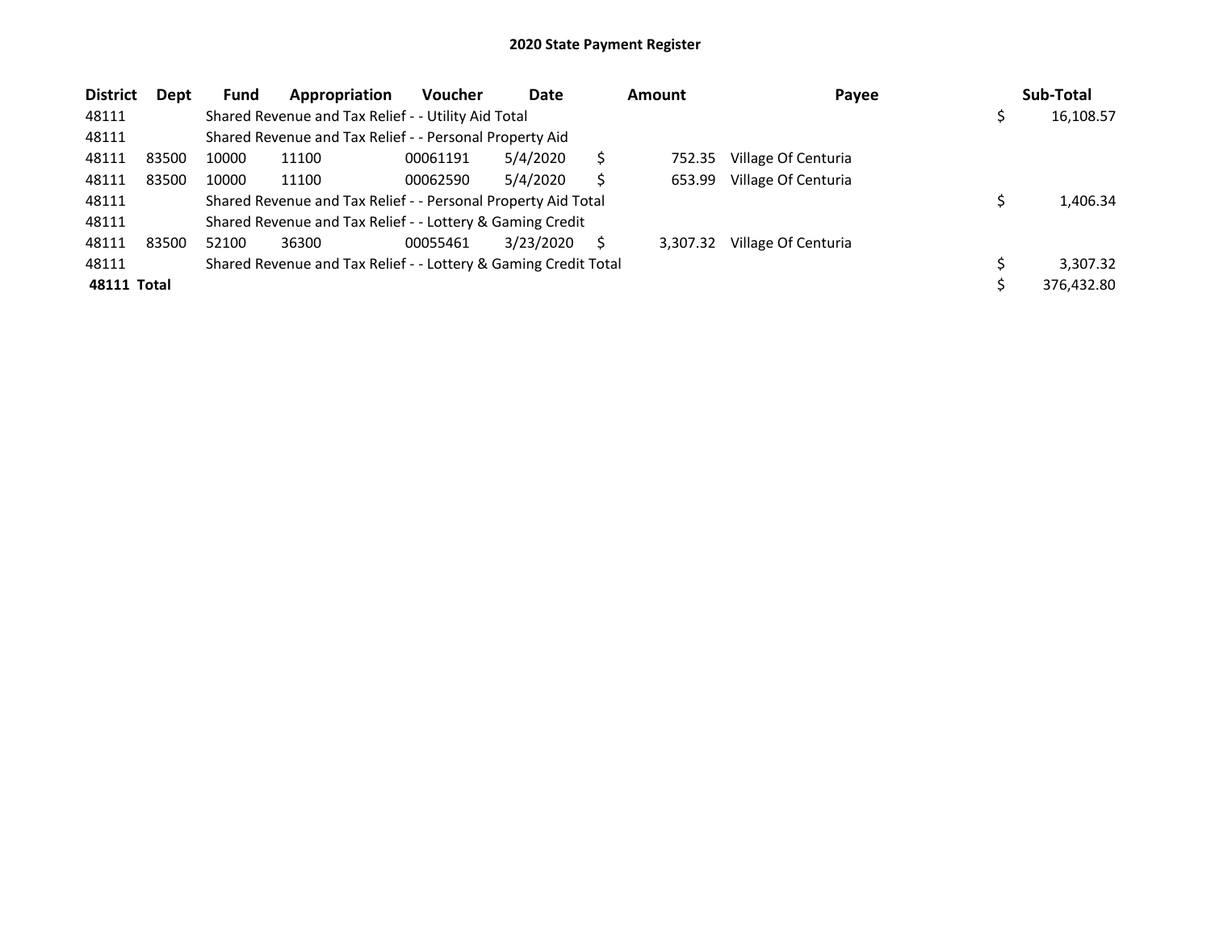# 2020 State Payment Register

| District | Dept | Fund | Appropriation | Voucher | Date | Amount | Payee | Sub-Total |
|---|---|---|---|---|---|---|---|---|
| 48111 | | Shared Revenue and Tax Relief - - Utility Aid Total | | | | | | $ 16,108.57 |
| 48111 | | Shared Revenue and Tax Relief - - Personal Property Aid | | | | | | |
| 48111 | 83500 | 10000 | 11100 | 00061191 | 5/4/2020 | $ 752.35 | Village Of Centuria | |
| 48111 | 83500 | 10000 | 11100 | 00062590 | 5/4/2020 | $ 653.99 | Village Of Centuria | |
| 48111 | | Shared Revenue and Tax Relief - - Personal Property Aid Total | | | | | | $ 1,406.34 |
| 48111 | | Shared Revenue and Tax Relief - - Lottery & Gaming Credit | | | | | | |
| 48111 | 83500 | 52100 | 36300 | 00055461 | 3/23/2020 | $ 3,307.32 | Village Of Centuria | |
| 48111 | | Shared Revenue and Tax Relief - - Lottery & Gaming Credit Total | | | | | | $ 3,307.32 |
| **48111 Total** | | | | | | | | $ 376,432.80 |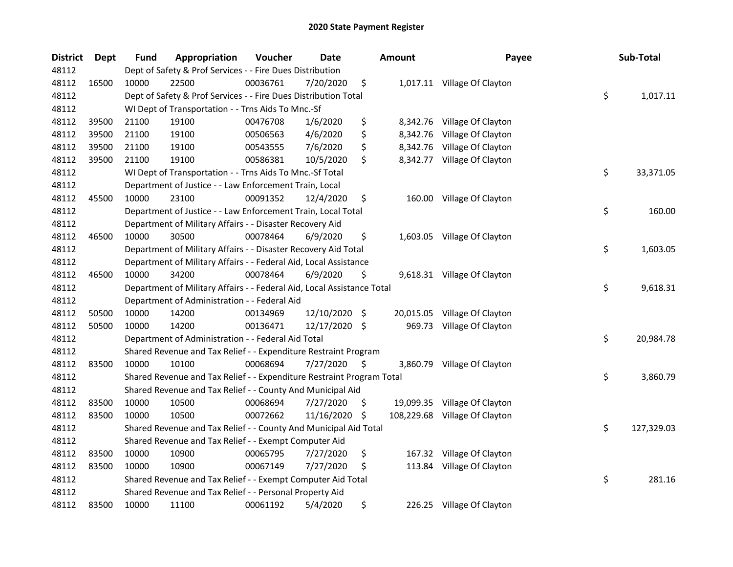# 2020 State Payment Register

| District | Dept | Fund | Appropriation | Voucher | Date | Amount | Payee | Sub-Total |
|---|---|---|---|---|---|---|---|---|
| 48112 | | Dept of Safety & Prof Services - - Fire Dues Distribution | | | | | | |
| 48112 | 16500 | 10000 | 22500 | 00036761 | 7/20/2020 | $ 1,017.11 | Village Of Clayton | |
| 48112 | | Dept of Safety & Prof Services - - Fire Dues Distribution Total | | | | | | $ 1,017.11 |
| 48112 | | WI Dept of Transportation - - Trns Aids To Mnc.-Sf | | | | | | |
| 48112 | 39500 | 21100 | 19100 | 00476708 | 1/6/2020 | $ 8,342.76 | Village Of Clayton | |
| 48112 | 39500 | 21100 | 19100 | 00506563 | 4/6/2020 | $ 8,342.76 | Village Of Clayton | |
| 48112 | 39500 | 21100 | 19100 | 00543555 | 7/6/2020 | $ 8,342.76 | Village Of Clayton | |
| 48112 | 39500 | 21100 | 19100 | 00586381 | 10/5/2020 | $ 8,342.77 | Village Of Clayton | |
| 48112 | | WI Dept of Transportation - - Trns Aids To Mnc.-Sf Total | | | | | | $ 33,371.05 |
| 48112 | | Department of Justice - - Law Enforcement Train, Local | | | | | | |
| 48112 | 45500 | 10000 | 23100 | 00091352 | 12/4/2020 | $ 160.00 | Village Of Clayton | |
| 48112 | | Department of Justice - - Law Enforcement Train, Local Total | | | | | | $ 160.00 |
| 48112 | | Department of Military Affairs - - Disaster Recovery Aid | | | | | | |
| 48112 | 46500 | 10000 | 30500 | 00078464 | 6/9/2020 | $ 1,603.05 | Village Of Clayton | |
| 48112 | | Department of Military Affairs - - Disaster Recovery Aid Total | | | | | | $ 1,603.05 |
| 48112 | | Department of Military Affairs - - Federal Aid, Local Assistance | | | | | | |
| 48112 | 46500 | 10000 | 34200 | 00078464 | 6/9/2020 | $ 9,618.31 | Village Of Clayton | |
| 48112 | | Department of Military Affairs - - Federal Aid, Local Assistance Total | | | | | | $ 9,618.31 |
| 48112 | | Department of Administration - - Federal Aid | | | | | | |
| 48112 | 50500 | 10000 | 14200 | 00134969 | 12/10/2020 | $ 20,015.05 | Village Of Clayton | |
| 48112 | 50500 | 10000 | 14200 | 00136471 | 12/17/2020 | $ 969.73 | Village Of Clayton | |
| 48112 | | Department of Administration - - Federal Aid Total | | | | | | $ 20,984.78 |
| 48112 | | Shared Revenue and Tax Relief - - Expenditure Restraint Program | | | | | | |
| 48112 | 83500 | 10000 | 10100 | 00068694 | 7/27/2020 | $ 3,860.79 | Village Of Clayton | |
| 48112 | | Shared Revenue and Tax Relief - - Expenditure Restraint Program Total | | | | | | $ 3,860.79 |
| 48112 | | Shared Revenue and Tax Relief - - County And Municipal Aid | | | | | | |
| 48112 | 83500 | 10000 | 10500 | 00068694 | 7/27/2020 | $ 19,099.35 | Village Of Clayton | |
| 48112 | 83500 | 10000 | 10500 | 00072662 | 11/16/2020 | $ 108,229.68 | Village Of Clayton | |
| 48112 | | Shared Revenue and Tax Relief - - County And Municipal Aid Total | | | | | | $ 127,329.03 |
| 48112 | | Shared Revenue and Tax Relief - - Exempt Computer Aid | | | | | | |
| 48112 | 83500 | 10000 | 10900 | 00065795 | 7/27/2020 | $ 167.32 | Village Of Clayton | |
| 48112 | 83500 | 10000 | 10900 | 00067149 | 7/27/2020 | $ 113.84 | Village Of Clayton | |
| 48112 | | Shared Revenue and Tax Relief - - Exempt Computer Aid Total | | | | | | $ 281.16 |
| 48112 | | Shared Revenue and Tax Relief - - Personal Property Aid | | | | | | |
| 48112 | 83500 | 10000 | 11100 | 00061192 | 5/4/2020 | $ 226.25 | Village Of Clayton | |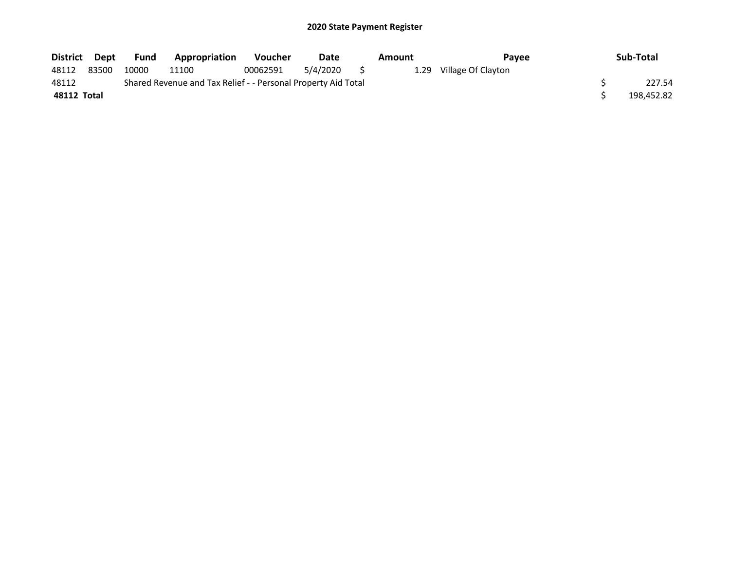## 2020 State Payment Register

| District | Dept | Fund | Appropriation | Voucher | Date | Amount | Payee | Sub-Total |
|---|---|---|---|---|---|---|---|---|
| 48112 | 83500 | 10000 | 11100 | 00062591 | 5/4/2020 | $ 1.29 | Village Of Clayton | |
| 48112 | | Shared Revenue and Tax Relief - - Personal Property Aid Total | | | | | | $ 227.54 |
| **48112 Total** | | | | | | | | $ 198,452.82 |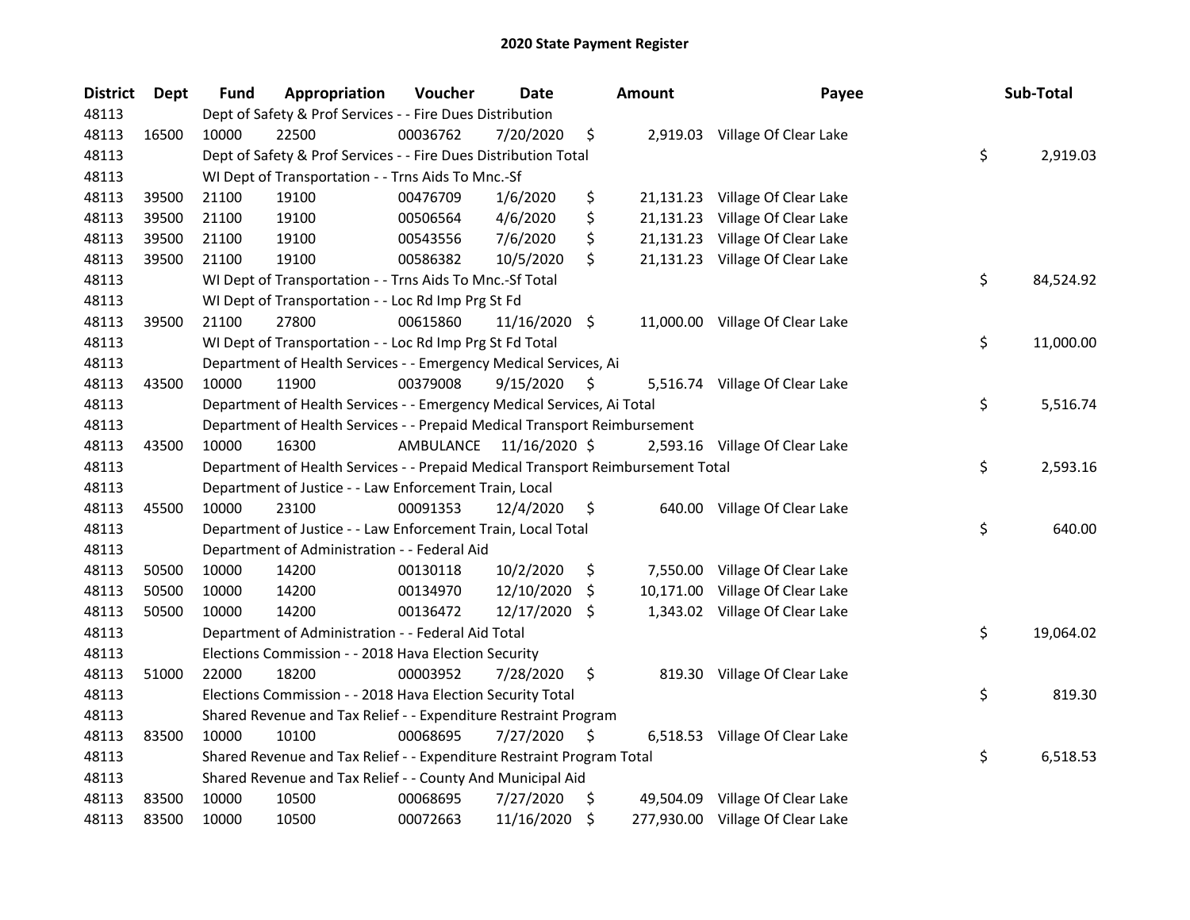# 2020 State Payment Register

| District | Dept | Fund | Appropriation | Voucher | Date | Amount | Payee | Sub-Total |
|---|---|---|---|---|---|---|---|---|
| 48113 | | Dept of Safety & Prof Services - - Fire Dues Distribution | | | | | | |
| 48113 | 16500 | 10000 | 22500 | 00036762 | 7/20/2020 | $ 2,919.03 | Village Of Clear Lake | |
| 48113 | | Dept of Safety & Prof Services - - Fire Dues Distribution Total | | | | | | $ 2,919.03 |
| 48113 | | WI Dept of Transportation - - Trns Aids To Mnc.-Sf | | | | | | |
| 48113 | 39500 | 21100 | 19100 | 00476709 | 1/6/2020 | $ 21,131.23 | Village Of Clear Lake | |
| 48113 | 39500 | 21100 | 19100 | 00506564 | 4/6/2020 | $ 21,131.23 | Village Of Clear Lake | |
| 48113 | 39500 | 21100 | 19100 | 00543556 | 7/6/2020 | $ 21,131.23 | Village Of Clear Lake | |
| 48113 | 39500 | 21100 | 19100 | 00586382 | 10/5/2020 | $ 21,131.23 | Village Of Clear Lake | |
| 48113 | | WI Dept of Transportation - - Trns Aids To Mnc.-Sf Total | | | | | | $ 84,524.92 |
| 48113 | | WI Dept of Transportation - - Loc Rd Imp Prg St Fd | | | | | | |
| 48113 | 39500 | 21100 | 27800 | 00615860 | 11/16/2020 | $ 11,000.00 | Village Of Clear Lake | |
| 48113 | | WI Dept of Transportation - - Loc Rd Imp Prg St Fd Total | | | | | | $ 11,000.00 |
| 48113 | | Department of Health Services - - Emergency Medical Services, Ai | | | | | | |
| 48113 | 43500 | 10000 | 11900 | 00379008 | 9/15/2020 | $ 5,516.74 | Village Of Clear Lake | |
| 48113 | | Department of Health Services - - Emergency Medical Services, Ai Total | | | | | | $ 5,516.74 |
| 48113 | | Department of Health Services - - Prepaid Medical Transport Reimbursement | | | | | | |
| 48113 | 43500 | 10000 | 16300 | AMBULANCE | 11/16/2020 | $ 2,593.16 | Village Of Clear Lake | |
| 48113 | | Department of Health Services - - Prepaid Medical Transport Reimbursement Total | | | | | | $ 2,593.16 |
| 48113 | | Department of Justice - - Law Enforcement Train, Local | | | | | | |
| 48113 | 45500 | 10000 | 23100 | 00091353 | 12/4/2020 | $ 640.00 | Village Of Clear Lake | |
| 48113 | | Department of Justice - - Law Enforcement Train, Local Total | | | | | | $ 640.00 |
| 48113 | | Department of Administration - - Federal Aid | | | | | | |
| 48113 | 50500 | 10000 | 14200 | 00130118 | 10/2/2020 | $ 7,550.00 | Village Of Clear Lake | |
| 48113 | 50500 | 10000 | 14200 | 00134970 | 12/10/2020 | $ 10,171.00 | Village Of Clear Lake | |
| 48113 | 50500 | 10000 | 14200 | 00136472 | 12/17/2020 | $ 1,343.02 | Village Of Clear Lake | |
| 48113 | | Department of Administration - - Federal Aid Total | | | | | | $ 19,064.02 |
| 48113 | | Elections Commission - - 2018 Hava Election Security | | | | | | |
| 48113 | 51000 | 22000 | 18200 | 00003952 | 7/28/2020 | $ 819.30 | Village Of Clear Lake | |
| 48113 | | Elections Commission - - 2018 Hava Election Security Total | | | | | | $ 819.30 |
| 48113 | | Shared Revenue and Tax Relief - - Expenditure Restraint Program | | | | | | |
| 48113 | 83500 | 10000 | 10100 | 00068695 | 7/27/2020 | $ 6,518.53 | Village Of Clear Lake | |
| 48113 | | Shared Revenue and Tax Relief - - Expenditure Restraint Program Total | | | | | | $ 6,518.53 |
| 48113 | | Shared Revenue and Tax Relief - - County And Municipal Aid | | | | | | |
| 48113 | 83500 | 10000 | 10500 | 00068695 | 7/27/2020 | $ 49,504.09 | Village Of Clear Lake | |
| 48113 | 83500 | 10000 | 10500 | 00072663 | 11/16/2020 | $ 277,930.00 | Village Of Clear Lake | |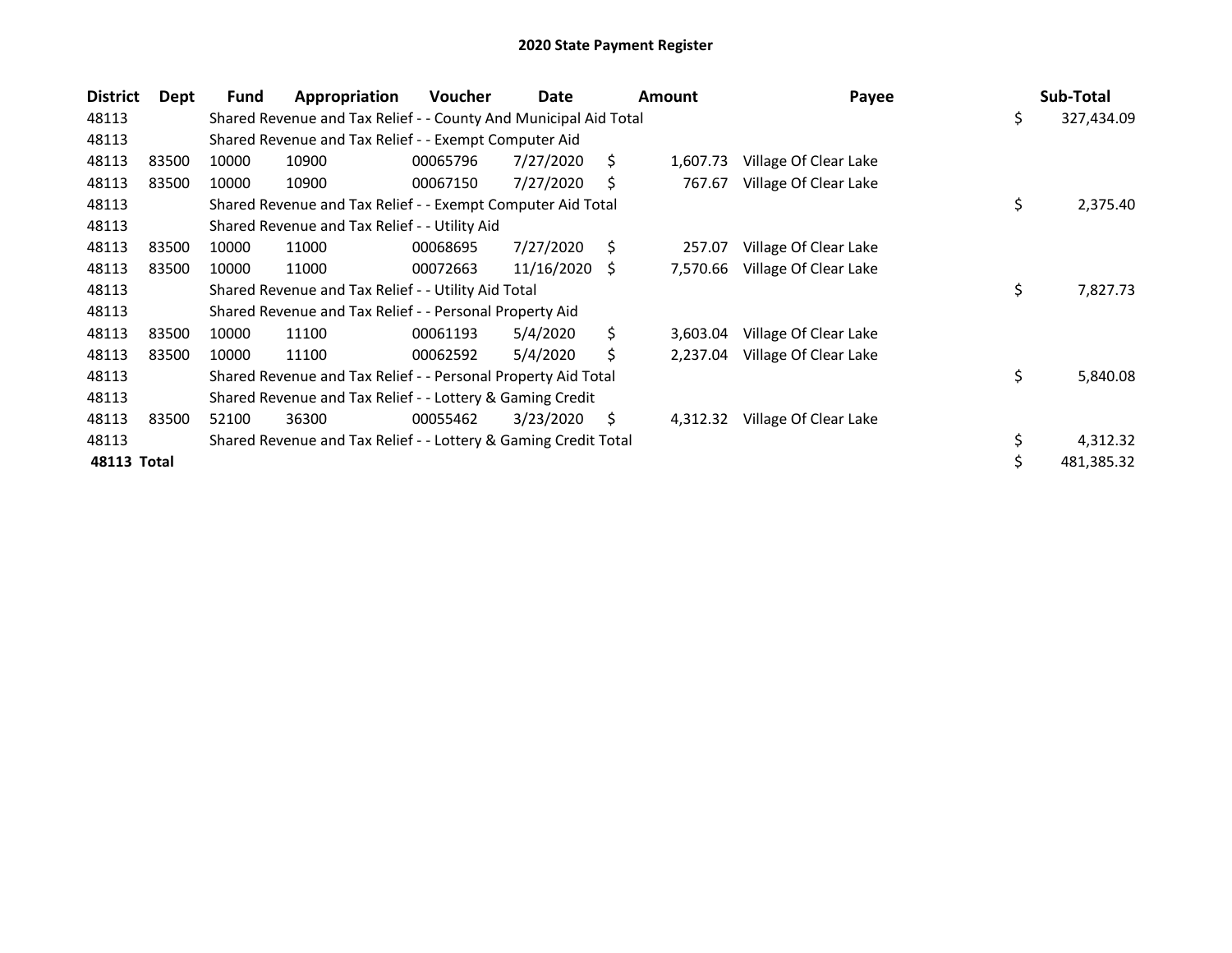# 2020 State Payment Register

| District | Dept | Fund | Appropriation | Voucher | Date | Amount | Payee | Sub-Total |
|---|---|---|---|---|---|---|---|---|
| 48113 | | Shared Revenue and Tax Relief - - County And Municipal Aid Total | | | | | | $ 327,434.09 |
| 48113 | | Shared Revenue and Tax Relief - - Exempt Computer Aid | | | | | | |
| 48113 | 83500 | 10000 | 10900 | 00065796 | 7/27/2020 | $ 1,607.73 | Village Of Clear Lake | |
| 48113 | 83500 | 10000 | 10900 | 00067150 | 7/27/2020 | $ 767.67 | Village Of Clear Lake | |
| 48113 | | Shared Revenue and Tax Relief - - Exempt Computer Aid Total | | | | | | $ 2,375.40 |
| 48113 | | Shared Revenue and Tax Relief - - Utility Aid | | | | | | |
| 48113 | 83500 | 10000 | 11000 | 00068695 | 7/27/2020 | $ 257.07 | Village Of Clear Lake | |
| 48113 | 83500 | 10000 | 11000 | 00072663 | 11/16/2020 | $ 7,570.66 | Village Of Clear Lake | |
| 48113 | | Shared Revenue and Tax Relief - - Utility Aid Total | | | | | | $ 7,827.73 |
| 48113 | | Shared Revenue and Tax Relief - - Personal Property Aid | | | | | | |
| 48113 | 83500 | 10000 | 11100 | 00061193 | 5/4/2020 | $ 3,603.04 | Village Of Clear Lake | |
| 48113 | 83500 | 10000 | 11100 | 00062592 | 5/4/2020 | $ 2,237.04 | Village Of Clear Lake | |
| 48113 | | Shared Revenue and Tax Relief - - Personal Property Aid Total | | | | | | $ 5,840.08 |
| 48113 | | Shared Revenue and Tax Relief - - Lottery & Gaming Credit | | | | | | |
| 48113 | 83500 | 52100 | 36300 | 00055462 | 3/23/2020 | $ 4,312.32 | Village Of Clear Lake | |
| 48113 | | Shared Revenue and Tax Relief - - Lottery & Gaming Credit Total | | | | | | $ 4,312.32 |
| **48113 Total** | | | | | | | | $ 481,385.32 |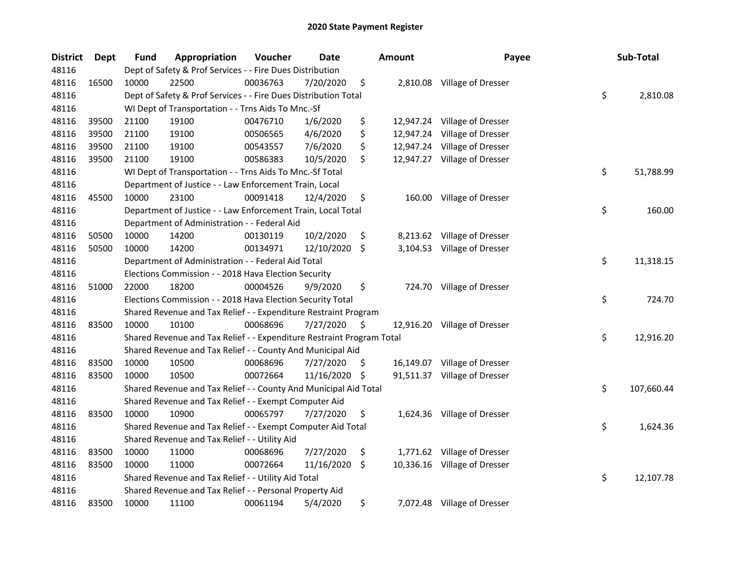# 2020 State Payment Register

| District | Dept | Fund | Appropriation | Voucher | Date | Amount | Payee | Sub-Total |
|---|---|---|---|---|---|---|---|---|
| 48116 | | Dept of Safety & Prof Services - - Fire Dues Distribution | | | | | | |
| 48116 | 16500 | 10000 | 22500 | 00036763 | 7/20/2020 | $ 2,810.08 | Village of Dresser | |
| 48116 | | Dept of Safety & Prof Services - - Fire Dues Distribution Total | | | | | | $ 2,810.08 |
| 48116 | | WI Dept of Transportation - - Trns Aids To Mnc.-Sf | | | | | | |
| 48116 | 39500 | 21100 | 19100 | 00476710 | 1/6/2020 | $ 12,947.24 | Village of Dresser | |
| 48116 | 39500 | 21100 | 19100 | 00506565 | 4/6/2020 | $ 12,947.24 | Village of Dresser | |
| 48116 | 39500 | 21100 | 19100 | 00543557 | 7/6/2020 | $ 12,947.24 | Village of Dresser | |
| 48116 | 39500 | 21100 | 19100 | 00586383 | 10/5/2020 | $ 12,947.27 | Village of Dresser | |
| 48116 | | WI Dept of Transportation - - Trns Aids To Mnc.-Sf Total | | | | | | $ 51,788.99 |
| 48116 | | Department of Justice - - Law Enforcement Train, Local | | | | | | |
| 48116 | 45500 | 10000 | 23100 | 00091418 | 12/4/2020 | $ 160.00 | Village of Dresser | |
| 48116 | | Department of Justice - - Law Enforcement Train, Local Total | | | | | | $ 160.00 |
| 48116 | | Department of Administration - - Federal Aid | | | | | | |
| 48116 | 50500 | 10000 | 14200 | 00130119 | 10/2/2020 | $ 8,213.62 | Village of Dresser | |
| 48116 | 50500 | 10000 | 14200 | 00134971 | 12/10/2020 | $ 3,104.53 | Village of Dresser | |
| 48116 | | Department of Administration - - Federal Aid Total | | | | | | $ 11,318.15 |
| 48116 | | Elections Commission - - 2018 Hava Election Security | | | | | | |
| 48116 | 51000 | 22000 | 18200 | 00004526 | 9/9/2020 | $ 724.70 | Village of Dresser | |
| 48116 | | Elections Commission - - 2018 Hava Election Security Total | | | | | | $ 724.70 |
| 48116 | | Shared Revenue and Tax Relief - - Expenditure Restraint Program | | | | | | |
| 48116 | 83500 | 10000 | 10100 | 00068696 | 7/27/2020 | $ 12,916.20 | Village of Dresser | |
| 48116 | | Shared Revenue and Tax Relief - - Expenditure Restraint Program Total | | | | | | $ 12,916.20 |
| 48116 | | Shared Revenue and Tax Relief - - County And Municipal Aid | | | | | | |
| 48116 | 83500 | 10000 | 10500 | 00068696 | 7/27/2020 | $ 16,149.07 | Village of Dresser | |
| 48116 | 83500 | 10000 | 10500 | 00072664 | 11/16/2020 | $ 91,511.37 | Village of Dresser | |
| 48116 | | Shared Revenue and Tax Relief - - County And Municipal Aid Total | | | | | | $ 107,660.44 |
| 48116 | | Shared Revenue and Tax Relief - - Exempt Computer Aid | | | | | | |
| 48116 | 83500 | 10000 | 10900 | 00065797 | 7/27/2020 | $ 1,624.36 | Village of Dresser | |
| 48116 | | Shared Revenue and Tax Relief - - Exempt Computer Aid Total | | | | | | $ 1,624.36 |
| 48116 | | Shared Revenue and Tax Relief - - Utility Aid | | | | | | |
| 48116 | 83500 | 10000 | 11000 | 00068696 | 7/27/2020 | $ 1,771.62 | Village of Dresser | |
| 48116 | 83500 | 10000 | 11000 | 00072664 | 11/16/2020 | $ 10,336.16 | Village of Dresser | |
| 48116 | | Shared Revenue and Tax Relief - - Utility Aid Total | | | | | | $ 12,107.78 |
| 48116 | | Shared Revenue and Tax Relief - - Personal Property Aid | | | | | | |
| 48116 | 83500 | 10000 | 11100 | 00061194 | 5/4/2020 | $ 7,072.48 | Village of Dresser | |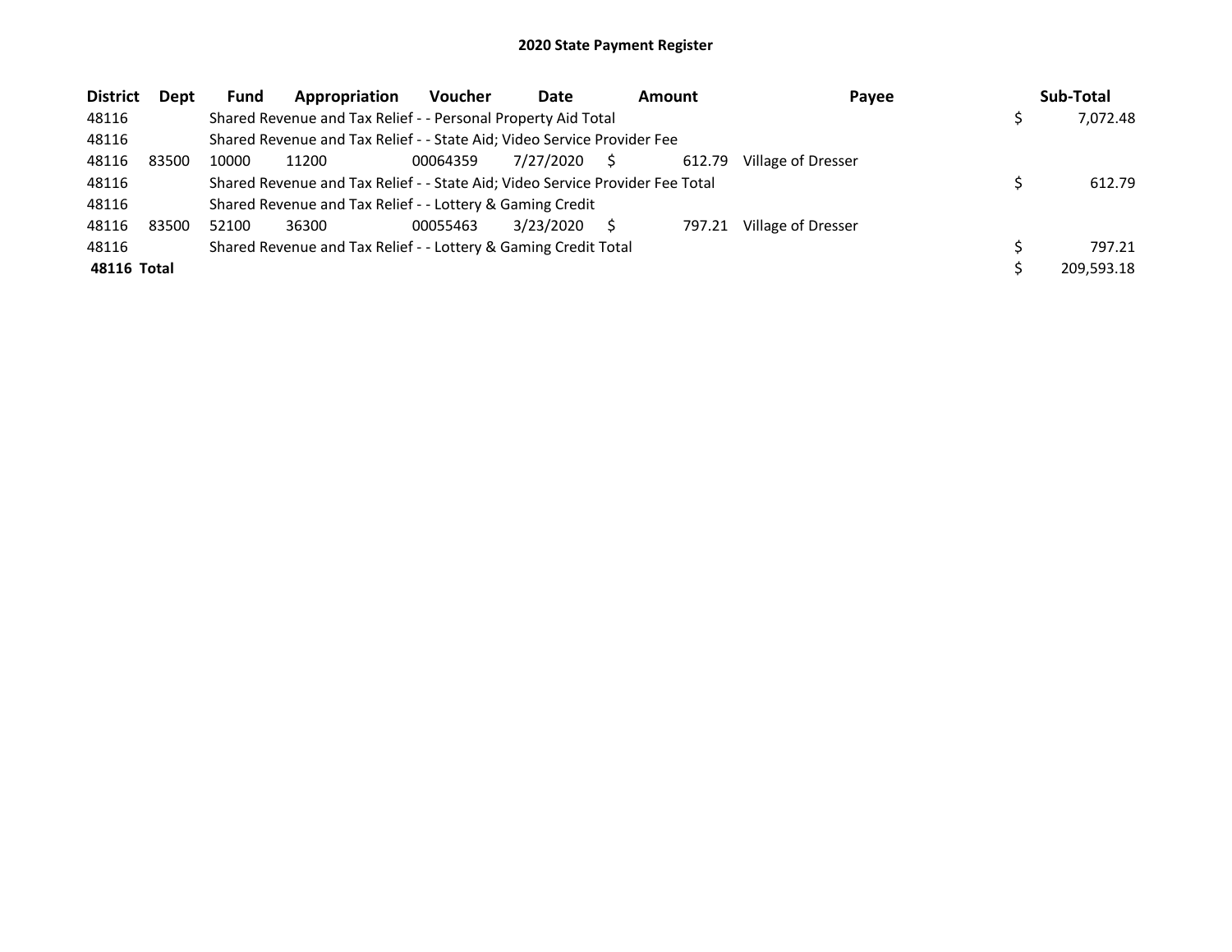# 2020 State Payment Register

| District | Dept | Fund | Appropriation | Voucher | Date | Amount | Payee | Sub-Total |
|---|---|---|---|---|---|---|---|---|
| 48116 | | Shared Revenue and Tax Relief - - Personal Property Aid Total | | | | | | $ 7,072.48 |
| 48116 | | Shared Revenue and Tax Relief - - State Aid; Video Service Provider Fee | | | | | | |
| 48116 | 83500 | 10000 | 11200 | 00064359 | 7/27/2020 | $ 612.79 | Village of Dresser | |
| 48116 | | Shared Revenue and Tax Relief - - State Aid; Video Service Provider Fee Total | | | | | | $ 612.79 |
| 48116 | | Shared Revenue and Tax Relief - - Lottery & Gaming Credit | | | | | | |
| 48116 | 83500 | 52100 | 36300 | 00055463 | 3/23/2020 | $ 797.21 | Village of Dresser | |
| 48116 | | Shared Revenue and Tax Relief - - Lottery & Gaming Credit Total | | | | | | $ 797.21 |
| **48116 Total** | | | | | | | | $ 209,593.18 |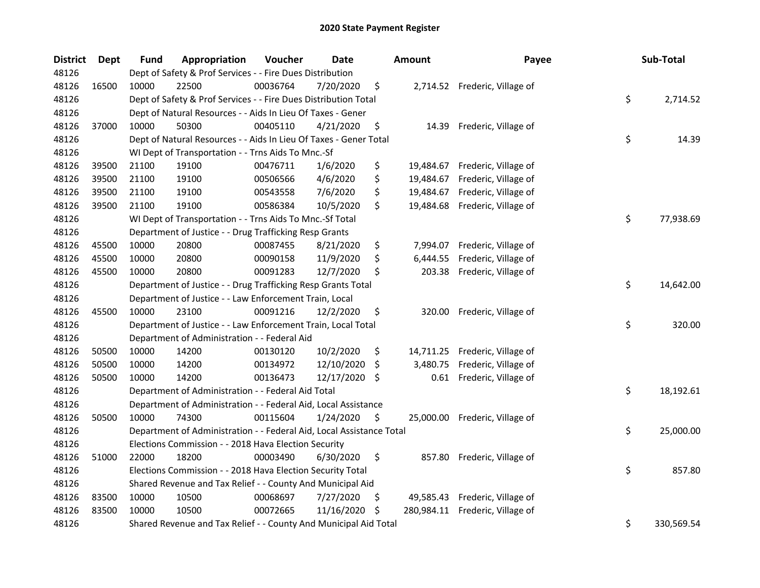# 2020 State Payment Register

| District | Dept | Fund | Appropriation | Voucher | Date | Amount | Payee | Sub-Total |
|---|---|---|---|---|---|---|---|---|
| 48126 | | Dept of Safety & Prof Services - - Fire Dues Distribution | | | | | | |
| 48126 | 16500 | 10000 | 22500 | 00036764 | 7/20/2020 | $ 2,714.52 | Frederic, Village of | |
| 48126 | | Dept of Safety & Prof Services - - Fire Dues Distribution Total | | | | | | $ 2,714.52 |
| 48126 | | Dept of Natural Resources - - Aids In Lieu Of Taxes - Gener | | | | | | |
| 48126 | 37000 | 10000 | 50300 | 00405110 | 4/21/2020 | $ 14.39 | Frederic, Village of | |
| 48126 | | Dept of Natural Resources - - Aids In Lieu Of Taxes - Gener Total | | | | | | $ 14.39 |
| 48126 | | WI Dept of Transportation - - Trns Aids To Mnc.-Sf | | | | | | |
| 48126 | 39500 | 21100 | 19100 | 00476711 | 1/6/2020 | $ 19,484.67 | Frederic, Village of | |
| 48126 | 39500 | 21100 | 19100 | 00506566 | 4/6/2020 | $ 19,484.67 | Frederic, Village of | |
| 48126 | 39500 | 21100 | 19100 | 00543558 | 7/6/2020 | $ 19,484.67 | Frederic, Village of | |
| 48126 | 39500 | 21100 | 19100 | 00586384 | 10/5/2020 | $ 19,484.68 | Frederic, Village of | |
| 48126 | | WI Dept of Transportation - - Trns Aids To Mnc.-Sf Total | | | | | | $ 77,938.69 |
| 48126 | | Department of Justice - - Drug Trafficking Resp Grants | | | | | | |
| 48126 | 45500 | 10000 | 20800 | 00087455 | 8/21/2020 | $ 7,994.07 | Frederic, Village of | |
| 48126 | 45500 | 10000 | 20800 | 00090158 | 11/9/2020 | $ 6,444.55 | Frederic, Village of | |
| 48126 | 45500 | 10000 | 20800 | 00091283 | 12/7/2020 | $ 203.38 | Frederic, Village of | |
| 48126 | | Department of Justice - - Drug Trafficking Resp Grants Total | | | | | | $ 14,642.00 |
| 48126 | | Department of Justice - - Law Enforcement Train, Local | | | | | | |
| 48126 | 45500 | 10000 | 23100 | 00091216 | 12/2/2020 | $ 320.00 | Frederic, Village of | |
| 48126 | | Department of Justice - - Law Enforcement Train, Local Total | | | | | | $ 320.00 |
| 48126 | | Department of Administration - - Federal Aid | | | | | | |
| 48126 | 50500 | 10000 | 14200 | 00130120 | 10/2/2020 | $ 14,711.25 | Frederic, Village of | |
| 48126 | 50500 | 10000 | 14200 | 00134972 | 12/10/2020 | $ 3,480.75 | Frederic, Village of | |
| 48126 | 50500 | 10000 | 14200 | 00136473 | 12/17/2020 | $ 0.61 | Frederic, Village of | |
| 48126 | | Department of Administration - - Federal Aid Total | | | | | | $ 18,192.61 |
| 48126 | | Department of Administration - - Federal Aid, Local Assistance | | | | | | |
| 48126 | 50500 | 10000 | 74300 | 00115604 | 1/24/2020 | $ 25,000.00 | Frederic, Village of | |
| 48126 | | Department of Administration - - Federal Aid, Local Assistance Total | | | | | | $ 25,000.00 |
| 48126 | | Elections Commission - - 2018 Hava Election Security | | | | | | |
| 48126 | 51000 | 22000 | 18200 | 00003490 | 6/30/2020 | $ 857.80 | Frederic, Village of | |
| 48126 | | Elections Commission - - 2018 Hava Election Security Total | | | | | | $ 857.80 |
| 48126 | | Shared Revenue and Tax Relief - - County And Municipal Aid | | | | | | |
| 48126 | 83500 | 10000 | 10500 | 00068697 | 7/27/2020 | $ 49,585.43 | Frederic, Village of | |
| 48126 | 83500 | 10000 | 10500 | 00072665 | 11/16/2020 | $ 280,984.11 | Frederic, Village of | |
| 48126 | | Shared Revenue and Tax Relief - - County And Municipal Aid Total | | | | | | $ 330,569.54 |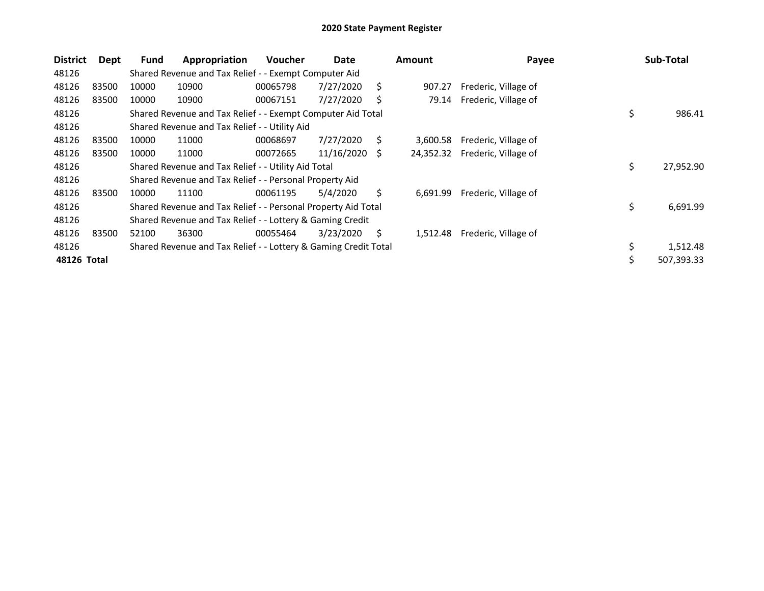# 2020 State Payment Register

| District | Dept | Fund | Appropriation | Voucher | Date | Amount | Payee | Sub-Total |
|---|---|---|---|---|---|---|---|---|
| 48126 | | Shared Revenue and Tax Relief - - Exempt Computer Aid | | | | | | |
| 48126 | 83500 | 10000 | 10900 | 00065798 | 7/27/2020 | $ 907.27 | Frederic, Village of | |
| 48126 | 83500 | 10000 | 10900 | 00067151 | 7/27/2020 | $ 79.14 | Frederic, Village of | |
| 48126 | | Shared Revenue and Tax Relief - - Exempt Computer Aid Total | | | | | | $ 986.41 |
| 48126 | | Shared Revenue and Tax Relief - - Utility Aid | | | | | | |
| 48126 | 83500 | 10000 | 11000 | 00068697 | 7/27/2020 | $ 3,600.58 | Frederic, Village of | |
| 48126 | 83500 | 10000 | 11000 | 00072665 | 11/16/2020 | $ 24,352.32 | Frederic, Village of | |
| 48126 | | Shared Revenue and Tax Relief - - Utility Aid Total | | | | | | $ 27,952.90 |
| 48126 | | Shared Revenue and Tax Relief - - Personal Property Aid | | | | | | |
| 48126 | 83500 | 10000 | 11100 | 00061195 | 5/4/2020 | $ 6,691.99 | Frederic, Village of | |
| 48126 | | Shared Revenue and Tax Relief - - Personal Property Aid Total | | | | | | $ 6,691.99 |
| 48126 | | Shared Revenue and Tax Relief - - Lottery & Gaming Credit | | | | | | |
| 48126 | 83500 | 52100 | 36300 | 00055464 | 3/23/2020 | $ 1,512.48 | Frederic, Village of | |
| 48126 | | Shared Revenue and Tax Relief - - Lottery & Gaming Credit Total | | | | | | $ 1,512.48 |
| **48126 Total** | | | | | | | | $ 507,393.33 |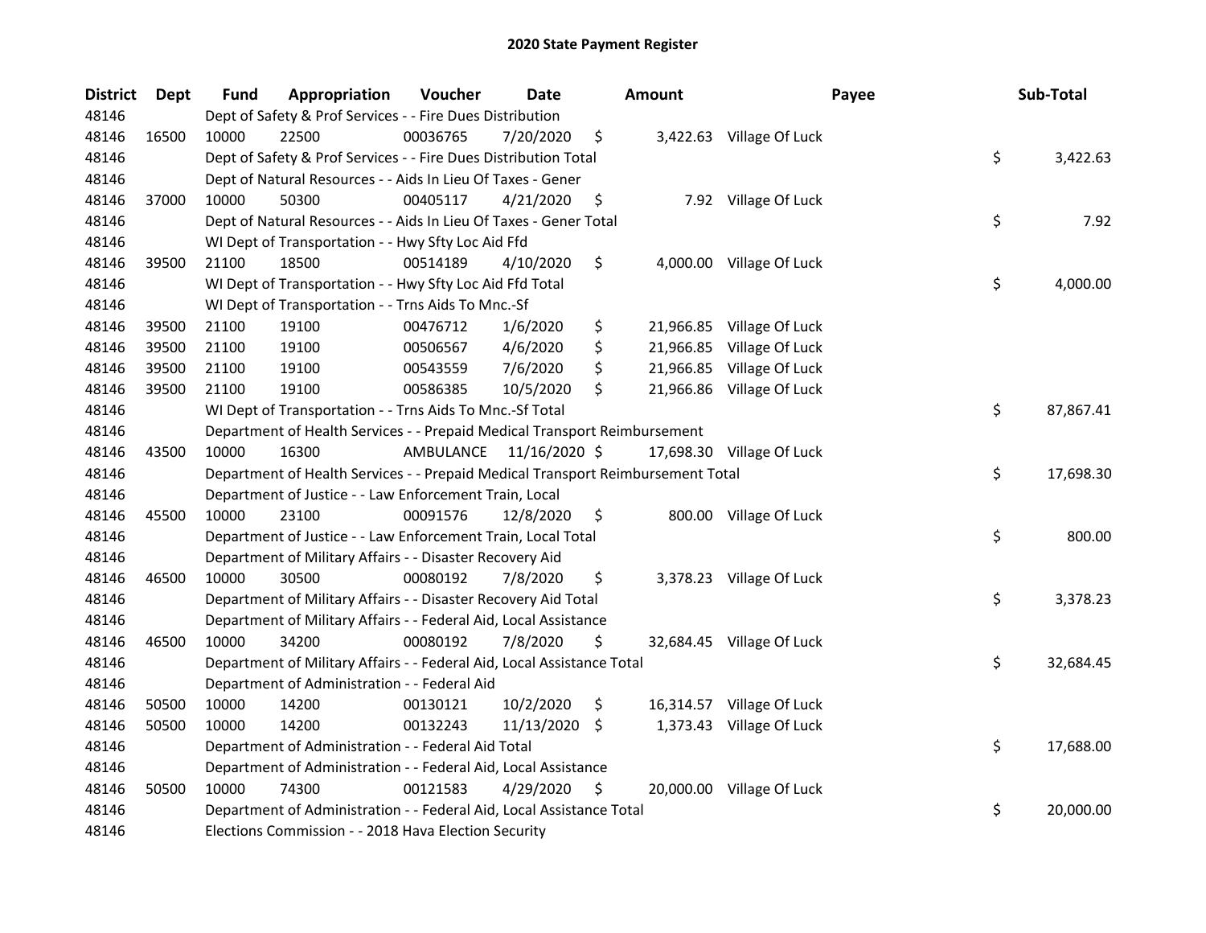# 2020 State Payment Register

| District | Dept | Fund | Appropriation | Voucher | Date | Amount | Payee | Sub-Total |
|---|---|---|---|---|---|---|---|---|
| 48146 | | Dept of Safety & Prof Services - - Fire Dues Distribution | | | | | | |
| 48146 | 16500 | 10000 | 22500 | 00036765 | 7/20/2020 | $ 3,422.63 | Village Of Luck | |
| 48146 | | Dept of Safety & Prof Services - - Fire Dues Distribution Total | | | | | | $ 3,422.63 |
| 48146 | | Dept of Natural Resources - - Aids In Lieu Of Taxes - Gener | | | | | | |
| 48146 | 37000 | 10000 | 50300 | 00405117 | 4/21/2020 | $ 7.92 | Village Of Luck | |
| 48146 | | Dept of Natural Resources - - Aids In Lieu Of Taxes - Gener Total | | | | | | $ 7.92 |
| 48146 | | WI Dept of Transportation - - Hwy Sfty Loc Aid Ffd | | | | | | |
| 48146 | 39500 | 21100 | 18500 | 00514189 | 4/10/2020 | $ 4,000.00 | Village Of Luck | |
| 48146 | | WI Dept of Transportation - - Hwy Sfty Loc Aid Ffd Total | | | | | | $ 4,000.00 |
| 48146 | | WI Dept of Transportation - - Trns Aids To Mnc.-Sf | | | | | | |
| 48146 | 39500 | 21100 | 19100 | 00476712 | 1/6/2020 | $ 21,966.85 | Village Of Luck | |
| 48146 | 39500 | 21100 | 19100 | 00506567 | 4/6/2020 | $ 21,966.85 | Village Of Luck | |
| 48146 | 39500 | 21100 | 19100 | 00543559 | 7/6/2020 | $ 21,966.85 | Village Of Luck | |
| 48146 | 39500 | 21100 | 19100 | 00586385 | 10/5/2020 | $ 21,966.86 | Village Of Luck | |
| 48146 | | WI Dept of Transportation - - Trns Aids To Mnc.-Sf Total | | | | | | $ 87,867.41 |
| 48146 | | Department of Health Services - - Prepaid Medical Transport Reimbursement | | | | | | |
| 48146 | 43500 | 10000 | 16300 | AMBULANCE | 11/16/2020 | $ 17,698.30 | Village Of Luck | |
| 48146 | | Department of Health Services - - Prepaid Medical Transport Reimbursement Total | | | | | | $ 17,698.30 |
| 48146 | | Department of Justice - - Law Enforcement Train, Local | | | | | | |
| 48146 | 45500 | 10000 | 23100 | 00091576 | 12/8/2020 | $ 800.00 | Village Of Luck | |
| 48146 | | Department of Justice - - Law Enforcement Train, Local Total | | | | | | $ 800.00 |
| 48146 | | Department of Military Affairs - - Disaster Recovery Aid | | | | | | |
| 48146 | 46500 | 10000 | 30500 | 00080192 | 7/8/2020 | $ 3,378.23 | Village Of Luck | |
| 48146 | | Department of Military Affairs - - Disaster Recovery Aid Total | | | | | | $ 3,378.23 |
| 48146 | | Department of Military Affairs - - Federal Aid, Local Assistance | | | | | | |
| 48146 | 46500 | 10000 | 34200 | 00080192 | 7/8/2020 | $ 32,684.45 | Village Of Luck | |
| 48146 | | Department of Military Affairs - - Federal Aid, Local Assistance Total | | | | | | $ 32,684.45 |
| 48146 | | Department of Administration - - Federal Aid | | | | | | |
| 48146 | 50500 | 10000 | 14200 | 00130121 | 10/2/2020 | $ 16,314.57 | Village Of Luck | |
| 48146 | 50500 | 10000 | 14200 | 00132243 | 11/13/2020 | $ 1,373.43 | Village Of Luck | |
| 48146 | | Department of Administration - - Federal Aid Total | | | | | | $ 17,688.00 |
| 48146 | | Department of Administration - - Federal Aid, Local Assistance | | | | | | |
| 48146 | 50500 | 10000 | 74300 | 00121583 | 4/29/2020 | $ 20,000.00 | Village Of Luck | |
| 48146 | | Department of Administration - - Federal Aid, Local Assistance Total | | | | | | $ 20,000.00 |
| 48146 | | Elections Commission - - 2018 Hava Election Security | | | | | | |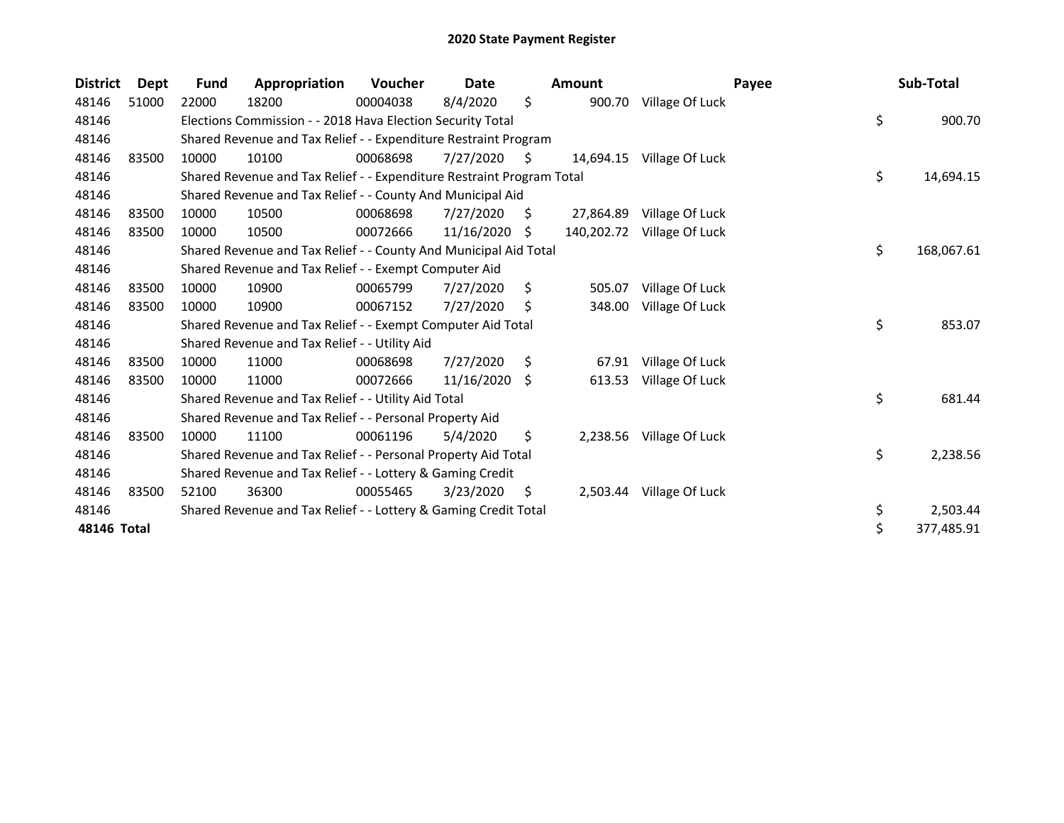# 2020 State Payment Register

| District | Dept | Fund | Appropriation | Voucher | Date | Amount | Payee | Sub-Total |
|---|---|---|---|---|---|---|---|---|
| 48146 | 51000 | 22000 | 18200 | 00004038 | 8/4/2020 | $ 900.70 | Village Of Luck | |
| 48146 | | Elections Commission - - 2018 Hava Election Security Total | | | | | | $ 900.70 |
| 48146 | | Shared Revenue and Tax Relief - - Expenditure Restraint Program | | | | | | |
| 48146 | 83500 | 10000 | 10100 | 00068698 | 7/27/2020 | $ 14,694.15 | Village Of Luck | |
| 48146 | | Shared Revenue and Tax Relief - - Expenditure Restraint Program Total | | | | | | $ 14,694.15 |
| 48146 | | Shared Revenue and Tax Relief - - County And Municipal Aid | | | | | | |
| 48146 | 83500 | 10000 | 10500 | 00068698 | 7/27/2020 | $ 27,864.89 | Village Of Luck | |
| 48146 | 83500 | 10000 | 10500 | 00072666 | 11/16/2020 | $ 140,202.72 | Village Of Luck | |
| 48146 | | Shared Revenue and Tax Relief - - County And Municipal Aid Total | | | | | | $ 168,067.61 |
| 48146 | | Shared Revenue and Tax Relief - - Exempt Computer Aid | | | | | | |
| 48146 | 83500 | 10000 | 10900 | 00065799 | 7/27/2020 | $ 505.07 | Village Of Luck | |
| 48146 | 83500 | 10000 | 10900 | 00067152 | 7/27/2020 | $ 348.00 | Village Of Luck | |
| 48146 | | Shared Revenue and Tax Relief - - Exempt Computer Aid Total | | | | | | $ 853.07 |
| 48146 | | Shared Revenue and Tax Relief - - Utility Aid | | | | | | |
| 48146 | 83500 | 10000 | 11000 | 00068698 | 7/27/2020 | $ 67.91 | Village Of Luck | |
| 48146 | 83500 | 10000 | 11000 | 00072666 | 11/16/2020 | $ 613.53 | Village Of Luck | |
| 48146 | | Shared Revenue and Tax Relief - - Utility Aid Total | | | | | | $ 681.44 |
| 48146 | | Shared Revenue and Tax Relief - - Personal Property Aid | | | | | | |
| 48146 | 83500 | 10000 | 11100 | 00061196 | 5/4/2020 | $ 2,238.56 | Village Of Luck | |
| 48146 | | Shared Revenue and Tax Relief - - Personal Property Aid Total | | | | | | $ 2,238.56 |
| 48146 | | Shared Revenue and Tax Relief - - Lottery & Gaming Credit | | | | | | |
| 48146 | 83500 | 52100 | 36300 | 00055465 | 3/23/2020 | $ 2,503.44 | Village Of Luck | |
| 48146 | | Shared Revenue and Tax Relief - - Lottery & Gaming Credit Total | | | | | | $ 2,503.44 |
| **48146 Total** | | | | | | | | $ 377,485.91 |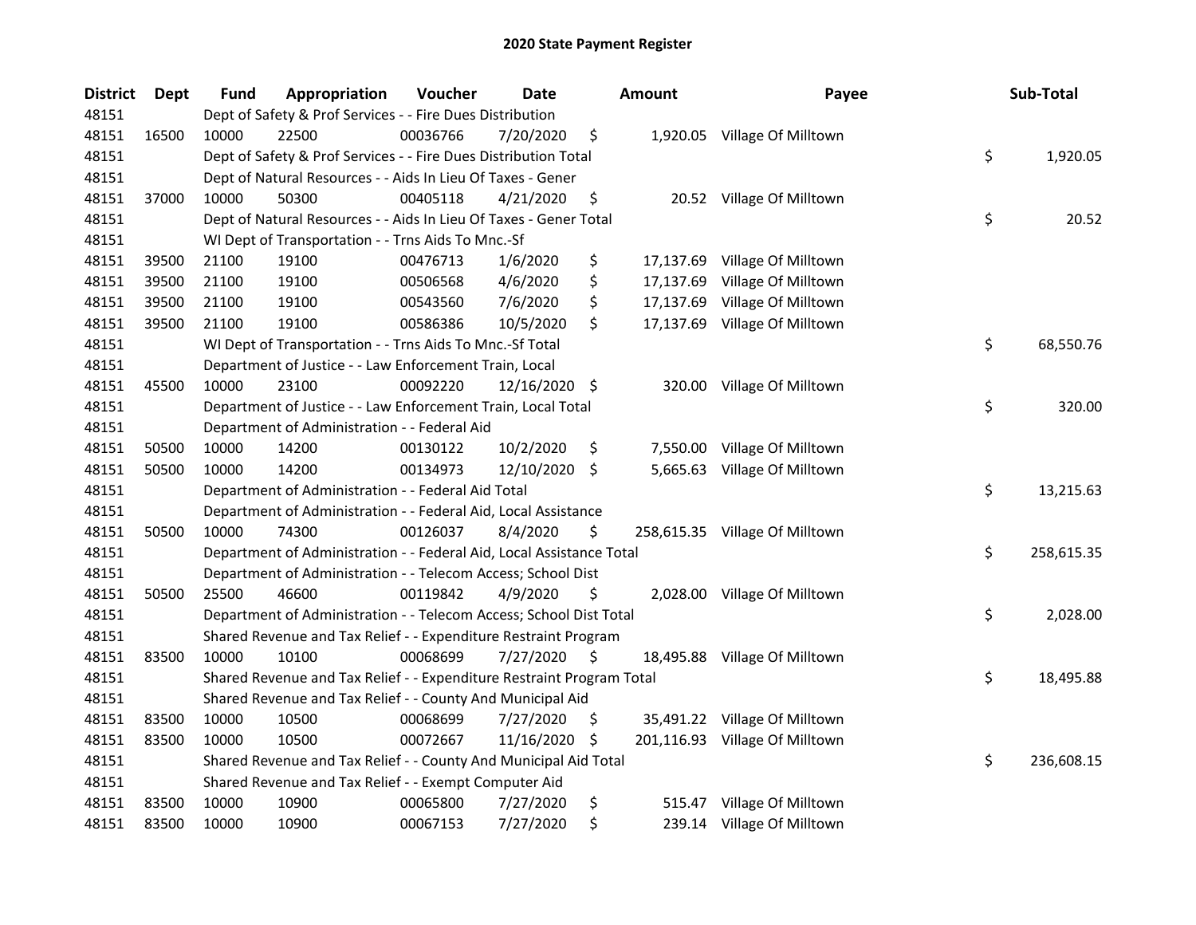# 2020 State Payment Register

| District | Dept | Fund | Appropriation | Voucher | Date | Amount | Payee | Sub-Total |
|---|---|---|---|---|---|---|---|---|
| 48151 | | Dept of Safety & Prof Services - - Fire Dues Distribution | | | | | | |
| 48151 | 16500 | 10000 | 22500 | 00036766 | 7/20/2020 | $ 1,920.05 | Village Of Milltown | |
| 48151 | | Dept of Safety & Prof Services - - Fire Dues Distribution Total | | | | | | $ 1,920.05 |
| 48151 | | Dept of Natural Resources - - Aids In Lieu Of Taxes - Gener | | | | | | |
| 48151 | 37000 | 10000 | 50300 | 00405118 | 4/21/2020 | $ 20.52 | Village Of Milltown | |
| 48151 | | Dept of Natural Resources - - Aids In Lieu Of Taxes - Gener Total | | | | | | $ 20.52 |
| 48151 | | WI Dept of Transportation - - Trns Aids To Mnc.-Sf | | | | | | |
| 48151 | 39500 | 21100 | 19100 | 00476713 | 1/6/2020 | $ 17,137.69 | Village Of Milltown | |
| 48151 | 39500 | 21100 | 19100 | 00506568 | 4/6/2020 | $ 17,137.69 | Village Of Milltown | |
| 48151 | 39500 | 21100 | 19100 | 00543560 | 7/6/2020 | $ 17,137.69 | Village Of Milltown | |
| 48151 | 39500 | 21100 | 19100 | 00586386 | 10/5/2020 | $ 17,137.69 | Village Of Milltown | |
| 48151 | | WI Dept of Transportation - - Trns Aids To Mnc.-Sf Total | | | | | | $ 68,550.76 |
| 48151 | | Department of Justice - - Law Enforcement Train, Local | | | | | | |
| 48151 | 45500 | 10000 | 23100 | 00092220 | 12/16/2020 | $ 320.00 | Village Of Milltown | |
| 48151 | | Department of Justice - - Law Enforcement Train, Local Total | | | | | | $ 320.00 |
| 48151 | | Department of Administration - - Federal Aid | | | | | | |
| 48151 | 50500 | 10000 | 14200 | 00130122 | 10/2/2020 | $ 7,550.00 | Village Of Milltown | |
| 48151 | 50500 | 10000 | 14200 | 00134973 | 12/10/2020 | $ 5,665.63 | Village Of Milltown | |
| 48151 | | Department of Administration - - Federal Aid Total | | | | | | $ 13,215.63 |
| 48151 | | Department of Administration - - Federal Aid, Local Assistance | | | | | | |
| 48151 | 50500 | 10000 | 74300 | 00126037 | 8/4/2020 | $ 258,615.35 | Village Of Milltown | |
| 48151 | | Department of Administration - - Federal Aid, Local Assistance Total | | | | | | $ 258,615.35 |
| 48151 | | Department of Administration - - Telecom Access; School Dist | | | | | | |
| 48151 | 50500 | 25500 | 46600 | 00119842 | 4/9/2020 | $ 2,028.00 | Village Of Milltown | |
| 48151 | | Department of Administration - - Telecom Access; School Dist Total | | | | | | $ 2,028.00 |
| 48151 | | Shared Revenue and Tax Relief - - Expenditure Restraint Program | | | | | | |
| 48151 | 83500 | 10000 | 10100 | 00068699 | 7/27/2020 | $ 18,495.88 | Village Of Milltown | |
| 48151 | | Shared Revenue and Tax Relief - - Expenditure Restraint Program Total | | | | | | $ 18,495.88 |
| 48151 | | Shared Revenue and Tax Relief - - County And Municipal Aid | | | | | | |
| 48151 | 83500 | 10000 | 10500 | 00068699 | 7/27/2020 | $ 35,491.22 | Village Of Milltown | |
| 48151 | 83500 | 10000 | 10500 | 00072667 | 11/16/2020 | $ 201,116.93 | Village Of Milltown | |
| 48151 | | Shared Revenue and Tax Relief - - County And Municipal Aid Total | | | | | | $ 236,608.15 |
| 48151 | | Shared Revenue and Tax Relief - - Exempt Computer Aid | | | | | | |
| 48151 | 83500 | 10000 | 10900 | 00065800 | 7/27/2020 | $ 515.47 | Village Of Milltown | |
| 48151 | 83500 | 10000 | 10900 | 00067153 | 7/27/2020 | $ 239.14 | Village Of Milltown | |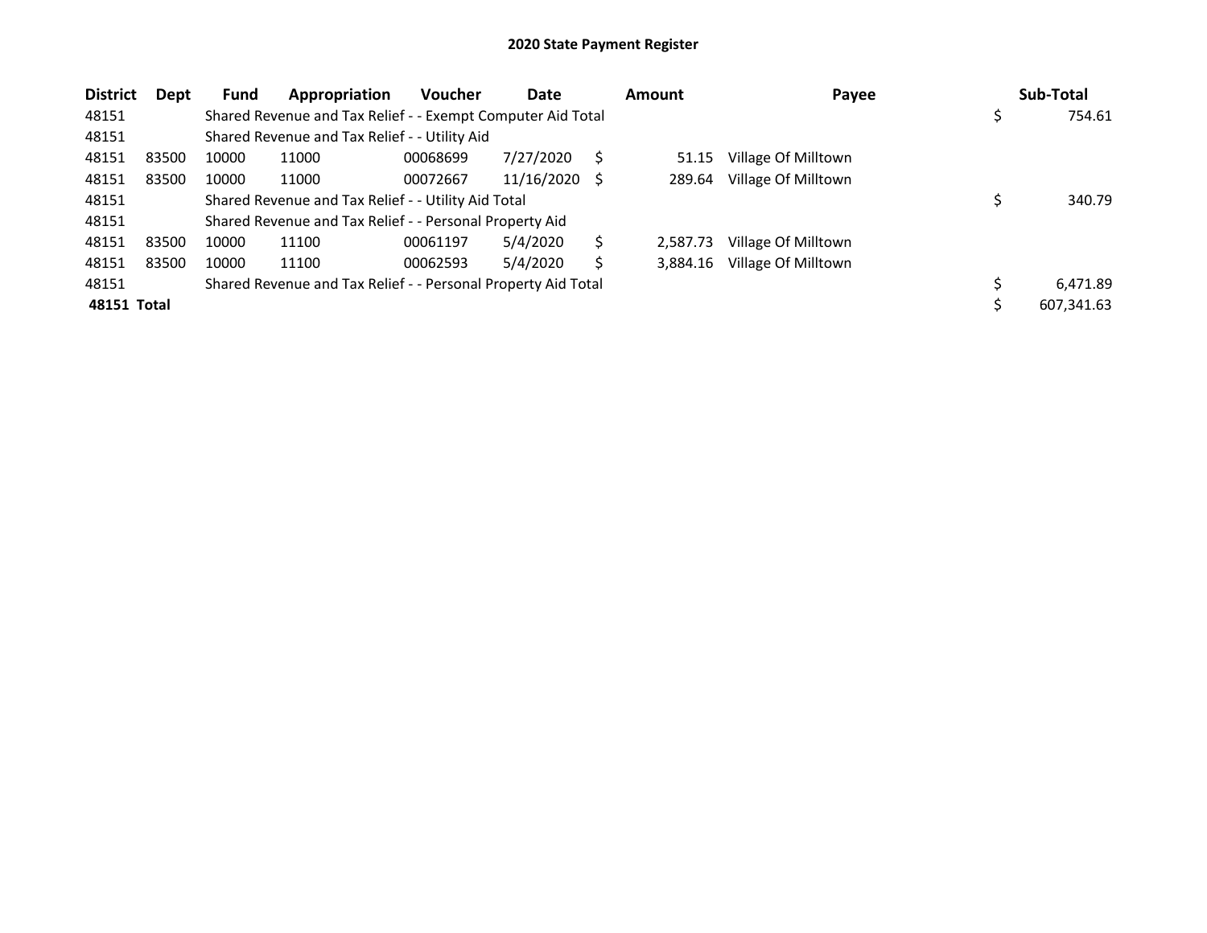# 2020 State Payment Register

| District | Dept | Fund | Appropriation | Voucher | Date | Amount | Payee | Sub-Total |
|---|---|---|---|---|---|---|---|---|
| 48151 | | Shared Revenue and Tax Relief - - Exempt Computer Aid Total | | | | | | $ 754.61 |
| 48151 | | Shared Revenue and Tax Relief - - Utility Aid | | | | | | |
| 48151 | 83500 | 10000 | 11000 | 00068699 | 7/27/2020 | $ 51.15 | Village Of Milltown | |
| 48151 | 83500 | 10000 | 11000 | 00072667 | 11/16/2020 | $ 289.64 | Village Of Milltown | |
| 48151 | | Shared Revenue and Tax Relief - - Utility Aid Total | | | | | | $ 340.79 |
| 48151 | | Shared Revenue and Tax Relief - - Personal Property Aid | | | | | | |
| 48151 | 83500 | 10000 | 11100 | 00061197 | 5/4/2020 | $ 2,587.73 | Village Of Milltown | |
| 48151 | 83500 | 10000 | 11100 | 00062593 | 5/4/2020 | $ 3,884.16 | Village Of Milltown | |
| 48151 | | Shared Revenue and Tax Relief - - Personal Property Aid Total | | | | | | $ 6,471.89 |
| **48151 Total** | | | | | | | | $ 607,341.63 |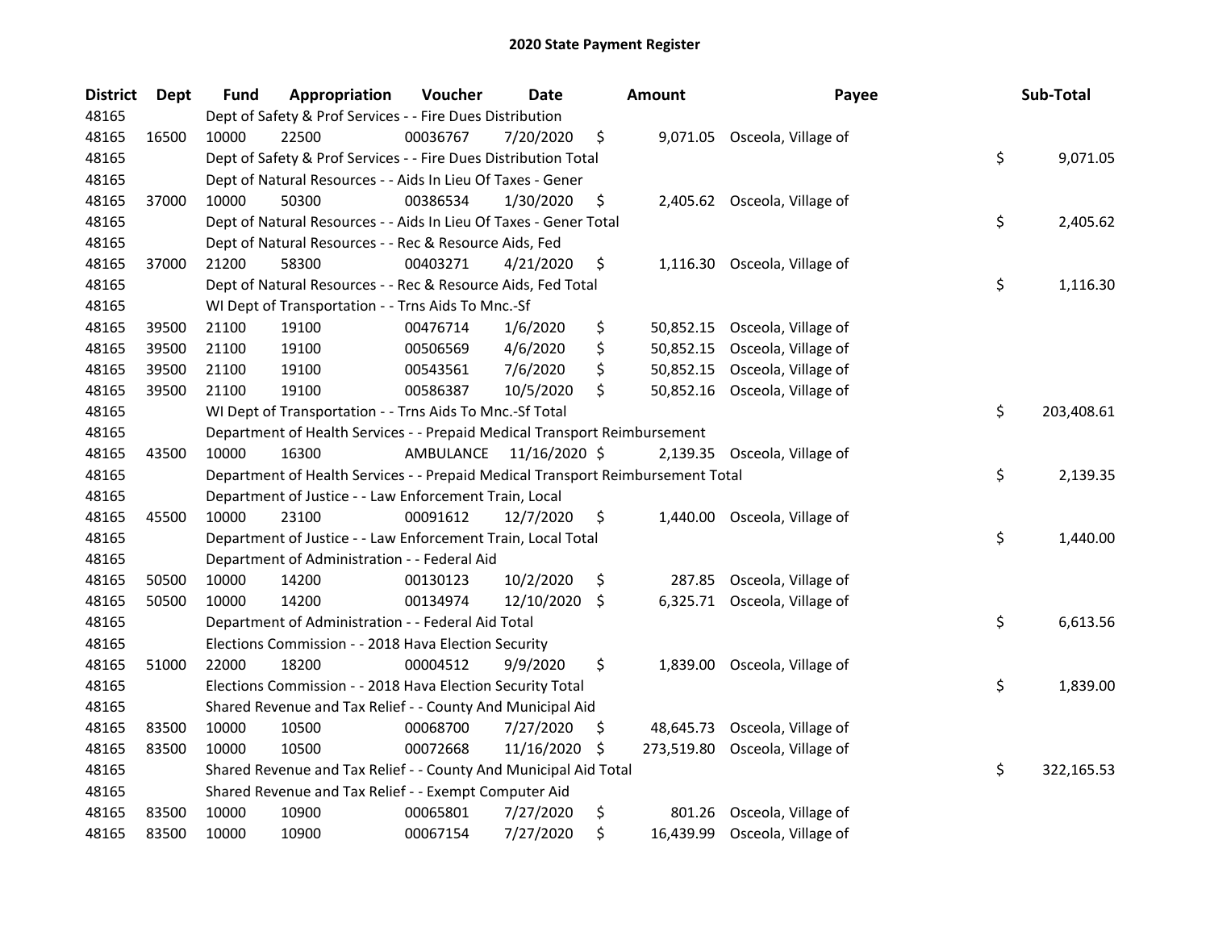## 2020 State Payment Register

| District | Dept | Fund | Appropriation | Voucher | Date | Amount | Payee | Sub-Total |
|---|---|---|---|---|---|---|---|---|
| 48165 | | Dept of Safety & Prof Services - - Fire Dues Distribution | | | | | | |
| 48165 | 16500 | 10000 | 22500 | 00036767 | 7/20/2020 | $ 9,071.05 | Osceola, Village of | |
| 48165 | | Dept of Safety & Prof Services - - Fire Dues Distribution Total | | | | | | $ 9,071.05 |
| 48165 | | Dept of Natural Resources - - Aids In Lieu Of Taxes - Gener | | | | | | |
| 48165 | 37000 | 10000 | 50300 | 00386534 | 1/30/2020 | $ 2,405.62 | Osceola, Village of | |
| 48165 | | Dept of Natural Resources - - Aids In Lieu Of Taxes - Gener Total | | | | | | $ 2,405.62 |
| 48165 | | Dept of Natural Resources - - Rec & Resource Aids, Fed | | | | | | |
| 48165 | 37000 | 21200 | 58300 | 00403271 | 4/21/2020 | $ 1,116.30 | Osceola, Village of | |
| 48165 | | Dept of Natural Resources - - Rec & Resource Aids, Fed Total | | | | | | $ 1,116.30 |
| 48165 | | WI Dept of Transportation - - Trns Aids To Mnc.-Sf | | | | | | |
| 48165 | 39500 | 21100 | 19100 | 00476714 | 1/6/2020 | $ 50,852.15 | Osceola, Village of | |
| 48165 | 39500 | 21100 | 19100 | 00506569 | 4/6/2020 | $ 50,852.15 | Osceola, Village of | |
| 48165 | 39500 | 21100 | 19100 | 00543561 | 7/6/2020 | $ 50,852.15 | Osceola, Village of | |
| 48165 | 39500 | 21100 | 19100 | 00586387 | 10/5/2020 | $ 50,852.16 | Osceola, Village of | |
| 48165 | | WI Dept of Transportation - - Trns Aids To Mnc.-Sf Total | | | | | | $ 203,408.61 |
| 48165 | | Department of Health Services - - Prepaid Medical Transport Reimbursement | | | | | | |
| 48165 | 43500 | 10000 | 16300 | AMBULANCE | 11/16/2020 | $ 2,139.35 | Osceola, Village of | |
| 48165 | | Department of Health Services - - Prepaid Medical Transport Reimbursement Total | | | | | | $ 2,139.35 |
| 48165 | | Department of Justice - - Law Enforcement Train, Local | | | | | | |
| 48165 | 45500 | 10000 | 23100 | 00091612 | 12/7/2020 | $ 1,440.00 | Osceola, Village of | |
| 48165 | | Department of Justice - - Law Enforcement Train, Local Total | | | | | | $ 1,440.00 |
| 48165 | | Department of Administration - - Federal Aid | | | | | | |
| 48165 | 50500 | 10000 | 14200 | 00130123 | 10/2/2020 | $ 287.85 | Osceola, Village of | |
| 48165 | 50500 | 10000 | 14200 | 00134974 | 12/10/2020 | $ 6,325.71 | Osceola, Village of | |
| 48165 | | Department of Administration - - Federal Aid Total | | | | | | $ 6,613.56 |
| 48165 | | Elections Commission - - 2018 Hava Election Security | | | | | | |
| 48165 | 51000 | 22000 | 18200 | 00004512 | 9/9/2020 | $ 1,839.00 | Osceola, Village of | |
| 48165 | | Elections Commission - - 2018 Hava Election Security Total | | | | | | $ 1,839.00 |
| 48165 | | Shared Revenue and Tax Relief - - County And Municipal Aid | | | | | | |
| 48165 | 83500 | 10000 | 10500 | 00068700 | 7/27/2020 | $ 48,645.73 | Osceola, Village of | |
| 48165 | 83500 | 10000 | 10500 | 00072668 | 11/16/2020 | $ 273,519.80 | Osceola, Village of | |
| 48165 | | Shared Revenue and Tax Relief - - County And Municipal Aid Total | | | | | | $ 322,165.53 |
| 48165 | | Shared Revenue and Tax Relief - - Exempt Computer Aid | | | | | | |
| 48165 | 83500 | 10000 | 10900 | 00065801 | 7/27/2020 | $ 801.26 | Osceola, Village of | |
| 48165 | 83500 | 10000 | 10900 | 00067154 | 7/27/2020 | $ 16,439.99 | Osceola, Village of | |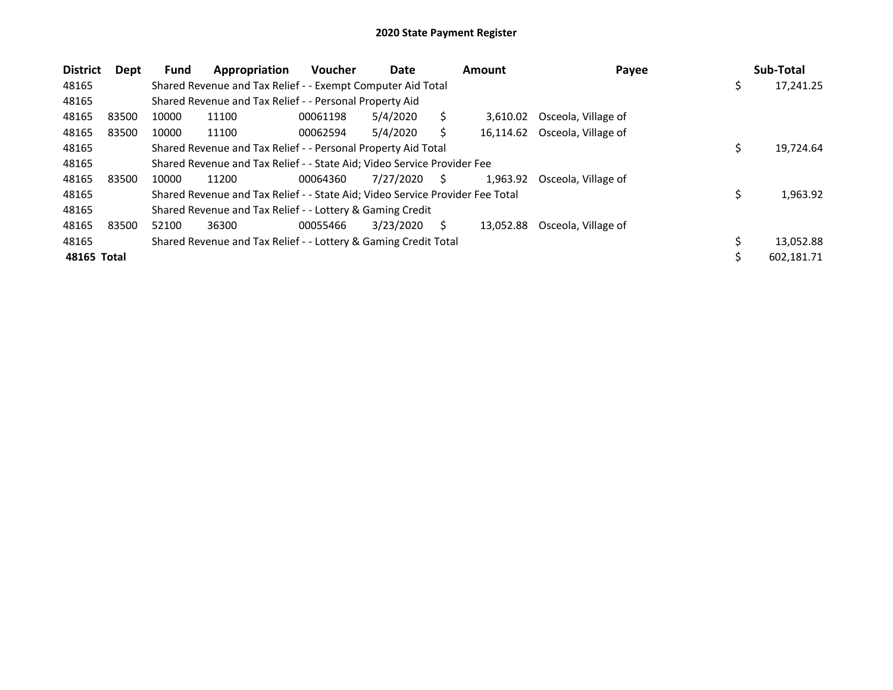# 2020 State Payment Register

| District | Dept | Fund | Appropriation | Voucher | Date | Amount | Payee | Sub-Total |
|---|---|---|---|---|---|---|---|---|
| 48165 | | Shared Revenue and Tax Relief - - Exempt Computer Aid Total | | | | | | $ 17,241.25 |
| 48165 | | Shared Revenue and Tax Relief - - Personal Property Aid | | | | | | |
| 48165 | 83500 | 10000 | 11100 | 00061198 | 5/4/2020 | $ 3,610.02 | Osceola, Village of | |
| 48165 | 83500 | 10000 | 11100 | 00062594 | 5/4/2020 | $ 16,114.62 | Osceola, Village of | |
| 48165 | | Shared Revenue and Tax Relief - - Personal Property Aid Total | | | | | | $ 19,724.64 |
| 48165 | | Shared Revenue and Tax Relief - - State Aid; Video Service Provider Fee | | | | | | |
| 48165 | 83500 | 10000 | 11200 | 00064360 | 7/27/2020 | $ 1,963.92 | Osceola, Village of | |
| 48165 | | Shared Revenue and Tax Relief - - State Aid; Video Service Provider Fee Total | | | | | | $ 1,963.92 |
| 48165 | | Shared Revenue and Tax Relief - - Lottery & Gaming Credit | | | | | | |
| 48165 | 83500 | 52100 | 36300 | 00055466 | 3/23/2020 | $ 13,052.88 | Osceola, Village of | |
| 48165 | | Shared Revenue and Tax Relief - - Lottery & Gaming Credit Total | | | | | | $ 13,052.88 |
| **48165 Total** | | | | | | | | $ 602,181.71 |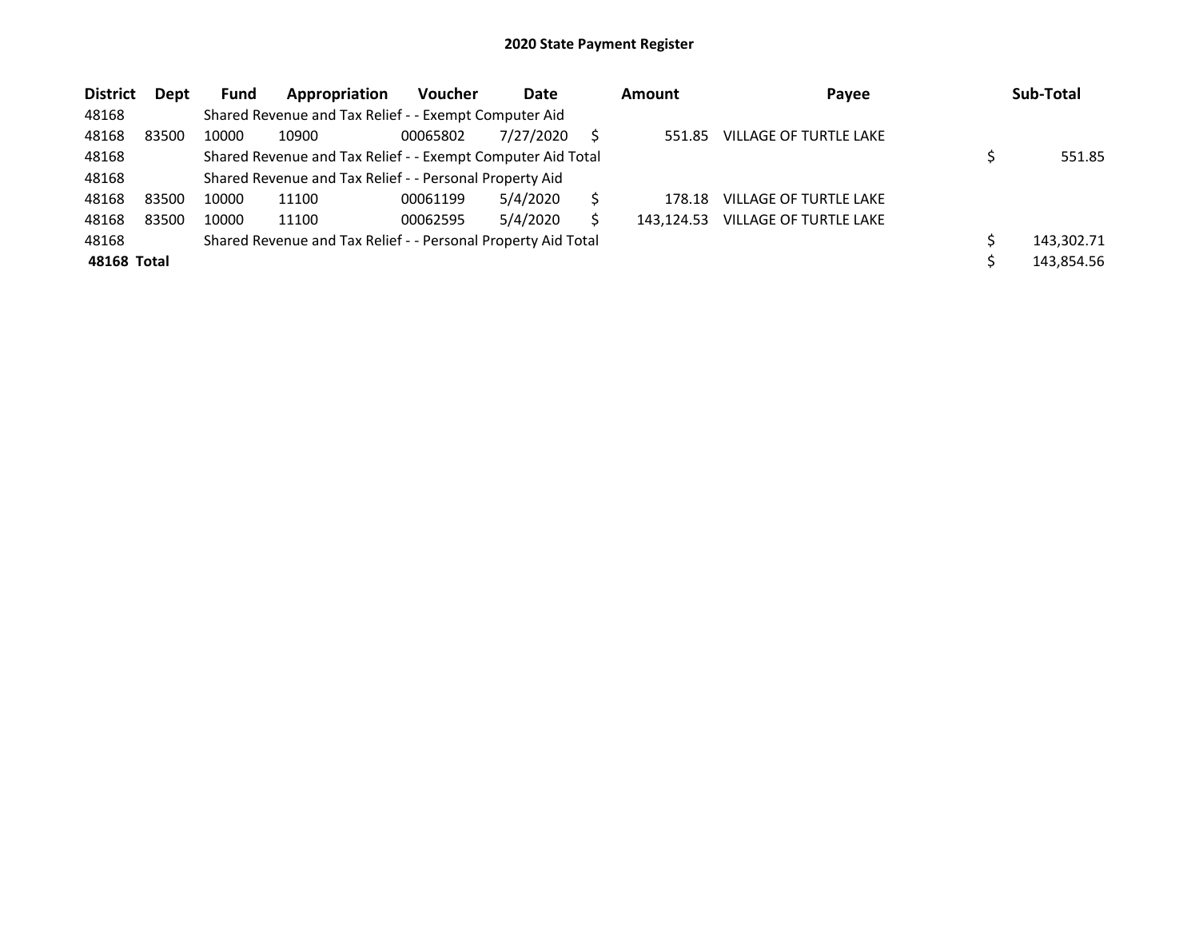## 2020 State Payment Register

| District | Dept | Fund | Appropriation | Voucher | Date | Amount | Payee | Sub-Total |
|---|---|---|---|---|---|---|---|---|
| 48168 | | Shared Revenue and Tax Relief - - Exempt Computer Aid | | | | | | |
| 48168 | 83500 | 10000 | 10900 | 00065802 | 7/27/2020 | $ 551.85 | VILLAGE OF TURTLE LAKE | |
| 48168 | | Shared Revenue and Tax Relief - - Exempt Computer Aid Total | | | | | | $ 551.85 |
| 48168 | | Shared Revenue and Tax Relief - - Personal Property Aid | | | | | | |
| 48168 | 83500 | 10000 | 11100 | 00061199 | 5/4/2020 | $ 178.18 | VILLAGE OF TURTLE LAKE | |
| 48168 | 83500 | 10000 | 11100 | 00062595 | 5/4/2020 | $ 143,124.53 | VILLAGE OF TURTLE LAKE | |
| 48168 | | Shared Revenue and Tax Relief - - Personal Property Aid Total | | | | | | $ 143,302.71 |
| **48168 Total** | | | | | | | | $ 143,854.56 |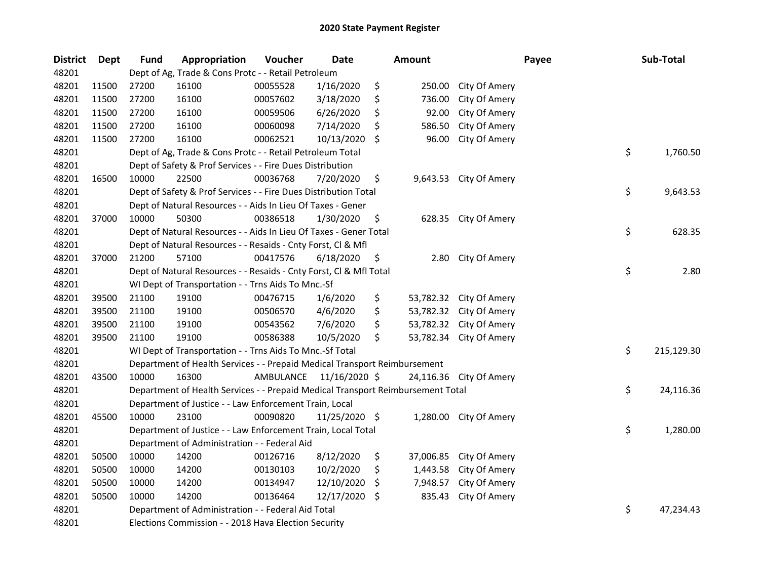# 2020 State Payment Register

| District | Dept | Fund | Appropriation | Voucher | Date | Amount | Payee | Sub-Total |
|---|---|---|---|---|---|---|---|---|
| 48201 | | Dept of Ag, Trade & Cons Protc - - Retail Petroleum | | | | | | |
| 48201 | 11500 | 27200 | 16100 | 00055528 | 1/16/2020 | $ 250.00 | City Of Amery | |
| 48201 | 11500 | 27200 | 16100 | 00057602 | 3/18/2020 | $ 736.00 | City Of Amery | |
| 48201 | 11500 | 27200 | 16100 | 00059506 | 6/26/2020 | $ 92.00 | City Of Amery | |
| 48201 | 11500 | 27200 | 16100 | 00060098 | 7/14/2020 | $ 586.50 | City Of Amery | |
| 48201 | 11500 | 27200 | 16100 | 00062521 | 10/13/2020 | $ 96.00 | City Of Amery | |
| 48201 | | Dept of Ag, Trade & Cons Protc - - Retail Petroleum Total | | | | | | $ 1,760.50 |
| 48201 | | Dept of Safety & Prof Services - - Fire Dues Distribution | | | | | | |
| 48201 | 16500 | 10000 | 22500 | 00036768 | 7/20/2020 | $ 9,643.53 | City Of Amery | |
| 48201 | | Dept of Safety & Prof Services - - Fire Dues Distribution Total | | | | | | $ 9,643.53 |
| 48201 | | Dept of Natural Resources - - Aids In Lieu Of Taxes - Gener | | | | | | |
| 48201 | 37000 | 10000 | 50300 | 00386518 | 1/30/2020 | $ 628.35 | City Of Amery | |
| 48201 | | Dept of Natural Resources - - Aids In Lieu Of Taxes - Gener Total | | | | | | $ 628.35 |
| 48201 | | Dept of Natural Resources - - Resaids - Cnty Forst, Cl & Mfl | | | | | | |
| 48201 | 37000 | 21200 | 57100 | 00417576 | 6/18/2020 | $ 2.80 | City Of Amery | |
| 48201 | | Dept of Natural Resources - - Resaids - Cnty Forst, Cl & Mfl Total | | | | | | $ 2.80 |
| 48201 | | WI Dept of Transportation - - Trns Aids To Mnc.-Sf | | | | | | |
| 48201 | 39500 | 21100 | 19100 | 00476715 | 1/6/2020 | $ 53,782.32 | City Of Amery | |
| 48201 | 39500 | 21100 | 19100 | 00506570 | 4/6/2020 | $ 53,782.32 | City Of Amery | |
| 48201 | 39500 | 21100 | 19100 | 00543562 | 7/6/2020 | $ 53,782.32 | City Of Amery | |
| 48201 | 39500 | 21100 | 19100 | 00586388 | 10/5/2020 | $ 53,782.34 | City Of Amery | |
| 48201 | | WI Dept of Transportation - - Trns Aids To Mnc.-Sf Total | | | | | | $ 215,129.30 |
| 48201 | | Department of Health Services - - Prepaid Medical Transport Reimbursement | | | | | | |
| 48201 | 43500 | 10000 | 16300 | AMBULANCE | 11/16/2020 | $ 24,116.36 | City Of Amery | |
| 48201 | | Department of Health Services - - Prepaid Medical Transport Reimbursement Total | | | | | | $ 24,116.36 |
| 48201 | | Department of Justice - - Law Enforcement Train, Local | | | | | | |
| 48201 | 45500 | 10000 | 23100 | 00090820 | 11/25/2020 | $ 1,280.00 | City Of Amery | |
| 48201 | | Department of Justice - - Law Enforcement Train, Local Total | | | | | | $ 1,280.00 |
| 48201 | | Department of Administration - - Federal Aid | | | | | | |
| 48201 | 50500 | 10000 | 14200 | 00126716 | 8/12/2020 | $ 37,006.85 | City Of Amery | |
| 48201 | 50500 | 10000 | 14200 | 00130103 | 10/2/2020 | $ 1,443.58 | City Of Amery | |
| 48201 | 50500 | 10000 | 14200 | 00134947 | 12/10/2020 | $ 7,948.57 | City Of Amery | |
| 48201 | 50500 | 10000 | 14200 | 00136464 | 12/17/2020 | $ 835.43 | City Of Amery | |
| 48201 | | Department of Administration - - Federal Aid Total | | | | | | $ 47,234.43 |
| 48201 | | Elections Commission - - 2018 Hava Election Security | | | | | | |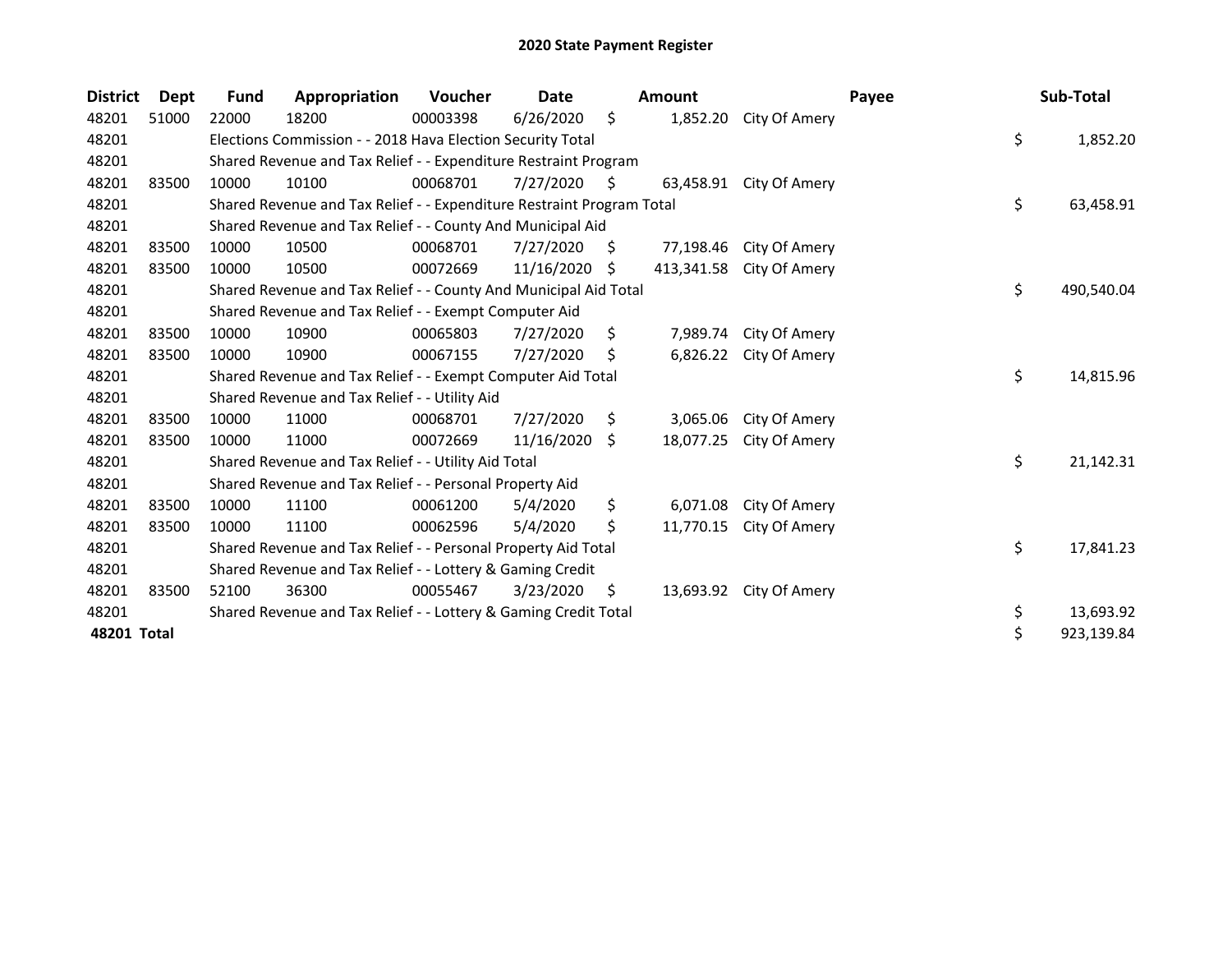# 2020 State Payment Register

| District | Dept | Fund | Appropriation | Voucher | Date | Amount | Payee | Sub-Total |
|---|---|---|---|---|---|---|---|---|
| 48201 | 51000 | 22000 | 18200 | 00003398 | 6/26/2020 | $ 1,852.20 | City Of Amery | |
| 48201 | | Elections Commission - - 2018 Hava Election Security Total | | | | | | $ 1,852.20 |
| 48201 | | Shared Revenue and Tax Relief - - Expenditure Restraint Program | | | | | | |
| 48201 | 83500 | 10000 | 10100 | 00068701 | 7/27/2020 | $ 63,458.91 | City Of Amery | |
| 48201 | | Shared Revenue and Tax Relief - - Expenditure Restraint Program Total | | | | | | $ 63,458.91 |
| 48201 | | Shared Revenue and Tax Relief - - County And Municipal Aid | | | | | | |
| 48201 | 83500 | 10000 | 10500 | 00068701 | 7/27/2020 | $ 77,198.46 | City Of Amery | |
| 48201 | 83500 | 10000 | 10500 | 00072669 | 11/16/2020 | $ 413,341.58 | City Of Amery | |
| 48201 | | Shared Revenue and Tax Relief - - County And Municipal Aid Total | | | | | | $ 490,540.04 |
| 48201 | | Shared Revenue and Tax Relief - - Exempt Computer Aid | | | | | | |
| 48201 | 83500 | 10000 | 10900 | 00065803 | 7/27/2020 | $ 7,989.74 | City Of Amery | |
| 48201 | 83500 | 10000 | 10900 | 00067155 | 7/27/2020 | $ 6,826.22 | City Of Amery | |
| 48201 | | Shared Revenue and Tax Relief - - Exempt Computer Aid Total | | | | | | $ 14,815.96 |
| 48201 | | Shared Revenue and Tax Relief - - Utility Aid | | | | | | |
| 48201 | 83500 | 10000 | 11000 | 00068701 | 7/27/2020 | $ 3,065.06 | City Of Amery | |
| 48201 | 83500 | 10000 | 11000 | 00072669 | 11/16/2020 | $ 18,077.25 | City Of Amery | |
| 48201 | | Shared Revenue and Tax Relief - - Utility Aid Total | | | | | | $ 21,142.31 |
| 48201 | | Shared Revenue and Tax Relief - - Personal Property Aid | | | | | | |
| 48201 | 83500 | 10000 | 11100 | 00061200 | 5/4/2020 | $ 6,071.08 | City Of Amery | |
| 48201 | 83500 | 10000 | 11100 | 00062596 | 5/4/2020 | $ 11,770.15 | City Of Amery | |
| 48201 | | Shared Revenue and Tax Relief - - Personal Property Aid Total | | | | | | $ 17,841.23 |
| 48201 | | Shared Revenue and Tax Relief - - Lottery & Gaming Credit | | | | | | |
| 48201 | 83500 | 52100 | 36300 | 00055467 | 3/23/2020 | $ 13,693.92 | City Of Amery | |
| 48201 | | Shared Revenue and Tax Relief - - Lottery & Gaming Credit Total | | | | | | $ 13,693.92 |
| **48201 Total** | | | | | | | | $ 923,139.84 |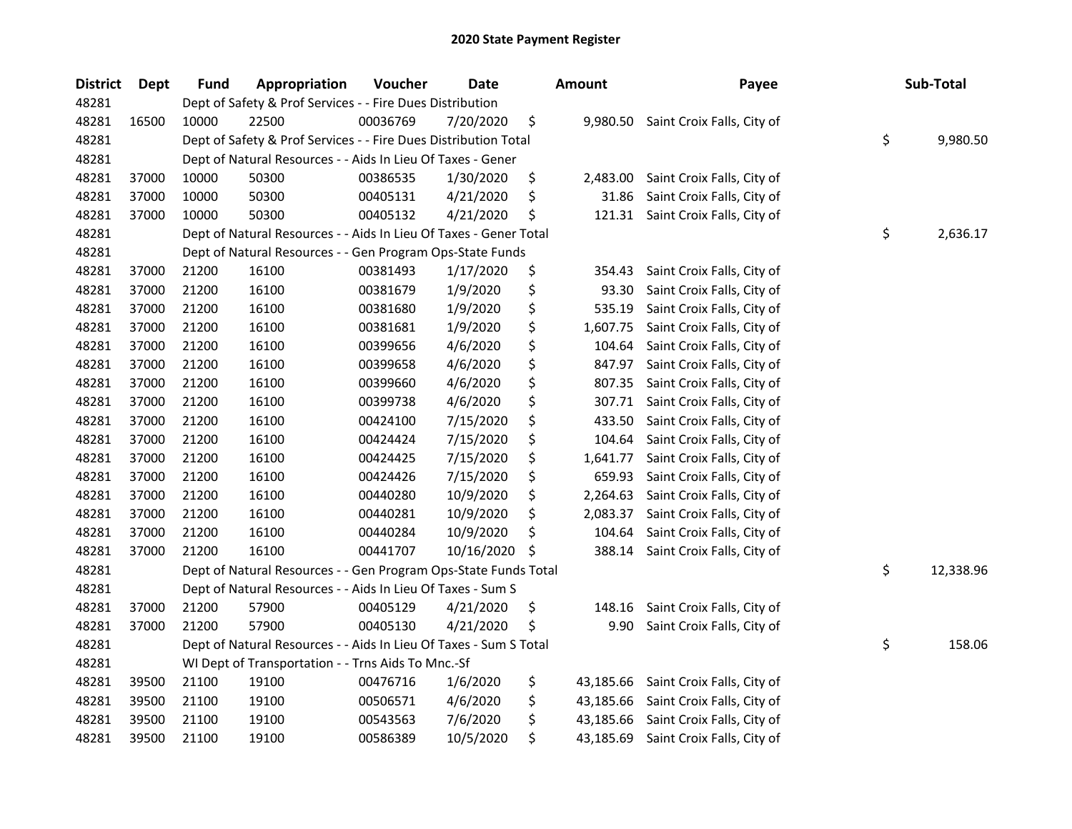# 2020 State Payment Register

| District | Dept | Fund | Appropriation | Voucher | Date | Amount | Payee | Sub-Total |
|---|---|---|---|---|---|---|---|---|
| 48281 | | Dept of Safety & Prof Services - - Fire Dues Distribution | | | | | | |
| 48281 | 16500 | 10000 | 22500 | 00036769 | 7/20/2020 | $ 9,980.50 | Saint Croix Falls, City of | |
| 48281 | | Dept of Safety & Prof Services - - Fire Dues Distribution Total | | | | | | $ 9,980.50 |
| 48281 | | Dept of Natural Resources - - Aids In Lieu Of Taxes - Gener | | | | | | |
| 48281 | 37000 | 10000 | 50300 | 00386535 | 1/30/2020 | $ 2,483.00 | Saint Croix Falls, City of | |
| 48281 | 37000 | 10000 | 50300 | 00405131 | 4/21/2020 | $ 31.86 | Saint Croix Falls, City of | |
| 48281 | 37000 | 10000 | 50300 | 00405132 | 4/21/2020 | $ 121.31 | Saint Croix Falls, City of | |
| 48281 | | Dept of Natural Resources - - Aids In Lieu Of Taxes - Gener Total | | | | | | $ 2,636.17 |
| 48281 | | Dept of Natural Resources - - Gen Program Ops-State Funds | | | | | | |
| 48281 | 37000 | 21200 | 16100 | 00381493 | 1/17/2020 | $ 354.43 | Saint Croix Falls, City of | |
| 48281 | 37000 | 21200 | 16100 | 00381679 | 1/9/2020 | $ 93.30 | Saint Croix Falls, City of | |
| 48281 | 37000 | 21200 | 16100 | 00381680 | 1/9/2020 | $ 535.19 | Saint Croix Falls, City of | |
| 48281 | 37000 | 21200 | 16100 | 00381681 | 1/9/2020 | $ 1,607.75 | Saint Croix Falls, City of | |
| 48281 | 37000 | 21200 | 16100 | 00399656 | 4/6/2020 | $ 104.64 | Saint Croix Falls, City of | |
| 48281 | 37000 | 21200 | 16100 | 00399658 | 4/6/2020 | $ 847.97 | Saint Croix Falls, City of | |
| 48281 | 37000 | 21200 | 16100 | 00399660 | 4/6/2020 | $ 807.35 | Saint Croix Falls, City of | |
| 48281 | 37000 | 21200 | 16100 | 00399738 | 4/6/2020 | $ 307.71 | Saint Croix Falls, City of | |
| 48281 | 37000 | 21200 | 16100 | 00424100 | 7/15/2020 | $ 433.50 | Saint Croix Falls, City of | |
| 48281 | 37000 | 21200 | 16100 | 00424424 | 7/15/2020 | $ 104.64 | Saint Croix Falls, City of | |
| 48281 | 37000 | 21200 | 16100 | 00424425 | 7/15/2020 | $ 1,641.77 | Saint Croix Falls, City of | |
| 48281 | 37000 | 21200 | 16100 | 00424426 | 7/15/2020 | $ 659.93 | Saint Croix Falls, City of | |
| 48281 | 37000 | 21200 | 16100 | 00440280 | 10/9/2020 | $ 2,264.63 | Saint Croix Falls, City of | |
| 48281 | 37000 | 21200 | 16100 | 00440281 | 10/9/2020 | $ 2,083.37 | Saint Croix Falls, City of | |
| 48281 | 37000 | 21200 | 16100 | 00440284 | 10/9/2020 | $ 104.64 | Saint Croix Falls, City of | |
| 48281 | 37000 | 21200 | 16100 | 00441707 | 10/16/2020 | $ 388.14 | Saint Croix Falls, City of | |
| 48281 | | Dept of Natural Resources - - Gen Program Ops-State Funds Total | | | | | | $ 12,338.96 |
| 48281 | | Dept of Natural Resources - - Aids In Lieu Of Taxes - Sum S | | | | | | |
| 48281 | 37000 | 21200 | 57900 | 00405129 | 4/21/2020 | $ 148.16 | Saint Croix Falls, City of | |
| 48281 | 37000 | 21200 | 57900 | 00405130 | 4/21/2020 | $ 9.90 | Saint Croix Falls, City of | |
| 48281 | | Dept of Natural Resources - - Aids In Lieu Of Taxes - Sum S Total | | | | | | $ 158.06 |
| 48281 | | WI Dept of Transportation - - Trns Aids To Mnc.-Sf | | | | | | |
| 48281 | 39500 | 21100 | 19100 | 00476716 | 1/6/2020 | $ 43,185.66 | Saint Croix Falls, City of | |
| 48281 | 39500 | 21100 | 19100 | 00506571 | 4/6/2020 | $ 43,185.66 | Saint Croix Falls, City of | |
| 48281 | 39500 | 21100 | 19100 | 00543563 | 7/6/2020 | $ 43,185.66 | Saint Croix Falls, City of | |
| 48281 | 39500 | 21100 | 19100 | 00586389 | 10/5/2020 | $ 43,185.69 | Saint Croix Falls, City of | |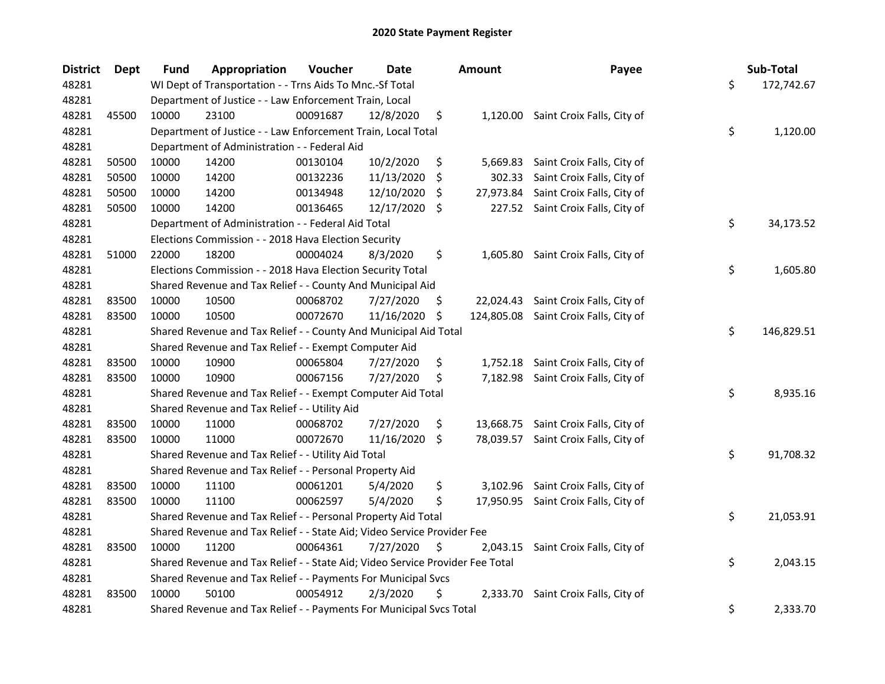# 2020 State Payment Register

| District | Dept | Fund | Appropriation | Voucher | Date | Amount | Payee | Sub-Total |
|---|---|---|---|---|---|---|---|---|
| 48281 | | WI Dept of Transportation - - Trns Aids To Mnc.-Sf Total | | | | | | $ 172,742.67 |
| 48281 | | Department of Justice - - Law Enforcement Train, Local | | | | | | |
| 48281 | 45500 | 10000 | 23100 | 00091687 | 12/8/2020 | $ 1,120.00 | Saint Croix Falls, City of | |
| 48281 | | Department of Justice - - Law Enforcement Train, Local Total | | | | | | $ 1,120.00 |
| 48281 | | Department of Administration - - Federal Aid | | | | | | |
| 48281 | 50500 | 10000 | 14200 | 00130104 | 10/2/2020 | $ 5,669.83 | Saint Croix Falls, City of | |
| 48281 | 50500 | 10000 | 14200 | 00132236 | 11/13/2020 | $ 302.33 | Saint Croix Falls, City of | |
| 48281 | 50500 | 10000 | 14200 | 00134948 | 12/10/2020 | $ 27,973.84 | Saint Croix Falls, City of | |
| 48281 | 50500 | 10000 | 14200 | 00136465 | 12/17/2020 | $ 227.52 | Saint Croix Falls, City of | |
| 48281 | | Department of Administration - - Federal Aid Total | | | | | | $ 34,173.52 |
| 48281 | | Elections Commission - - 2018 Hava Election Security | | | | | | |
| 48281 | 51000 | 22000 | 18200 | 00004024 | 8/3/2020 | $ 1,605.80 | Saint Croix Falls, City of | |
| 48281 | | Elections Commission - - 2018 Hava Election Security Total | | | | | | $ 1,605.80 |
| 48281 | | Shared Revenue and Tax Relief - - County And Municipal Aid | | | | | | |
| 48281 | 83500 | 10000 | 10500 | 00068702 | 7/27/2020 | $ 22,024.43 | Saint Croix Falls, City of | |
| 48281 | 83500 | 10000 | 10500 | 00072670 | 11/16/2020 | $ 124,805.08 | Saint Croix Falls, City of | |
| 48281 | | Shared Revenue and Tax Relief - - County And Municipal Aid Total | | | | | | $ 146,829.51 |
| 48281 | | Shared Revenue and Tax Relief - - Exempt Computer Aid | | | | | | |
| 48281 | 83500 | 10000 | 10900 | 00065804 | 7/27/2020 | $ 1,752.18 | Saint Croix Falls, City of | |
| 48281 | 83500 | 10000 | 10900 | 00067156 | 7/27/2020 | $ 7,182.98 | Saint Croix Falls, City of | |
| 48281 | | Shared Revenue and Tax Relief - - Exempt Computer Aid Total | | | | | | $ 8,935.16 |
| 48281 | | Shared Revenue and Tax Relief - - Utility Aid | | | | | | |
| 48281 | 83500 | 10000 | 11000 | 00068702 | 7/27/2020 | $ 13,668.75 | Saint Croix Falls, City of | |
| 48281 | 83500 | 10000 | 11000 | 00072670 | 11/16/2020 | $ 78,039.57 | Saint Croix Falls, City of | |
| 48281 | | Shared Revenue and Tax Relief - - Utility Aid Total | | | | | | $ 91,708.32 |
| 48281 | | Shared Revenue and Tax Relief - - Personal Property Aid | | | | | | |
| 48281 | 83500 | 10000 | 11100 | 00061201 | 5/4/2020 | $ 3,102.96 | Saint Croix Falls, City of | |
| 48281 | 83500 | 10000 | 11100 | 00062597 | 5/4/2020 | $ 17,950.95 | Saint Croix Falls, City of | |
| 48281 | | Shared Revenue and Tax Relief - - Personal Property Aid Total | | | | | | $ 21,053.91 |
| 48281 | | Shared Revenue and Tax Relief - - State Aid; Video Service Provider Fee | | | | | | |
| 48281 | 83500 | 10000 | 11200 | 00064361 | 7/27/2020 | $ 2,043.15 | Saint Croix Falls, City of | |
| 48281 | | Shared Revenue and Tax Relief - - State Aid; Video Service Provider Fee Total | | | | | | $ 2,043.15 |
| 48281 | | Shared Revenue and Tax Relief - - Payments For Municipal Svcs | | | | | | |
| 48281 | 83500 | 10000 | 50100 | 00054912 | 2/3/2020 | $ 2,333.70 | Saint Croix Falls, City of | |
| 48281 | | Shared Revenue and Tax Relief - - Payments For Municipal Svcs Total | | | | | | $ 2,333.70 |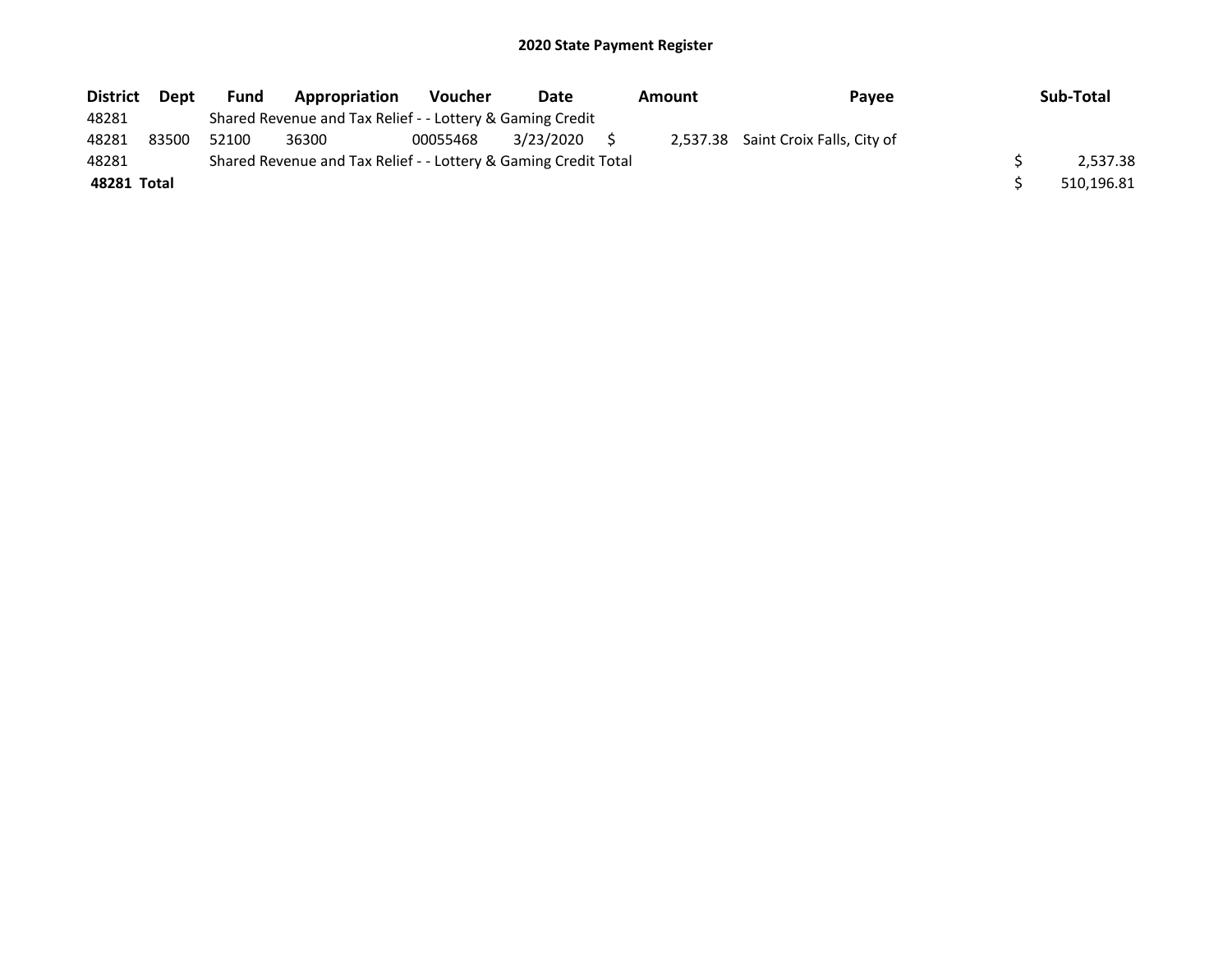# 2020 State Payment Register

| District | Dept | Fund | Appropriation | Voucher | Date | Amount | Payee | Sub-Total |
|---|---|---|---|---|---|---|---|---|
| 48281 | | Shared Revenue and Tax Relief - - Lottery & Gaming Credit | | | | | | |
| 48281 | 83500 | 52100 | 36300 | 00055468 | 3/23/2020 | $ 2,537.38 | Saint Croix Falls, City of | |
| 48281 | | Shared Revenue and Tax Relief - - Lottery & Gaming Credit Total | | | | | | $ 2,537.38 |
| **48281 Total** | | | | | | | | $ 510,196.81 |